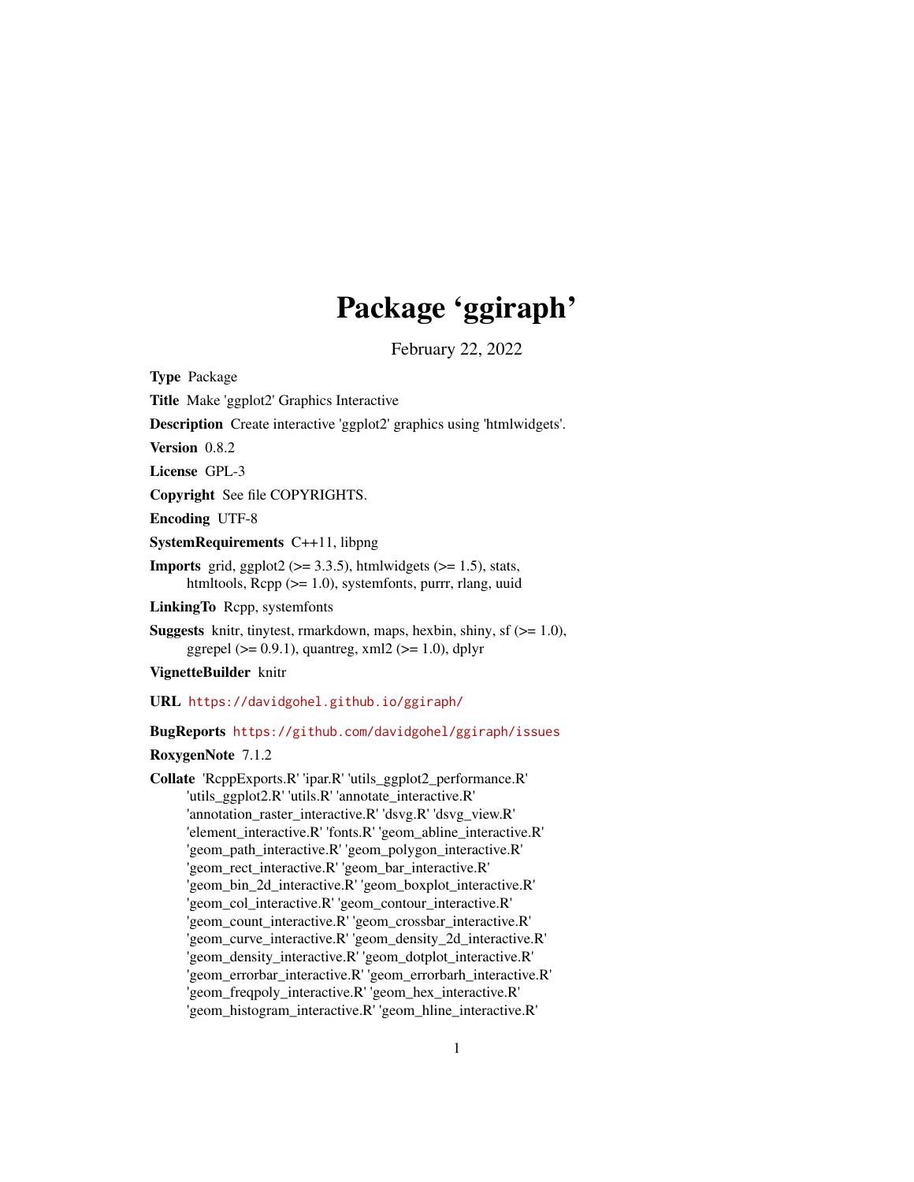# Package 'ggiraph'

February 22, 2022

**Type** Package

**Title** Make 'ggplot2' Graphics Interactive

**Description** Create interactive 'ggplot2' graphics using 'htmlwidgets'.

**Version** 0.8.2

**License** GPL-3

**Copyright** See file COPYRIGHTS.

**Encoding** UTF-8

**SystemRequirements** C++11, libpng

**Imports** grid, ggplot2 (>= 3.3.5), htmlwidgets (>= 1.5), stats, htmltools, Rcpp (>= 1.0), systemfonts, purrr, rlang, uuid

**LinkingTo** Rcpp, systemfonts

**Suggests** knitr, tinytest, rmarkdown, maps, hexbin, shiny, sf (>= 1.0), ggrepel (>= 0.9.1), quantreg, xml2 (>= 1.0), dplyr

**VignetteBuilder** knitr

**URL** https://davidgohel.github.io/ggiraph/

**BugReports** https://github.com/davidgohel/ggiraph/issues

**RoxygenNote** 7.1.2

**Collate** 'RcppExports.R' 'ipar.R' 'utils_ggplot2_performance.R' 'utils_ggplot2.R' 'utils.R' 'annotate_interactive.R' 'annotation_raster_interactive.R' 'dsvg.R' 'dsvg_view.R' 'element_interactive.R' 'fonts.R' 'geom_abline_interactive.R' 'geom_path_interactive.R' 'geom_polygon_interactive.R' 'geom_rect_interactive.R' 'geom_bar_interactive.R' 'geom_bin_2d_interactive.R' 'geom_boxplot_interactive.R' 'geom_col_interactive.R' 'geom_contour_interactive.R' 'geom_count_interactive.R' 'geom_crossbar_interactive.R' 'geom_curve_interactive.R' 'geom_density_2d_interactive.R' 'geom_density_interactive.R' 'geom_dotplot_interactive.R' 'geom_errorbar_interactive.R' 'geom_errorbarh_interactive.R' 'geom_freqpoly_interactive.R' 'geom_hex_interactive.R' 'geom_histogram_interactive.R' 'geom_hline_interactive.R'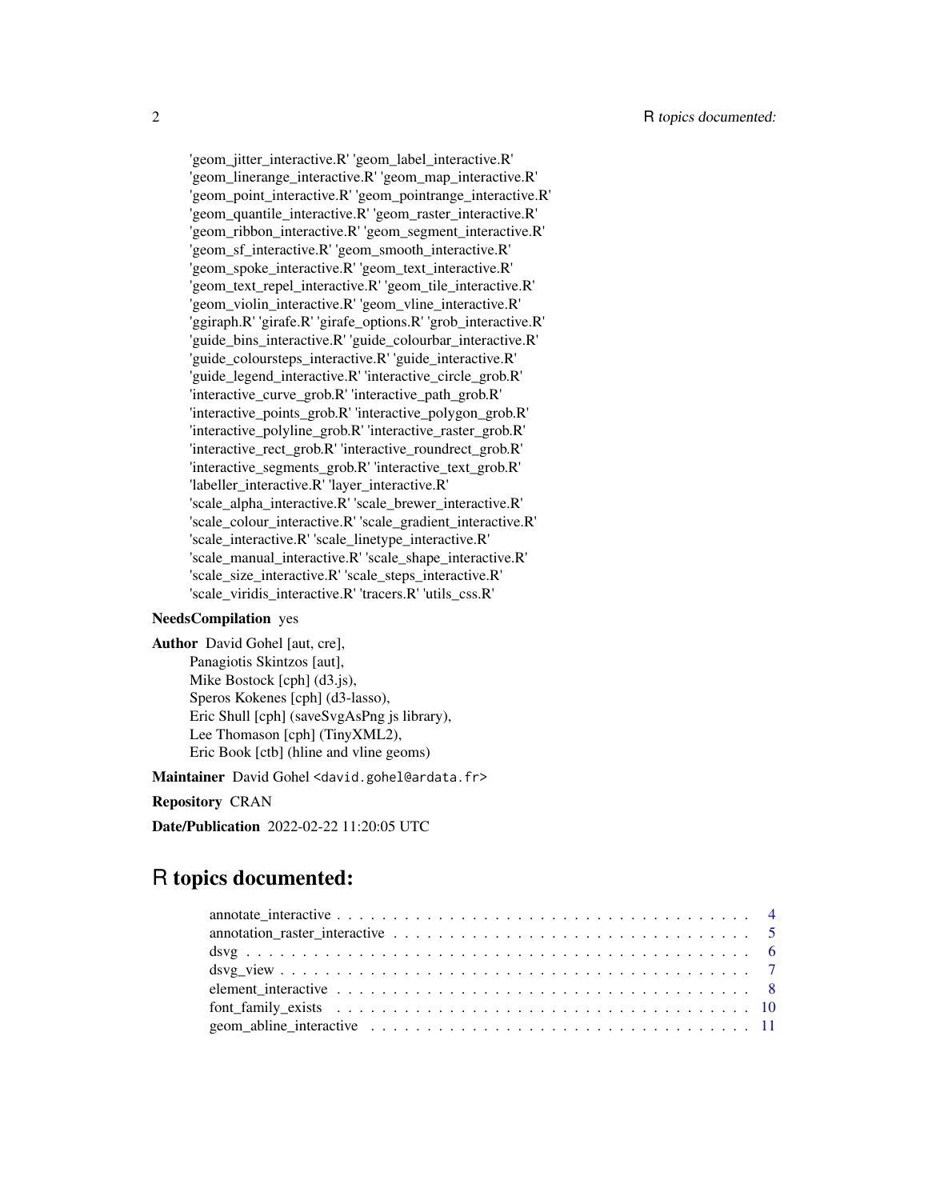'geom_jitter_interactive.R' 'geom_label_interactive.R'
'geom_linerange_interactive.R' 'geom_map_interactive.R'
'geom_point_interactive.R' 'geom_pointrange_interactive.R'
'geom_quantile_interactive.R' 'geom_raster_interactive.R'
'geom_ribbon_interactive.R' 'geom_segment_interactive.R'
'geom_sf_interactive.R' 'geom_smooth_interactive.R'
'geom_spoke_interactive.R' 'geom_text_interactive.R'
'geom_text_repel_interactive.R' 'geom_tile_interactive.R'
'geom_violin_interactive.R' 'geom_vline_interactive.R'
'ggiraph.R' 'girafe.R' 'girafe_options.R' 'grob_interactive.R'
'guide_bins_interactive.R' 'guide_colourbar_interactive.R'
'guide_coloursteps_interactive.R' 'guide_interactive.R'
'guide_legend_interactive.R' 'interactive_circle_grob.R'
'interactive_curve_grob.R' 'interactive_path_grob.R'
'interactive_points_grob.R' 'interactive_polygon_grob.R'
'interactive_polyline_grob.R' 'interactive_raster_grob.R'
'interactive_rect_grob.R' 'interactive_roundrect_grob.R'
'interactive_segments_grob.R' 'interactive_text_grob.R'
'labeller_interactive.R' 'layer_interactive.R'
'scale_alpha_interactive.R' 'scale_brewer_interactive.R'
'scale_colour_interactive.R' 'scale_gradient_interactive.R'
'scale_interactive.R' 'scale_linetype_interactive.R'
'scale_manual_interactive.R' 'scale_shape_interactive.R'
'scale_size_interactive.R' 'scale_steps_interactive.R'
'scale_viridis_interactive.R' 'tracers.R' 'utils_css.R'

**NeedsCompilation** yes

**Author** David Gohel [aut, cre],
Panagiotis Skintzos [aut],
Mike Bostock [cph] (d3.js),
Speros Kokenes [cph] (d3-lasso),
Eric Shull [cph] (saveSvgAsPng js library),
Lee Thomason [cph] (TinyXML2),
Eric Book [ctb] (hline and vline geoms)

**Maintainer** David Gohel <david.gohel@ardata.fr>

**Repository** CRAN

**Date/Publication** 2022-02-22 11:20:05 UTC

# R topics documented:

- annotate_interactive . . . . . . . . . . . . . . . . . . . . . . . . . . . . . . . . . . . . 4
- annotation_raster_interactive . . . . . . . . . . . . . . . . . . . . . . . . . . . . . . . 5
- dsvg . . . . . . . . . . . . . . . . . . . . . . . . . . . . . . . . . . . . . . . . . . . . 6
- dsvg_view . . . . . . . . . . . . . . . . . . . . . . . . . . . . . . . . . . . . . . . . . 7
- element_interactive . . . . . . . . . . . . . . . . . . . . . . . . . . . . . . . . . . . . 8
- font_family_exists . . . . . . . . . . . . . . . . . . . . . . . . . . . . . . . . . . . . 10
- geom_abline_interactive . . . . . . . . . . . . . . . . . . . . . . . . . . . . . . . . . 11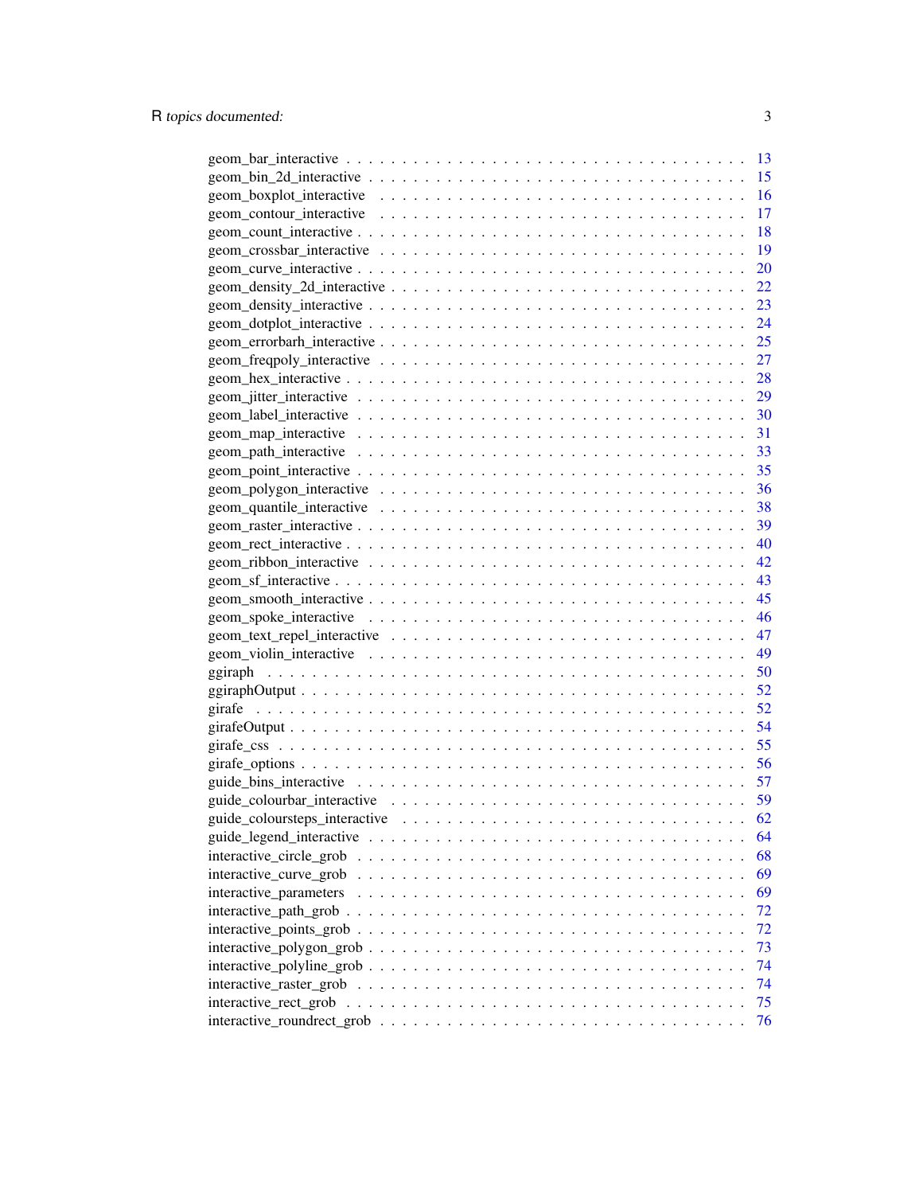geom_bar_interactive . . . . . . . . . . . . . . . . . . . . . . . . . . . . . . . . 13
geom_bin_2d_interactive . . . . . . . . . . . . . . . . . . . . . . . . . . . . . . 15
geom_boxplot_interactive . . . . . . . . . . . . . . . . . . . . . . . . . . . . . 16
geom_contour_interactive . . . . . . . . . . . . . . . . . . . . . . . . . . . . . 17
geom_count_interactive . . . . . . . . . . . . . . . . . . . . . . . . . . . . . . 18
geom_crossbar_interactive . . . . . . . . . . . . . . . . . . . . . . . . . . . . . 19
geom_curve_interactive . . . . . . . . . . . . . . . . . . . . . . . . . . . . . . 20
geom_density_2d_interactive . . . . . . . . . . . . . . . . . . . . . . . . . . . . 22
geom_density_interactive . . . . . . . . . . . . . . . . . . . . . . . . . . . . . 23
geom_dotplot_interactive . . . . . . . . . . . . . . . . . . . . . . . . . . . . . 24
geom_errorbarh_interactive . . . . . . . . . . . . . . . . . . . . . . . . . . . . 25
geom_freqpoly_interactive . . . . . . . . . . . . . . . . . . . . . . . . . . . . . 27
geom_hex_interactive . . . . . . . . . . . . . . . . . . . . . . . . . . . . . . . 28
geom_jitter_interactive . . . . . . . . . . . . . . . . . . . . . . . . . . . . . . 29
geom_label_interactive . . . . . . . . . . . . . . . . . . . . . . . . . . . . . . 30
geom_map_interactive . . . . . . . . . . . . . . . . . . . . . . . . . . . . . . . 31
geom_path_interactive . . . . . . . . . . . . . . . . . . . . . . . . . . . . . . . 33
geom_point_interactive . . . . . . . . . . . . . . . . . . . . . . . . . . . . . . 35
geom_polygon_interactive . . . . . . . . . . . . . . . . . . . . . . . . . . . . . 36
geom_quantile_interactive . . . . . . . . . . . . . . . . . . . . . . . . . . . . . 38
geom_raster_interactive . . . . . . . . . . . . . . . . . . . . . . . . . . . . . . 39
geom_rect_interactive . . . . . . . . . . . . . . . . . . . . . . . . . . . . . . . 40
geom_ribbon_interactive . . . . . . . . . . . . . . . . . . . . . . . . . . . . . . 42
geom_sf_interactive . . . . . . . . . . . . . . . . . . . . . . . . . . . . . . . . 43
geom_smooth_interactive . . . . . . . . . . . . . . . . . . . . . . . . . . . . . . 45
geom_spoke_interactive . . . . . . . . . . . . . . . . . . . . . . . . . . . . . . 46
geom_text_repel_interactive . . . . . . . . . . . . . . . . . . . . . . . . . . . . 47
geom_violin_interactive . . . . . . . . . . . . . . . . . . . . . . . . . . . . . . 49
ggiraph . . . . . . . . . . . . . . . . . . . . . . . . . . . . . . . . . . . . . . 50
ggiraphOutput . . . . . . . . . . . . . . . . . . . . . . . . . . . . . . . . . . . 52
girafe . . . . . . . . . . . . . . . . . . . . . . . . . . . . . . . . . . . . . . . 52
girafeOutput . . . . . . . . . . . . . . . . . . . . . . . . . . . . . . . . . . . . 54
girafe_css . . . . . . . . . . . . . . . . . . . . . . . . . . . . . . . . . . . . . 55
girafe_options . . . . . . . . . . . . . . . . . . . . . . . . . . . . . . . . . . . 56
guide_bins_interactive . . . . . . . . . . . . . . . . . . . . . . . . . . . . . . . 57
guide_colourbar_interactive . . . . . . . . . . . . . . . . . . . . . . . . . . . . 59
guide_coloursteps_interactive . . . . . . . . . . . . . . . . . . . . . . . . . . . 62
guide_legend_interactive . . . . . . . . . . . . . . . . . . . . . . . . . . . . . . 64
interactive_circle_grob . . . . . . . . . . . . . . . . . . . . . . . . . . . . . . 68
interactive_curve_grob . . . . . . . . . . . . . . . . . . . . . . . . . . . . . . 69
interactive_parameters . . . . . . . . . . . . . . . . . . . . . . . . . . . . . . 69
interactive_path_grob . . . . . . . . . . . . . . . . . . . . . . . . . . . . . . . 72
interactive_points_grob . . . . . . . . . . . . . . . . . . . . . . . . . . . . . . 72
interactive_polygon_grob . . . . . . . . . . . . . . . . . . . . . . . . . . . . . 73
interactive_polyline_grob . . . . . . . . . . . . . . . . . . . . . . . . . . . . . 74
interactive_raster_grob . . . . . . . . . . . . . . . . . . . . . . . . . . . . . . 74
interactive_rect_grob . . . . . . . . . . . . . . . . . . . . . . . . . . . . . . . 75
interactive_roundrect_grob . . . . . . . . . . . . . . . . . . . . . . . . . . . . 76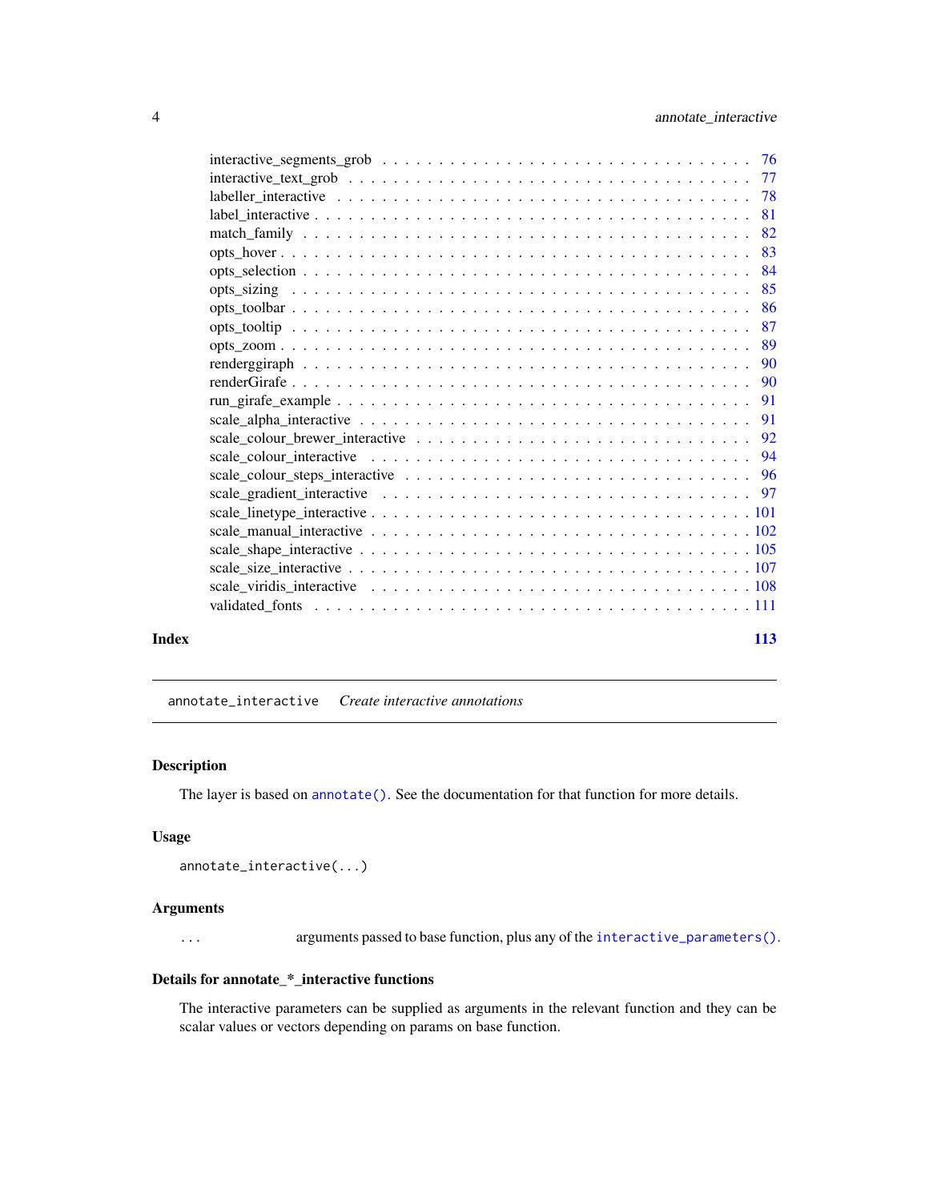interactive_segments_grob . . . . . . . . . . . . . . . . . . . . . . . . . . . . . . 76
interactive_text_grob . . . . . . . . . . . . . . . . . . . . . . . . . . . . . . . . 77
labeller_interactive . . . . . . . . . . . . . . . . . . . . . . . . . . . . . . . . 78
label_interactive . . . . . . . . . . . . . . . . . . . . . . . . . . . . . . . . . . 81
match_family . . . . . . . . . . . . . . . . . . . . . . . . . . . . . . . . . . . . 82
opts_hover . . . . . . . . . . . . . . . . . . . . . . . . . . . . . . . . . . . . . . 83
opts_selection . . . . . . . . . . . . . . . . . . . . . . . . . . . . . . . . . . . 84
opts_sizing . . . . . . . . . . . . . . . . . . . . . . . . . . . . . . . . . . . . . 85
opts_toolbar . . . . . . . . . . . . . . . . . . . . . . . . . . . . . . . . . . . . 86
opts_tooltip . . . . . . . . . . . . . . . . . . . . . . . . . . . . . . . . . . . . 87
opts_zoom . . . . . . . . . . . . . . . . . . . . . . . . . . . . . . . . . . . . . . 89
renderggiraph . . . . . . . . . . . . . . . . . . . . . . . . . . . . . . . . . . . 90
renderGirafe . . . . . . . . . . . . . . . . . . . . . . . . . . . . . . . . . . . . 90
run_girafe_example . . . . . . . . . . . . . . . . . . . . . . . . . . . . . . . . 91
scale_alpha_interactive . . . . . . . . . . . . . . . . . . . . . . . . . . . . . . 91
scale_colour_brewer_interactive . . . . . . . . . . . . . . . . . . . . . . . . . . 92
scale_colour_interactive . . . . . . . . . . . . . . . . . . . . . . . . . . . . . . 94
scale_colour_steps_interactive . . . . . . . . . . . . . . . . . . . . . . . . . . 96
scale_gradient_interactive . . . . . . . . . . . . . . . . . . . . . . . . . . . . 97
scale_linetype_interactive . . . . . . . . . . . . . . . . . . . . . . . . . . . . 101
scale_manual_interactive . . . . . . . . . . . . . . . . . . . . . . . . . . . . . 102
scale_shape_interactive . . . . . . . . . . . . . . . . . . . . . . . . . . . . . . 105
scale_size_interactive . . . . . . . . . . . . . . . . . . . . . . . . . . . . . . . 107
scale_viridis_interactive . . . . . . . . . . . . . . . . . . . . . . . . . . . . . 108
validated_fonts . . . . . . . . . . . . . . . . . . . . . . . . . . . . . . . . . . . 111

**Index** **113**

---

`annotate_interactive` *Create interactive annotations*

---

### Description

The layer is based on `annotate()`. See the documentation for that function for more details.

### Usage

```
annotate_interactive(...)
```

### Arguments

| | |
|---|---|
| `...` | arguments passed to base function, plus any of the `interactive_parameters()`. |

### Details for annotate_*_interactive functions

The interactive parameters can be supplied as arguments in the relevant function and they can be scalar values or vectors depending on params on base function.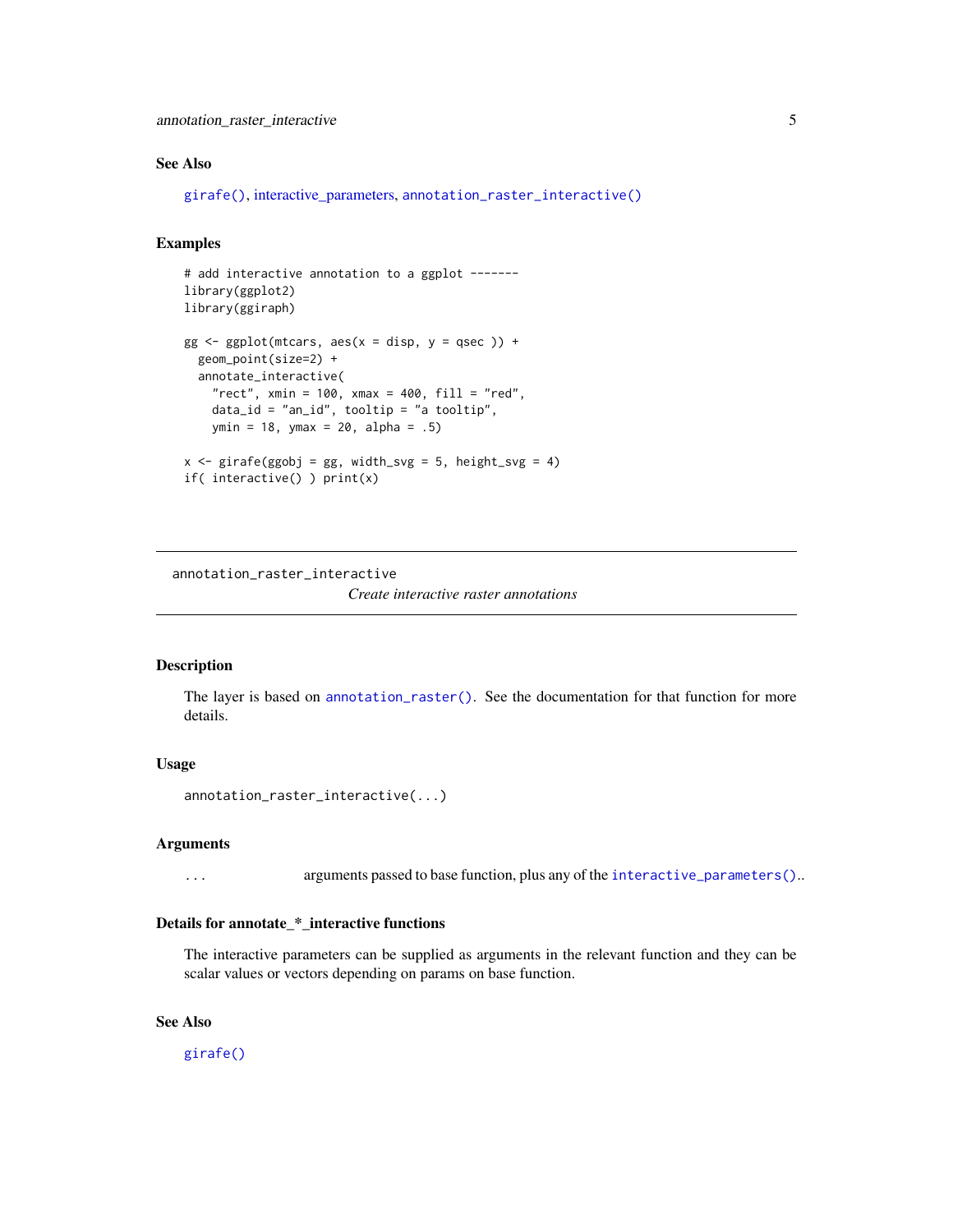### See Also

girafe(), interactive_parameters, annotation_raster_interactive()

### Examples

```
# add interactive annotation to a ggplot -------
library(ggplot2)
library(ggiraph)

gg <- ggplot(mtcars, aes(x = disp, y = qsec )) +
  geom_point(size=2) +
  annotate_interactive(
    "rect", xmin = 100, xmax = 400, fill = "red",
    data_id = "an_id", tooltip = "a tooltip",
    ymin = 18, ymax = 20, alpha = .5)

x <- girafe(ggobj = gg, width_svg = 5, height_svg = 4)
if( interactive() ) print(x)
```

---

## annotation_raster_interactive

*Create interactive raster annotations*

---

### Description

The layer is based on annotation_raster(). See the documentation for that function for more details.

### Usage

```
annotation_raster_interactive(...)
```

### Arguments

| | |
|---|---|
| ... | arguments passed to base function, plus any of the interactive_parameters().. |

### Details for annotate_*_interactive functions

The interactive parameters can be supplied as arguments in the relevant function and they can be scalar values or vectors depending on params on base function.

### See Also

girafe()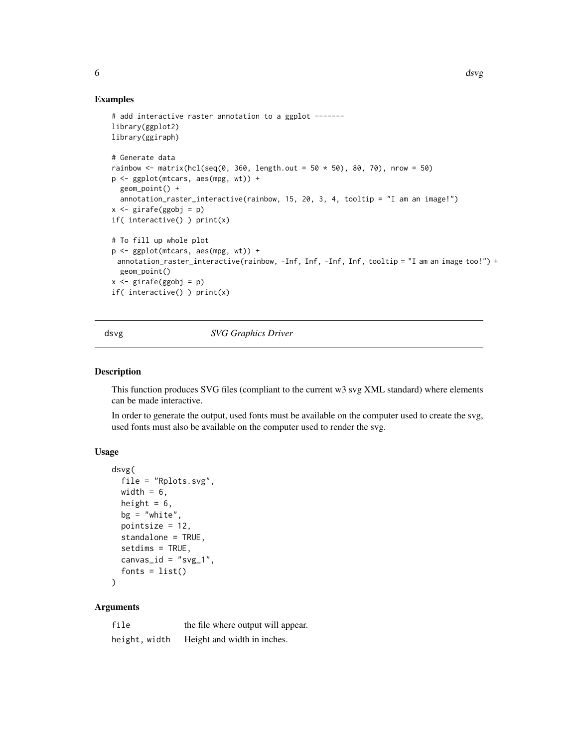## Examples

```
# add interactive raster annotation to a ggplot -------
library(ggplot2)
library(ggiraph)

# Generate data
rainbow <- matrix(hcl(seq(0, 360, length.out = 50 * 50), 80, 70), nrow = 50)
p <- ggplot(mtcars, aes(mpg, wt)) +
  geom_point() +
  annotation_raster_interactive(rainbow, 15, 20, 3, 4, tooltip = "I am an image!")
x <- girafe(ggobj = p)
if( interactive() ) print(x)

# To fill up whole plot
p <- ggplot(mtcars, aes(mpg, wt)) +
 annotation_raster_interactive(rainbow, -Inf, Inf, -Inf, Inf, tooltip = "I am an image too!") +
  geom_point()
x <- girafe(ggobj = p)
if( interactive() ) print(x)
```

---

# dsvg — *SVG Graphics Driver*

---

## Description

This function produces SVG files (compliant to the current w3 svg XML standard) where elements can be made interactive.

In order to generate the output, used fonts must be available on the computer used to create the svg, used fonts must also be available on the computer used to render the svg.

## Usage

```
dsvg(
  file = "Rplots.svg",
  width = 6,
  height = 6,
  bg = "white",
  pointsize = 12,
  standalone = TRUE,
  setdims = TRUE,
  canvas_id = "svg_1",
  fonts = list()
)
```

## Arguments

| | |
|---|---|
| `file` | the file where output will appear. |
| `height, width` | Height and width in inches. |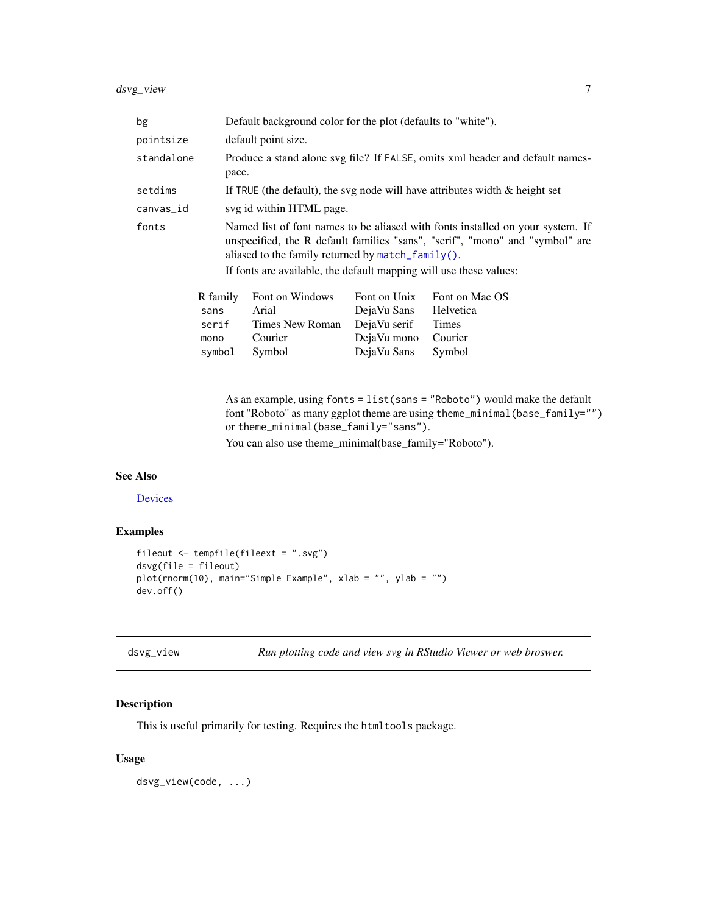| | |
|---|---|
| `bg` | Default background color for the plot (defaults to "white"). |
| `pointsize` | default point size. |
| `standalone` | Produce a stand alone svg file? If `FALSE`, omits xml header and default namespace. |
| `setdims` | If `TRUE` (the default), the svg node will have attributes width & height set |
| `canvas_id` | svg id within HTML page. |
| `fonts` | Named list of font names to be aliased with fonts installed on your system. If unspecified, the R default families "sans", "serif", "mono" and "symbol" are aliased to the family returned by `match_family()`. |

If fonts are available, the default mapping will use these values:

| R family | Font on Windows | Font on Unix | Font on Mac OS |
|---|---|---|---|
| `sans` | Arial | DejaVu Sans | Helvetica |
| `serif` | Times New Roman | DejaVu serif | Times |
| `mono` | Courier | DejaVu mono | Courier |
| `symbol` | Symbol | DejaVu Sans | Symbol |

As an example, using `fonts = list(sans = "Roboto")` would make the default font "Roboto" as many ggplot theme are using `theme_minimal(base_family="")` or `theme_minimal(base_family="sans")`.

You can also use theme_minimal(base_family="Roboto").

## See Also

Devices

## Examples

```
fileout <- tempfile(fileext = ".svg")
dsvg(file = fileout)
plot(rnorm(10), main="Simple Example", xlab = "", ylab = "")
dev.off()
```

---

# dsvg_view — *Run plotting code and view svg in RStudio Viewer or web browser.*

## Description

This is useful primarily for testing. Requires the `htmltools` package.

## Usage

```
dsvg_view(code, ...)
```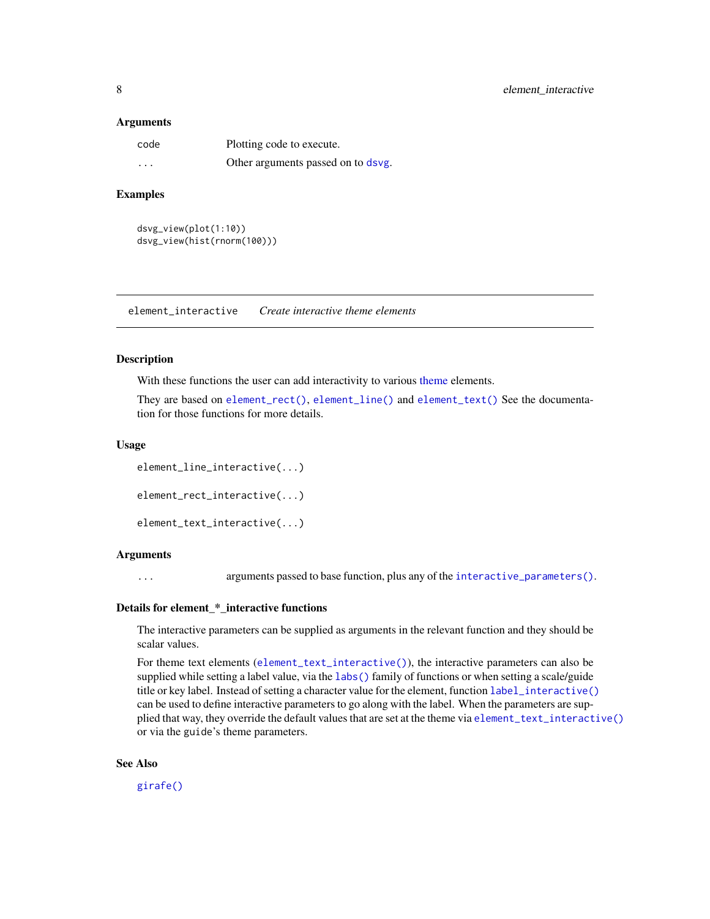### Arguments

| | |
|---|---|
| code | Plotting code to execute. |
| ... | Other arguments passed on to dsvg. |

### Examples

```
dsvg_view(plot(1:10))
dsvg_view(hist(rnorm(100)))
```

---

## element_interactive *Create interactive theme elements*

---

### Description

With these functions the user can add interactivity to various theme elements.

They are based on `element_rect()`, `element_line()` and `element_text()` See the documentation for those functions for more details.

### Usage

```
element_line_interactive(...)

element_rect_interactive(...)

element_text_interactive(...)
```

### Arguments

| | |
|---|---|
| ... | arguments passed to base function, plus any of the `interactive_parameters()`. |

### Details for element_*_interactive functions

The interactive parameters can be supplied as arguments in the relevant function and they should be scalar values.

For theme text elements (`element_text_interactive()`), the interactive parameters can also be supplied while setting a label value, via the `labs()` family of functions or when setting a scale/guide title or key label. Instead of setting a character value for the element, function `label_interactive()` can be used to define interactive parameters to go along with the label. When the parameters are supplied that way, they override the default values that are set at the theme via `element_text_interactive()` or via the `guide`'s theme parameters.

### See Also

`girafe()`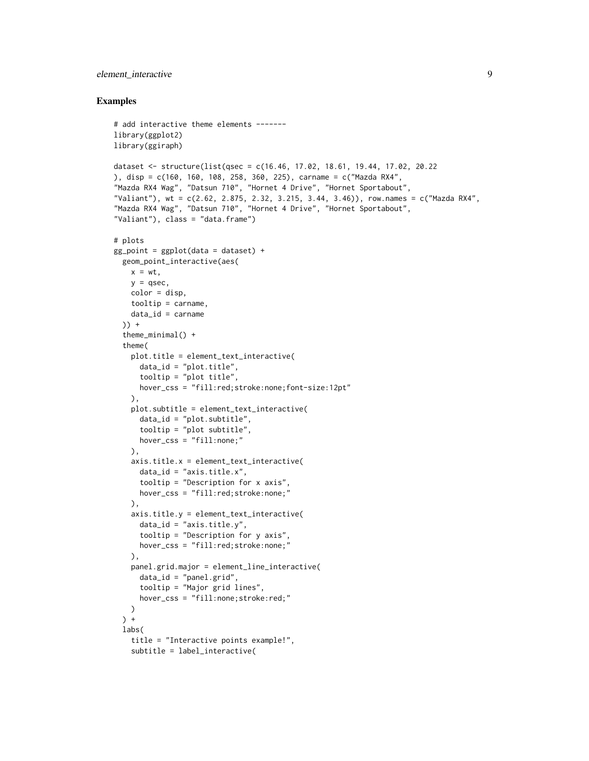## Examples

```
# add interactive theme elements -------
library(ggplot2)
library(ggiraph)

dataset <- structure(list(qsec = c(16.46, 17.02, 18.61, 19.44, 17.02, 20.22
), disp = c(160, 160, 108, 258, 360, 225), carname = c("Mazda RX4",
"Mazda RX4 Wag", "Datsun 710", "Hornet 4 Drive", "Hornet Sportabout",
"Valiant"), wt = c(2.62, 2.875, 2.32, 3.215, 3.44, 3.46)), row.names = c("Mazda RX4",
"Mazda RX4 Wag", "Datsun 710", "Hornet 4 Drive", "Hornet Sportabout",
"Valiant"), class = "data.frame")

# plots
gg_point = ggplot(data = dataset) +
  geom_point_interactive(aes(
    x = wt,
    y = qsec,
    color = disp,
    tooltip = carname,
    data_id = carname
  )) +
  theme_minimal() +
  theme(
    plot.title = element_text_interactive(
      data_id = "plot.title",
      tooltip = "plot title",
      hover_css = "fill:red;stroke:none;font-size:12pt"
    ),
    plot.subtitle = element_text_interactive(
      data_id = "plot.subtitle",
      tooltip = "plot subtitle",
      hover_css = "fill:none;"
    ),
    axis.title.x = element_text_interactive(
      data_id = "axis.title.x",
      tooltip = "Description for x axis",
      hover_css = "fill:red;stroke:none;"
    ),
    axis.title.y = element_text_interactive(
      data_id = "axis.title.y",
      tooltip = "Description for y axis",
      hover_css = "fill:red;stroke:none;"
    ),
    panel.grid.major = element_line_interactive(
      data_id = "panel.grid",
      tooltip = "Major grid lines",
      hover_css = "fill:none;stroke:red;"
    )
  ) +
  labs(
    title = "Interactive points example!",
    subtitle = label_interactive(
```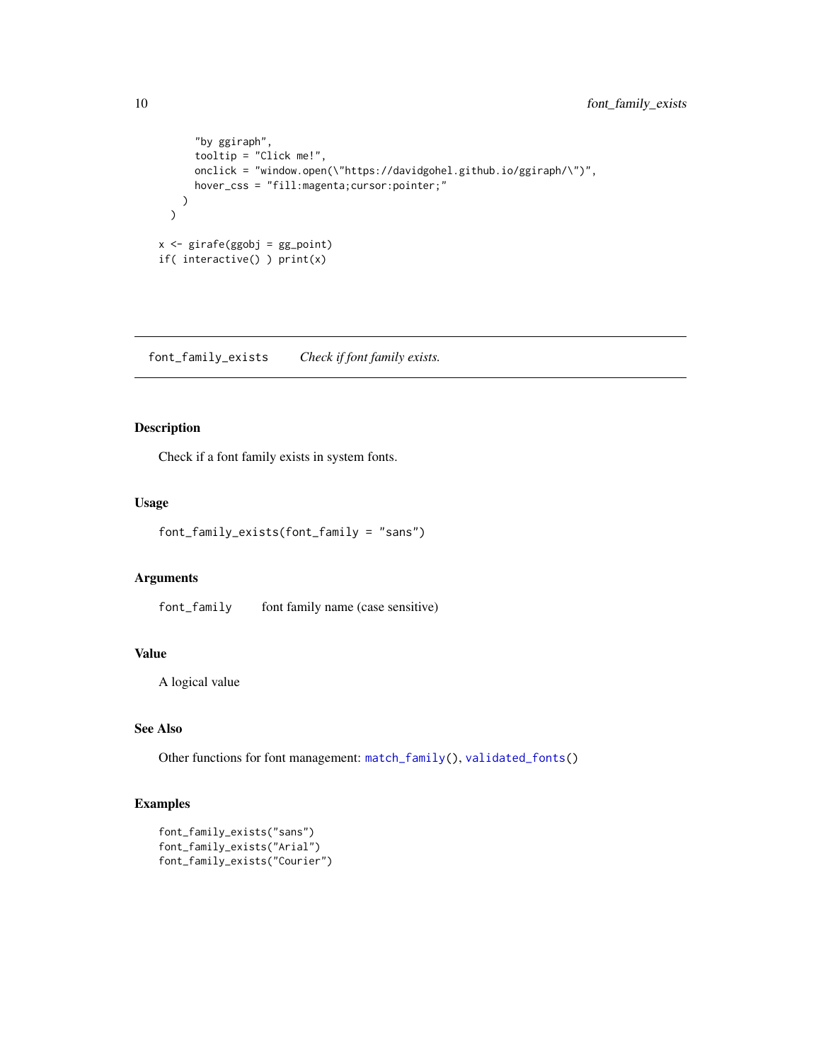```
    "by ggiraph",
    tooltip = "Click me!",
    onclick = "window.open(\"https://davidgohel.github.io/ggiraph/\")",
    hover_css = "fill:magenta;cursor:pointer;"
  )
)

x <- girafe(ggobj = gg_point)
if( interactive() ) print(x)
```

---

`font_family_exists` *Check if font family exists.*

---

## Description

Check if a font family exists in system fonts.

## Usage

```
font_family_exists(font_family = "sans")
```

## Arguments

| | |
|---|---|
| `font_family` | font family name (case sensitive) |

## Value

A logical value

## See Also

Other functions for font management: `match_family()`, `validated_fonts()`

## Examples

```
font_family_exists("sans")
font_family_exists("Arial")
font_family_exists("Courier")
```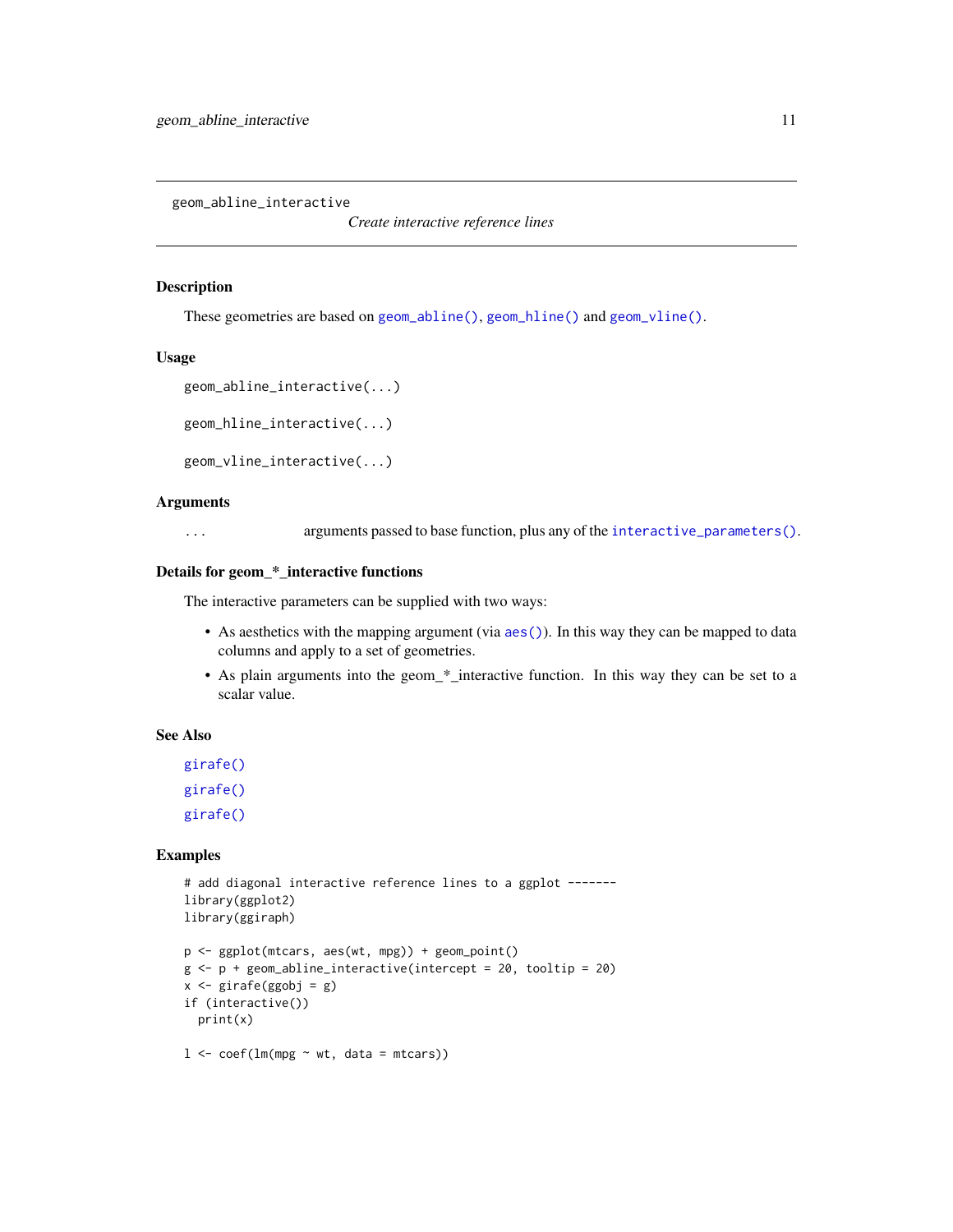## geom_abline_interactive

*Create interactive reference lines*

### Description

These geometries are based on `geom_abline()`, `geom_hline()` and `geom_vline()`.

### Usage

```
geom_abline_interactive(...)

geom_hline_interactive(...)

geom_vline_interactive(...)
```

### Arguments

| | |
|---|---|
| `...` | arguments passed to base function, plus any of the `interactive_parameters()`. |

### Details for geom_*_interactive functions

The interactive parameters can be supplied with two ways:

- As aesthetics with the mapping argument (via `aes()`). In this way they can be mapped to data columns and apply to a set of geometries.
- As plain arguments into the geom_*_interactive function. In this way they can be set to a scalar value.

### See Also

`girafe()`

`girafe()`

`girafe()`

### Examples

```
# add diagonal interactive reference lines to a ggplot -------
library(ggplot2)
library(ggiraph)

p <- ggplot(mtcars, aes(wt, mpg)) + geom_point()
g <- p + geom_abline_interactive(intercept = 20, tooltip = 20)
x <- girafe(ggobj = g)
if (interactive())
  print(x)

l <- coef(lm(mpg ~ wt, data = mtcars))
```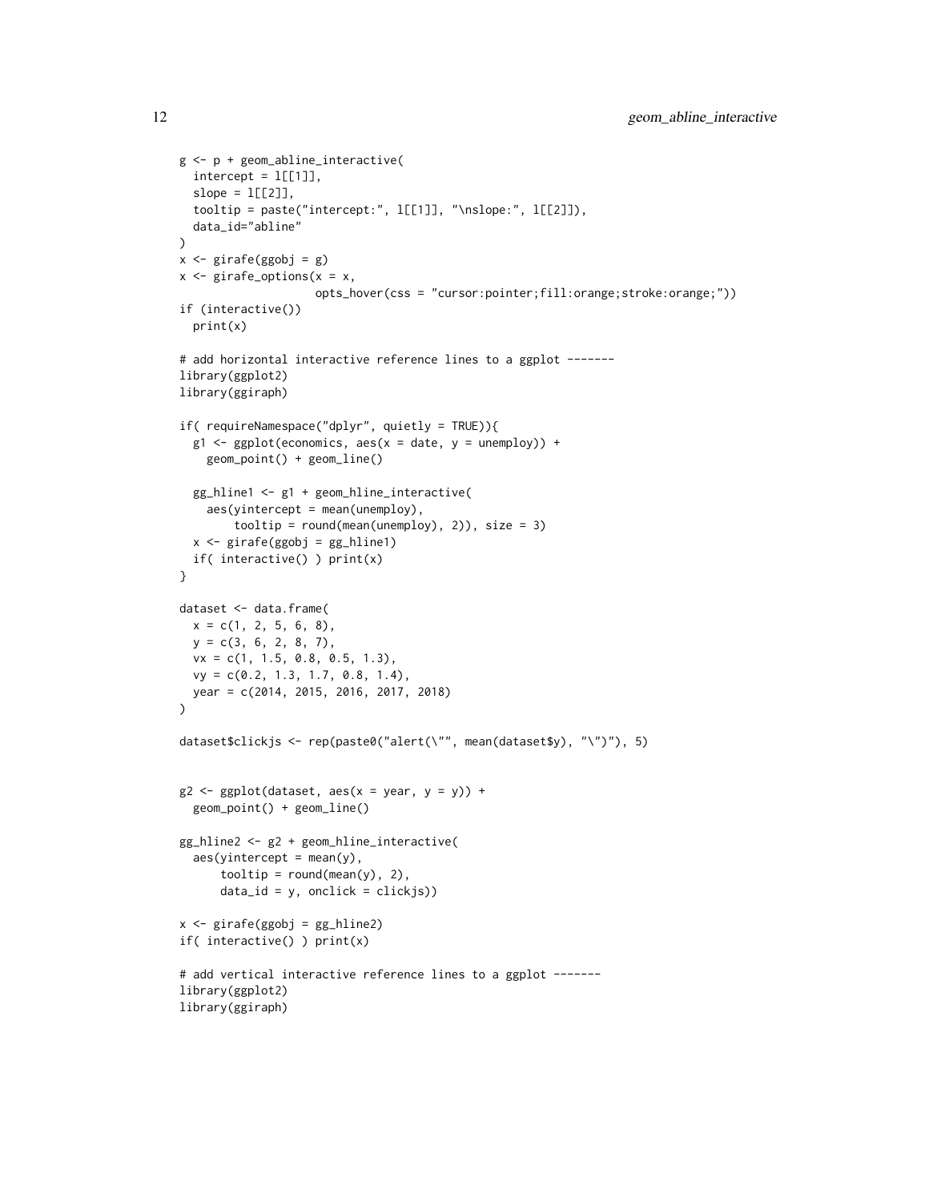```
g <- p + geom_abline_interactive(
  intercept = l[[1]],
  slope = l[[2]],
  tooltip = paste("intercept:", l[[1]], "\nslope:", l[[2]]),
  data_id="abline"
)
x <- girafe(ggobj = g)
x <- girafe_options(x = x,
                    opts_hover(css = "cursor:pointer;fill:orange;stroke:orange;"))
if (interactive())
  print(x)

# add horizontal interactive reference lines to a ggplot -------
library(ggplot2)
library(ggiraph)

if( requireNamespace("dplyr", quietly = TRUE)){
  g1 <- ggplot(economics, aes(x = date, y = unemploy)) +
    geom_point() + geom_line()

  gg_hline1 <- g1 + geom_hline_interactive(
    aes(yintercept = mean(unemploy),
        tooltip = round(mean(unemploy), 2)), size = 3)
  x <- girafe(ggobj = gg_hline1)
  if( interactive() ) print(x)
}

dataset <- data.frame(
  x = c(1, 2, 5, 6, 8),
  y = c(3, 6, 2, 8, 7),
  vx = c(1, 1.5, 0.8, 0.5, 1.3),
  vy = c(0.2, 1.3, 1.7, 0.8, 1.4),
  year = c(2014, 2015, 2016, 2017, 2018)
)

dataset$clickjs <- rep(paste0("alert(\"", mean(dataset$y), "\")"), 5)


g2 <- ggplot(dataset, aes(x = year, y = y)) +
  geom_point() + geom_line()

gg_hline2 <- g2 + geom_hline_interactive(
  aes(yintercept = mean(y),
      tooltip = round(mean(y), 2),
      data_id = y, onclick = clickjs))

x <- girafe(ggobj = gg_hline2)
if( interactive() ) print(x)

# add vertical interactive reference lines to a ggplot -------
library(ggplot2)
library(ggiraph)
```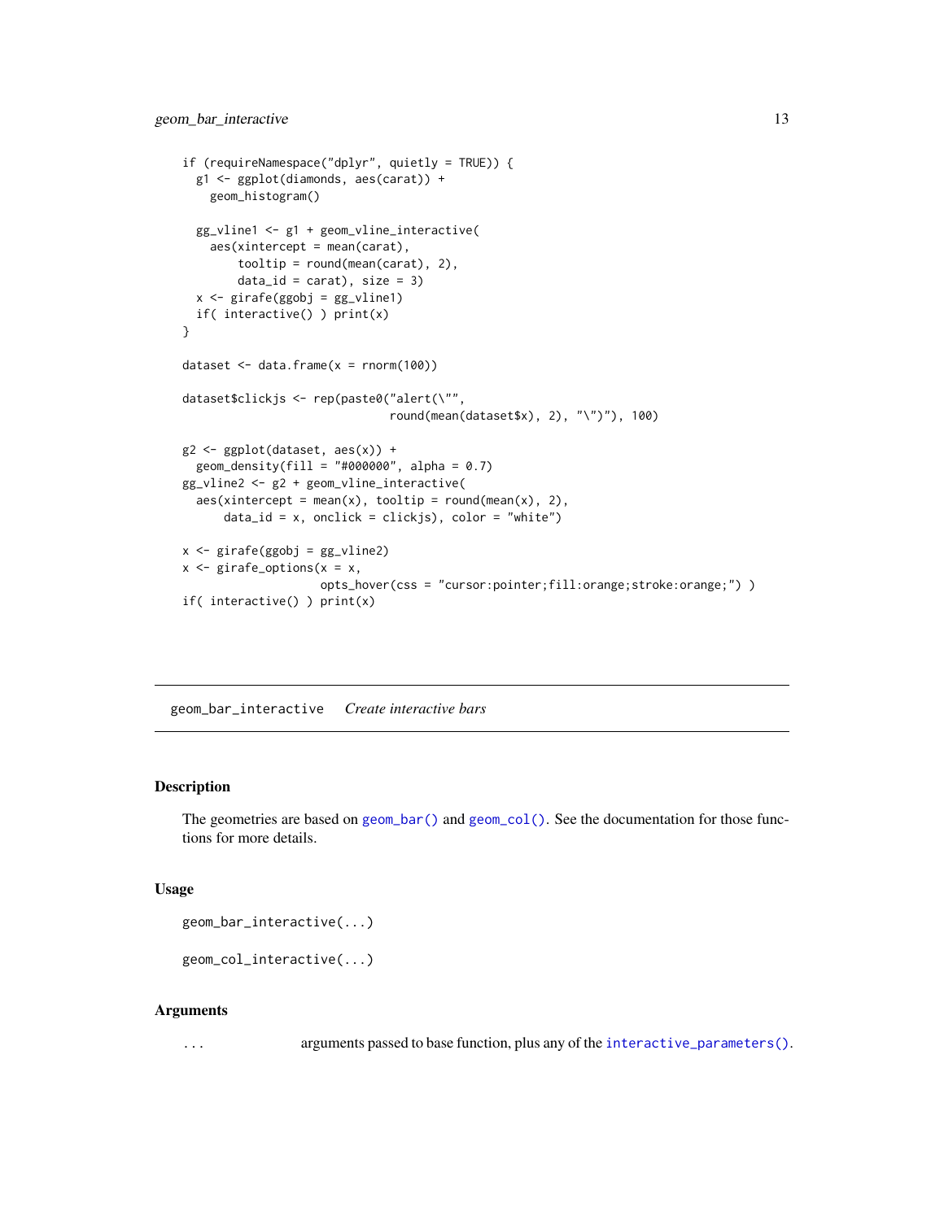```
if (requireNamespace("dplyr", quietly = TRUE)) {
  g1 <- ggplot(diamonds, aes(carat)) +
    geom_histogram()

  gg_vline1 <- g1 + geom_vline_interactive(
    aes(xintercept = mean(carat),
        tooltip = round(mean(carat), 2),
        data_id = carat), size = 3)
  x <- girafe(ggobj = gg_vline1)
  if( interactive() ) print(x)
}

dataset <- data.frame(x = rnorm(100))

dataset$clickjs <- rep(paste0("alert(\"",
                              round(mean(dataset$x), 2), "\")"), 100)

g2 <- ggplot(dataset, aes(x)) +
  geom_density(fill = "#000000", alpha = 0.7)
gg_vline2 <- g2 + geom_vline_interactive(
  aes(xintercept = mean(x), tooltip = round(mean(x), 2),
      data_id = x, onclick = clickjs), color = "white")

x <- girafe(ggobj = gg_vline2)
x <- girafe_options(x = x,
                    opts_hover(css = "cursor:pointer;fill:orange;stroke:orange;") )
if( interactive() ) print(x)
```

---

## geom_bar_interactive *Create interactive bars*

### Description

The geometries are based on `geom_bar()` and `geom_col()`. See the documentation for those functions for more details.

### Usage

```
geom_bar_interactive(...)

geom_col_interactive(...)
```

### Arguments

| | |
|---|---|
| ... | arguments passed to base function, plus any of the `interactive_parameters()`. |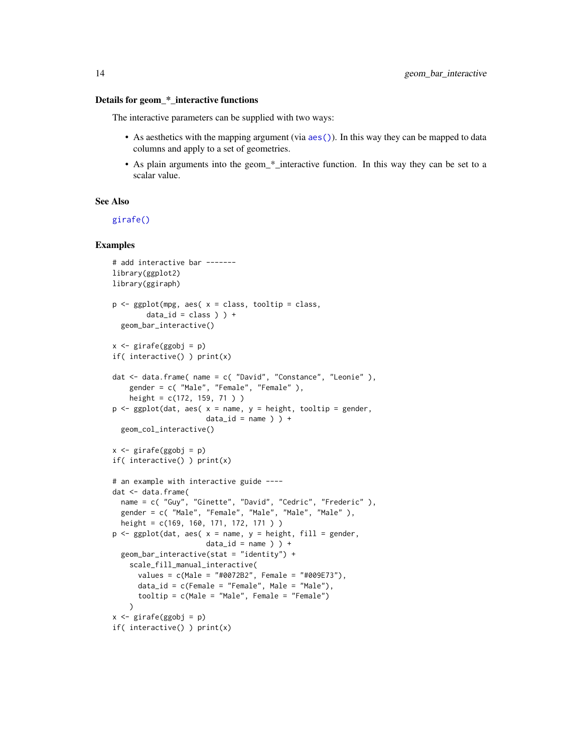### Details for geom_*_interactive functions

The interactive parameters can be supplied with two ways:

- As aesthetics with the mapping argument (via `aes()`). In this way they can be mapped to data columns and apply to a set of geometries.
- As plain arguments into the geom_*_interactive function. In this way they can be set to a scalar value.

### See Also

`girafe()`

### Examples

```
# add interactive bar -------
library(ggplot2)
library(ggiraph)

p <- ggplot(mpg, aes( x = class, tooltip = class,
        data_id = class ) ) +
  geom_bar_interactive()

x <- girafe(ggobj = p)
if( interactive() ) print(x)

dat <- data.frame( name = c( "David", "Constance", "Leonie" ),
    gender = c( "Male", "Female", "Female" ),
    height = c(172, 159, 71 ) )
p <- ggplot(dat, aes( x = name, y = height, tooltip = gender,
                      data_id = name ) ) +
  geom_col_interactive()

x <- girafe(ggobj = p)
if( interactive() ) print(x)

# an example with interactive guide ----
dat <- data.frame(
  name = c( "Guy", "Ginette", "David", "Cedric", "Frederic" ),
  gender = c( "Male", "Female", "Male", "Male", "Male" ),
  height = c(169, 160, 171, 172, 171 ) )
p <- ggplot(dat, aes( x = name, y = height, fill = gender,
                      data_id = name ) ) +
  geom_bar_interactive(stat = "identity") +
    scale_fill_manual_interactive(
      values = c(Male = "#0072B2", Female = "#009E73"),
      data_id = c(Female = "Female", Male = "Male"),
      tooltip = c(Male = "Male", Female = "Female")
    )
x <- girafe(ggobj = p)
if( interactive() ) print(x)
```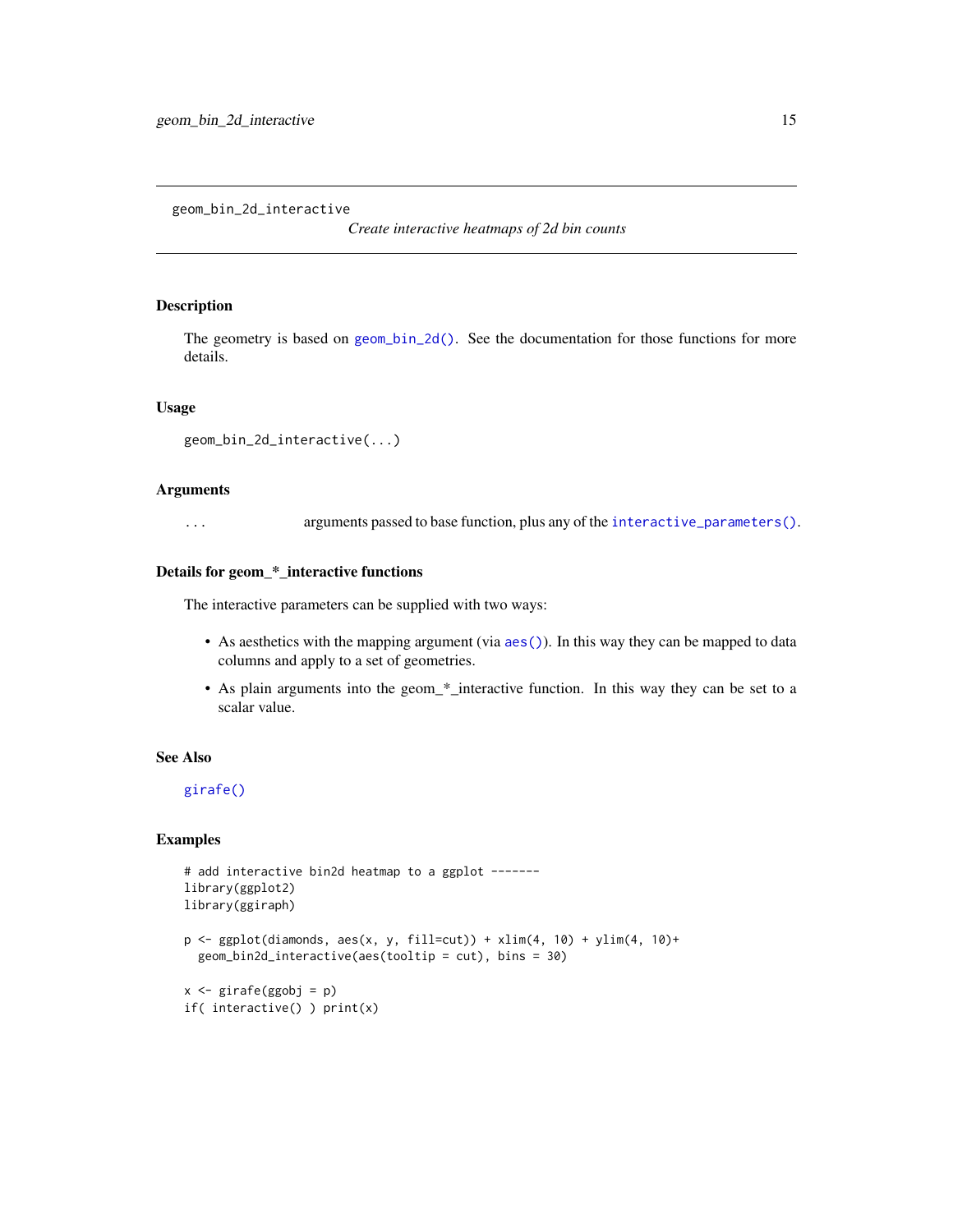## geom_bin_2d_interactive

*Create interactive heatmaps of 2d bin counts*

### Description

The geometry is based on `geom_bin_2d()`. See the documentation for those functions for more details.

### Usage

```
geom_bin_2d_interactive(...)
```

### Arguments

| | |
|---|---|
| ... | arguments passed to base function, plus any of the `interactive_parameters()`. |

### Details for geom_*_interactive functions

The interactive parameters can be supplied with two ways:

- As aesthetics with the mapping argument (via `aes()`). In this way they can be mapped to data columns and apply to a set of geometries.
- As plain arguments into the geom_*_interactive function. In this way they can be set to a scalar value.

### See Also

`girafe()`

### Examples

```
# add interactive bin2d heatmap to a ggplot -------
library(ggplot2)
library(ggiraph)

p <- ggplot(diamonds, aes(x, y, fill=cut)) + xlim(4, 10) + ylim(4, 10)+
  geom_bin2d_interactive(aes(tooltip = cut), bins = 30)

x <- girafe(ggobj = p)
if( interactive() ) print(x)
```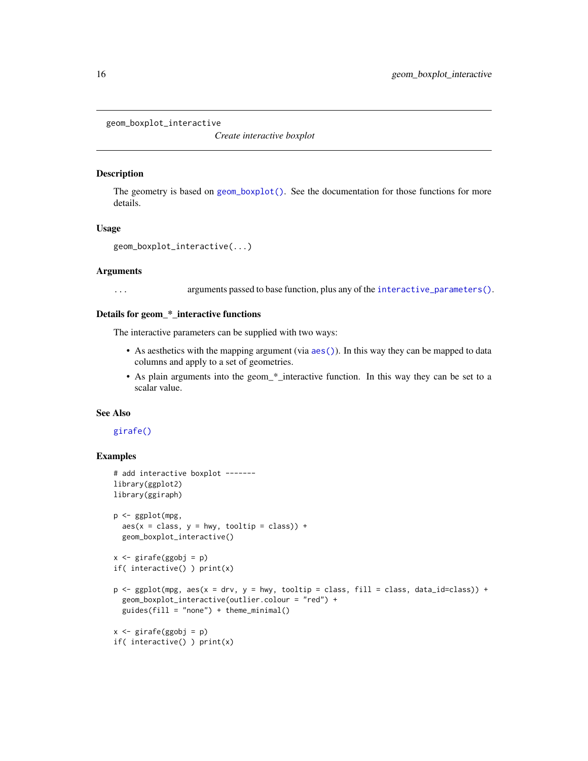# geom_boxplot_interactive

*Create interactive boxplot*

## Description

The geometry is based on `geom_boxplot()`. See the documentation for those functions for more details.

## Usage

```
geom_boxplot_interactive(...)
```

## Arguments

| | |
|---|---|
| ... | arguments passed to base function, plus any of the `interactive_parameters()`. |

## Details for geom_*_interactive functions

The interactive parameters can be supplied with two ways:

- As aesthetics with the mapping argument (via `aes()`). In this way they can be mapped to data columns and apply to a set of geometries.
- As plain arguments into the geom_*_interactive function. In this way they can be set to a scalar value.

## See Also

`girafe()`

## Examples

```
# add interactive boxplot -------
library(ggplot2)
library(ggiraph)

p <- ggplot(mpg,
  aes(x = class, y = hwy, tooltip = class)) +
  geom_boxplot_interactive()

x <- girafe(ggobj = p)
if( interactive() ) print(x)

p <- ggplot(mpg, aes(x = drv, y = hwy, tooltip = class, fill = class, data_id=class)) +
  geom_boxplot_interactive(outlier.colour = "red") +
  guides(fill = "none") + theme_minimal()

x <- girafe(ggobj = p)
if( interactive() ) print(x)
```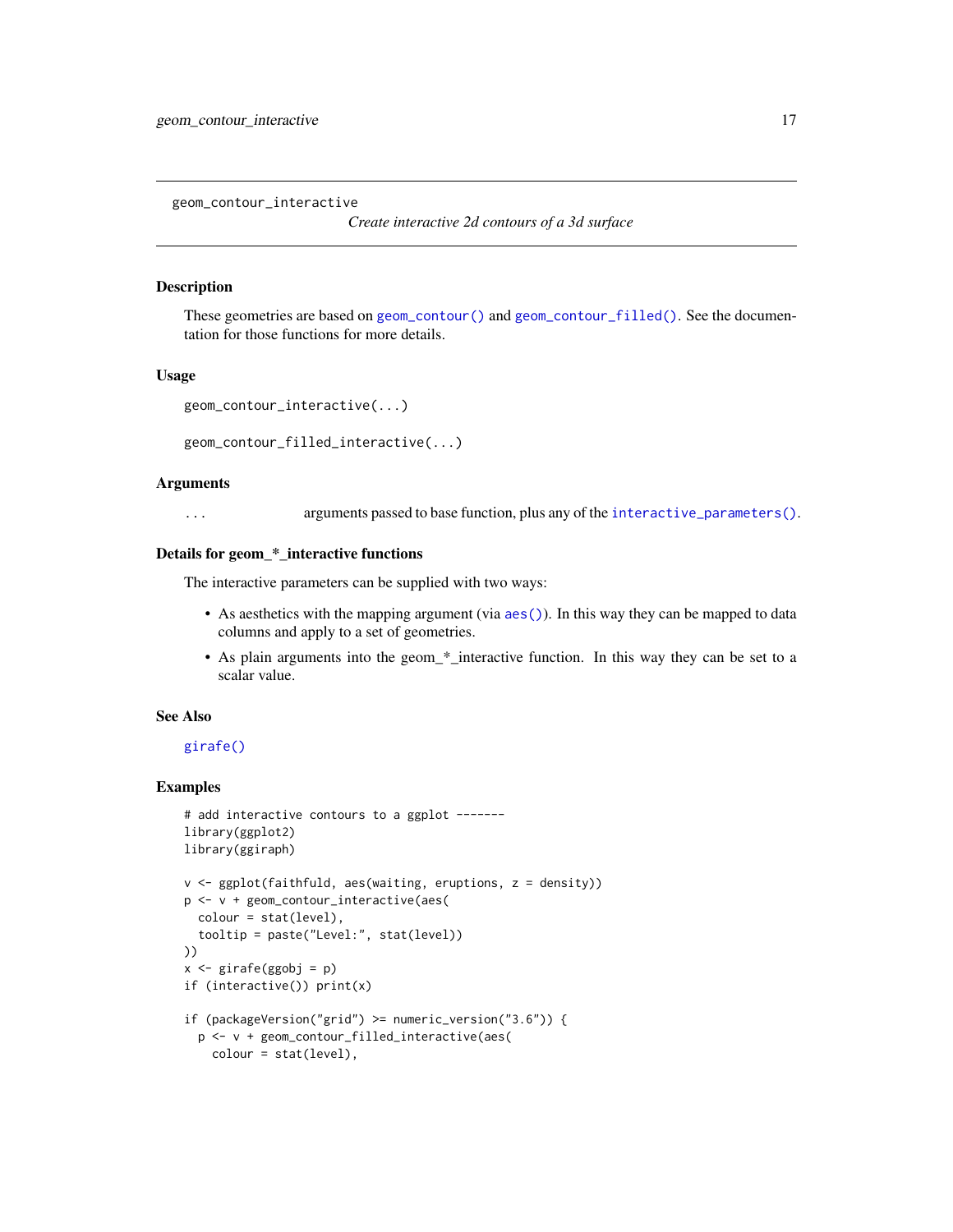## geom_contour_interactive

*Create interactive 2d contours of a 3d surface*

### Description

These geometries are based on `geom_contour()` and `geom_contour_filled()`. See the documentation for those functions for more details.

### Usage

```
geom_contour_interactive(...)

geom_contour_filled_interactive(...)
```

### Arguments

| | |
|---|---|
| `...` | arguments passed to base function, plus any of the `interactive_parameters()`. |

### Details for geom_*_interactive functions

The interactive parameters can be supplied with two ways:

- As aesthetics with the mapping argument (via `aes()`). In this way they can be mapped to data columns and apply to a set of geometries.
- As plain arguments into the geom_*_interactive function. In this way they can be set to a scalar value.

### See Also

`girafe()`

### Examples

```
# add interactive contours to a ggplot -------
library(ggplot2)
library(ggiraph)

v <- ggplot(faithfuld, aes(waiting, eruptions, z = density))
p <- v + geom_contour_interactive(aes(
  colour = stat(level),
  tooltip = paste("Level:", stat(level))
))
x <- girafe(ggobj = p)
if (interactive()) print(x)

if (packageVersion("grid") >= numeric_version("3.6")) {
  p <- v + geom_contour_filled_interactive(aes(
    colour = stat(level),
```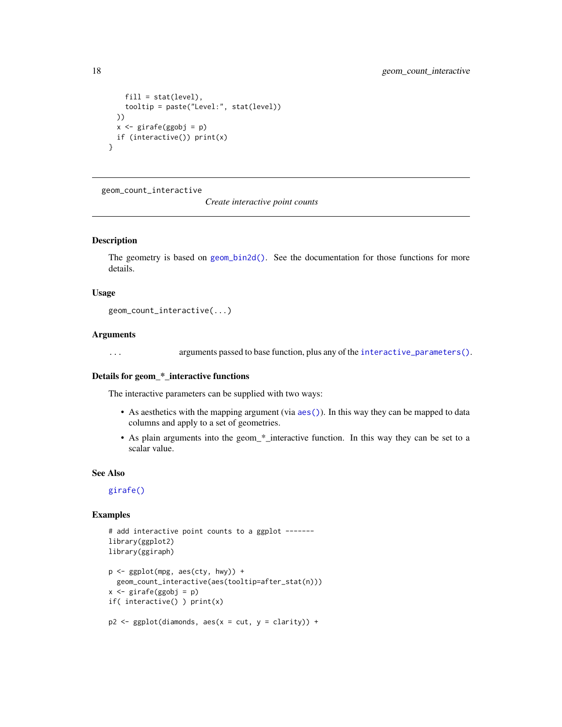```
    fill = stat(level),
    tooltip = paste("Level:", stat(level))
  ))
  x <- girafe(ggobj = p)
  if (interactive()) print(x)
}
```

---

## geom_count_interactive

*Create interactive point counts*

---

### Description

The geometry is based on `geom_bin2d()`. See the documentation for those functions for more details.

### Usage

```
geom_count_interactive(...)
```

### Arguments

`...` arguments passed to base function, plus any of the `interactive_parameters()`.

### Details for geom_*_interactive functions

The interactive parameters can be supplied with two ways:

- As aesthetics with the mapping argument (via `aes()`). In this way they can be mapped to data columns and apply to a set of geometries.
- As plain arguments into the geom_*_interactive function. In this way they can be set to a scalar value.

### See Also

`girafe()`

### Examples

```
# add interactive point counts to a ggplot -------
library(ggplot2)
library(ggiraph)

p <- ggplot(mpg, aes(cty, hwy)) +
  geom_count_interactive(aes(tooltip=after_stat(n)))
x <- girafe(ggobj = p)
if( interactive() ) print(x)

p2 <- ggplot(diamonds, aes(x = cut, y = clarity)) +
```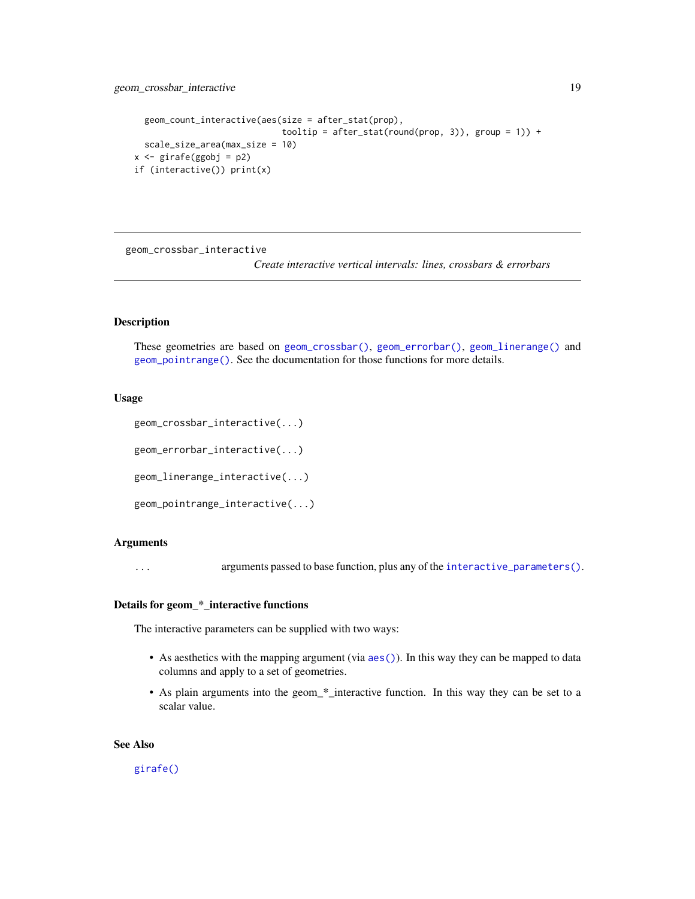```
  geom_count_interactive(aes(size = after_stat(prop),
                             tooltip = after_stat(round(prop, 3)), group = 1)) +
  scale_size_area(max_size = 10)
x <- girafe(ggobj = p2)
if (interactive()) print(x)
```

---

## geom_crossbar_interactive

*Create interactive vertical intervals: lines, crossbars & errorbars*

---

### Description

These geometries are based on `geom_crossbar()`, `geom_errorbar()`, `geom_linerange()` and `geom_pointrange()`. See the documentation for those functions for more details.

### Usage

```
geom_crossbar_interactive(...)

geom_errorbar_interactive(...)

geom_linerange_interactive(...)

geom_pointrange_interactive(...)
```

### Arguments

| | |
|---|---|
| `...` | arguments passed to base function, plus any of the `interactive_parameters()`. |

### Details for geom_*_interactive functions

The interactive parameters can be supplied with two ways:

- As aesthetics with the mapping argument (via `aes()`). In this way they can be mapped to data columns and apply to a set of geometries.
- As plain arguments into the geom_*_interactive function. In this way they can be set to a scalar value.

### See Also

`girafe()`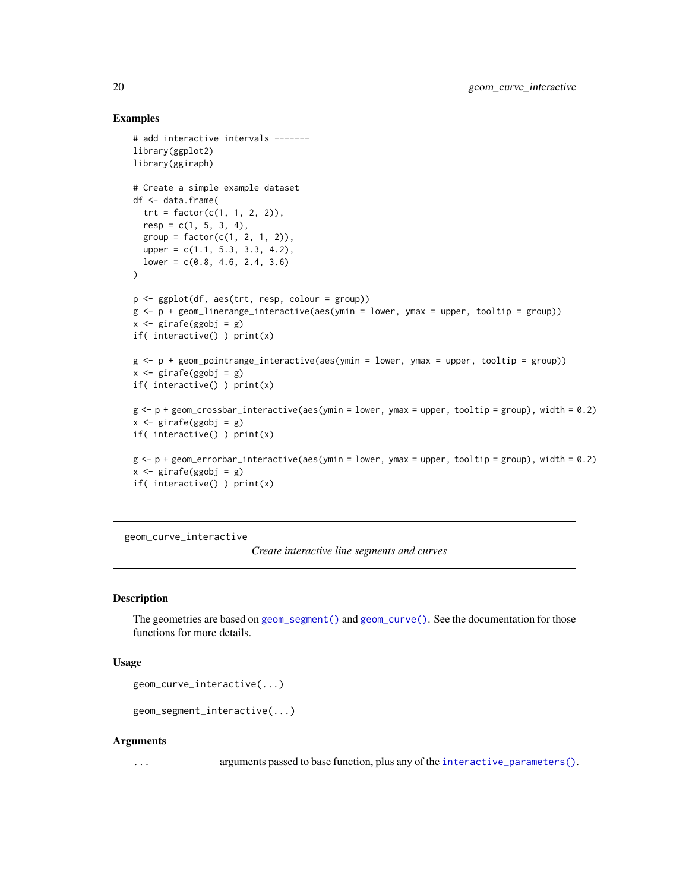### Examples

```
# add interactive intervals -------
library(ggplot2)
library(ggiraph)

# Create a simple example dataset
df <- data.frame(
  trt = factor(c(1, 1, 2, 2)),
  resp = c(1, 5, 3, 4),
  group = factor(c(1, 2, 1, 2)),
  upper = c(1.1, 5.3, 3.3, 4.2),
  lower = c(0.8, 4.6, 2.4, 3.6)
)

p <- ggplot(df, aes(trt, resp, colour = group))
g <- p + geom_linerange_interactive(aes(ymin = lower, ymax = upper, tooltip = group))
x <- girafe(ggobj = g)
if( interactive() ) print(x)

g <- p + geom_pointrange_interactive(aes(ymin = lower, ymax = upper, tooltip = group))
x <- girafe(ggobj = g)
if( interactive() ) print(x)

g <- p + geom_crossbar_interactive(aes(ymin = lower, ymax = upper, tooltip = group), width = 0.2)
x <- girafe(ggobj = g)
if( interactive() ) print(x)

g <- p + geom_errorbar_interactive(aes(ymin = lower, ymax = upper, tooltip = group), width = 0.2)
x <- girafe(ggobj = g)
if( interactive() ) print(x)
```

---

## geom_curve_interactive

*Create interactive line segments and curves*

---

### Description

The geometries are based on `geom_segment()` and `geom_curve()`. See the documentation for those functions for more details.

### Usage

```
geom_curve_interactive(...)

geom_segment_interactive(...)
```

### Arguments

| | |
|---|---|
| `...` | arguments passed to base function, plus any of the `interactive_parameters()`. |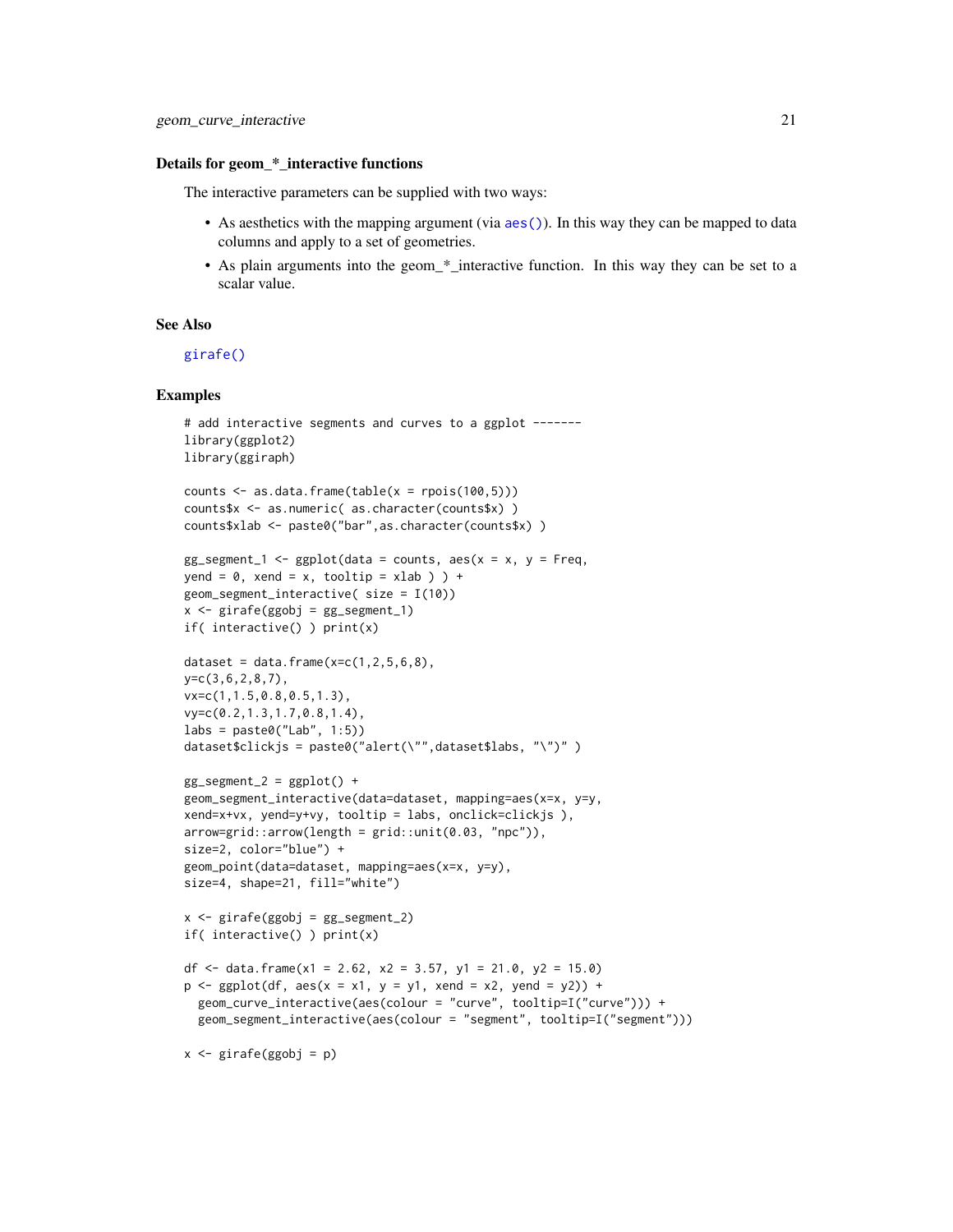### Details for geom_*_interactive functions

The interactive parameters can be supplied with two ways:

- As aesthetics with the mapping argument (via `aes()`). In this way they can be mapped to data columns and apply to a set of geometries.
- As plain arguments into the geom_*_interactive function. In this way they can be set to a scalar value.

### See Also

`girafe()`

### Examples

```
# add interactive segments and curves to a ggplot -------
library(ggplot2)
library(ggiraph)

counts <- as.data.frame(table(x = rpois(100,5)))
counts$x <- as.numeric( as.character(counts$x) )
counts$xlab <- paste0("bar",as.character(counts$x) )

gg_segment_1 <- ggplot(data = counts, aes(x = x, y = Freq,
yend = 0, xend = x, tooltip = xlab ) ) +
geom_segment_interactive( size = I(10))
x <- girafe(ggobj = gg_segment_1)
if( interactive() ) print(x)

dataset = data.frame(x=c(1,2,5,6,8),
y=c(3,6,2,8,7),
vx=c(1,1.5,0.8,0.5,1.3),
vy=c(0.2,1.3,1.7,0.8,1.4),
labs = paste0("Lab", 1:5))
dataset$clickjs = paste0("alert(\"",dataset$labs, "\")" )

gg_segment_2 = ggplot() +
geom_segment_interactive(data=dataset, mapping=aes(x=x, y=y,
xend=x+vx, yend=y+vy, tooltip = labs, onclick=clickjs ),
arrow=grid::arrow(length = grid::unit(0.03, "npc")),
size=2, color="blue") +
geom_point(data=dataset, mapping=aes(x=x, y=y),
size=4, shape=21, fill="white")

x <- girafe(ggobj = gg_segment_2)
if( interactive() ) print(x)

df <- data.frame(x1 = 2.62, x2 = 3.57, y1 = 21.0, y2 = 15.0)
p <- ggplot(df, aes(x = x1, y = y1, xend = x2, yend = y2)) +
  geom_curve_interactive(aes(colour = "curve", tooltip=I("curve"))) +
  geom_segment_interactive(aes(colour = "segment", tooltip=I("segment")))

x <- girafe(ggobj = p)
```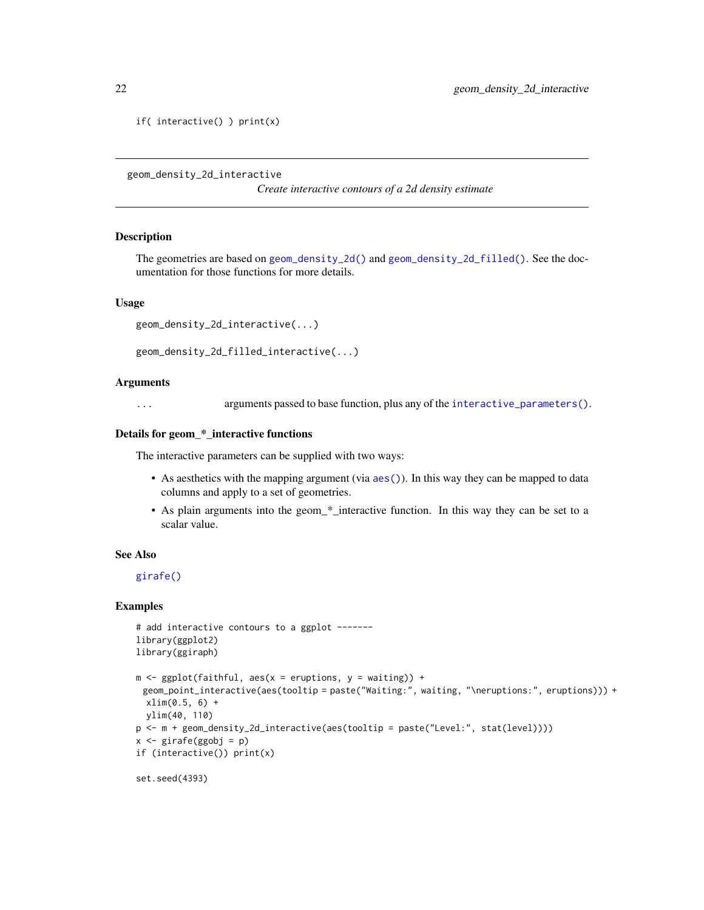```
if( interactive() ) print(x)
```

---

## geom_density_2d_interactive

*Create interactive contours of a 2d density estimate*

---

### Description

The geometries are based on `geom_density_2d()` and `geom_density_2d_filled()`. See the documentation for those functions for more details.

### Usage

```
geom_density_2d_interactive(...)

geom_density_2d_filled_interactive(...)
```

### Arguments

| | |
|---|---|
| ... | arguments passed to base function, plus any of the `interactive_parameters()`. |

### Details for geom_*_interactive functions

The interactive parameters can be supplied with two ways:

- As aesthetics with the mapping argument (via `aes()`). In this way they can be mapped to data columns and apply to a set of geometries.
- As plain arguments into the geom_*_interactive function. In this way they can be set to a scalar value.

### See Also

`girafe()`

### Examples

```
# add interactive contours to a ggplot -------
library(ggplot2)
library(ggiraph)

m <- ggplot(faithful, aes(x = eruptions, y = waiting)) +
  geom_point_interactive(aes(tooltip = paste("Waiting:", waiting, "\neruptions:", eruptions))) +
  xlim(0.5, 6) +
  ylim(40, 110)
p <- m + geom_density_2d_interactive(aes(tooltip = paste("Level:", stat(level))))
x <- girafe(ggobj = p)
if (interactive()) print(x)

set.seed(4393)
```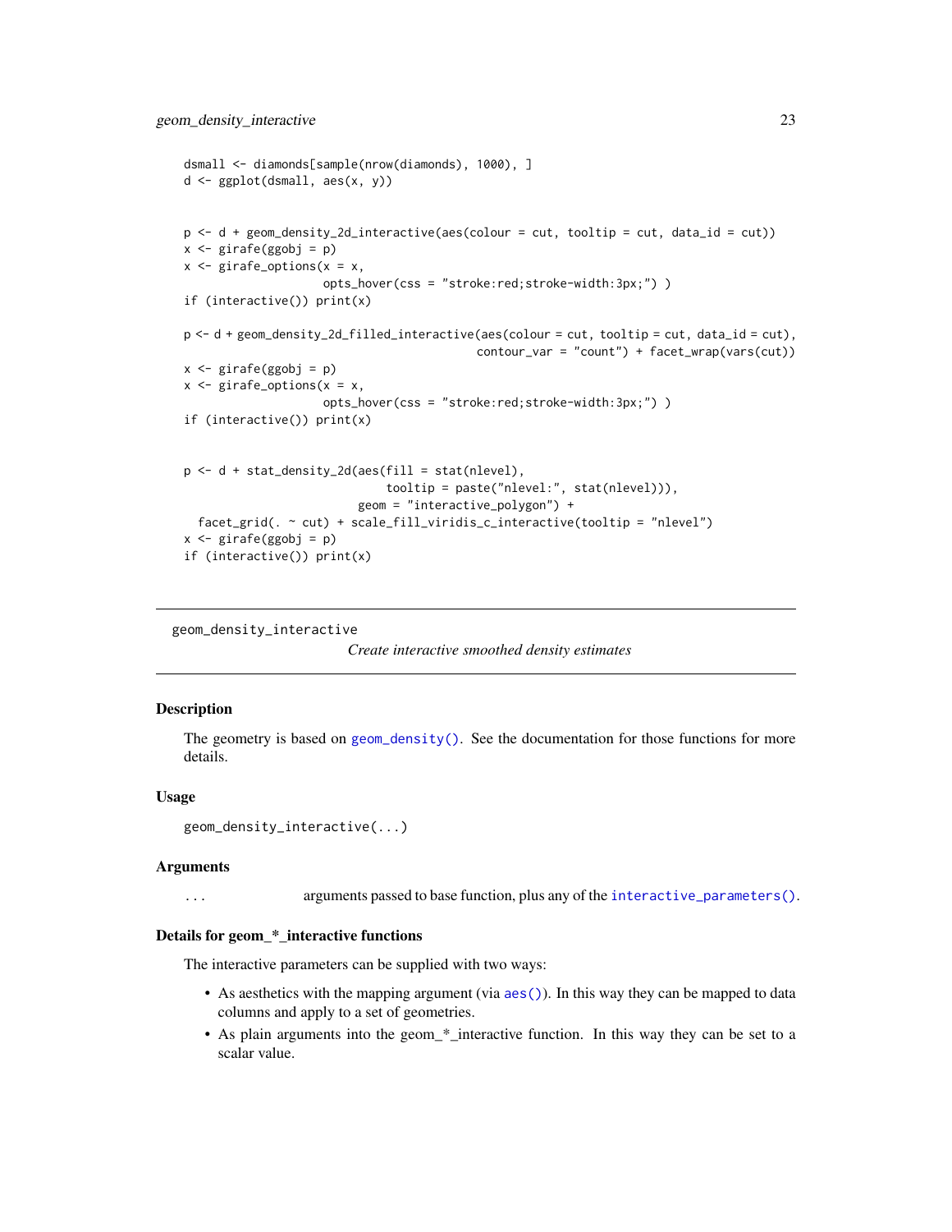```
dsmall <- diamonds[sample(nrow(diamonds), 1000), ]
d <- ggplot(dsmall, aes(x, y))


p <- d + geom_density_2d_interactive(aes(colour = cut, tooltip = cut, data_id = cut))
x <- girafe(ggobj = p)
x <- girafe_options(x = x,
                    opts_hover(css = "stroke:red;stroke-width:3px;") )
if (interactive()) print(x)

p <- d + geom_density_2d_filled_interactive(aes(colour = cut, tooltip = cut, data_id = cut),
                                            contour_var = "count") + facet_wrap(vars(cut))
x <- girafe(ggobj = p)
x <- girafe_options(x = x,
                    opts_hover(css = "stroke:red;stroke-width:3px;") )
if (interactive()) print(x)


p <- d + stat_density_2d(aes(fill = stat(nlevel),
                             tooltip = paste("nlevel:", stat(nlevel))),
                         geom = "interactive_polygon") +
  facet_grid(. ~ cut) + scale_fill_viridis_c_interactive(tooltip = "nlevel")
x <- girafe(ggobj = p)
if (interactive()) print(x)
```

---

## geom_density_interactive

*Create interactive smoothed density estimates*

---

### Description

The geometry is based on geom_density(). See the documentation for those functions for more details.

### Usage

```
geom_density_interactive(...)
```

### Arguments

`...` arguments passed to base function, plus any of the interactive_parameters().

### Details for geom_*_interactive functions

The interactive parameters can be supplied with two ways:

- As aesthetics with the mapping argument (via aes()). In this way they can be mapped to data columns and apply to a set of geometries.
- As plain arguments into the geom_*_interactive function. In this way they can be set to a scalar value.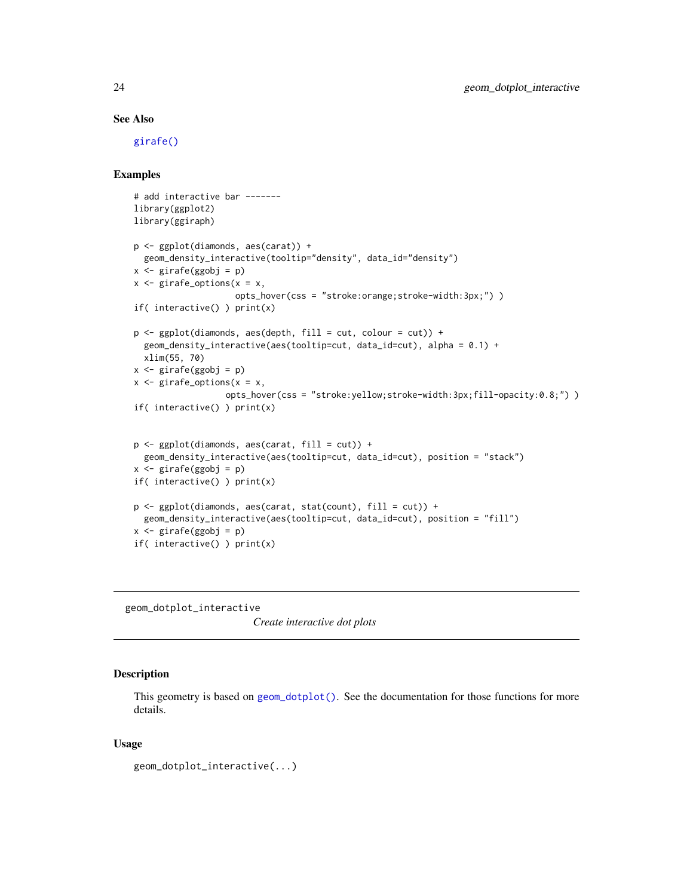### See Also

girafe()

### Examples

```
# add interactive bar -------
library(ggplot2)
library(ggiraph)

p <- ggplot(diamonds, aes(carat)) +
  geom_density_interactive(tooltip="density", data_id="density")
x <- girafe(ggobj = p)
x <- girafe_options(x = x,
                    opts_hover(css = "stroke:orange;stroke-width:3px;") )
if( interactive() ) print(x)

p <- ggplot(diamonds, aes(depth, fill = cut, colour = cut)) +
  geom_density_interactive(aes(tooltip=cut, data_id=cut), alpha = 0.1) +
  xlim(55, 70)
x <- girafe(ggobj = p)
x <- girafe_options(x = x,
                  opts_hover(css = "stroke:yellow;stroke-width:3px;fill-opacity:0.8;") )
if( interactive() ) print(x)


p <- ggplot(diamonds, aes(carat, fill = cut)) +
  geom_density_interactive(aes(tooltip=cut, data_id=cut), position = "stack")
x <- girafe(ggobj = p)
if( interactive() ) print(x)

p <- ggplot(diamonds, aes(carat, stat(count), fill = cut)) +
  geom_density_interactive(aes(tooltip=cut, data_id=cut), position = "fill")
x <- girafe(ggobj = p)
if( interactive() ) print(x)
```

---

## geom_dotplot_interactive

*Create interactive dot plots*

---

### Description

This geometry is based on geom_dotplot(). See the documentation for those functions for more details.

### Usage

```
geom_dotplot_interactive(...)
```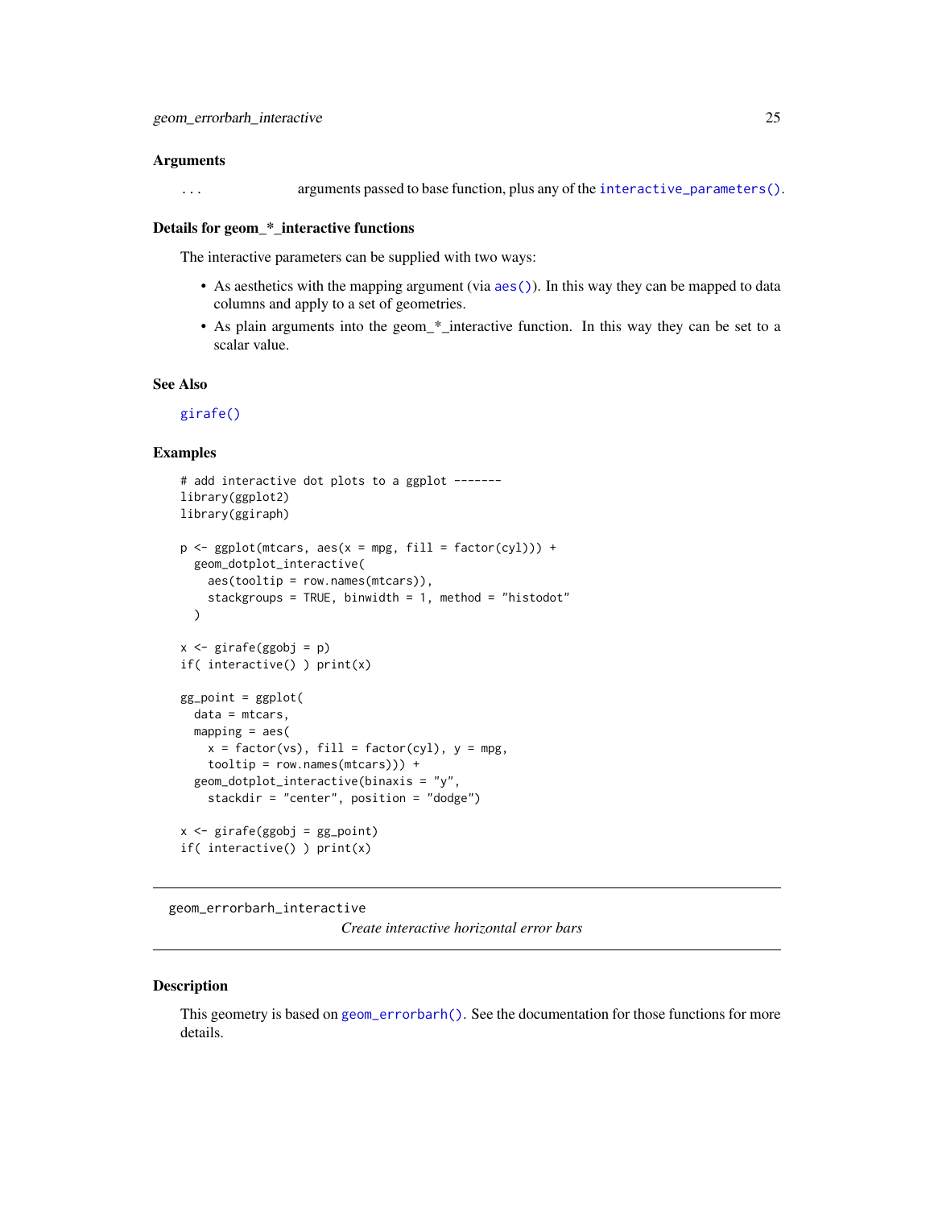### Arguments

`...` arguments passed to base function, plus any of the `interactive_parameters()`.

### Details for geom_*_interactive functions

The interactive parameters can be supplied with two ways:

- As aesthetics with the mapping argument (via `aes()`). In this way they can be mapped to data columns and apply to a set of geometries.
- As plain arguments into the geom_*_interactive function. In this way they can be set to a scalar value.

### See Also

`girafe()`

### Examples

```
# add interactive dot plots to a ggplot -------
library(ggplot2)
library(ggiraph)

p <- ggplot(mtcars, aes(x = mpg, fill = factor(cyl))) +
  geom_dotplot_interactive(
    aes(tooltip = row.names(mtcars)),
    stackgroups = TRUE, binwidth = 1, method = "histodot"
  )

x <- girafe(ggobj = p)
if( interactive() ) print(x)

gg_point = ggplot(
  data = mtcars,
  mapping = aes(
    x = factor(vs), fill = factor(cyl), y = mpg,
    tooltip = row.names(mtcars))) +
  geom_dotplot_interactive(binaxis = "y",
    stackdir = "center", position = "dodge")

x <- girafe(ggobj = gg_point)
if( interactive() ) print(x)
```

---

## geom_errorbarh_interactive

*Create interactive horizontal error bars*

### Description

This geometry is based on `geom_errorbarh()`. See the documentation for those functions for more details.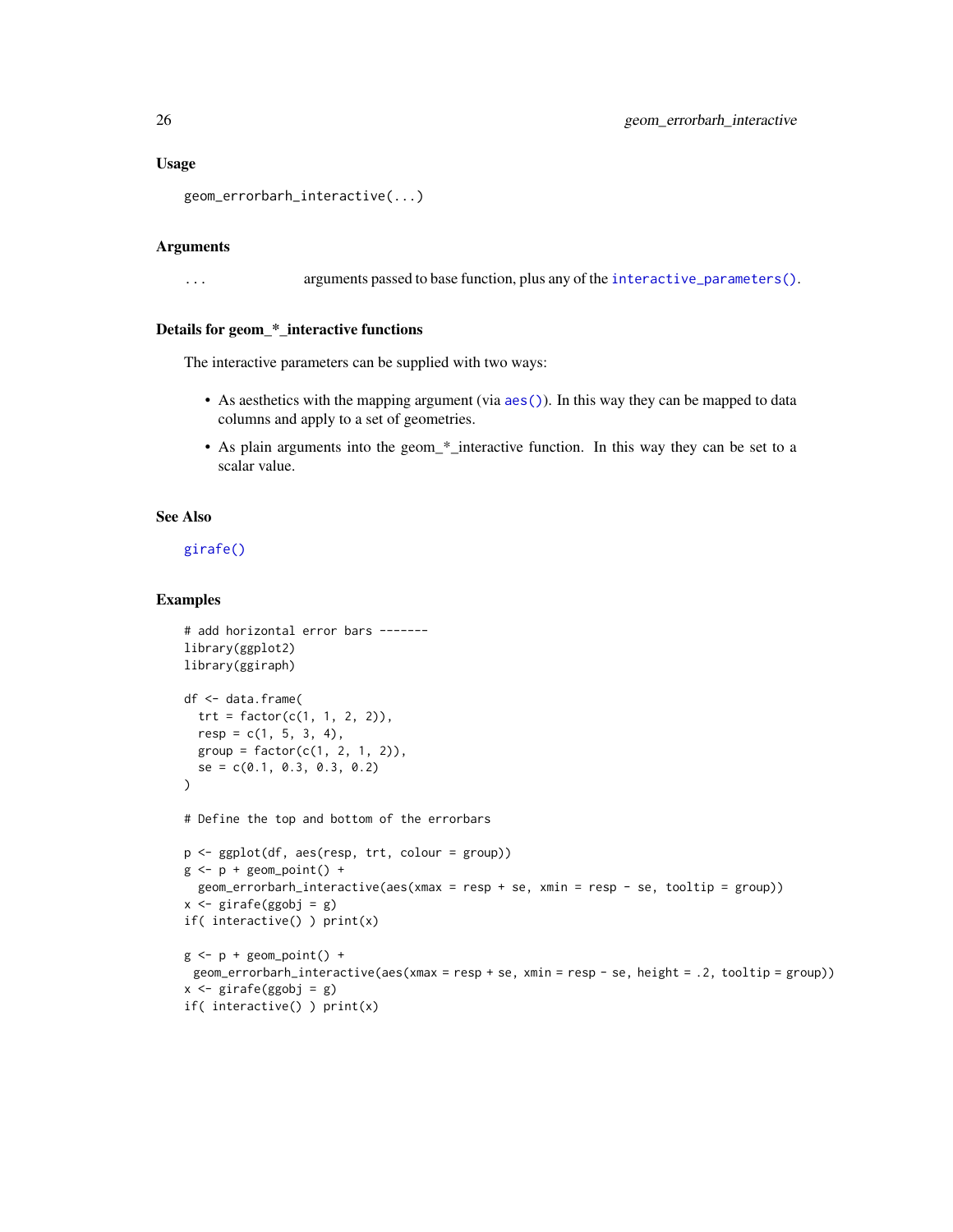### Usage

```
geom_errorbarh_interactive(...)
```

### Arguments

| | |
|---|---|
| ... | arguments passed to base function, plus any of the interactive_parameters(). |

### Details for geom_*_interactive functions

The interactive parameters can be supplied with two ways:

- As aesthetics with the mapping argument (via aes()). In this way they can be mapped to data columns and apply to a set of geometries.
- As plain arguments into the geom_*_interactive function. In this way they can be set to a scalar value.

### See Also

girafe()

### Examples

```
# add horizontal error bars -------
library(ggplot2)
library(ggiraph)

df <- data.frame(
  trt = factor(c(1, 1, 2, 2)),
  resp = c(1, 5, 3, 4),
  group = factor(c(1, 2, 1, 2)),
  se = c(0.1, 0.3, 0.3, 0.2)
)

# Define the top and bottom of the errorbars

p <- ggplot(df, aes(resp, trt, colour = group))
g <- p + geom_point() +
  geom_errorbarh_interactive(aes(xmax = resp + se, xmin = resp - se, tooltip = group))
x <- girafe(ggobj = g)
if( interactive() ) print(x)

g <- p + geom_point() +
 geom_errorbarh_interactive(aes(xmax = resp + se, xmin = resp - se, height = .2, tooltip = group))
x <- girafe(ggobj = g)
if( interactive() ) print(x)
```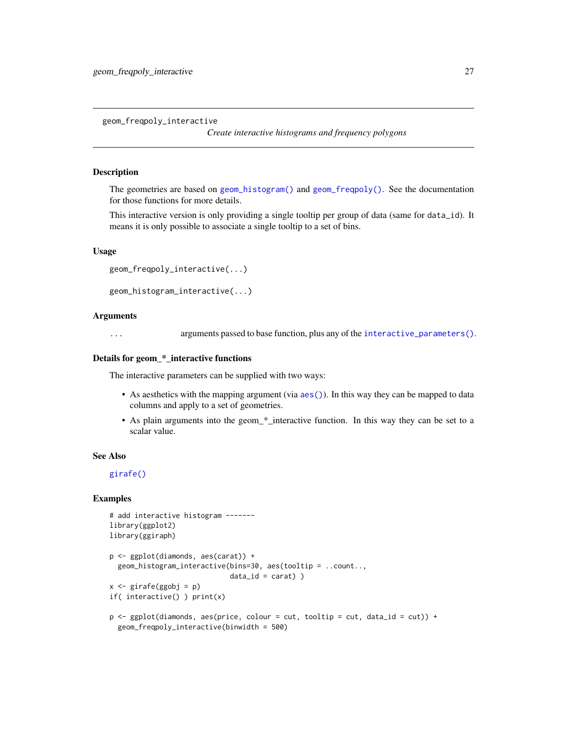geom_freqpoly_interactive

*Create interactive histograms and frequency polygons*

## Description

The geometries are based on `geom_histogram()` and `geom_freqpoly()`. See the documentation for those functions for more details.

This interactive version is only providing a single tooltip per group of data (same for `data_id`). It means it is only possible to associate a single tooltip to a set of bins.

## Usage

```
geom_freqpoly_interactive(...)

geom_histogram_interactive(...)
```

## Arguments

| | |
|---|---|
| `...` | arguments passed to base function, plus any of the `interactive_parameters()`. |

## Details for geom_*_interactive functions

The interactive parameters can be supplied with two ways:

- As aesthetics with the mapping argument (via `aes()`). In this way they can be mapped to data columns and apply to a set of geometries.
- As plain arguments into the geom_*_interactive function. In this way they can be set to a scalar value.

## See Also

`girafe()`

## Examples

```
# add interactive histogram -------
library(ggplot2)
library(ggiraph)

p <- ggplot(diamonds, aes(carat)) +
  geom_histogram_interactive(bins=30, aes(tooltip = ..count..,
                                data_id = carat) )
x <- girafe(ggobj = p)
if( interactive() ) print(x)

p <- ggplot(diamonds, aes(price, colour = cut, tooltip = cut, data_id = cut)) +
  geom_freqpoly_interactive(binwidth = 500)
```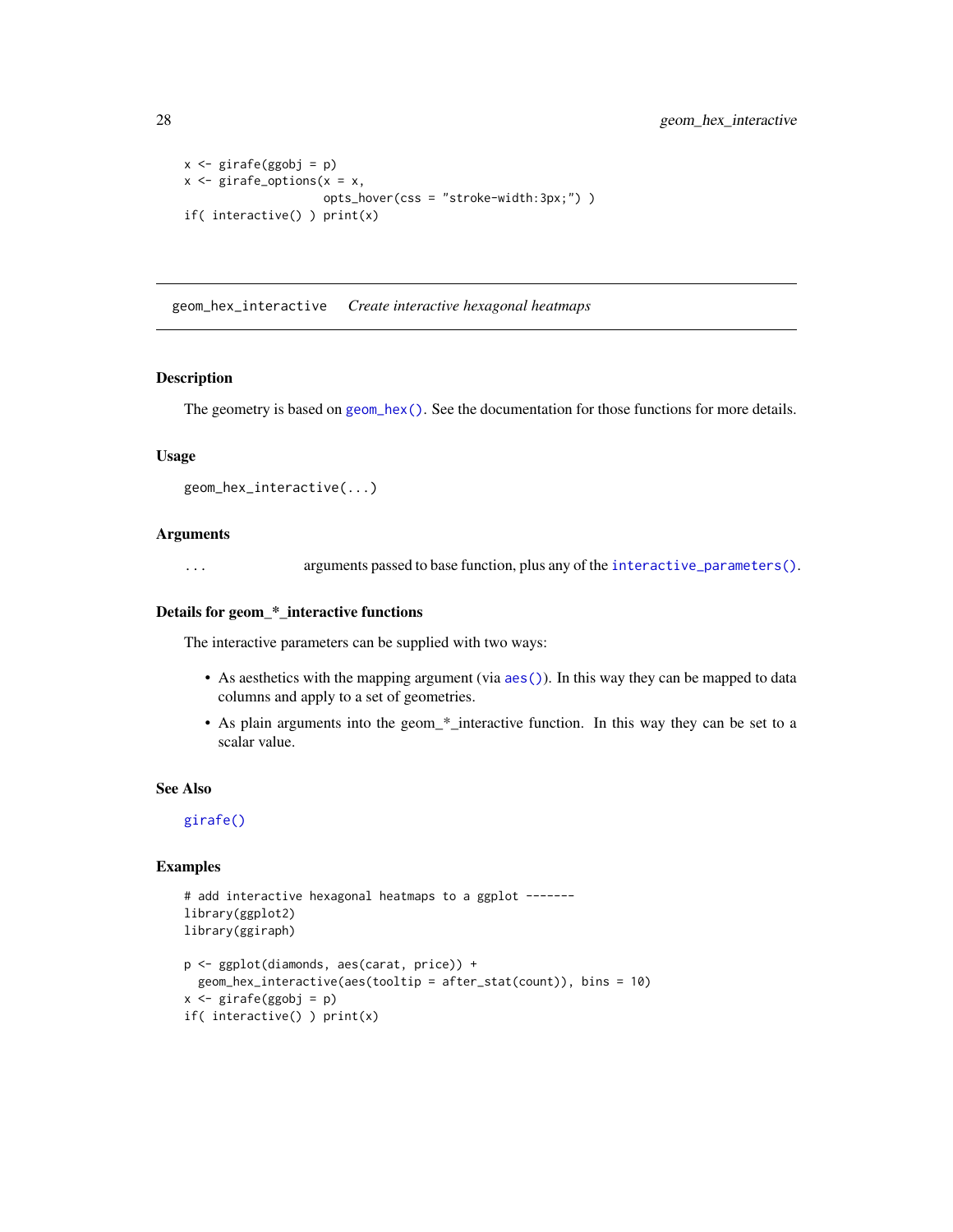```
x <- girafe(ggobj = p)
x <- girafe_options(x = x,
                    opts_hover(css = "stroke-width:3px;") )
if( interactive() ) print(x)
```

---

## geom_hex_interactive    *Create interactive hexagonal heatmaps*

---

### Description

The geometry is based on `geom_hex()`. See the documentation for those functions for more details.

### Usage

```
geom_hex_interactive(...)
```

### Arguments

| | |
|---|---|
| `...` | arguments passed to base function, plus any of the `interactive_parameters()`. |

### Details for geom_*_interactive functions

The interactive parameters can be supplied with two ways:

- As aesthetics with the mapping argument (via `aes()`). In this way they can be mapped to data columns and apply to a set of geometries.
- As plain arguments into the geom_*_interactive function. In this way they can be set to a scalar value.

### See Also

`girafe()`

### Examples

```
# add interactive hexagonal heatmaps to a ggplot -------
library(ggplot2)
library(ggiraph)

p <- ggplot(diamonds, aes(carat, price)) +
  geom_hex_interactive(aes(tooltip = after_stat(count)), bins = 10)
x <- girafe(ggobj = p)
if( interactive() ) print(x)
```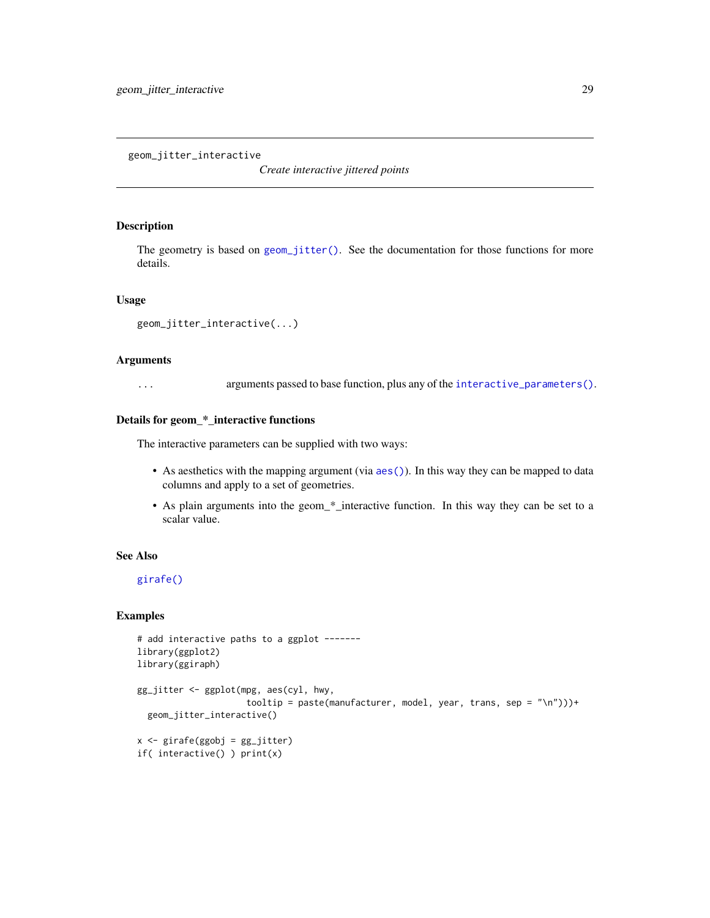# geom_jitter_interactive

*Create interactive jittered points*

## Description

The geometry is based on `geom_jitter()`. See the documentation for those functions for more details.

## Usage

```
geom_jitter_interactive(...)
```

## Arguments

| | |
|---|---|
| `...` | arguments passed to base function, plus any of the `interactive_parameters()`. |

## Details for geom_*_interactive functions

The interactive parameters can be supplied with two ways:

- As aesthetics with the mapping argument (via `aes()`). In this way they can be mapped to data columns and apply to a set of geometries.
- As plain arguments into the geom_*_interactive function. In this way they can be set to a scalar value.

## See Also

`girafe()`

## Examples

```
# add interactive paths to a ggplot -------
library(ggplot2)
library(ggiraph)

gg_jitter <- ggplot(mpg, aes(cyl, hwy,
                     tooltip = paste(manufacturer, model, year, trans, sep = "\n")))+
  geom_jitter_interactive()

x <- girafe(ggobj = gg_jitter)
if( interactive() ) print(x)
```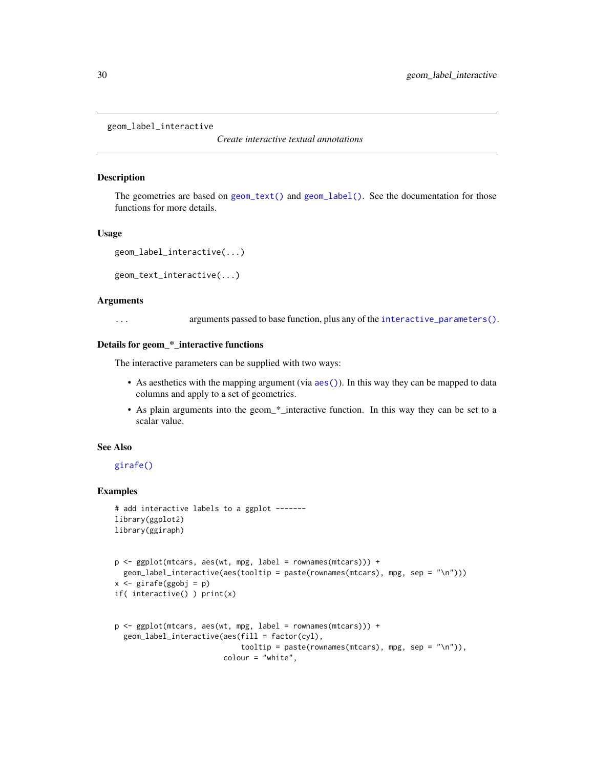geom_label_interactive

*Create interactive textual annotations*

## Description

The geometries are based on `geom_text()` and `geom_label()`. See the documentation for those functions for more details.

## Usage

```
geom_label_interactive(...)

geom_text_interactive(...)
```

## Arguments

| | |
|---|---|
| `...` | arguments passed to base function, plus any of the `interactive_parameters()`. |

## Details for geom_*_interactive functions

The interactive parameters can be supplied with two ways:

- As aesthetics with the mapping argument (via `aes()`). In this way they can be mapped to data columns and apply to a set of geometries.
- As plain arguments into the geom_*_interactive function. In this way they can be set to a scalar value.

## See Also

`girafe()`

## Examples

```
# add interactive labels to a ggplot -------
library(ggplot2)
library(ggiraph)


p <- ggplot(mtcars, aes(wt, mpg, label = rownames(mtcars))) +
  geom_label_interactive(aes(tooltip = paste(rownames(mtcars), mpg, sep = "\n")))
x <- girafe(ggobj = p)
if( interactive() ) print(x)


p <- ggplot(mtcars, aes(wt, mpg, label = rownames(mtcars))) +
  geom_label_interactive(aes(fill = factor(cyl),
                             tooltip = paste(rownames(mtcars), mpg, sep = "\n")),
                         colour = "white",
```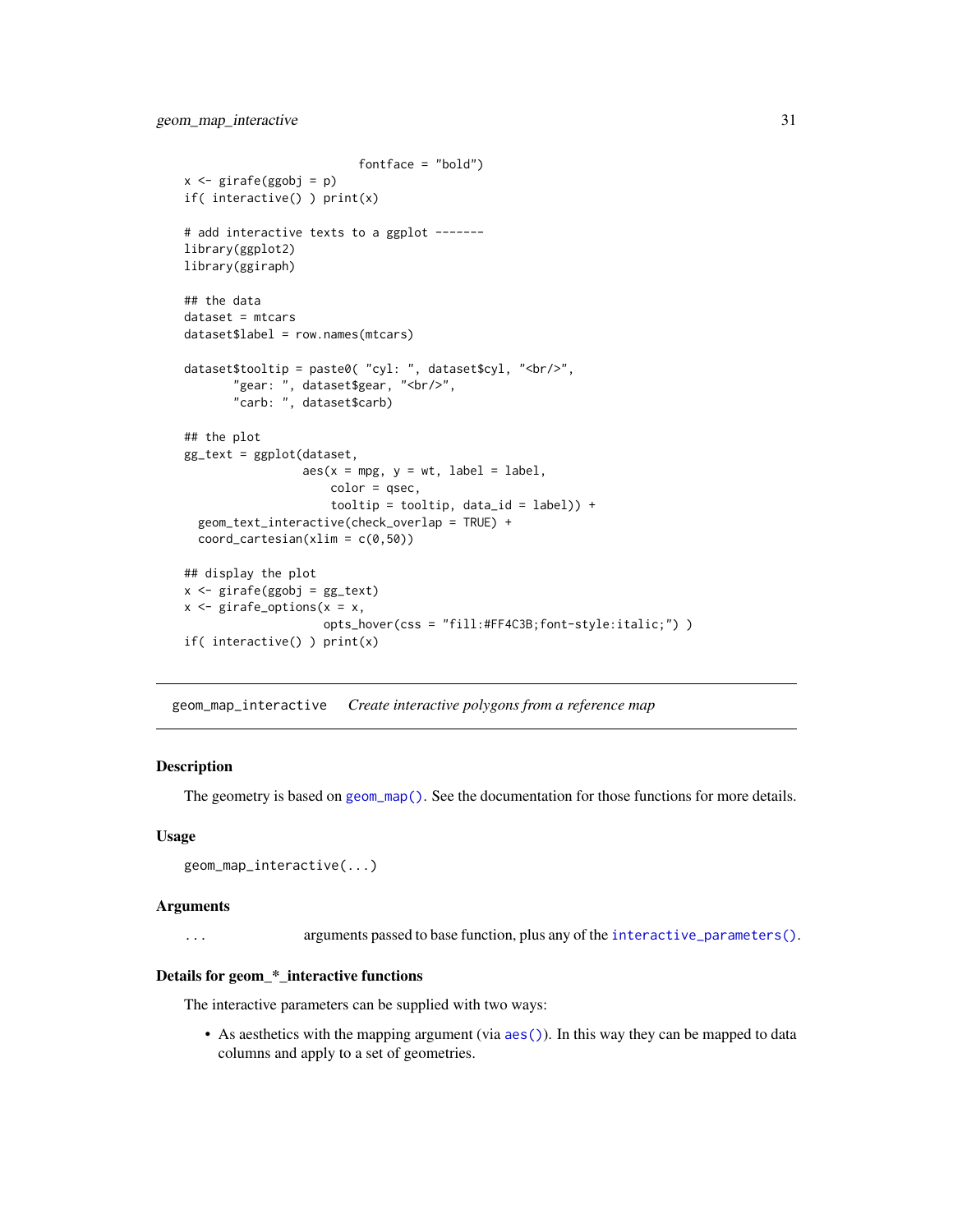```
                            fontface = "bold")
x <- girafe(ggobj = p)
if( interactive() ) print(x)

# add interactive texts to a ggplot -------
library(ggplot2)
library(ggiraph)

## the data
dataset = mtcars
dataset$label = row.names(mtcars)

dataset$tooltip = paste0( "cyl: ", dataset$cyl, "<br/>",
       "gear: ", dataset$gear, "<br/>",
       "carb: ", dataset$carb)

## the plot
gg_text = ggplot(dataset,
                 aes(x = mpg, y = wt, label = label,
                     color = qsec,
                     tooltip = tooltip, data_id = label)) +
  geom_text_interactive(check_overlap = TRUE) +
  coord_cartesian(xlim = c(0,50))

## display the plot
x <- girafe(ggobj = gg_text)
x <- girafe_options(x = x,
                    opts_hover(css = "fill:#FF4C3B;font-style:italic;") )
if( interactive() ) print(x)
```

---

## geom_map_interactive *Create interactive polygons from a reference map*

### Description

The geometry is based on geom_map(). See the documentation for those functions for more details.

### Usage

```
geom_map_interactive(...)
```

### Arguments

| | |
|---|---|
| ... | arguments passed to base function, plus any of the interactive_parameters(). |

### Details for geom_*_interactive functions

The interactive parameters can be supplied with two ways:

- As aesthetics with the mapping argument (via aes()). In this way they can be mapped to data columns and apply to a set of geometries.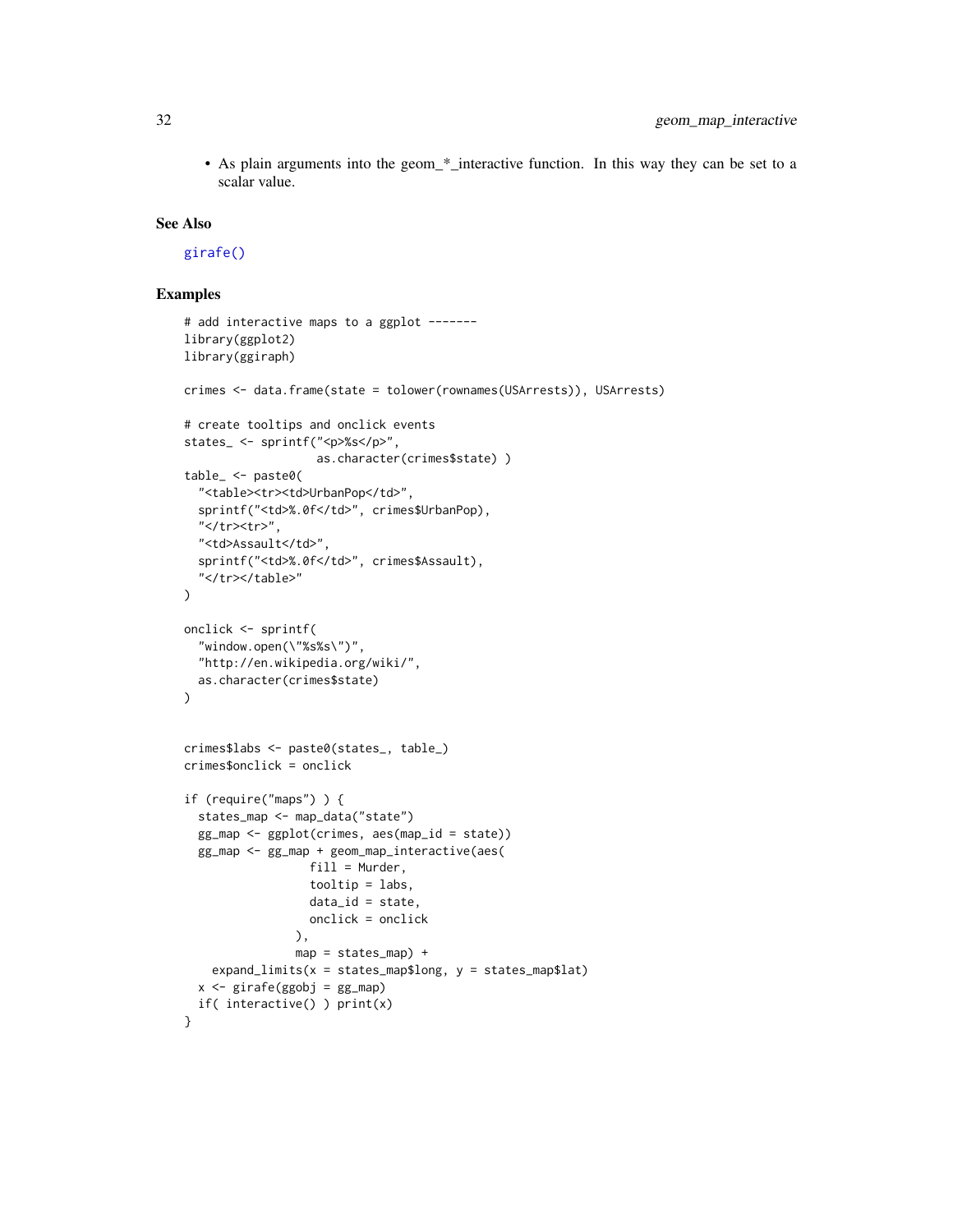- As plain arguments into the geom_*_interactive function. In this way they can be set to a scalar value.

## See Also

girafe()

## Examples

```
# add interactive maps to a ggplot -------
library(ggplot2)
library(ggiraph)

crimes <- data.frame(state = tolower(rownames(USArrests)), USArrests)

# create tooltips and onclick events
states_ <- sprintf("<p>%s</p>",
                   as.character(crimes$state) )
table_ <- paste0(
  "<table><tr><td>UrbanPop</td>",
  sprintf("<td>%.0f</td>", crimes$UrbanPop),
  "</tr><tr>",
  "<td>Assault</td>",
  sprintf("<td>%.0f</td>", crimes$Assault),
  "</tr></table>"
)

onclick <- sprintf(
  "window.open(\"%s%s\")",
  "http://en.wikipedia.org/wiki/",
  as.character(crimes$state)
)


crimes$labs <- paste0(states_, table_)
crimes$onclick = onclick

if (require("maps") ) {
  states_map <- map_data("state")
  gg_map <- ggplot(crimes, aes(map_id = state))
  gg_map <- gg_map + geom_map_interactive(aes(
                  fill = Murder,
                  tooltip = labs,
                  data_id = state,
                  onclick = onclick
                ),
                map = states_map) +
    expand_limits(x = states_map$long, y = states_map$lat)
  x <- girafe(ggobj = gg_map)
  if( interactive() ) print(x)
}
```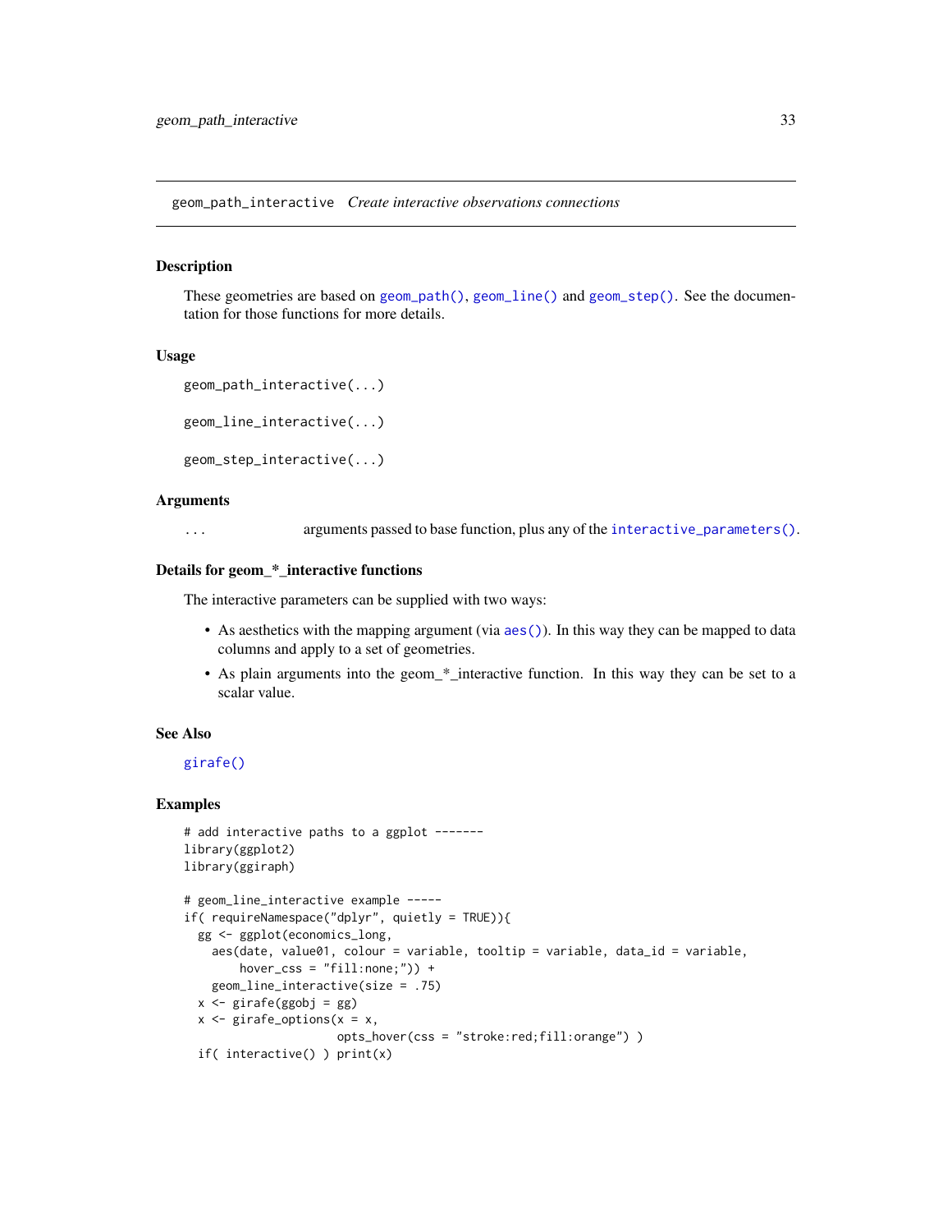geom_path_interactive *Create interactive observations connections*

## Description

These geometries are based on `geom_path()`, `geom_line()` and `geom_step()`. See the documentation for those functions for more details.

## Usage

```
geom_path_interactive(...)

geom_line_interactive(...)

geom_step_interactive(...)
```

## Arguments

| | |
|---|---|
| ... | arguments passed to base function, plus any of the `interactive_parameters()`. |

## Details for geom_*_interactive functions

The interactive parameters can be supplied with two ways:

- As aesthetics with the mapping argument (via `aes()`). In this way they can be mapped to data columns and apply to a set of geometries.
- As plain arguments into the geom_*_interactive function. In this way they can be set to a scalar value.

## See Also

`girafe()`

## Examples

```
# add interactive paths to a ggplot -------
library(ggplot2)
library(ggiraph)

# geom_line_interactive example -----
if( requireNamespace("dplyr", quietly = TRUE)){
  gg <- ggplot(economics_long,
    aes(date, value01, colour = variable, tooltip = variable, data_id = variable,
        hover_css = "fill:none;")) +
    geom_line_interactive(size = .75)
  x <- girafe(ggobj = gg)
  x <- girafe_options(x = x,
                      opts_hover(css = "stroke:red;fill:orange") )
  if( interactive() ) print(x)
```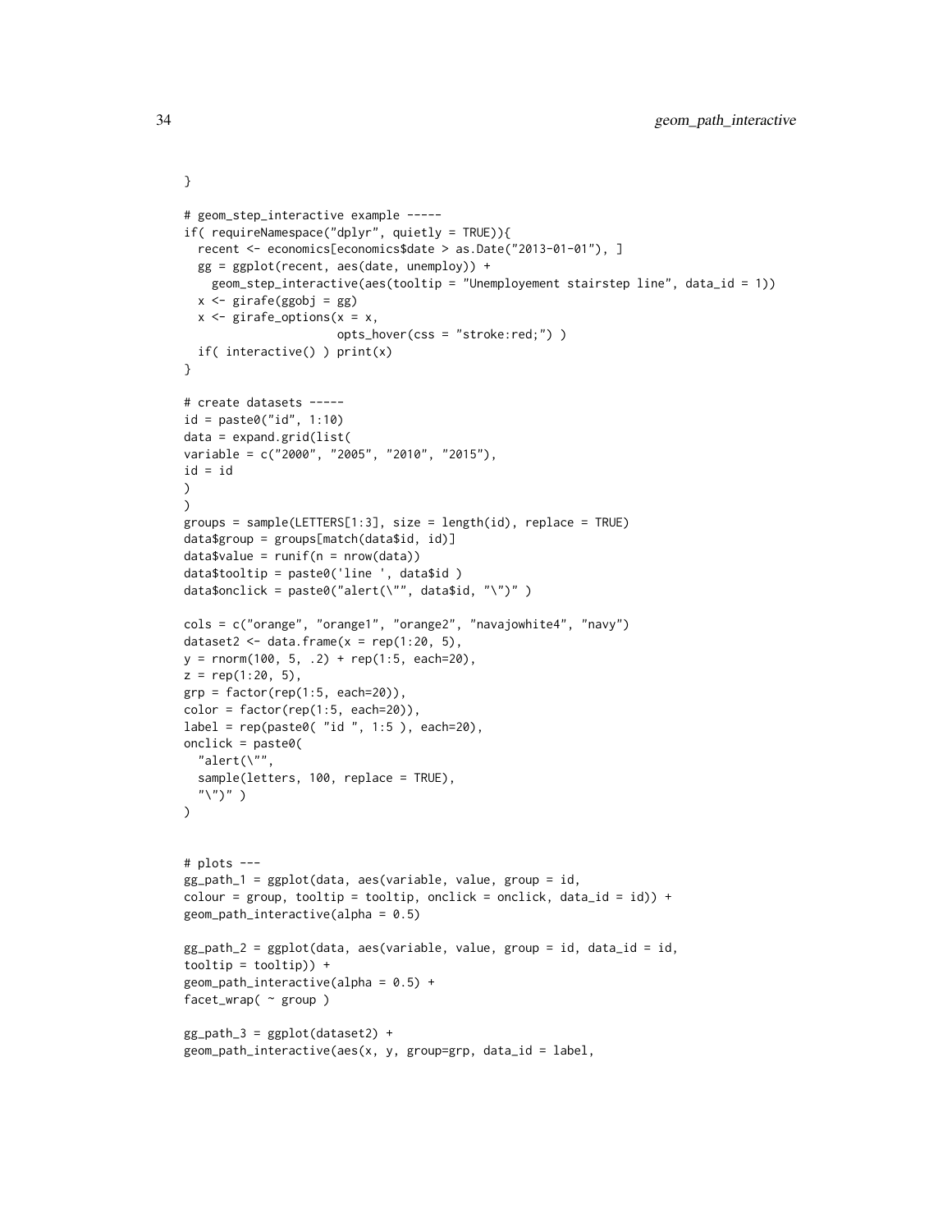```
}

# geom_step_interactive example -----
if( requireNamespace("dplyr", quietly = TRUE)){
  recent <- economics[economics$date > as.Date("2013-01-01"), ]
  gg = ggplot(recent, aes(date, unemploy)) +
    geom_step_interactive(aes(tooltip = "Unemployement stairstep line", data_id = 1))
  x <- girafe(ggobj = gg)
  x <- girafe_options(x = x,
                    opts_hover(css = "stroke:red;") )
  if( interactive() ) print(x)
}

# create datasets -----
id = paste0("id", 1:10)
data = expand.grid(list(
variable = c("2000", "2005", "2010", "2015"),
id = id
)
)
groups = sample(LETTERS[1:3], size = length(id), replace = TRUE)
data$group = groups[match(data$id, id)]
data$value = runif(n = nrow(data))
data$tooltip = paste0('line ', data$id )
data$onclick = paste0("alert(\"", data$id, "\")" )

cols = c("orange", "orange1", "orange2", "navajowhite4", "navy")
dataset2 <- data.frame(x = rep(1:20, 5),
y = rnorm(100, 5, .2) + rep(1:5, each=20),
z = rep(1:20, 5),
grp = factor(rep(1:5, each=20)),
color = factor(rep(1:5, each=20)),
label = rep(paste0( "id ", 1:5 ), each=20),
onclick = paste0(
  "alert(\"",
  sample(letters, 100, replace = TRUE),
  "\")" )
)


# plots ---
gg_path_1 = ggplot(data, aes(variable, value, group = id,
colour = group, tooltip = tooltip, onclick = onclick, data_id = id)) +
geom_path_interactive(alpha = 0.5)

gg_path_2 = ggplot(data, aes(variable, value, group = id, data_id = id,
tooltip = tooltip)) +
geom_path_interactive(alpha = 0.5) +
facet_wrap( ~ group )

gg_path_3 = ggplot(dataset2) +
geom_path_interactive(aes(x, y, group=grp, data_id = label,
```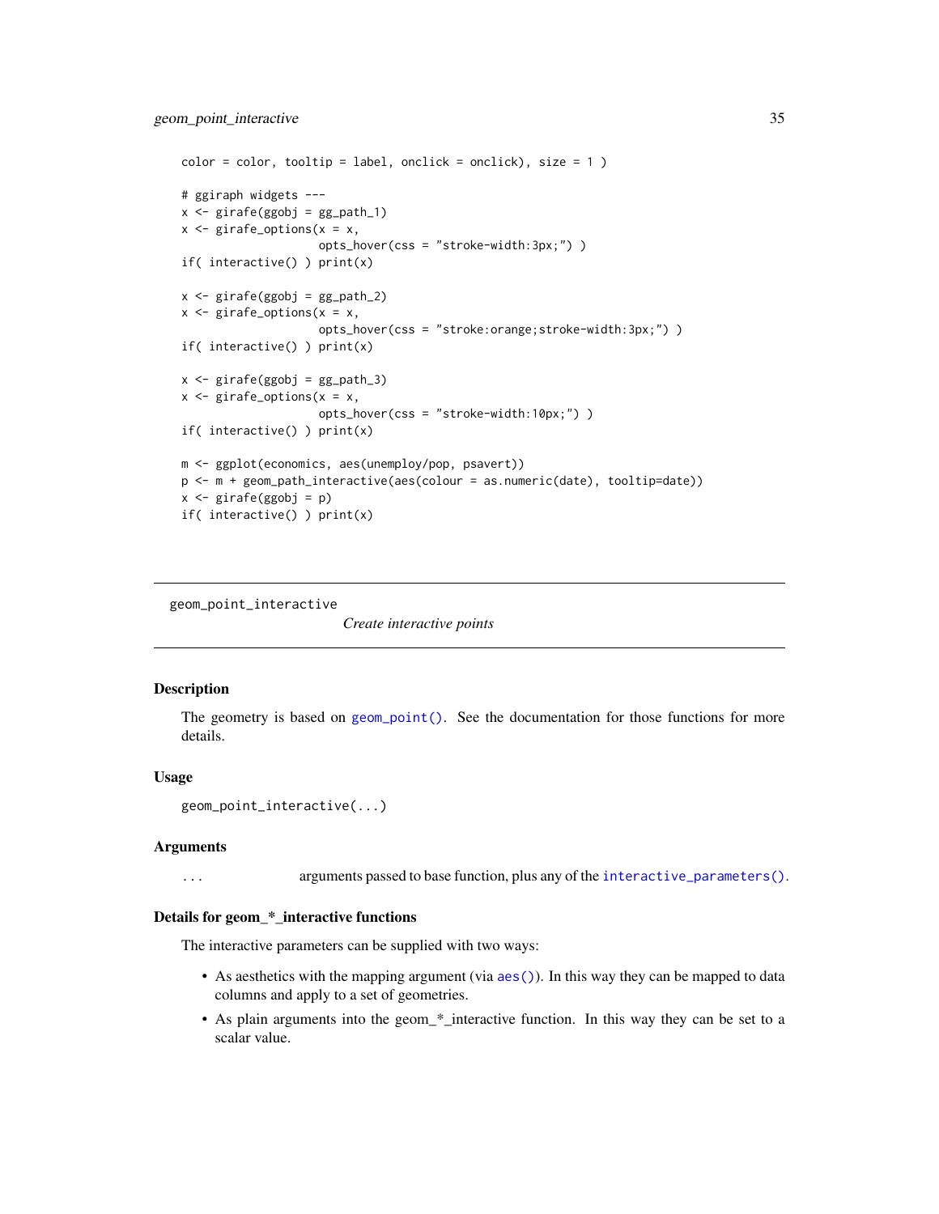```
color = color, tooltip = label, onclick = onclick), size = 1 )

# ggiraph widgets ---
x <- girafe(ggobj = gg_path_1)
x <- girafe_options(x = x,
                    opts_hover(css = "stroke-width:3px;") )
if( interactive() ) print(x)

x <- girafe(ggobj = gg_path_2)
x <- girafe_options(x = x,
                    opts_hover(css = "stroke:orange;stroke-width:3px;") )
if( interactive() ) print(x)

x <- girafe(ggobj = gg_path_3)
x <- girafe_options(x = x,
                    opts_hover(css = "stroke-width:10px;") )
if( interactive() ) print(x)

m <- ggplot(economics, aes(unemploy/pop, psavert))
p <- m + geom_path_interactive(aes(colour = as.numeric(date), tooltip=date))
x <- girafe(ggobj = p)
if( interactive() ) print(x)
```

---

`geom_point_interactive` *Create interactive points*

---

## Description

The geometry is based on `geom_point()`. See the documentation for those functions for more details.

## Usage

```
geom_point_interactive(...)
```

## Arguments

| | |
|---|---|
| `...` | arguments passed to base function, plus any of the `interactive_parameters()`. |

## Details for geom_*_interactive functions

The interactive parameters can be supplied with two ways:

- As aesthetics with the mapping argument (via `aes()`). In this way they can be mapped to data columns and apply to a set of geometries.
- As plain arguments into the geom_*_interactive function. In this way they can be set to a scalar value.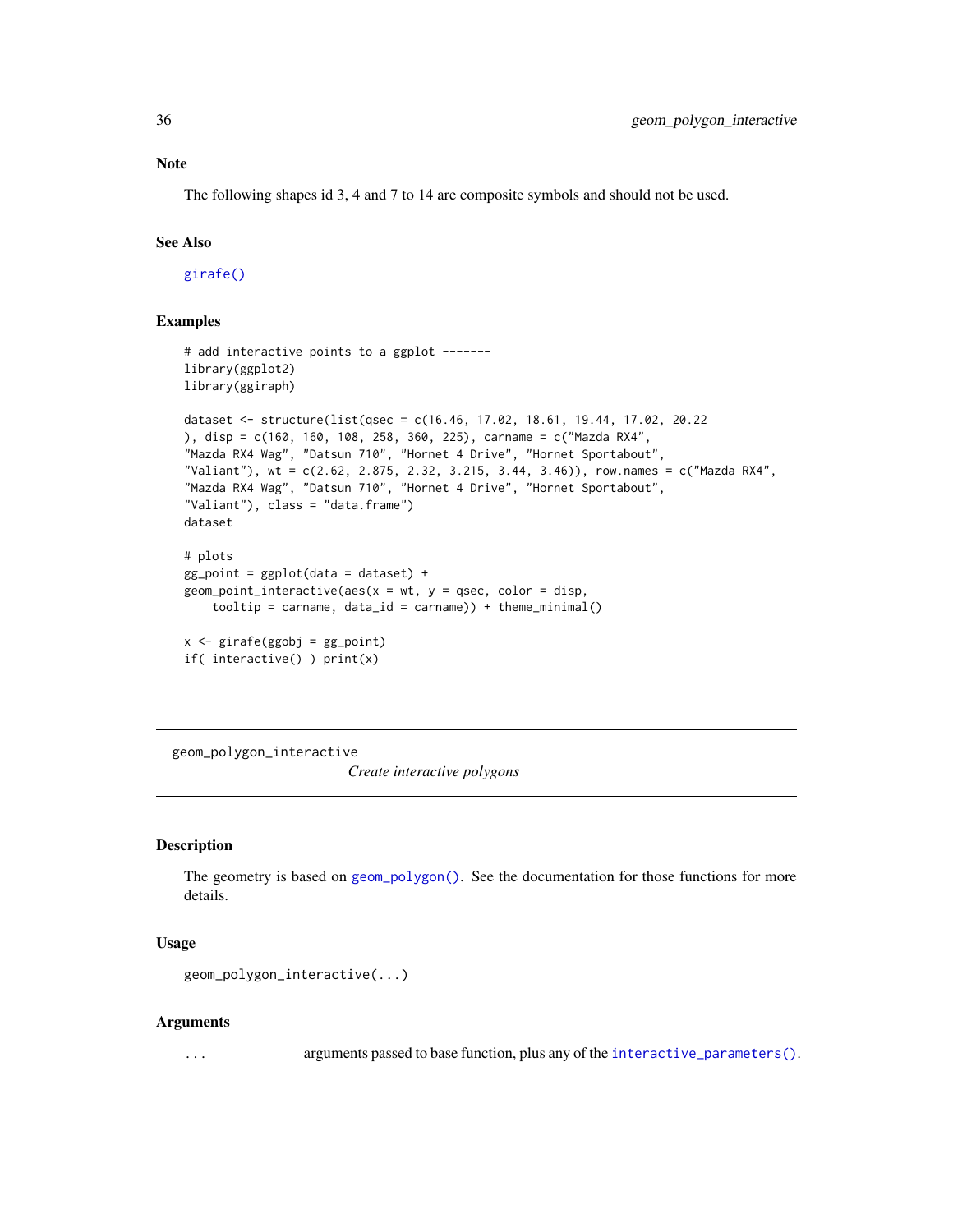### Note

The following shapes id 3, 4 and 7 to 14 are composite symbols and should not be used.

### See Also

`girafe()`

### Examples

```
# add interactive points to a ggplot -------
library(ggplot2)
library(ggiraph)

dataset <- structure(list(qsec = c(16.46, 17.02, 18.61, 19.44, 17.02, 20.22
), disp = c(160, 160, 108, 258, 360, 225), carname = c("Mazda RX4",
"Mazda RX4 Wag", "Datsun 710", "Hornet 4 Drive", "Hornet Sportabout",
"Valiant"), wt = c(2.62, 2.875, 2.32, 3.215, 3.44, 3.46)), row.names = c("Mazda RX4",
"Mazda RX4 Wag", "Datsun 710", "Hornet 4 Drive", "Hornet Sportabout",
"Valiant"), class = "data.frame")
dataset

# plots
gg_point = ggplot(data = dataset) +
geom_point_interactive(aes(x = wt, y = qsec, color = disp,
    tooltip = carname, data_id = carname)) + theme_minimal()

x <- girafe(ggobj = gg_point)
if( interactive() ) print(x)
```

---

## geom_polygon_interactive

*Create interactive polygons*

---

### Description

The geometry is based on `geom_polygon()`. See the documentation for those functions for more details.

### Usage

```
geom_polygon_interactive(...)
```

### Arguments

| | |
|---|---|
| `...` | arguments passed to base function, plus any of the `interactive_parameters()`. |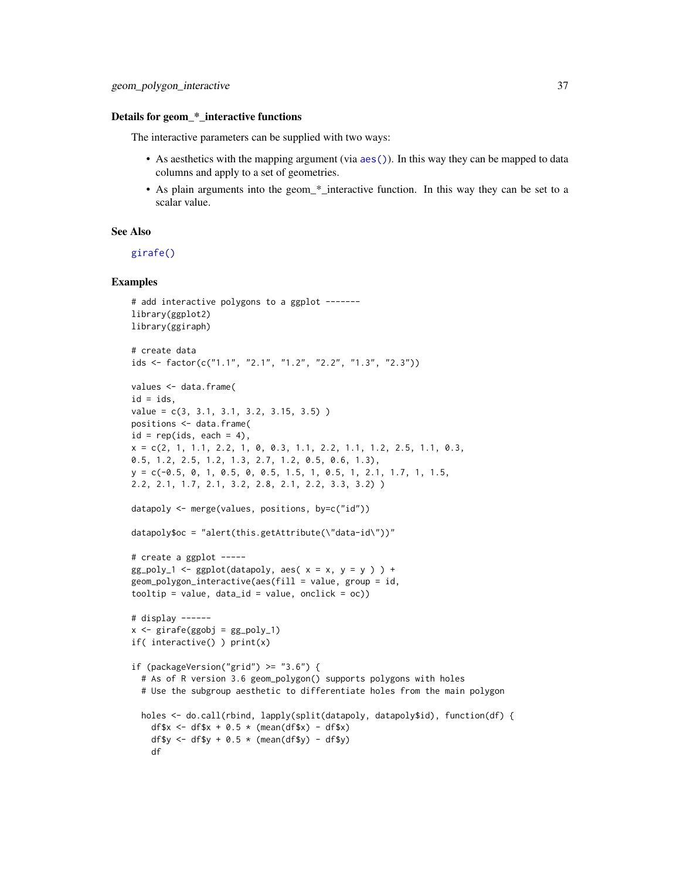### Details for geom_*_interactive functions

The interactive parameters can be supplied with two ways:

- As aesthetics with the mapping argument (via aes()). In this way they can be mapped to data columns and apply to a set of geometries.
- As plain arguments into the geom_*_interactive function. In this way they can be set to a scalar value.

### See Also

girafe()

### Examples

```
# add interactive polygons to a ggplot -------
library(ggplot2)
library(ggiraph)

# create data
ids <- factor(c("1.1", "2.1", "1.2", "2.2", "1.3", "2.3"))

values <- data.frame(
id = ids,
value = c(3, 3.1, 3.1, 3.2, 3.15, 3.5) )
positions <- data.frame(
id = rep(ids, each = 4),
x = c(2, 1, 1.1, 2.2, 1, 0, 0.3, 1.1, 2.2, 1.1, 1.2, 2.5, 1.1, 0.3,
0.5, 1.2, 2.5, 1.2, 1.3, 2.7, 1.2, 0.5, 0.6, 1.3),
y = c(-0.5, 0, 1, 0.5, 0, 0.5, 1.5, 1, 0.5, 1, 2.1, 1.7, 1, 1.5,
2.2, 2.1, 1.7, 2.1, 3.2, 2.8, 2.1, 2.2, 3.3, 3.2) )

datapoly <- merge(values, positions, by=c("id"))

datapoly$oc = "alert(this.getAttribute(\"data-id\"))"

# create a ggplot -----
gg_poly_1 <- ggplot(datapoly, aes( x = x, y = y ) ) +
geom_polygon_interactive(aes(fill = value, group = id,
tooltip = value, data_id = value, onclick = oc))

# display ------
x <- girafe(ggobj = gg_poly_1)
if( interactive() ) print(x)

if (packageVersion("grid") >= "3.6") {
  # As of R version 3.6 geom_polygon() supports polygons with holes
  # Use the subgroup aesthetic to differentiate holes from the main polygon

  holes <- do.call(rbind, lapply(split(datapoly, datapoly$id), function(df) {
    df$x <- df$x + 0.5 * (mean(df$x) - df$x)
    df$y <- df$y + 0.5 * (mean(df$y) - df$y)
    df
```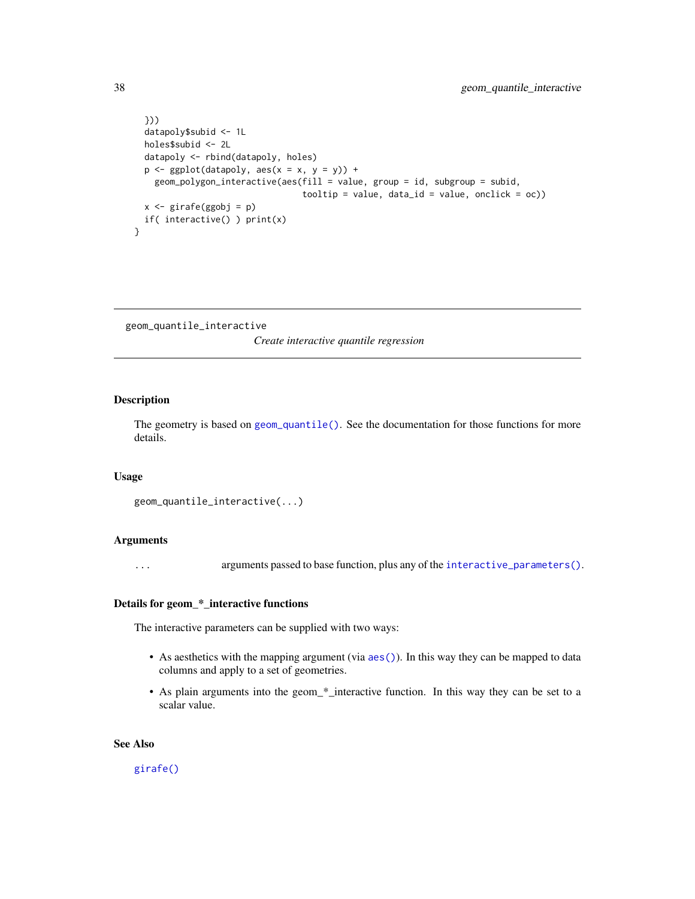```
  }))
  datapoly$subid <- 1L
  holes$subid <- 2L
  datapoly <- rbind(datapoly, holes)
  p <- ggplot(datapoly, aes(x = x, y = y)) +
    geom_polygon_interactive(aes(fill = value, group = id, subgroup = subid,
                                 tooltip = value, data_id = value, onclick = oc))
  x <- girafe(ggobj = p)
  if( interactive() ) print(x)
}
```

---

## geom_quantile_interactive

*Create interactive quantile regression*

---

### Description

The geometry is based on `geom_quantile()`. See the documentation for those functions for more details.

### Usage

```
geom_quantile_interactive(...)
```

### Arguments

| | |
|---|---|
| `...` | arguments passed to base function, plus any of the `interactive_parameters()`. |

### Details for geom_*_interactive functions

The interactive parameters can be supplied with two ways:

- As aesthetics with the mapping argument (via `aes()`). In this way they can be mapped to data columns and apply to a set of geometries.
- As plain arguments into the geom_*_interactive function. In this way they can be set to a scalar value.

### See Also

`girafe()`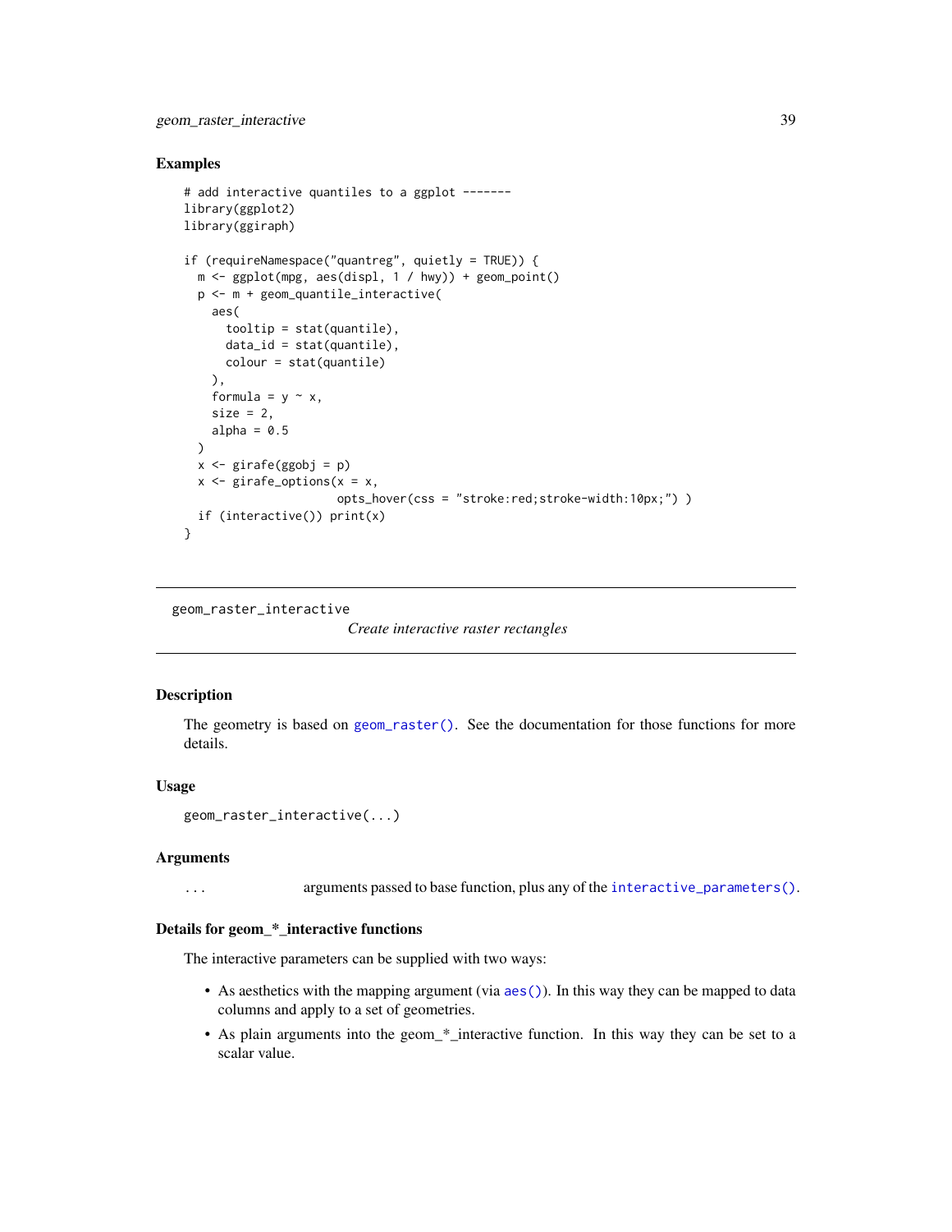### Examples

```
# add interactive quantiles to a ggplot -------
library(ggplot2)
library(ggiraph)

if (requireNamespace("quantreg", quietly = TRUE)) {
  m <- ggplot(mpg, aes(displ, 1 / hwy)) + geom_point()
  p <- m + geom_quantile_interactive(
    aes(
      tooltip = stat(quantile),
      data_id = stat(quantile),
      colour = stat(quantile)
    ),
    formula = y ~ x,
    size = 2,
    alpha = 0.5
  )
  x <- girafe(ggobj = p)
  x <- girafe_options(x = x,
                      opts_hover(css = "stroke:red;stroke-width:10px;") )
  if (interactive()) print(x)
}
```

---

## geom_raster_interactive

*Create interactive raster rectangles*

---

### Description

The geometry is based on `geom_raster()`. See the documentation for those functions for more details.

### Usage

```
geom_raster_interactive(...)
```

### Arguments

| | |
|---|---|
| `...` | arguments passed to base function, plus any of the `interactive_parameters()`. |

### Details for geom_*_interactive functions

The interactive parameters can be supplied with two ways:

- As aesthetics with the mapping argument (via `aes()`). In this way they can be mapped to data columns and apply to a set of geometries.
- As plain arguments into the geom_*_interactive function. In this way they can be set to a scalar value.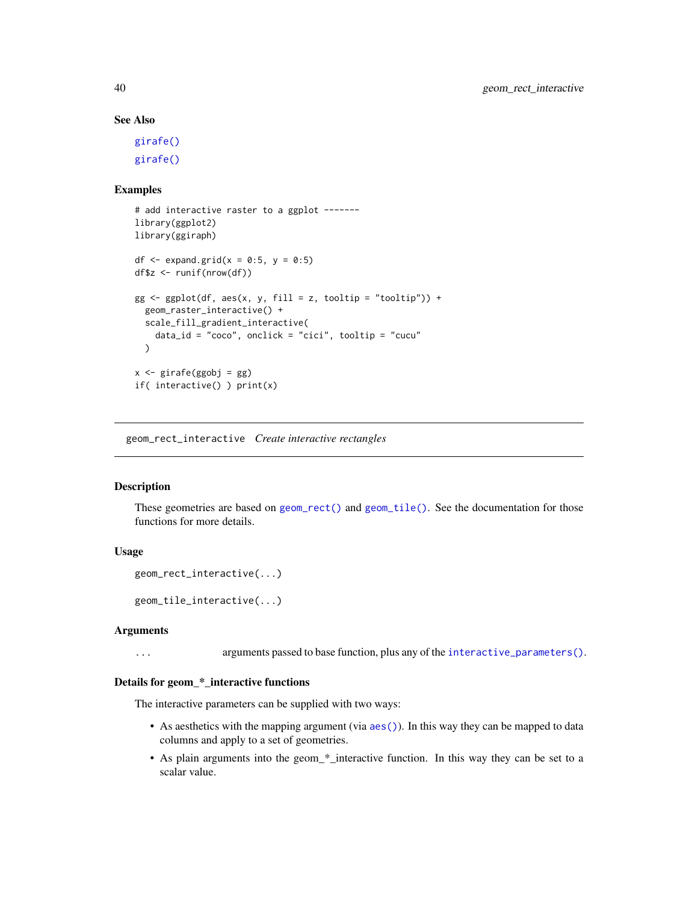### See Also

girafe()

girafe()

### Examples

```
# add interactive raster to a ggplot -------
library(ggplot2)
library(ggiraph)

df <- expand.grid(x = 0:5, y = 0:5)
df$z <- runif(nrow(df))

gg <- ggplot(df, aes(x, y, fill = z, tooltip = "tooltip")) +
  geom_raster_interactive() +
  scale_fill_gradient_interactive(
    data_id = "coco", onclick = "cici", tooltip = "cucu"
  )

x <- girafe(ggobj = gg)
if( interactive() ) print(x)
```

---

## geom_rect_interactive *Create interactive rectangles*

---

### Description

These geometries are based on geom_rect() and geom_tile(). See the documentation for those functions for more details.

### Usage

```
geom_rect_interactive(...)

geom_tile_interactive(...)
```

### Arguments

| | |
|---|---|
| ... | arguments passed to base function, plus any of the interactive_parameters(). |

### Details for geom_*_interactive functions

The interactive parameters can be supplied with two ways:

- As aesthetics with the mapping argument (via aes()). In this way they can be mapped to data columns and apply to a set of geometries.
- As plain arguments into the geom_*_interactive function. In this way they can be set to a scalar value.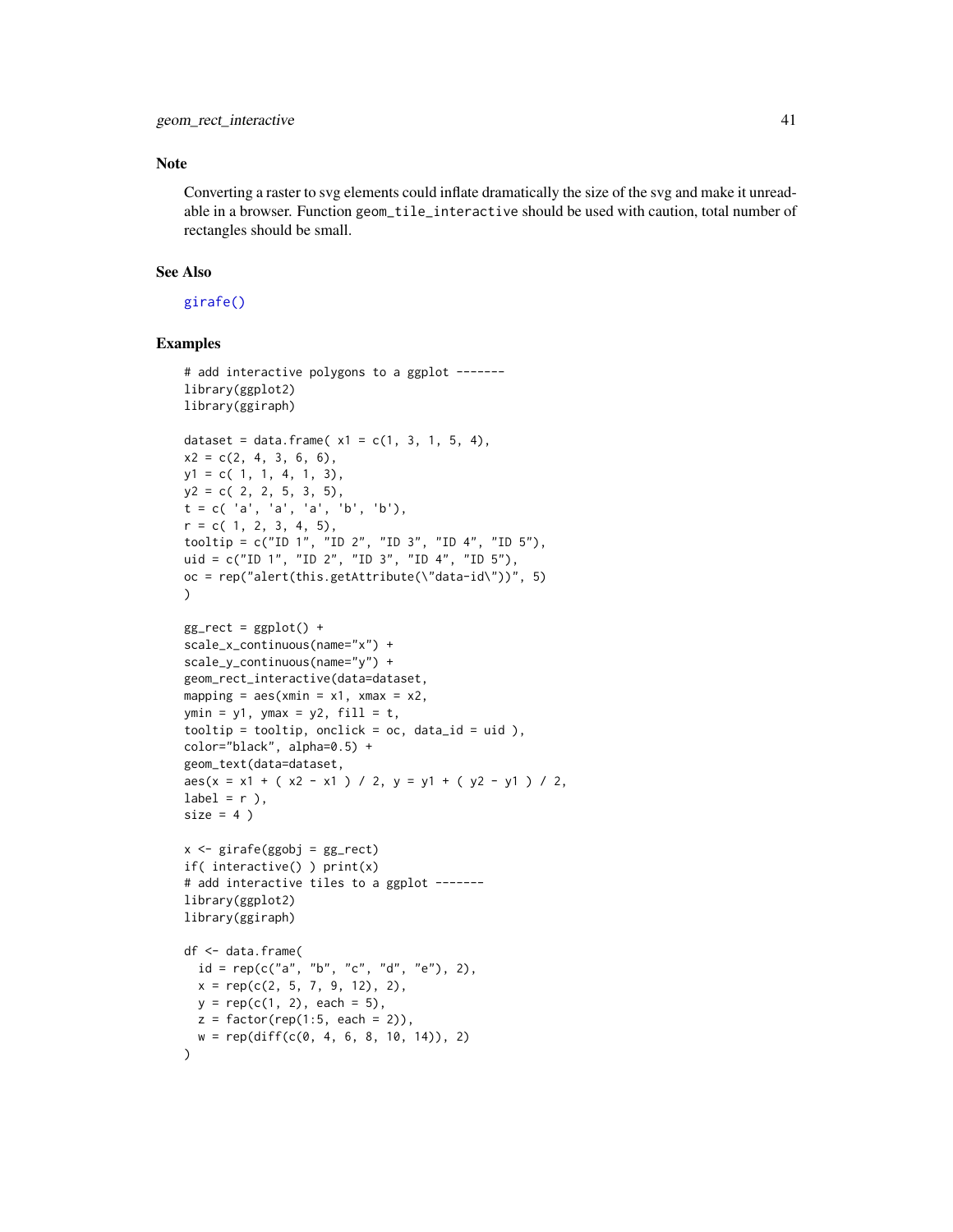## Note

Converting a raster to svg elements could inflate dramatically the size of the svg and make it unreadable in a browser. Function `geom_tile_interactive` should be used with caution, total number of rectangles should be small.

## See Also

girafe()

## Examples

```
# add interactive polygons to a ggplot -------
library(ggplot2)
library(ggiraph)

dataset = data.frame( x1 = c(1, 3, 1, 5, 4),
x2 = c(2, 4, 3, 6, 6),
y1 = c( 1, 1, 4, 1, 3),
y2 = c( 2, 2, 5, 3, 5),
t = c( 'a', 'a', 'a', 'b', 'b'),
r = c( 1, 2, 3, 4, 5),
tooltip = c("ID 1", "ID 2", "ID 3", "ID 4", "ID 5"),
uid = c("ID 1", "ID 2", "ID 3", "ID 4", "ID 5"),
oc = rep("alert(this.getAttribute(\"data-id\"))", 5)
)

gg_rect = ggplot() +
scale_x_continuous(name="x") +
scale_y_continuous(name="y") +
geom_rect_interactive(data=dataset,
mapping = aes(xmin = x1, xmax = x2,
ymin = y1, ymax = y2, fill = t,
tooltip = tooltip, onclick = oc, data_id = uid ),
color="black", alpha=0.5) +
geom_text(data=dataset,
aes(x = x1 + ( x2 - x1 ) / 2, y = y1 + ( y2 - y1 ) / 2,
label = r ),
size = 4 )

x <- girafe(ggobj = gg_rect)
if( interactive() ) print(x)
# add interactive tiles to a ggplot -------
library(ggplot2)
library(ggiraph)

df <- data.frame(
  id = rep(c("a", "b", "c", "d", "e"), 2),
  x = rep(c(2, 5, 7, 9, 12), 2),
  y = rep(c(1, 2), each = 5),
  z = factor(rep(1:5, each = 2)),
  w = rep(diff(c(0, 4, 6, 8, 10, 14)), 2)
)
```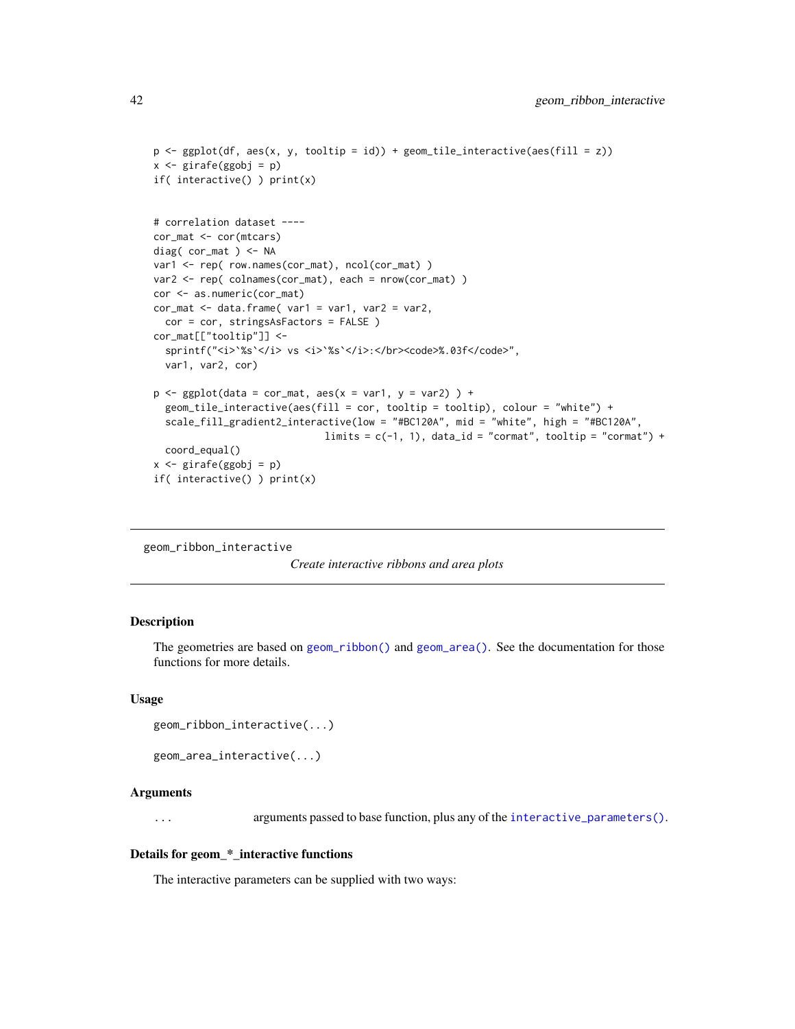```
p <- ggplot(df, aes(x, y, tooltip = id)) + geom_tile_interactive(aes(fill = z))
x <- girafe(ggobj = p)
if( interactive() ) print(x)


# correlation dataset ----
cor_mat <- cor(mtcars)
diag( cor_mat ) <- NA
var1 <- rep( row.names(cor_mat), ncol(cor_mat) )
var2 <- rep( colnames(cor_mat), each = nrow(cor_mat) )
cor <- as.numeric(cor_mat)
cor_mat <- data.frame( var1 = var1, var2 = var2,
  cor = cor, stringsAsFactors = FALSE )
cor_mat[["tooltip"]] <-
  sprintf("<i>`%s`</i> vs <i>`%s`</i>:</br><code>%.03f</code>",
  var1, var2, cor)

p <- ggplot(data = cor_mat, aes(x = var1, y = var2) ) +
  geom_tile_interactive(aes(fill = cor, tooltip = tooltip), colour = "white") +
  scale_fill_gradient2_interactive(low = "#BC120A", mid = "white", high = "#BC120A",
                            limits = c(-1, 1), data_id = "cormat", tooltip = "cormat") +
  coord_equal()
x <- girafe(ggobj = p)
if( interactive() ) print(x)
```

---

## geom_ribbon_interactive

*Create interactive ribbons and area plots*

---

### Description

The geometries are based on `geom_ribbon()` and `geom_area()`. See the documentation for those functions for more details.

### Usage

```
geom_ribbon_interactive(...)

geom_area_interactive(...)
```

### Arguments

| | |
|---|---|
| `...` | arguments passed to base function, plus any of the `interactive_parameters()`. |

### Details for geom_*_interactive functions

The interactive parameters can be supplied with two ways: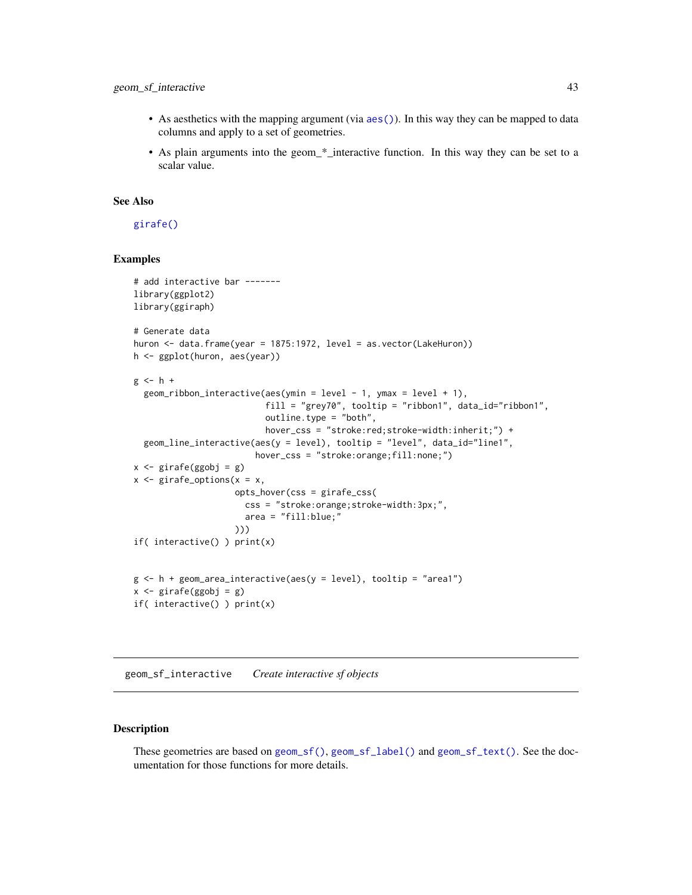- As aesthetics with the mapping argument (via `aes()`). In this way they can be mapped to data columns and apply to a set of geometries.
- As plain arguments into the geom_*_interactive function. In this way they can be set to a scalar value.

### See Also

`girafe()`

### Examples

```
# add interactive bar -------
library(ggplot2)
library(ggiraph)

# Generate data
huron <- data.frame(year = 1875:1972, level = as.vector(LakeHuron))
h <- ggplot(huron, aes(year))

g <- h +
  geom_ribbon_interactive(aes(ymin = level - 1, ymax = level + 1),
                          fill = "grey70", tooltip = "ribbon1", data_id="ribbon1",
                          outline.type = "both",
                          hover_css = "stroke:red;stroke-width:inherit;") +
  geom_line_interactive(aes(y = level), tooltip = "level", data_id="line1",
                        hover_css = "stroke:orange;fill:none;")
x <- girafe(ggobj = g)
x <- girafe_options(x = x,
                    opts_hover(css = girafe_css(
                      css = "stroke:orange;stroke-width:3px;",
                      area = "fill:blue;"
                    )))
if( interactive() ) print(x)


g <- h + geom_area_interactive(aes(y = level), tooltip = "area1")
x <- girafe(ggobj = g)
if( interactive() ) print(x)
```

---

## geom_sf_interactive *Create interactive sf objects*

### Description

These geometries are based on `geom_sf()`, `geom_sf_label()` and `geom_sf_text()`. See the documentation for those functions for more details.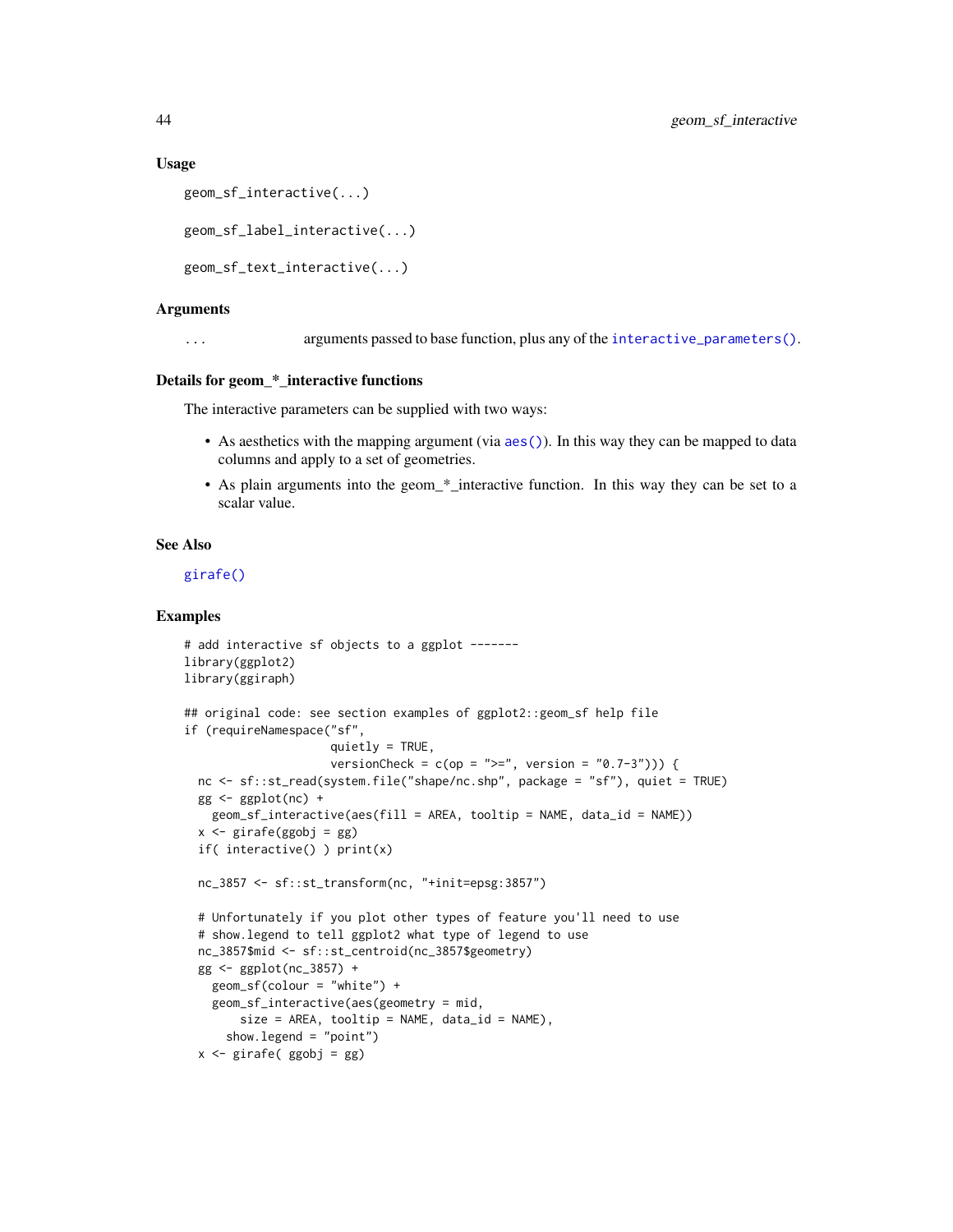### Usage

```
geom_sf_interactive(...)

geom_sf_label_interactive(...)

geom_sf_text_interactive(...)
```

### Arguments

| | |
|---|---|
| ... | arguments passed to base function, plus any of the interactive_parameters(). |

### Details for geom_*_interactive functions

The interactive parameters can be supplied with two ways:

- As aesthetics with the mapping argument (via aes()). In this way they can be mapped to data columns and apply to a set of geometries.
- As plain arguments into the geom_*_interactive function. In this way they can be set to a scalar value.

### See Also

girafe()

### Examples

```
# add interactive sf objects to a ggplot -------
library(ggplot2)
library(ggiraph)

## original code: see section examples of ggplot2::geom_sf help file
if (requireNamespace("sf",
                     quietly = TRUE,
                     versionCheck = c(op = ">=", version = "0.7-3"))) {
  nc <- sf::st_read(system.file("shape/nc.shp", package = "sf"), quiet = TRUE)
  gg <- ggplot(nc) +
    geom_sf_interactive(aes(fill = AREA, tooltip = NAME, data_id = NAME))
  x <- girafe(ggobj = gg)
  if( interactive() ) print(x)

  nc_3857 <- sf::st_transform(nc, "+init=epsg:3857")

  # Unfortunately if you plot other types of feature you'll need to use
  # show.legend to tell ggplot2 what type of legend to use
  nc_3857$mid <- sf::st_centroid(nc_3857$geometry)
  gg <- ggplot(nc_3857) +
    geom_sf(colour = "white") +
    geom_sf_interactive(aes(geometry = mid,
        size = AREA, tooltip = NAME, data_id = NAME),
      show.legend = "point")
  x <- girafe( ggobj = gg)
```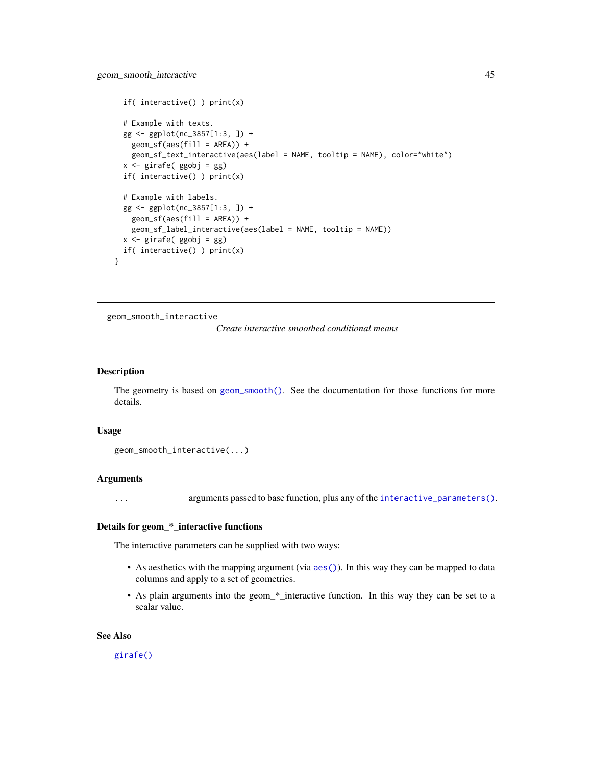```
  if( interactive() ) print(x)

  # Example with texts.
  gg <- ggplot(nc_3857[1:3, ]) +
    geom_sf(aes(fill = AREA)) +
    geom_sf_text_interactive(aes(label = NAME, tooltip = NAME), color="white")
  x <- girafe( ggobj = gg)
  if( interactive() ) print(x)

  # Example with labels.
  gg <- ggplot(nc_3857[1:3, ]) +
    geom_sf(aes(fill = AREA)) +
    geom_sf_label_interactive(aes(label = NAME, tooltip = NAME))
  x <- girafe( ggobj = gg)
  if( interactive() ) print(x)
}
```

---

## geom_smooth_interactive

*Create interactive smoothed conditional means*

---

### Description

The geometry is based on `geom_smooth()`. See the documentation for those functions for more details.

### Usage

```
geom_smooth_interactive(...)
```

### Arguments

| | |
|---|---|
| `...` | arguments passed to base function, plus any of the `interactive_parameters()`. |

### Details for geom_*_interactive functions

The interactive parameters can be supplied with two ways:

- As aesthetics with the mapping argument (via `aes()`). In this way they can be mapped to data columns and apply to a set of geometries.
- As plain arguments into the geom_*_interactive function. In this way they can be set to a scalar value.

### See Also

`girafe()`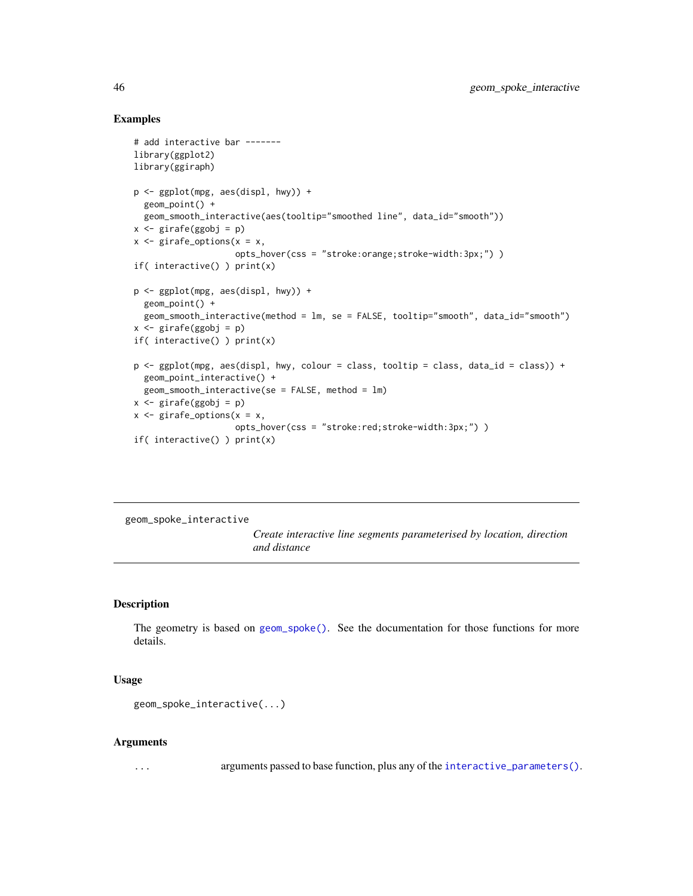## Examples

```
# add interactive bar -------
library(ggplot2)
library(ggiraph)

p <- ggplot(mpg, aes(displ, hwy)) +
  geom_point() +
  geom_smooth_interactive(aes(tooltip="smoothed line", data_id="smooth"))
x <- girafe(ggobj = p)
x <- girafe_options(x = x,
                    opts_hover(css = "stroke:orange;stroke-width:3px;") )
if( interactive() ) print(x)

p <- ggplot(mpg, aes(displ, hwy)) +
  geom_point() +
  geom_smooth_interactive(method = lm, se = FALSE, tooltip="smooth", data_id="smooth")
x <- girafe(ggobj = p)
if( interactive() ) print(x)

p <- ggplot(mpg, aes(displ, hwy, colour = class, tooltip = class, data_id = class)) +
  geom_point_interactive() +
  geom_smooth_interactive(se = FALSE, method = lm)
x <- girafe(ggobj = p)
x <- girafe_options(x = x,
                    opts_hover(css = "stroke:red;stroke-width:3px;") )
if( interactive() ) print(x)
```

---

# geom_spoke_interactive

*Create interactive line segments parameterised by location, direction and distance*

---

## Description

The geometry is based on `geom_spoke()`. See the documentation for those functions for more details.

## Usage

```
geom_spoke_interactive(...)
```

## Arguments

| | |
|---|---|
| `...` | arguments passed to base function, plus any of the `interactive_parameters()`. |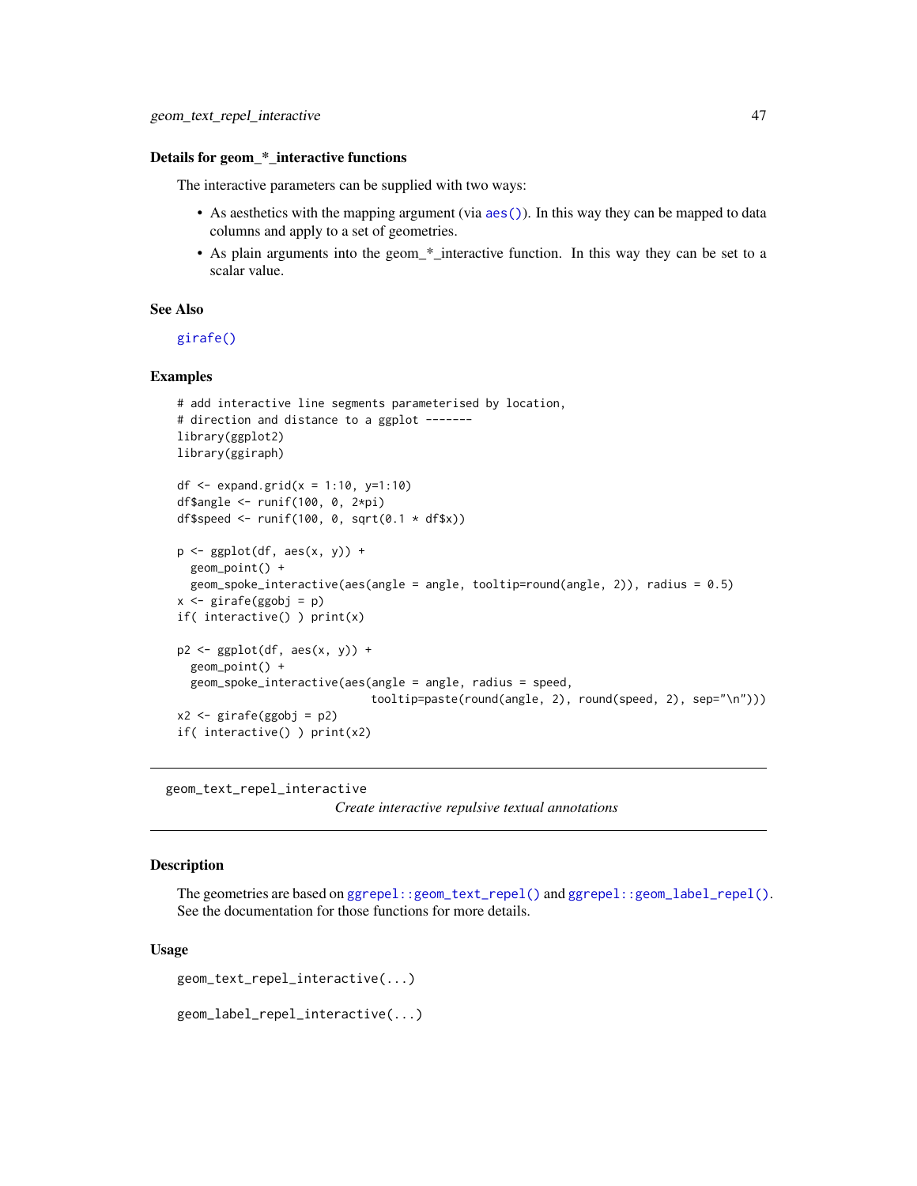### Details for geom_*_interactive functions

The interactive parameters can be supplied with two ways:

- As aesthetics with the mapping argument (via `aes()`). In this way they can be mapped to data columns and apply to a set of geometries.
- As plain arguments into the geom_*_interactive function. In this way they can be set to a scalar value.

### See Also

`girafe()`

### Examples

```
# add interactive line segments parameterised by location,
# direction and distance to a ggplot -------
library(ggplot2)
library(ggiraph)

df <- expand.grid(x = 1:10, y=1:10)
df$angle <- runif(100, 0, 2*pi)
df$speed <- runif(100, 0, sqrt(0.1 * df$x))

p <- ggplot(df, aes(x, y)) +
  geom_point() +
  geom_spoke_interactive(aes(angle = angle, tooltip=round(angle, 2)), radius = 0.5)
x <- girafe(ggobj = p)
if( interactive() ) print(x)

p2 <- ggplot(df, aes(x, y)) +
  geom_point() +
  geom_spoke_interactive(aes(angle = angle, radius = speed,
                             tooltip=paste(round(angle, 2), round(speed, 2), sep="\n")))
x2 <- girafe(ggobj = p2)
if( interactive() ) print(x2)
```

---

## geom_text_repel_interactive

*Create interactive repulsive textual annotations*

---

### Description

The geometries are based on `ggrepel::geom_text_repel()` and `ggrepel::geom_label_repel()`. See the documentation for those functions for more details.

### Usage

```
geom_text_repel_interactive(...)

geom_label_repel_interactive(...)
```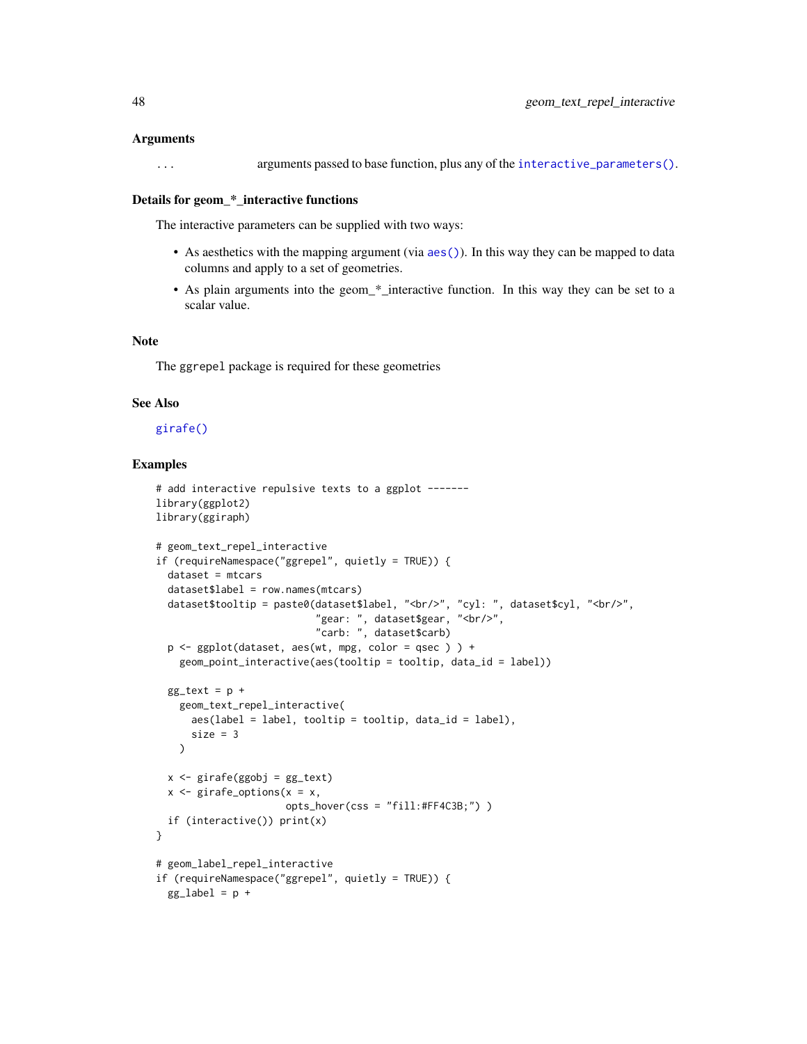## Arguments

... arguments passed to base function, plus any of the `interactive_parameters()`.

## Details for geom_*_interactive functions

The interactive parameters can be supplied with two ways:

- As aesthetics with the mapping argument (via `aes()`). In this way they can be mapped to data columns and apply to a set of geometries.
- As plain arguments into the geom_*_interactive function. In this way they can be set to a scalar value.

## Note

The `ggrepel` package is required for these geometries

## See Also

`girafe()`

## Examples

```
# add interactive repulsive texts to a ggplot -------
library(ggplot2)
library(ggiraph)

# geom_text_repel_interactive
if (requireNamespace("ggrepel", quietly = TRUE)) {
  dataset = mtcars
  dataset$label = row.names(mtcars)
  dataset$tooltip = paste0(dataset$label, "<br/>", "cyl: ", dataset$cyl, "<br/>",
                           "gear: ", dataset$gear, "<br/>",
                           "carb: ", dataset$carb)
  p <- ggplot(dataset, aes(wt, mpg, color = qsec ) ) +
    geom_point_interactive(aes(tooltip = tooltip, data_id = label))

  gg_text = p +
    geom_text_repel_interactive(
      aes(label = label, tooltip = tooltip, data_id = label),
      size = 3
    )

  x <- girafe(ggobj = gg_text)
  x <- girafe_options(x = x,
                      opts_hover(css = "fill:#FF4C3B;") )
  if (interactive()) print(x)
}

# geom_label_repel_interactive
if (requireNamespace("ggrepel", quietly = TRUE)) {
  gg_label = p +
```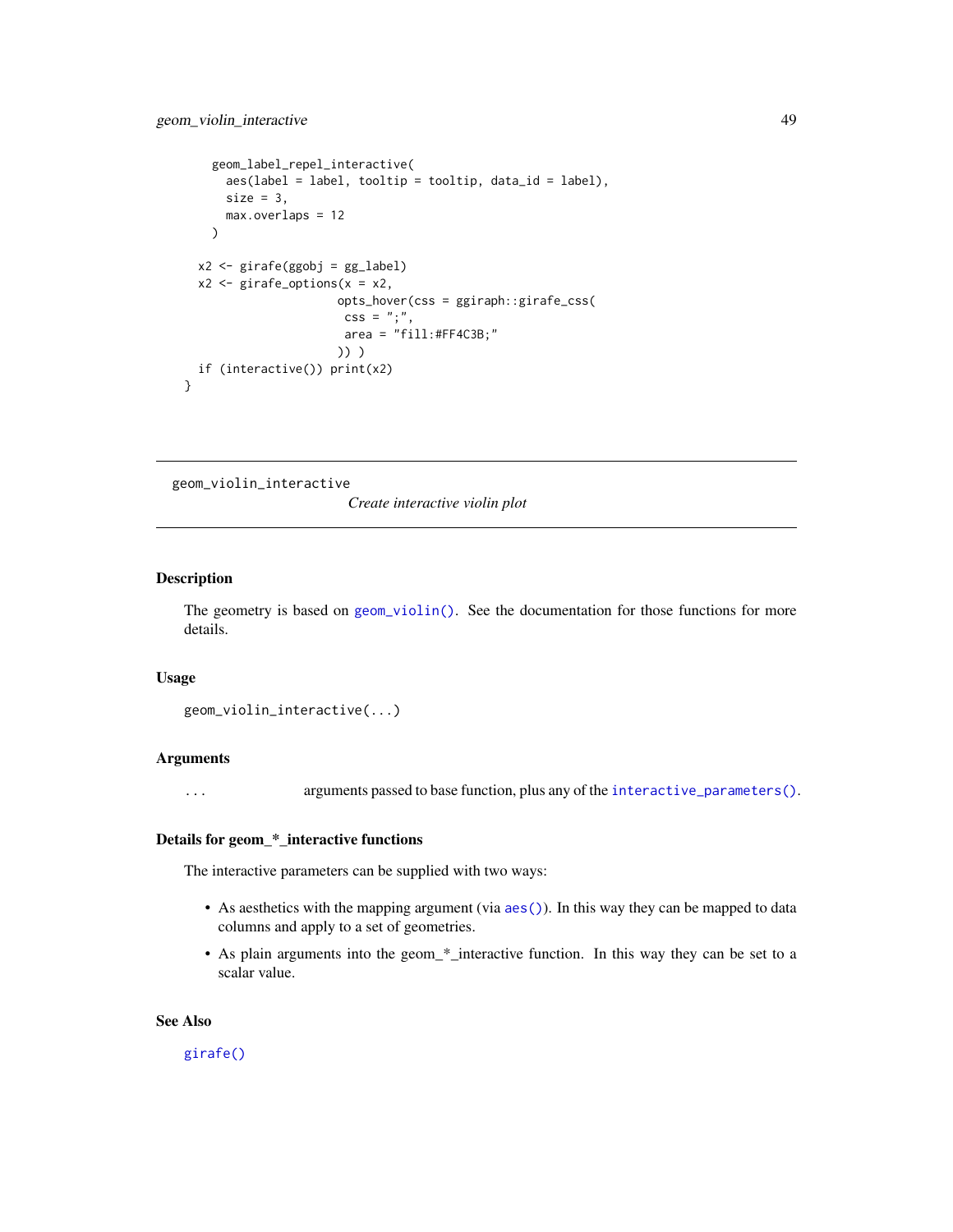```
    geom_label_repel_interactive(
      aes(label = label, tooltip = tooltip, data_id = label),
      size = 3,
      max.overlaps = 12
    )

  x2 <- girafe(ggobj = gg_label)
  x2 <- girafe_options(x = x2,
                       opts_hover(css = ggiraph::girafe_css(
                        css = ";",
                        area = "fill:#FF4C3B;"
                       )) )
  if (interactive()) print(x2)
}
```

---

geom_violin_interactive

*Create interactive violin plot*

---

## Description

The geometry is based on geom_violin(). See the documentation for those functions for more details.

## Usage

```
geom_violin_interactive(...)
```

## Arguments

| | |
|---|---|
| ... | arguments passed to base function, plus any of the interactive_parameters(). |

## Details for geom_*_interactive functions

The interactive parameters can be supplied with two ways:

- As aesthetics with the mapping argument (via aes()). In this way they can be mapped to data columns and apply to a set of geometries.
- As plain arguments into the geom_*_interactive function. In this way they can be set to a scalar value.

## See Also

girafe()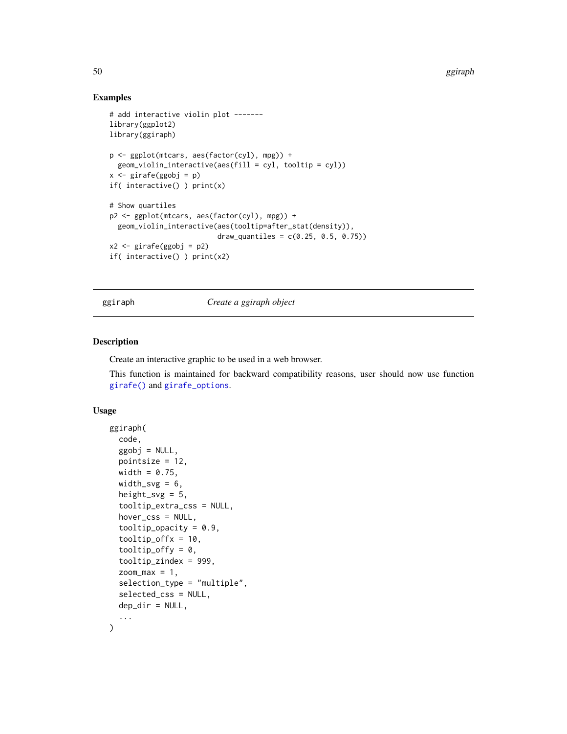## Examples

```
# add interactive violin plot -------
library(ggplot2)
library(ggiraph)

p <- ggplot(mtcars, aes(factor(cyl), mpg)) +
  geom_violin_interactive(aes(fill = cyl, tooltip = cyl))
x <- girafe(ggobj = p)
if( interactive() ) print(x)

# Show quartiles
p2 <- ggplot(mtcars, aes(factor(cyl), mpg)) +
  geom_violin_interactive(aes(tooltip=after_stat(density)),
                          draw_quantiles = c(0.25, 0.5, 0.75))
x2 <- girafe(ggobj = p2)
if( interactive() ) print(x2)
```

---

# ggiraph *Create a ggiraph object*

## Description

Create an interactive graphic to be used in a web browser.

This function is maintained for backward compatibility reasons, user should now use function `girafe()` and `girafe_options`.

## Usage

```
ggiraph(
  code,
  ggobj = NULL,
  pointsize = 12,
  width = 0.75,
  width_svg = 6,
  height_svg = 5,
  tooltip_extra_css = NULL,
  hover_css = NULL,
  tooltip_opacity = 0.9,
  tooltip_offx = 10,
  tooltip_offy = 0,
  tooltip_zindex = 999,
  zoom_max = 1,
  selection_type = "multiple",
  selected_css = NULL,
  dep_dir = NULL,
  ...
)
```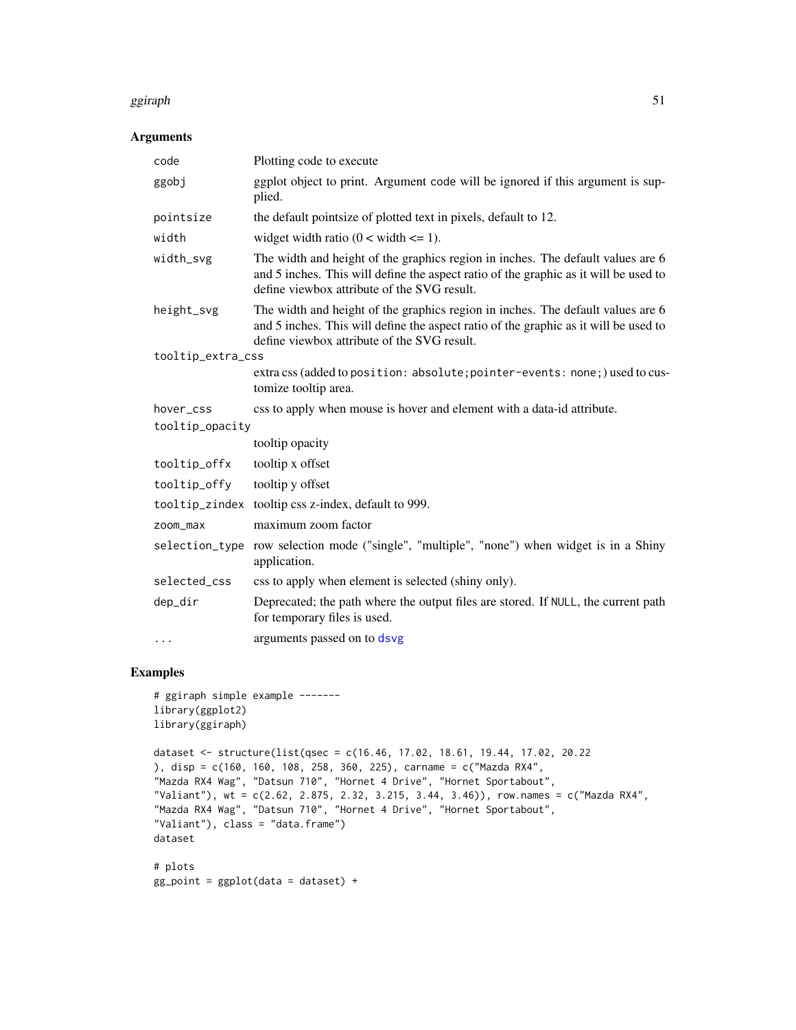## Arguments

| | |
|---|---|
| code | Plotting code to execute |
| ggobj | ggplot object to print. Argument code will be ignored if this argument is supplied. |
| pointsize | the default pointsize of plotted text in pixels, default to 12. |
| width | widget width ratio (0 < width <= 1). |
| width_svg | The width and height of the graphics region in inches. The default values are 6 and 5 inches. This will define the aspect ratio of the graphic as it will be used to define viewbox attribute of the SVG result. |
| height_svg | The width and height of the graphics region in inches. The default values are 6 and 5 inches. This will define the aspect ratio of the graphic as it will be used to define viewbox attribute of the SVG result. |
| tooltip_extra_css | extra css (added to `position: absolute;pointer-events: none;`) used to customize tooltip area. |
| hover_css | css to apply when mouse is hover and element with a data-id attribute. |
| tooltip_opacity | tooltip opacity |
| tooltip_offx | tooltip x offset |
| tooltip_offy | tooltip y offset |
| tooltip_zindex | tooltip css z-index, default to 999. |
| zoom_max | maximum zoom factor |
| selection_type | row selection mode ("single", "multiple", "none") when widget is in a Shiny application. |
| selected_css | css to apply when element is selected (shiny only). |
| dep_dir | Deprecated; the path where the output files are stored. If NULL, the current path for temporary files is used. |
| ... | arguments passed on to dsvg |

## Examples

```
# ggiraph simple example -------
library(ggplot2)
library(ggiraph)

dataset <- structure(list(qsec = c(16.46, 17.02, 18.61, 19.44, 17.02, 20.22
), disp = c(160, 160, 108, 258, 360, 225), carname = c("Mazda RX4",
"Mazda RX4 Wag", "Datsun 710", "Hornet 4 Drive", "Hornet Sportabout",
"Valiant"), wt = c(2.62, 2.875, 2.32, 3.215, 3.44, 3.46)), row.names = c("Mazda RX4",
"Mazda RX4 Wag", "Datsun 710", "Hornet 4 Drive", "Hornet Sportabout",
"Valiant"), class = "data.frame")
dataset

# plots
gg_point = ggplot(data = dataset) +
```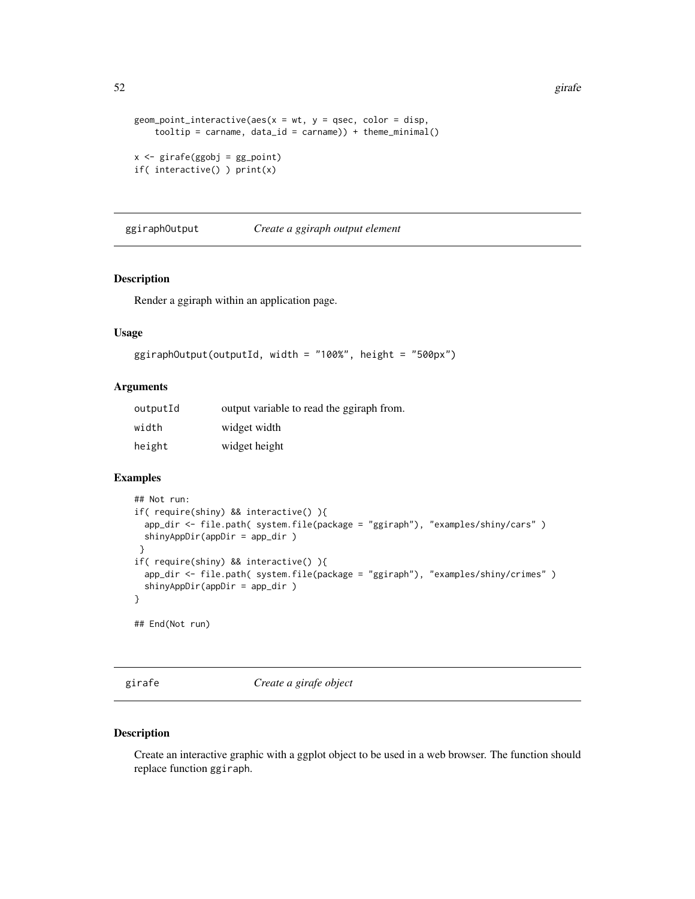```
geom_point_interactive(aes(x = wt, y = qsec, color = disp,
    tooltip = carname, data_id = carname)) + theme_minimal()

x <- girafe(ggobj = gg_point)
if( interactive() ) print(x)
```

## ggiraphOutput *Create a ggiraph output element*

### Description

Render a ggiraph within an application page.

### Usage

```
ggiraphOutput(outputId, width = "100%", height = "500px")
```

### Arguments

| | |
|---|---|
| outputId | output variable to read the ggiraph from. |
| width | widget width |
| height | widget height |

### Examples

```
## Not run:
if( require(shiny) && interactive() ){
  app_dir <- file.path( system.file(package = "ggiraph"), "examples/shiny/cars" )
  shinyAppDir(appDir = app_dir )
 }
if( require(shiny) && interactive() ){
  app_dir <- file.path( system.file(package = "ggiraph"), "examples/shiny/crimes" )
  shinyAppDir(appDir = app_dir )
}

## End(Not run)
```

## girafe *Create a girafe object*

### Description

Create an interactive graphic with a ggplot object to be used in a web browser. The function should replace function ggiraph.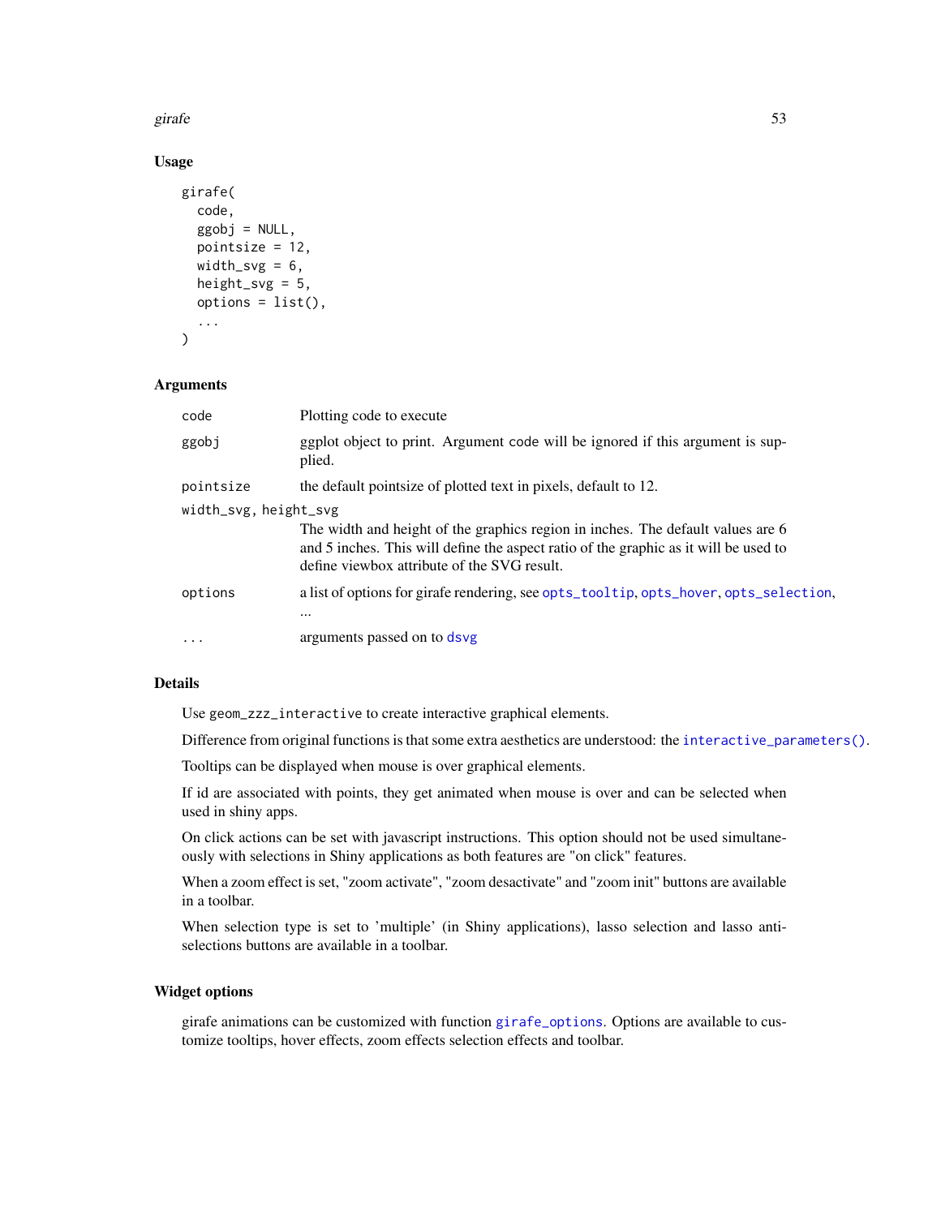### Usage

```
girafe(
  code,
  ggobj = NULL,
  pointsize = 12,
  width_svg = 6,
  height_svg = 5,
  options = list(),
  ...
)
```

### Arguments

| Argument | Description |
|---|---|
| code | Plotting code to execute |
| ggobj | ggplot object to print. Argument code will be ignored if this argument is supplied. |
| pointsize | the default pointsize of plotted text in pixels, default to 12. |
| width_svg, height_svg | The width and height of the graphics region in inches. The default values are 6 and 5 inches. This will define the aspect ratio of the graphic as it will be used to define viewbox attribute of the SVG result. |
| options | a list of options for girafe rendering, see opts_tooltip, opts_hover, opts_selection, ... |
| ... | arguments passed on to dsvg |

### Details

Use `geom_zzz_interactive` to create interactive graphical elements.

Difference from original functions is that some extra aesthetics are understood: the `interactive_parameters()`.

Tooltips can be displayed when mouse is over graphical elements.

If id are associated with points, they get animated when mouse is over and can be selected when used in shiny apps.

On click actions can be set with javascript instructions. This option should not be used simultaneously with selections in Shiny applications as both features are "on click" features.

When a zoom effect is set, "zoom activate", "zoom desactivate" and "zoom init" buttons are available in a toolbar.

When selection type is set to 'multiple' (in Shiny applications), lasso selection and lasso anti-selections buttons are available in a toolbar.

### Widget options

girafe animations can be customized with function `girafe_options`. Options are available to customize tooltips, hover effects, zoom effects selection effects and toolbar.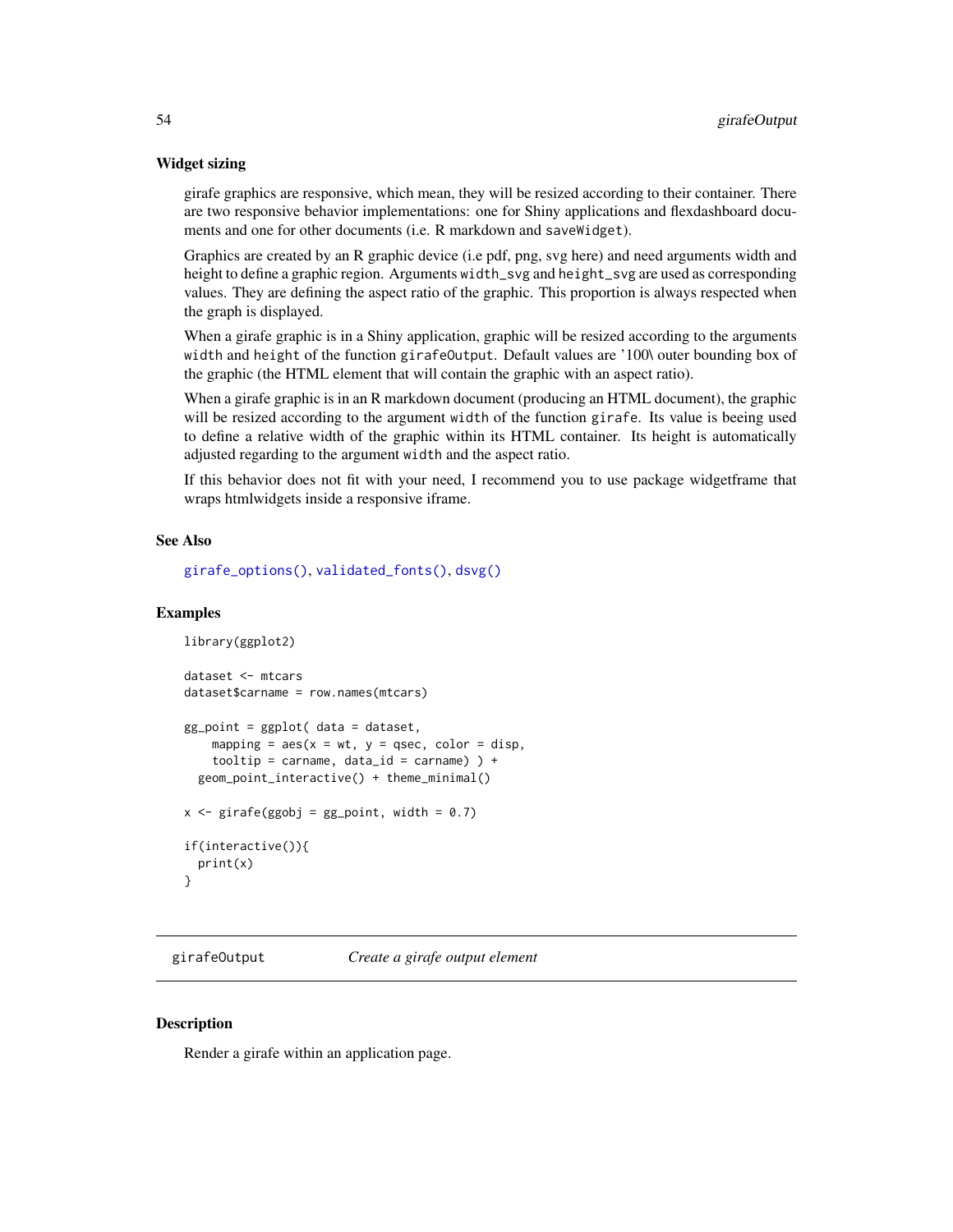### Widget sizing

girafe graphics are responsive, which mean, they will be resized according to their container. There are two responsive behavior implementations: one for Shiny applications and flexdashboard documents and one for other documents (i.e. R markdown and `saveWidget`).

Graphics are created by an R graphic device (i.e pdf, png, svg here) and need arguments width and height to define a graphic region. Arguments `width_svg` and `height_svg` are used as corresponding values. They are defining the aspect ratio of the graphic. This proportion is always respected when the graph is displayed.

When a girafe graphic is in a Shiny application, graphic will be resized according to the arguments `width` and `height` of the function `girafeOutput`. Default values are '100\ outer bounding box of the graphic (the HTML element that will contain the graphic with an aspect ratio).

When a girafe graphic is in an R markdown document (producing an HTML document), the graphic will be resized according to the argument `width` of the function `girafe`. Its value is beeing used to define a relative width of the graphic within its HTML container. Its height is automatically adjusted regarding to the argument `width` and the aspect ratio.

If this behavior does not fit with your need, I recommend you to use package widgetframe that wraps htmlwidgets inside a responsive iframe.

### See Also

`girafe_options()`, `validated_fonts()`, `dsvg()`

### Examples

```
library(ggplot2)

dataset <- mtcars
dataset$carname = row.names(mtcars)

gg_point = ggplot( data = dataset,
    mapping = aes(x = wt, y = qsec, color = disp,
    tooltip = carname, data_id = carname) ) +
  geom_point_interactive() + theme_minimal()

x <- girafe(ggobj = gg_point, width = 0.7)

if(interactive()){
  print(x)
}
```

---

## girafeOutput    *Create a girafe output element*

### Description

Render a girafe within an application page.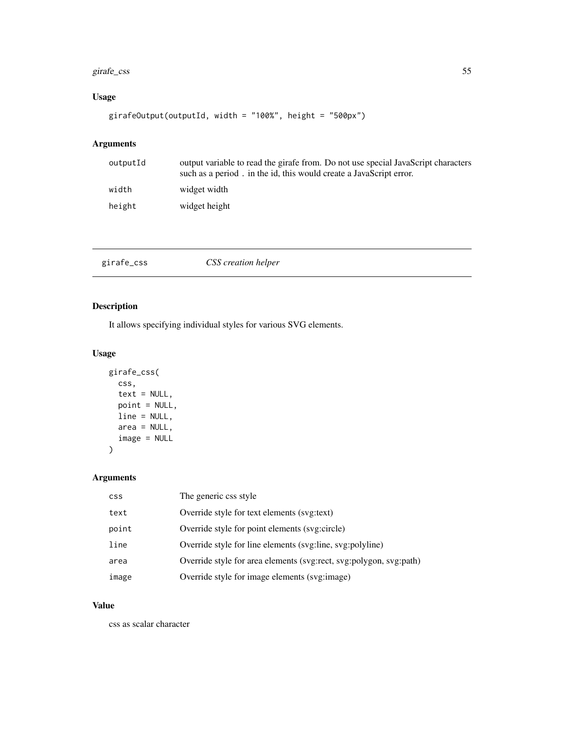### Usage

```
girafeOutput(outputId, width = "100%", height = "500px")
```

### Arguments

| | |
|---|---|
| outputId | output variable to read the girafe from. Do not use special JavaScript characters such as a period . in the id, this would create a JavaScript error. |
| width | widget width |
| height | widget height |

---

## girafe_css *CSS creation helper*

---

### Description

It allows specifying individual styles for various SVG elements.

### Usage

```
girafe_css(
  css,
  text = NULL,
  point = NULL,
  line = NULL,
  area = NULL,
  image = NULL
)
```

### Arguments

| | |
|---|---|
| css | The generic css style |
| text | Override style for text elements (svg:text) |
| point | Override style for point elements (svg:circle) |
| line | Override style for line elements (svg:line, svg:polyline) |
| area | Override style for area elements (svg:rect, svg:polygon, svg:path) |
| image | Override style for image elements (svg:image) |

### Value

css as scalar character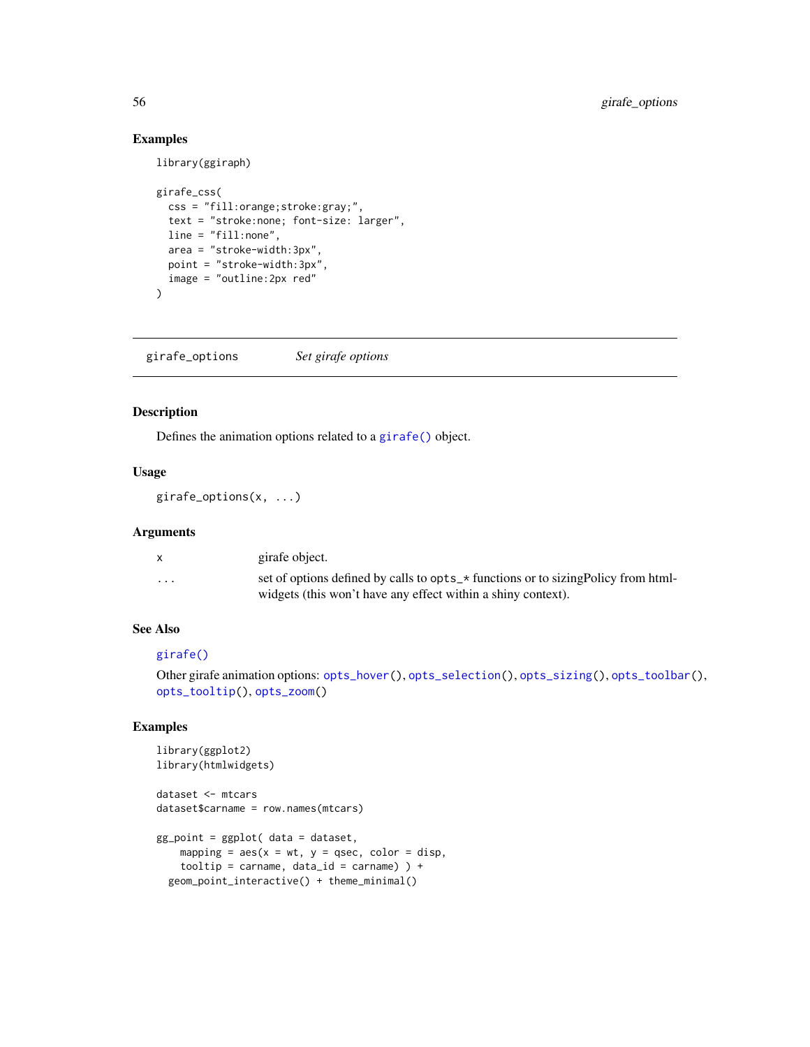## Examples

```
library(ggiraph)

girafe_css(
  css = "fill:orange;stroke:gray;",
  text = "stroke:none; font-size: larger",
  line = "fill:none",
  area = "stroke-width:3px",
  point = "stroke-width:3px",
  image = "outline:2px red"
)
```

---

# girafe_options *Set girafe options*

---

## Description

Defines the animation options related to a `girafe()` object.

## Usage

```
girafe_options(x, ...)
```

## Arguments

| | |
|---|---|
| `x` | girafe object. |
| `...` | set of options defined by calls to `opts_*` functions or to sizingPolicy from htmlwidgets (this won't have any effect within a shiny context). |

## See Also

`girafe()`

Other girafe animation options: `opts_hover()`, `opts_selection()`, `opts_sizing()`, `opts_toolbar()`, `opts_tooltip()`, `opts_zoom()`

## Examples

```
library(ggplot2)
library(htmlwidgets)

dataset <- mtcars
dataset$carname = row.names(mtcars)

gg_point = ggplot( data = dataset,
    mapping = aes(x = wt, y = qsec, color = disp,
    tooltip = carname, data_id = carname) ) +
  geom_point_interactive() + theme_minimal()
```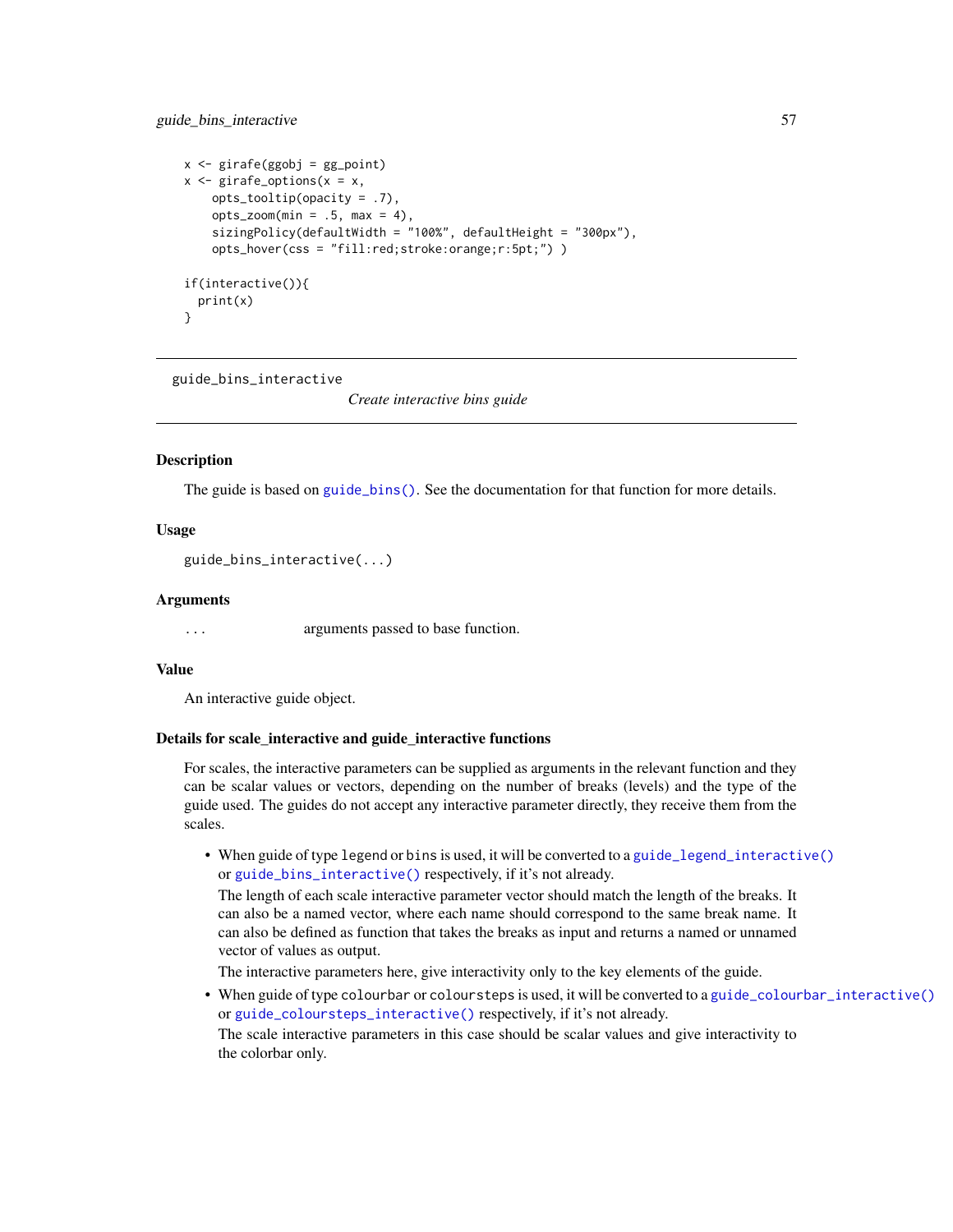```
x <- girafe(ggobj = gg_point)
x <- girafe_options(x = x,
    opts_tooltip(opacity = .7),
    opts_zoom(min = .5, max = 4),
    sizingPolicy(defaultWidth = "100%", defaultHeight = "300px"),
    opts_hover(css = "fill:red;stroke:orange;r:5pt;") )

if(interactive()){
  print(x)
}
```

---

guide_bins_interactive    *Create interactive bins guide*

---

## Description

The guide is based on guide_bins(). See the documentation for that function for more details.

## Usage

```
guide_bins_interactive(...)
```

## Arguments

| | |
|---|---|
| ... | arguments passed to base function. |

## Value

An interactive guide object.

## Details for scale_interactive and guide_interactive functions

For scales, the interactive parameters can be supplied as arguments in the relevant function and they can be scalar values or vectors, depending on the number of breaks (levels) and the type of the guide used. The guides do not accept any interactive parameter directly, they receive them from the scales.

- When guide of type `legend` or `bins` is used, it will be converted to a guide_legend_interactive() or guide_bins_interactive() respectively, if it's not already.
  
  The length of each scale interactive parameter vector should match the length of the breaks. It can also be a named vector, where each name should correspond to the same break name. It can also be defined as function that takes the breaks as input and returns a named or unnamed vector of values as output.
  
  The interactive parameters here, give interactivity only to the key elements of the guide.
- When guide of type `colourbar` or `coloursteps` is used, it will be converted to a guide_colourbar_interactive() or guide_coloursteps_interactive() respectively, if it's not already.
  
  The scale interactive parameters in this case should be scalar values and give interactivity to the colorbar only.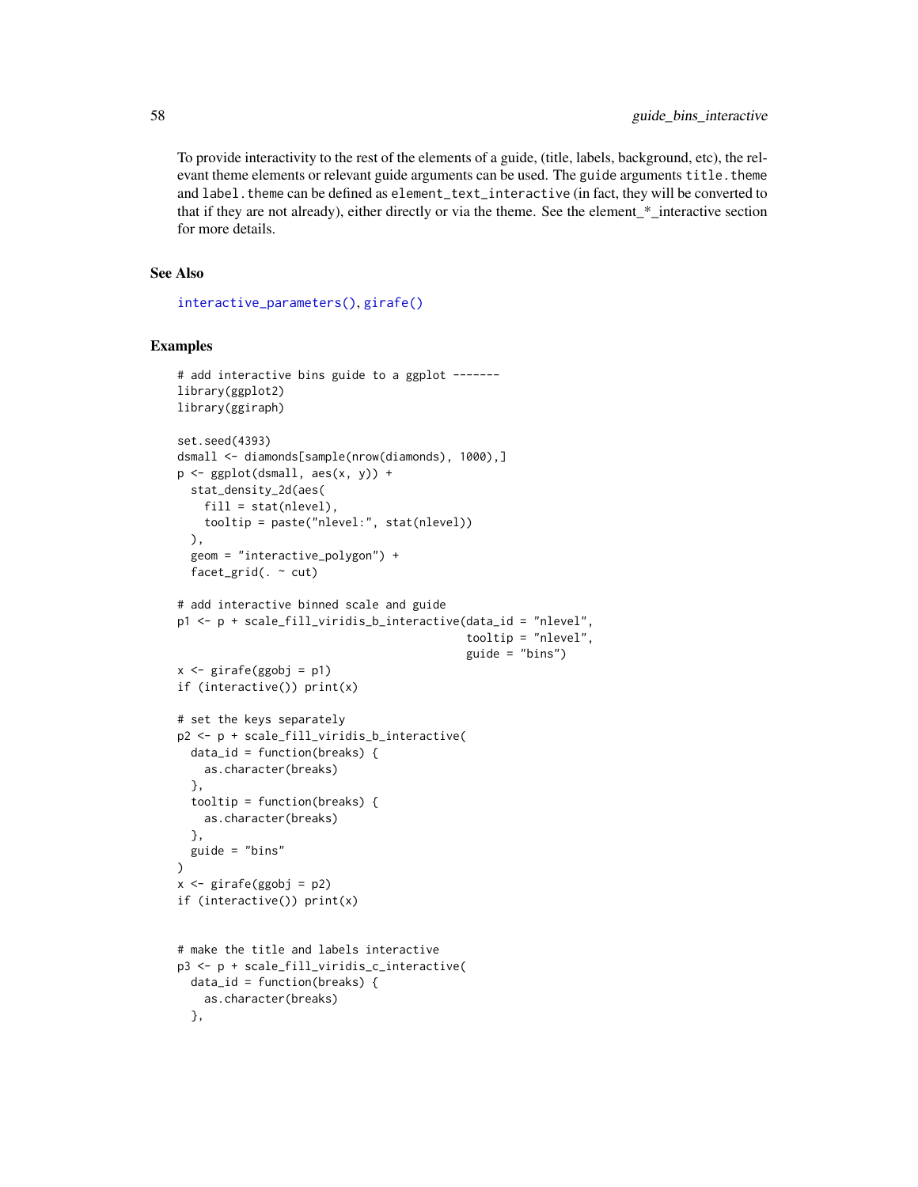To provide interactivity to the rest of the elements of a guide, (title, labels, background, etc), the relevant theme elements or relevant guide arguments can be used. The guide arguments `title.theme` and `label.theme` can be defined as `element_text_interactive` (in fact, they will be converted to that if they are not already), either directly or via the theme. See the element_*_interactive section for more details.

## See Also

interactive_parameters(), girafe()

## Examples

```
# add interactive bins guide to a ggplot -------
library(ggplot2)
library(ggiraph)

set.seed(4393)
dsmall <- diamonds[sample(nrow(diamonds), 1000),]
p <- ggplot(dsmall, aes(x, y)) +
  stat_density_2d(aes(
    fill = stat(nlevel),
    tooltip = paste("nlevel:", stat(nlevel))
  ),
  geom = "interactive_polygon") +
  facet_grid(. ~ cut)

# add interactive binned scale and guide
p1 <- p + scale_fill_viridis_b_interactive(data_id = "nlevel",
                                           tooltip = "nlevel",
                                           guide = "bins")
x <- girafe(ggobj = p1)
if (interactive()) print(x)

# set the keys separately
p2 <- p + scale_fill_viridis_b_interactive(
  data_id = function(breaks) {
    as.character(breaks)
  },
  tooltip = function(breaks) {
    as.character(breaks)
  },
  guide = "bins"
)
x <- girafe(ggobj = p2)
if (interactive()) print(x)


# make the title and labels interactive
p3 <- p + scale_fill_viridis_c_interactive(
  data_id = function(breaks) {
    as.character(breaks)
  },
```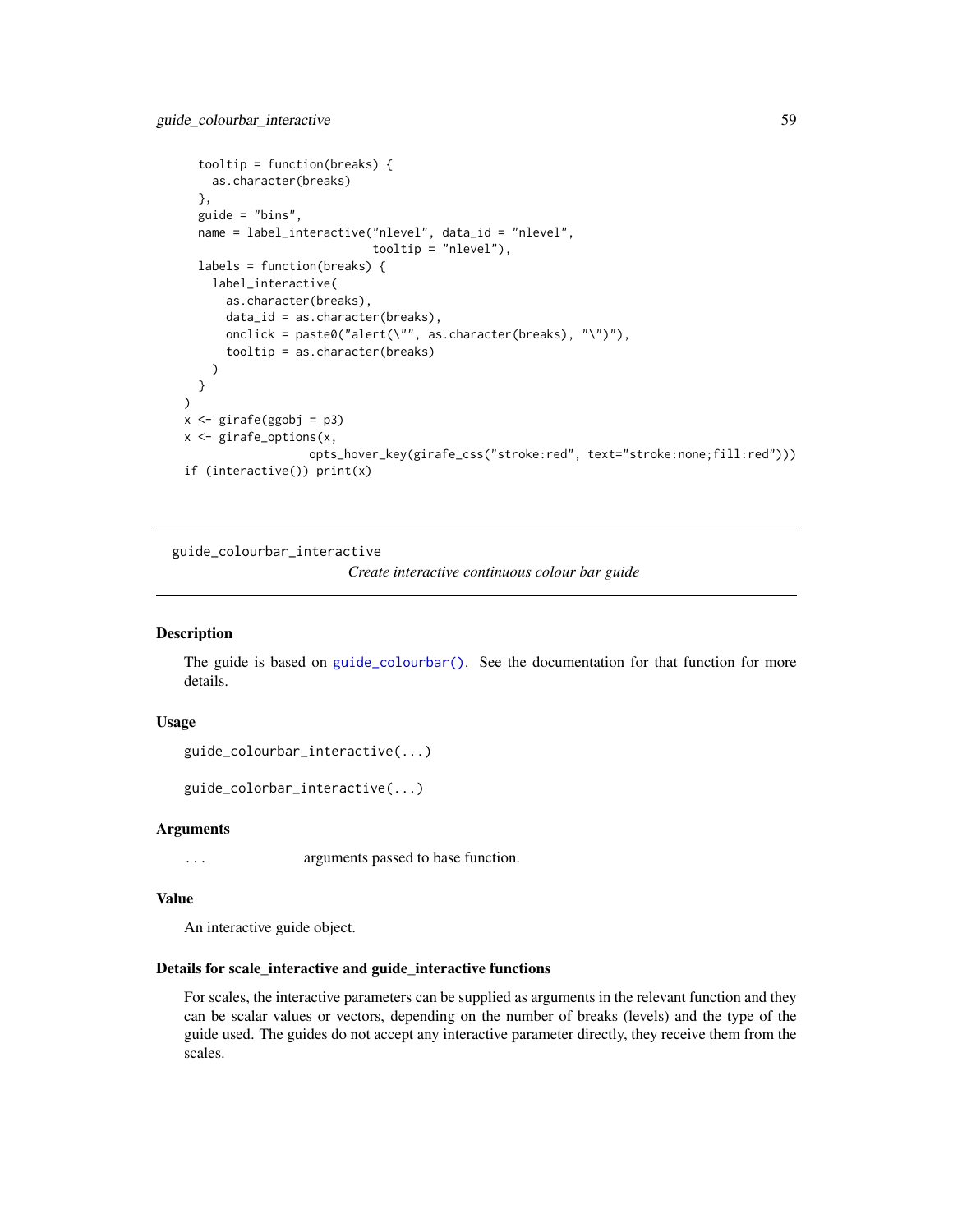```
  tooltip = function(breaks) {
    as.character(breaks)
  },
  guide = "bins",
  name = label_interactive("nlevel", data_id = "nlevel",
                           tooltip = "nlevel"),
  labels = function(breaks) {
    label_interactive(
      as.character(breaks),
      data_id = as.character(breaks),
      onclick = paste0("alert(\"", as.character(breaks), "\")"),
      tooltip = as.character(breaks)
    )
  }
)
x <- girafe(ggobj = p3)
x <- girafe_options(x,
                  opts_hover_key(girafe_css("stroke:red", text="stroke:none;fill:red")))
if (interactive()) print(x)
```

---

## guide_colourbar_interactive

*Create interactive continuous colour bar guide*

---

### Description

The guide is based on `guide_colourbar()`. See the documentation for that function for more details.

### Usage

```
guide_colourbar_interactive(...)

guide_colorbar_interactive(...)
```

### Arguments

| | |
|---|---|
| ... | arguments passed to base function. |

### Value

An interactive guide object.

### Details for scale_interactive and guide_interactive functions

For scales, the interactive parameters can be supplied as arguments in the relevant function and they can be scalar values or vectors, depending on the number of breaks (levels) and the type of the guide used. The guides do not accept any interactive parameter directly, they receive them from the scales.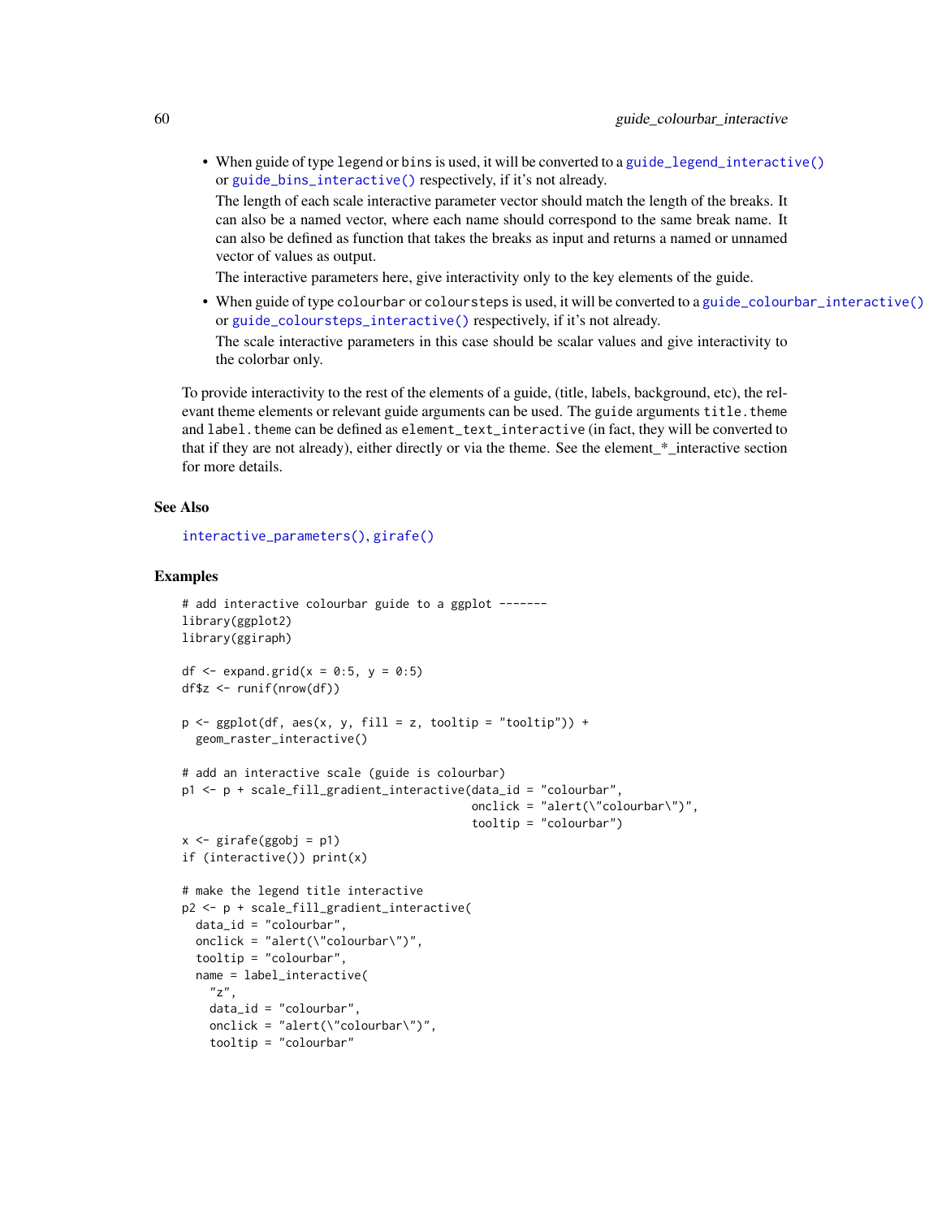- When guide of type legend or bins is used, it will be converted to a guide_legend_interactive() or guide_bins_interactive() respectively, if it's not already.

  The length of each scale interactive parameter vector should match the length of the breaks. It can also be a named vector, where each name should correspond to the same break name. It can also be defined as function that takes the breaks as input and returns a named or unnamed vector of values as output.

  The interactive parameters here, give interactivity only to the key elements of the guide.

- When guide of type colourbar or coloursteps is used, it will be converted to a guide_colourbar_interactive() or guide_coloursteps_interactive() respectively, if it's not already.

  The scale interactive parameters in this case should be scalar values and give interactivity to the colorbar only.

To provide interactivity to the rest of the elements of a guide, (title, labels, background, etc), the relevant theme elements or relevant guide arguments can be used. The guide arguments title.theme and label.theme can be defined as element_text_interactive (in fact, they will be converted to that if they are not already), either directly or via the theme. See the element_*_interactive section for more details.

## See Also

interactive_parameters(), girafe()

## Examples

```
# add interactive colourbar guide to a ggplot -------
library(ggplot2)
library(ggiraph)

df <- expand.grid(x = 0:5, y = 0:5)
df$z <- runif(nrow(df))

p <- ggplot(df, aes(x, y, fill = z, tooltip = "tooltip")) +
  geom_raster_interactive()

# add an interactive scale (guide is colourbar)
p1 <- p + scale_fill_gradient_interactive(data_id = "colourbar",
                                          onclick = "alert(\"colourbar\")",
                                          tooltip = "colourbar")
x <- girafe(ggobj = p1)
if (interactive()) print(x)

# make the legend title interactive
p2 <- p + scale_fill_gradient_interactive(
  data_id = "colourbar",
  onclick = "alert(\"colourbar\")",
  tooltip = "colourbar",
  name = label_interactive(
    "z",
    data_id = "colourbar",
    onclick = "alert(\"colourbar\")",
    tooltip = "colourbar"
```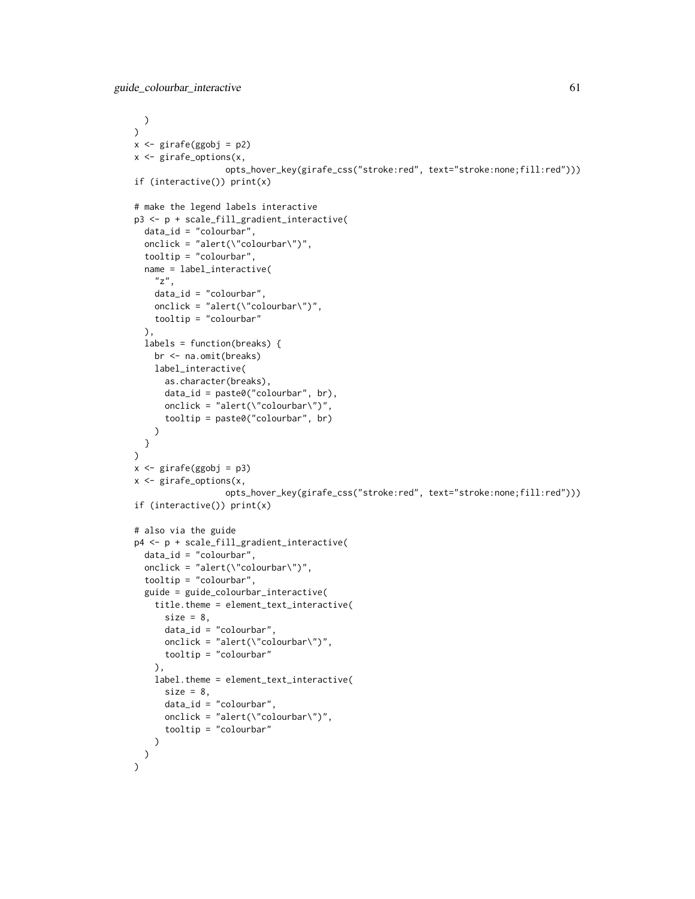```
  )
)
x <- girafe(ggobj = p2)
x <- girafe_options(x,
                  opts_hover_key(girafe_css("stroke:red", text="stroke:none;fill:red")))
if (interactive()) print(x)

# make the legend labels interactive
p3 <- p + scale_fill_gradient_interactive(
  data_id = "colourbar",
  onclick = "alert(\"colourbar\")",
  tooltip = "colourbar",
  name = label_interactive(
    "z",
    data_id = "colourbar",
    onclick = "alert(\"colourbar\")",
    tooltip = "colourbar"
  ),
  labels = function(breaks) {
    br <- na.omit(breaks)
    label_interactive(
      as.character(breaks),
      data_id = paste0("colourbar", br),
      onclick = "alert(\"colourbar\")",
      tooltip = paste0("colourbar", br)
    )
  }
)
x <- girafe(ggobj = p3)
x <- girafe_options(x,
                  opts_hover_key(girafe_css("stroke:red", text="stroke:none;fill:red")))
if (interactive()) print(x)

# also via the guide
p4 <- p + scale_fill_gradient_interactive(
  data_id = "colourbar",
  onclick = "alert(\"colourbar\")",
  tooltip = "colourbar",
  guide = guide_colourbar_interactive(
    title.theme = element_text_interactive(
      size = 8,
      data_id = "colourbar",
      onclick = "alert(\"colourbar\")",
      tooltip = "colourbar"
    ),
    label.theme = element_text_interactive(
      size = 8,
      data_id = "colourbar",
      onclick = "alert(\"colourbar\")",
      tooltip = "colourbar"
    )
  )
)
```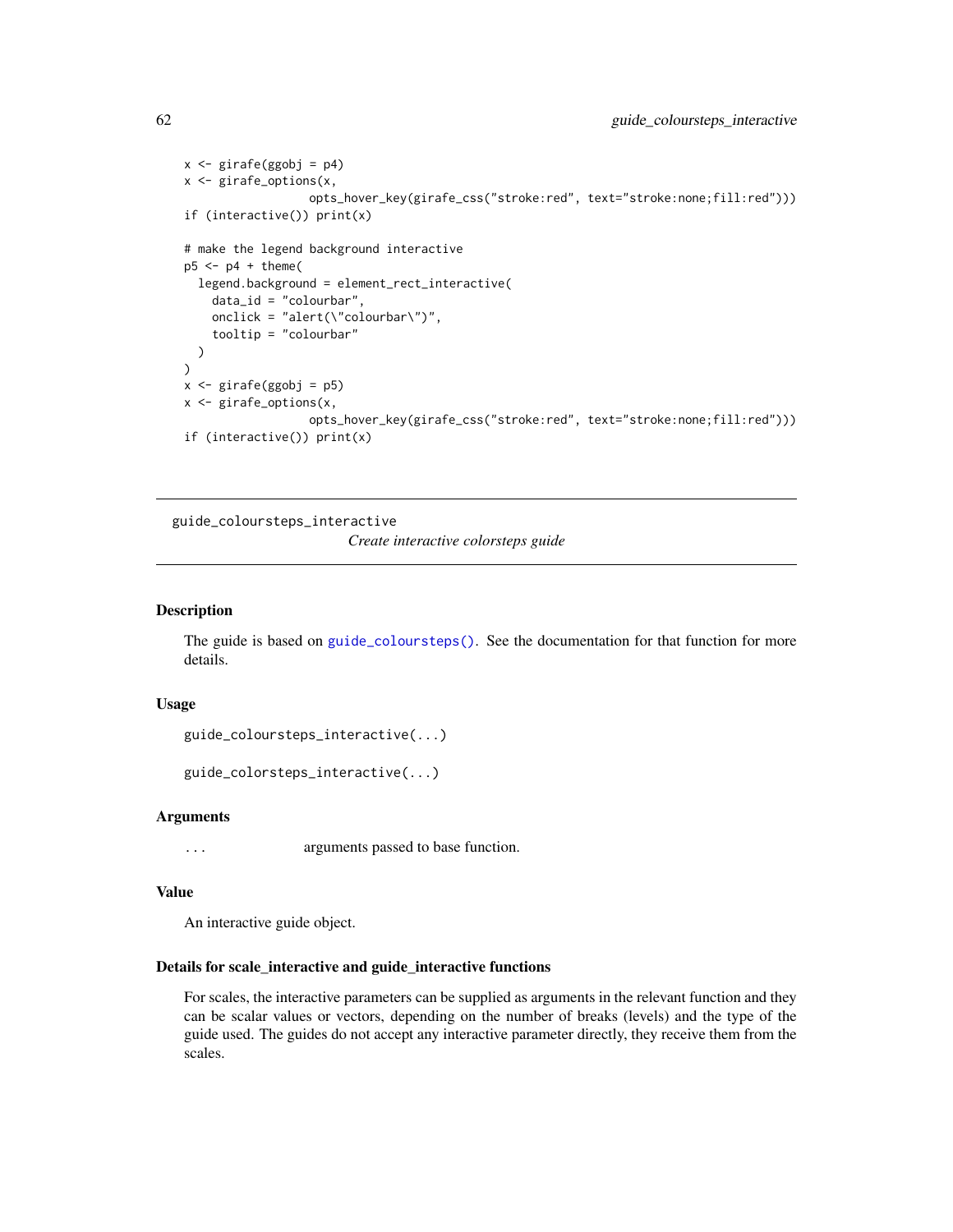```
x <- girafe(ggobj = p4)
x <- girafe_options(x,
                  opts_hover_key(girafe_css("stroke:red", text="stroke:none;fill:red")))
if (interactive()) print(x)

# make the legend background interactive
p5 <- p4 + theme(
  legend.background = element_rect_interactive(
    data_id = "colourbar",
    onclick = "alert(\"colourbar\")",
    tooltip = "colourbar"
  )
)
x <- girafe(ggobj = p5)
x <- girafe_options(x,
                  opts_hover_key(girafe_css("stroke:red", text="stroke:none;fill:red")))
if (interactive()) print(x)
```

---

## guide_coloursteps_interactive

*Create interactive colorsteps guide*

---

### Description

The guide is based on `guide_coloursteps()`. See the documentation for that function for more details.

### Usage

```
guide_coloursteps_interactive(...)

guide_colorsteps_interactive(...)
```

### Arguments

| | |
|---|---|
| `...` | arguments passed to base function. |

### Value

An interactive guide object.

### Details for scale_interactive and guide_interactive functions

For scales, the interactive parameters can be supplied as arguments in the relevant function and they can be scalar values or vectors, depending on the number of breaks (levels) and the type of the guide used. The guides do not accept any interactive parameter directly, they receive them from the scales.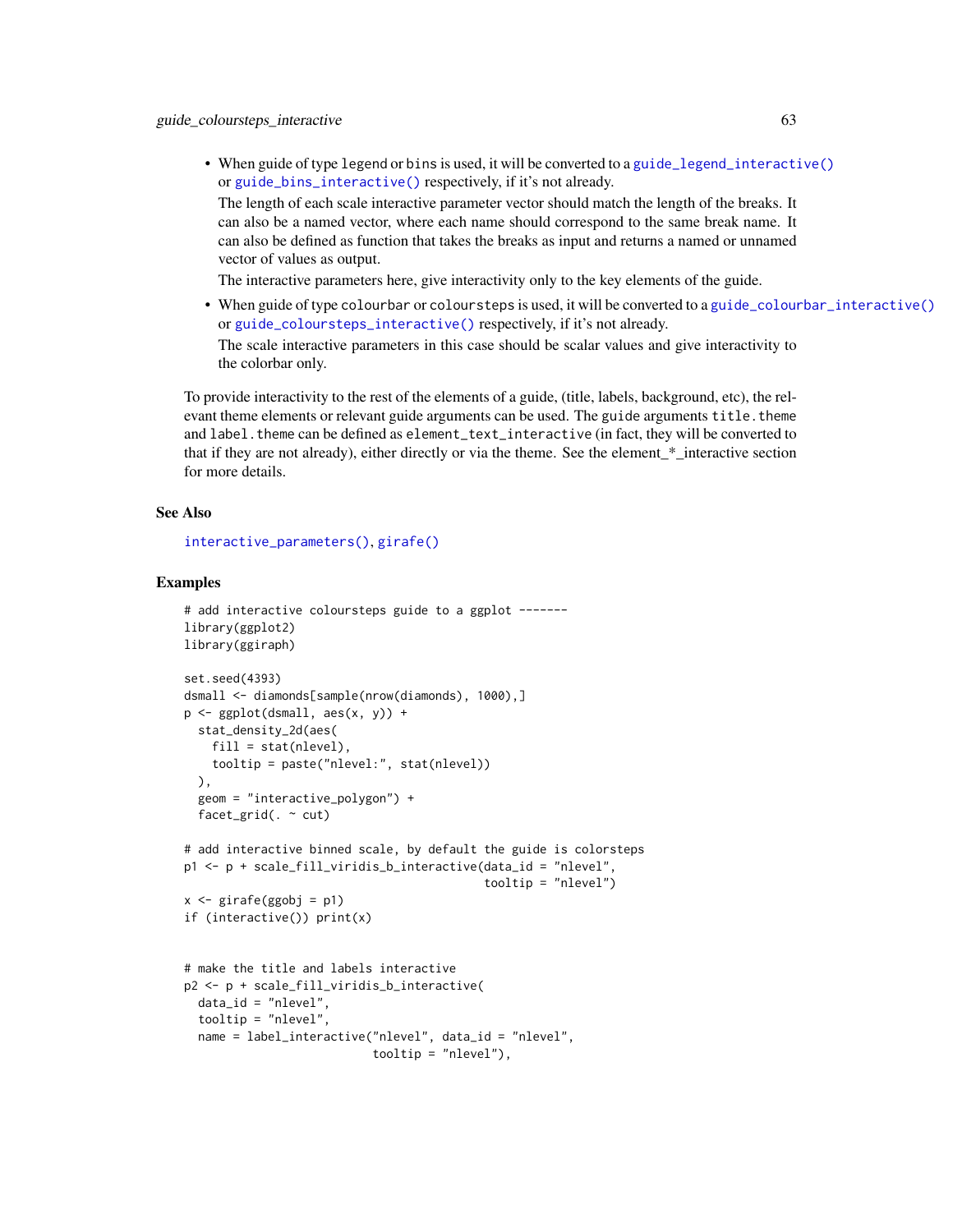- When guide of type legend or bins is used, it will be converted to a `guide_legend_interactive()` or `guide_bins_interactive()` respectively, if it's not already.

  The length of each scale interactive parameter vector should match the length of the breaks. It can also be a named vector, where each name should correspond to the same break name. It can also be defined as function that takes the breaks as input and returns a named or unnamed vector of values as output.

  The interactive parameters here, give interactivity only to the key elements of the guide.

- When guide of type colourbar or coloursteps is used, it will be converted to a `guide_colourbar_interactive()` or `guide_coloursteps_interactive()` respectively, if it's not already.

  The scale interactive parameters in this case should be scalar values and give interactivity to the colorbar only.

To provide interactivity to the rest of the elements of a guide, (title, labels, background, etc), the relevant theme elements or relevant guide arguments can be used. The guide arguments `title.theme` and `label.theme` can be defined as `element_text_interactive` (in fact, they will be converted to that if they are not already), either directly or via the theme. See the element_*_interactive section for more details.

### See Also

`interactive_parameters()`, `girafe()`

### Examples

```
# add interactive coloursteps guide to a ggplot -------
library(ggplot2)
library(ggiraph)

set.seed(4393)
dsmall <- diamonds[sample(nrow(diamonds), 1000),]
p <- ggplot(dsmall, aes(x, y)) +
  stat_density_2d(aes(
    fill = stat(nlevel),
    tooltip = paste("nlevel:", stat(nlevel))
  ),
  geom = "interactive_polygon") +
  facet_grid(. ~ cut)

# add interactive binned scale, by default the guide is colorsteps
p1 <- p + scale_fill_viridis_b_interactive(data_id = "nlevel",
                                            tooltip = "nlevel")
x <- girafe(ggobj = p1)
if (interactive()) print(x)


# make the title and labels interactive
p2 <- p + scale_fill_viridis_b_interactive(
  data_id = "nlevel",
  tooltip = "nlevel",
  name = label_interactive("nlevel", data_id = "nlevel",
                           tooltip = "nlevel"),
```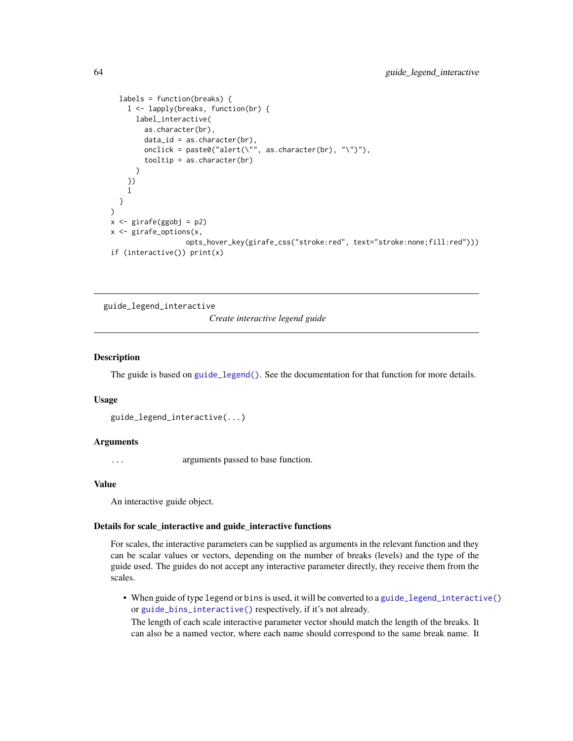```
  labels = function(breaks) {
    l <- lapply(breaks, function(br) {
      label_interactive(
        as.character(br),
        data_id = as.character(br),
        onclick = paste0("alert(\"", as.character(br), "\")"),
        tooltip = as.character(br)
      )
    })
    l
  }
)
x <- girafe(ggobj = p2)
x <- girafe_options(x,
                  opts_hover_key(girafe_css("stroke:red", text="stroke:none;fill:red")))
if (interactive()) print(x)
```

---

## guide_legend_interactive

*Create interactive legend guide*

---

### Description

The guide is based on `guide_legend()`. See the documentation for that function for more details.

### Usage

```
guide_legend_interactive(...)
```

### Arguments

`...` arguments passed to base function.

### Value

An interactive guide object.

### Details for scale_interactive and guide_interactive functions

For scales, the interactive parameters can be supplied as arguments in the relevant function and they can be scalar values or vectors, depending on the number of breaks (levels) and the type of the guide used. The guides do not accept any interactive parameter directly, they receive them from the scales.

- When guide of type `legend` or `bins` is used, it will be converted to a `guide_legend_interactive()` or `guide_bins_interactive()` respectively, if it's not already.

  The length of each scale interactive parameter vector should match the length of the breaks. It can also be a named vector, where each name should correspond to the same break name. It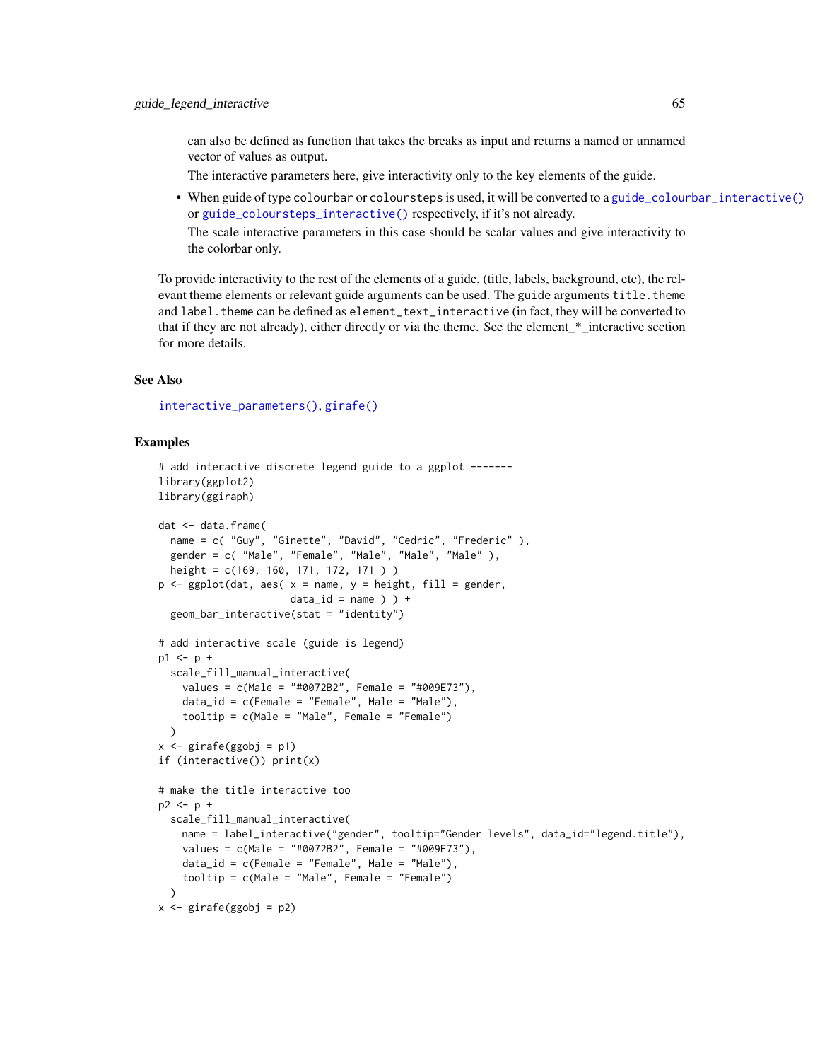can also be defined as function that takes the breaks as input and returns a named or unnamed vector of values as output.

The interactive parameters here, give interactivity only to the key elements of the guide.

- When guide of type `colourbar` or `coloursteps` is used, it will be converted to a `guide_colourbar_interactive()` or `guide_coloursteps_interactive()` respectively, if it's not already.

  The scale interactive parameters in this case should be scalar values and give interactivity to the colorbar only.

To provide interactivity to the rest of the elements of a guide, (title, labels, background, etc), the relevant theme elements or relevant guide arguments can be used. The `guide` arguments `title.theme` and `label.theme` can be defined as `element_text_interactive` (in fact, they will be converted to that if they are not already), either directly or via the theme. See the element_*_interactive section for more details.

## See Also

`interactive_parameters()`, `girafe()`

## Examples

```
# add interactive discrete legend guide to a ggplot -------
library(ggplot2)
library(ggiraph)

dat <- data.frame(
  name = c( "Guy", "Ginette", "David", "Cedric", "Frederic" ),
  gender = c( "Male", "Female", "Male", "Male", "Male" ),
  height = c(169, 160, 171, 172, 171 ) )
p <- ggplot(dat, aes( x = name, y = height, fill = gender,
                      data_id = name ) ) +
  geom_bar_interactive(stat = "identity")

# add interactive scale (guide is legend)
p1 <- p +
  scale_fill_manual_interactive(
    values = c(Male = "#0072B2", Female = "#009E73"),
    data_id = c(Female = "Female", Male = "Male"),
    tooltip = c(Male = "Male", Female = "Female")
  )
x <- girafe(ggobj = p1)
if (interactive()) print(x)

# make the title interactive too
p2 <- p +
  scale_fill_manual_interactive(
    name = label_interactive("gender", tooltip="Gender levels", data_id="legend.title"),
    values = c(Male = "#0072B2", Female = "#009E73"),
    data_id = c(Female = "Female", Male = "Male"),
    tooltip = c(Male = "Male", Female = "Female")
  )
x <- girafe(ggobj = p2)
```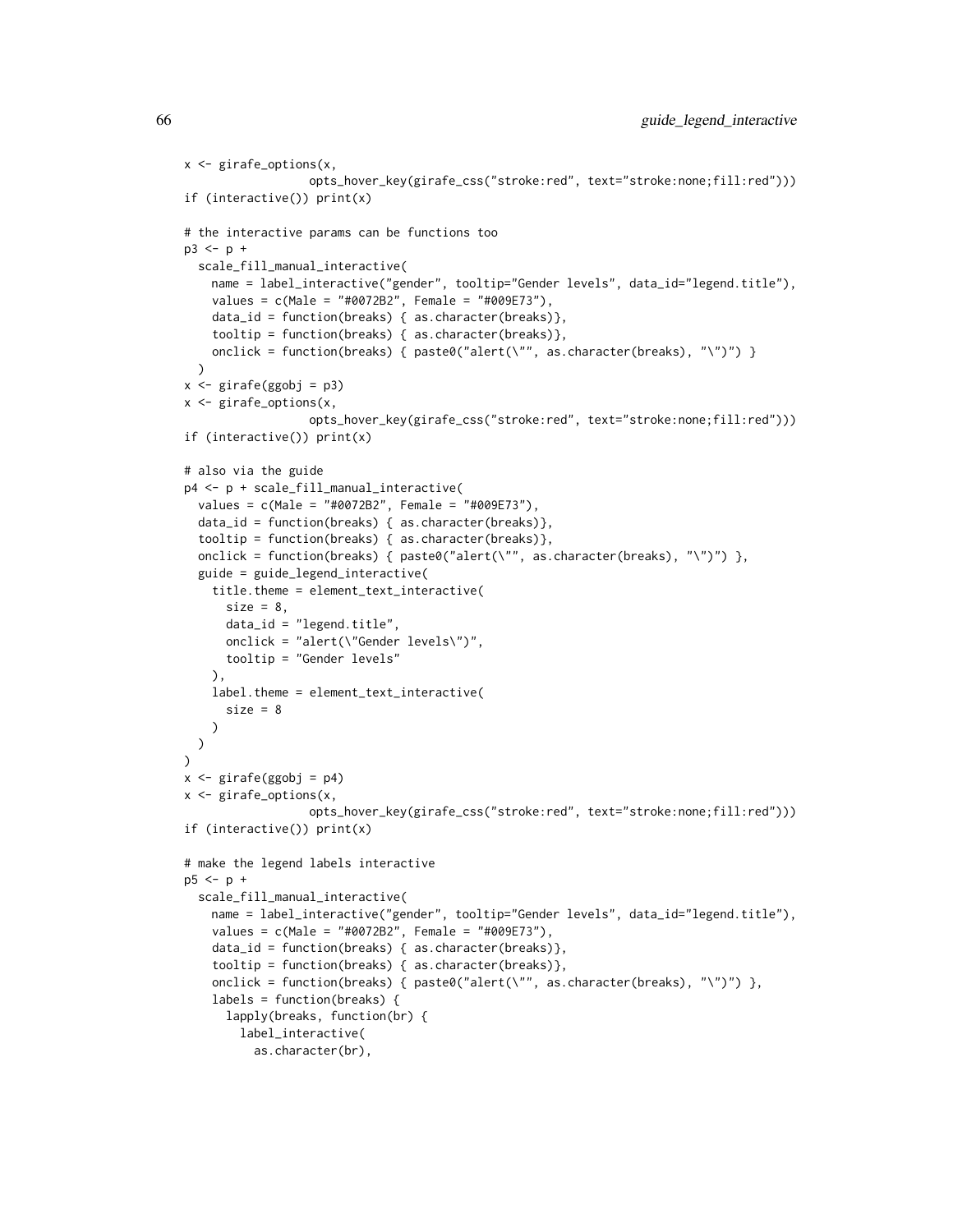```
x <- girafe_options(x,
                  opts_hover_key(girafe_css("stroke:red", text="stroke:none;fill:red")))
if (interactive()) print(x)

# the interactive params can be functions too
p3 <- p +
  scale_fill_manual_interactive(
    name = label_interactive("gender", tooltip="Gender levels", data_id="legend.title"),
    values = c(Male = "#0072B2", Female = "#009E73"),
    data_id = function(breaks) { as.character(breaks)},
    tooltip = function(breaks) { as.character(breaks)},
    onclick = function(breaks) { paste0("alert(\"", as.character(breaks), "\")") }
  )
x <- girafe(ggobj = p3)
x <- girafe_options(x,
                  opts_hover_key(girafe_css("stroke:red", text="stroke:none;fill:red")))
if (interactive()) print(x)

# also via the guide
p4 <- p + scale_fill_manual_interactive(
  values = c(Male = "#0072B2", Female = "#009E73"),
  data_id = function(breaks) { as.character(breaks)},
  tooltip = function(breaks) { as.character(breaks)},
  onclick = function(breaks) { paste0("alert(\"", as.character(breaks), "\")") },
  guide = guide_legend_interactive(
    title.theme = element_text_interactive(
      size = 8,
      data_id = "legend.title",
      onclick = "alert(\"Gender levels\")",
      tooltip = "Gender levels"
    ),
    label.theme = element_text_interactive(
      size = 8
    )
  )
)
x <- girafe(ggobj = p4)
x <- girafe_options(x,
                  opts_hover_key(girafe_css("stroke:red", text="stroke:none;fill:red")))
if (interactive()) print(x)

# make the legend labels interactive
p5 <- p +
  scale_fill_manual_interactive(
    name = label_interactive("gender", tooltip="Gender levels", data_id="legend.title"),
    values = c(Male = "#0072B2", Female = "#009E73"),
    data_id = function(breaks) { as.character(breaks)},
    tooltip = function(breaks) { as.character(breaks)},
    onclick = function(breaks) { paste0("alert(\"", as.character(breaks), "\")") },
    labels = function(breaks) {
      lapply(breaks, function(br) {
        label_interactive(
          as.character(br),
```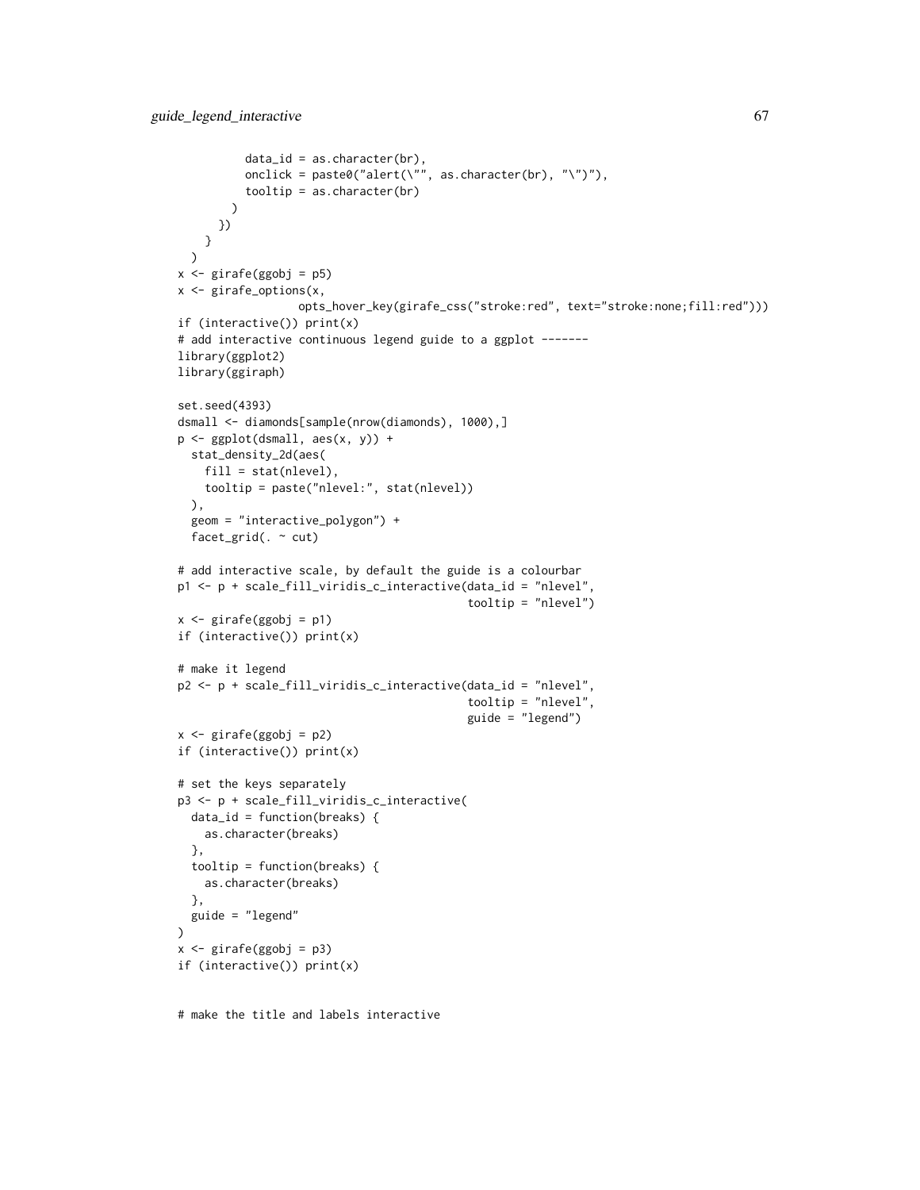```
          data_id = as.character(br),
          onclick = paste0("alert(\"", as.character(br), "\")"),
          tooltip = as.character(br)
        )
      })
    }
  )
x <- girafe(ggobj = p5)
x <- girafe_options(x,
                opts_hover_key(girafe_css("stroke:red", text="stroke:none;fill:red")))
if (interactive()) print(x)
# add interactive continuous legend guide to a ggplot -------
library(ggplot2)
library(ggiraph)

set.seed(4393)
dsmall <- diamonds[sample(nrow(diamonds), 1000),]
p <- ggplot(dsmall, aes(x, y)) +
  stat_density_2d(aes(
    fill = stat(nlevel),
    tooltip = paste("nlevel:", stat(nlevel))
  ),
  geom = "interactive_polygon") +
  facet_grid(. ~ cut)

# add interactive scale, by default the guide is a colourbar
p1 <- p + scale_fill_viridis_c_interactive(data_id = "nlevel",
                                           tooltip = "nlevel")
x <- girafe(ggobj = p1)
if (interactive()) print(x)

# make it legend
p2 <- p + scale_fill_viridis_c_interactive(data_id = "nlevel",
                                           tooltip = "nlevel",
                                           guide = "legend")
x <- girafe(ggobj = p2)
if (interactive()) print(x)

# set the keys separately
p3 <- p + scale_fill_viridis_c_interactive(
  data_id = function(breaks) {
    as.character(breaks)
  },
  tooltip = function(breaks) {
    as.character(breaks)
  },
  guide = "legend"
)
x <- girafe(ggobj = p3)
if (interactive()) print(x)


# make the title and labels interactive
```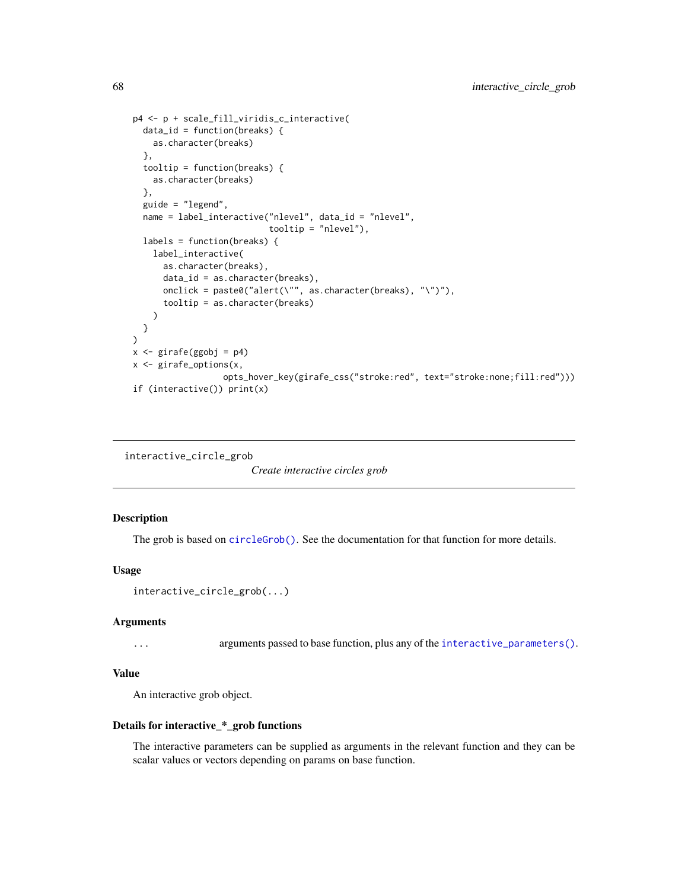```
p4 <- p + scale_fill_viridis_c_interactive(
  data_id = function(breaks) {
    as.character(breaks)
  },
  tooltip = function(breaks) {
    as.character(breaks)
  },
  guide = "legend",
  name = label_interactive("nlevel", data_id = "nlevel",
                           tooltip = "nlevel"),
  labels = function(breaks) {
    label_interactive(
      as.character(breaks),
      data_id = as.character(breaks),
      onclick = paste0("alert(\"", as.character(breaks), "\")"),
      tooltip = as.character(breaks)
    )
  }
)
x <- girafe(ggobj = p4)
x <- girafe_options(x,
                  opts_hover_key(girafe_css("stroke:red", text="stroke:none;fill:red")))
if (interactive()) print(x)
```

---

## interactive_circle_grob

*Create interactive circles grob*

---

### Description

The grob is based on `circleGrob()`. See the documentation for that function for more details.

### Usage

```
interactive_circle_grob(...)
```

### Arguments

| | |
|---|---|
| `...` | arguments passed to base function, plus any of the `interactive_parameters()`. |

### Value

An interactive grob object.

### Details for interactive_*_grob functions

The interactive parameters can be supplied as arguments in the relevant function and they can be scalar values or vectors depending on params on base function.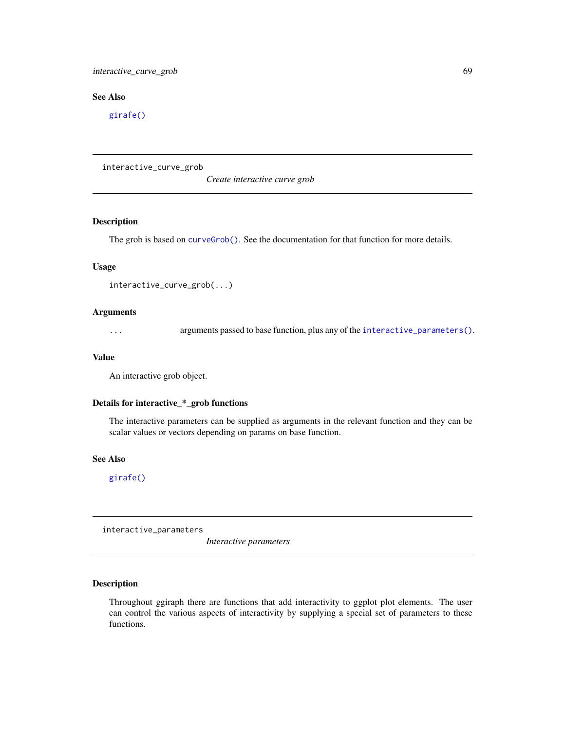## See Also

`girafe()`

---

# interactive_curve_grob

*Create interactive curve grob*

---

## Description

The grob is based on `curveGrob()`. See the documentation for that function for more details.

## Usage

```
interactive_curve_grob(...)
```

## Arguments

| | |
|---|---|
| `...` | arguments passed to base function, plus any of the `interactive_parameters()`. |

## Value

An interactive grob object.

## Details for interactive_*_grob functions

The interactive parameters can be supplied as arguments in the relevant function and they can be scalar values or vectors depending on params on base function.

## See Also

`girafe()`

---

# interactive_parameters

*Interactive parameters*

---

## Description

Throughout ggiraph there are functions that add interactivity to ggplot plot elements. The user can control the various aspects of interactivity by supplying a special set of parameters to these functions.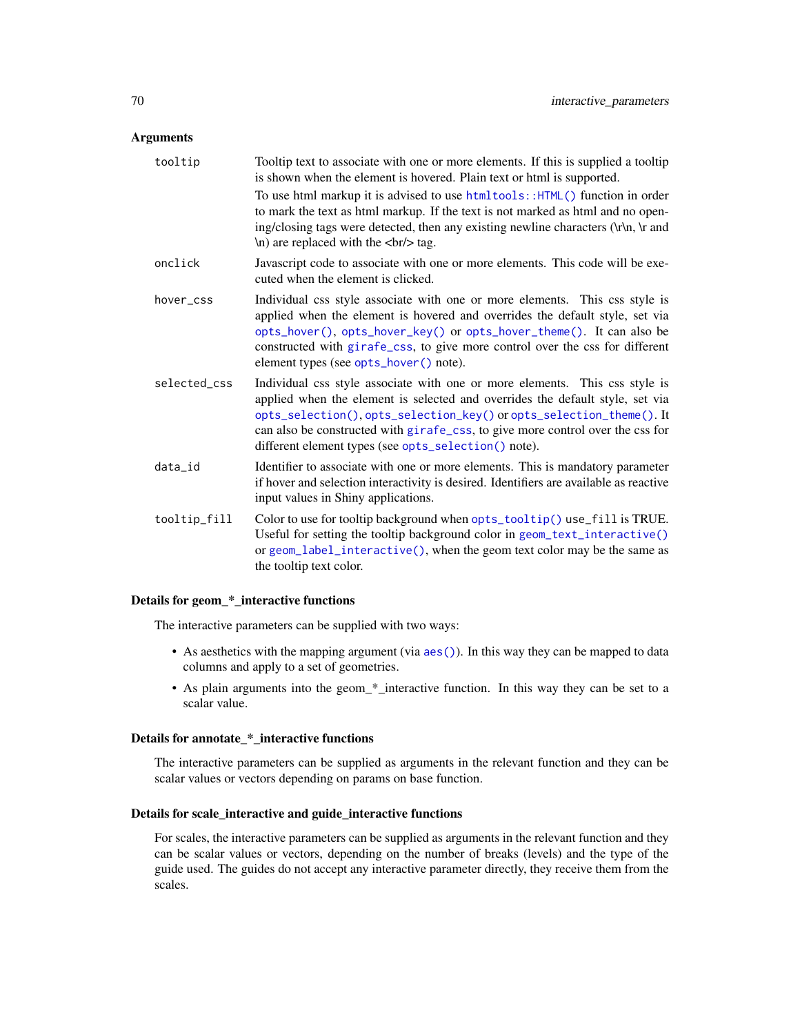### Arguments

| | |
|---|---|
| `tooltip` | Tooltip text to associate with one or more elements. If this is supplied a tooltip is shown when the element is hovered. Plain text or html is supported. <br> To use html markup it is advised to use `htmltools::HTML()` function in order to mark the text as html markup. If the text is not marked as html and no opening/closing tags were detected, then any existing newline characters (\r\n, \r and \n) are replaced with the <br/> tag. |
| `onclick` | Javascript code to associate with one or more elements. This code will be executed when the element is clicked. |
| `hover_css` | Individual css style associate with one or more elements. This css style is applied when the element is hovered and overrides the default style, set via `opts_hover()`, `opts_hover_key()` or `opts_hover_theme()`. It can also be constructed with `girafe_css`, to give more control over the css for different element types (see `opts_hover()` note). |
| `selected_css` | Individual css style associate with one or more elements. This css style is applied when the element is selected and overrides the default style, set via `opts_selection()`, `opts_selection_key()` or `opts_selection_theme()`. It can also be constructed with `girafe_css`, to give more control over the css for different element types (see `opts_selection()` note). |
| `data_id` | Identifier to associate with one or more elements. This is mandatory parameter if hover and selection interactivity is desired. Identifiers are available as reactive input values in Shiny applications. |
| `tooltip_fill` | Color to use for tooltip background when `opts_tooltip()` `use_fill` is TRUE. Useful for setting the tooltip background color in `geom_text_interactive()` or `geom_label_interactive()`, when the geom text color may be the same as the tooltip text color. |

### Details for geom_*_interactive functions

The interactive parameters can be supplied with two ways:

- As aesthetics with the mapping argument (via `aes()`). In this way they can be mapped to data columns and apply to a set of geometries.
- As plain arguments into the geom_*_interactive function. In this way they can be set to a scalar value.

### Details for annotate_*_interactive functions

The interactive parameters can be supplied as arguments in the relevant function and they can be scalar values or vectors depending on params on base function.

### Details for scale_interactive and guide_interactive functions

For scales, the interactive parameters can be supplied as arguments in the relevant function and they can be scalar values or vectors, depending on the number of breaks (levels) and the type of the guide used. The guides do not accept any interactive parameter directly, they receive them from the scales.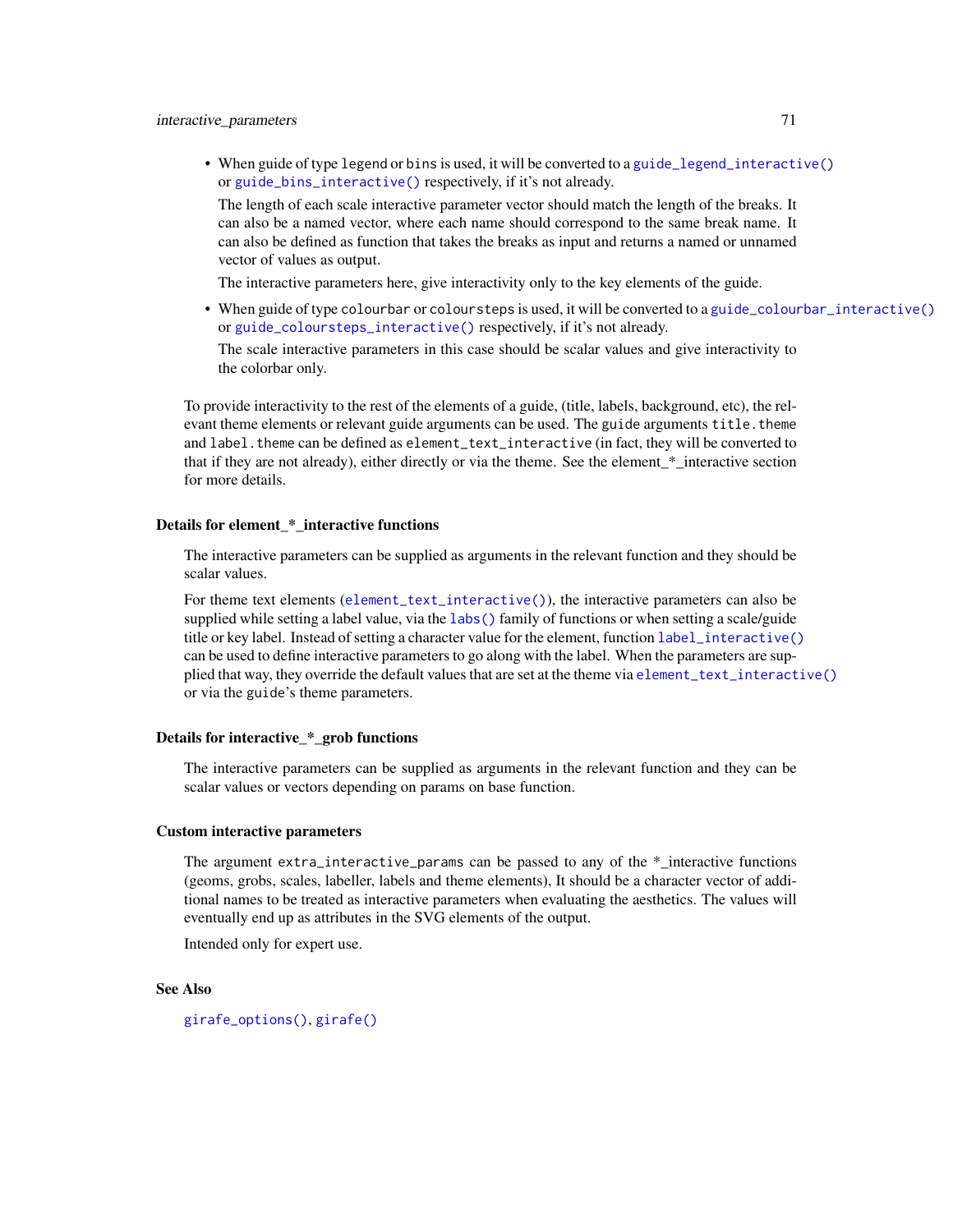- When guide of type `legend` or `bins` is used, it will be converted to a `guide_legend_interactive()` or `guide_bins_interactive()` respectively, if it's not already.

  The length of each scale interactive parameter vector should match the length of the breaks. It can also be a named vector, where each name should correspond to the same break name. It can also be defined as function that takes the breaks as input and returns a named or unnamed vector of values as output.

  The interactive parameters here, give interactivity only to the key elements of the guide.

- When guide of type `colourbar` or `coloursteps` is used, it will be converted to a `guide_colourbar_interactive()` or `guide_coloursteps_interactive()` respectively, if it's not already.

  The scale interactive parameters in this case should be scalar values and give interactivity to the colorbar only.

To provide interactivity to the rest of the elements of a guide, (title, labels, background, etc), the relevant theme elements or relevant guide arguments can be used. The `guide` arguments `title.theme` and `label.theme` can be defined as `element_text_interactive` (in fact, they will be converted to that if they are not already), either directly or via the theme. See the element_*_interactive section for more details.

### Details for element_*_interactive functions

The interactive parameters can be supplied as arguments in the relevant function and they should be scalar values.

For theme text elements (`element_text_interactive()`), the interactive parameters can also be supplied while setting a label value, via the `labs()` family of functions or when setting a scale/guide title or key label. Instead of setting a character value for the element, function `label_interactive()` can be used to define interactive parameters to go along with the label. When the parameters are supplied that way, they override the default values that are set at the theme via `element_text_interactive()` or via the `guide`'s theme parameters.

### Details for interactive_*_grob functions

The interactive parameters can be supplied as arguments in the relevant function and they can be scalar values or vectors depending on params on base function.

### Custom interactive parameters

The argument `extra_interactive_params` can be passed to any of the *_interactive functions (geoms, grobs, scales, labeller, labels and theme elements), It should be a character vector of additional names to be treated as interactive parameters when evaluating the aesthetics. The values will eventually end up as attributes in the SVG elements of the output.

Intended only for expert use.

### See Also

`girafe_options()`, `girafe()`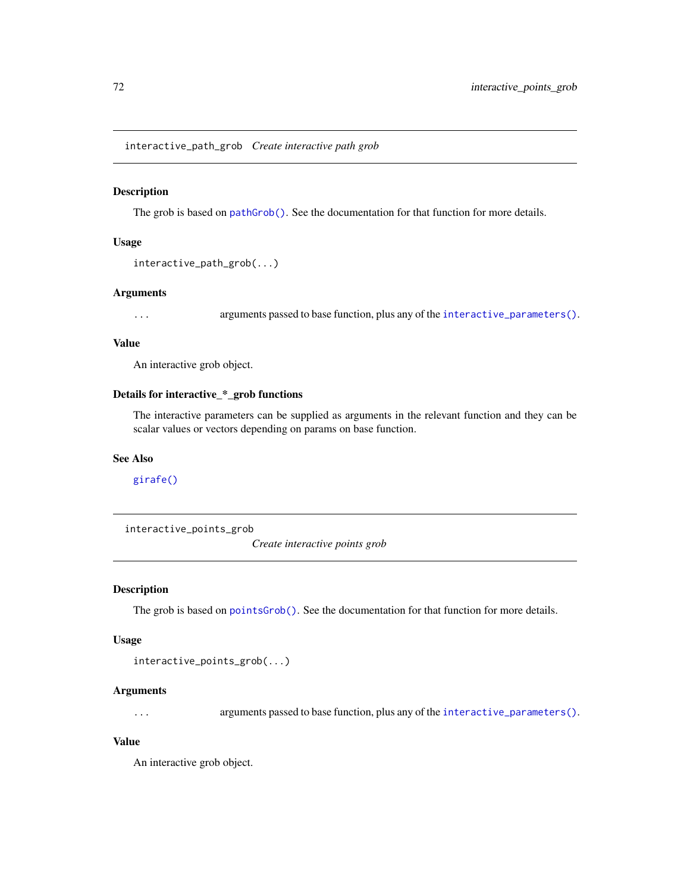## interactive_path_grob *Create interactive path grob*

### Description

The grob is based on pathGrob(). See the documentation for that function for more details.

### Usage

```
interactive_path_grob(...)
```

### Arguments

... arguments passed to base function, plus any of the interactive_parameters().

### Value

An interactive grob object.

### Details for interactive_*_grob functions

The interactive parameters can be supplied as arguments in the relevant function and they can be scalar values or vectors depending on params on base function.

### See Also

girafe()

## interactive_points_grob *Create interactive points grob*

### Description

The grob is based on pointsGrob(). See the documentation for that function for more details.

### Usage

```
interactive_points_grob(...)
```

### Arguments

... arguments passed to base function, plus any of the interactive_parameters().

### Value

An interactive grob object.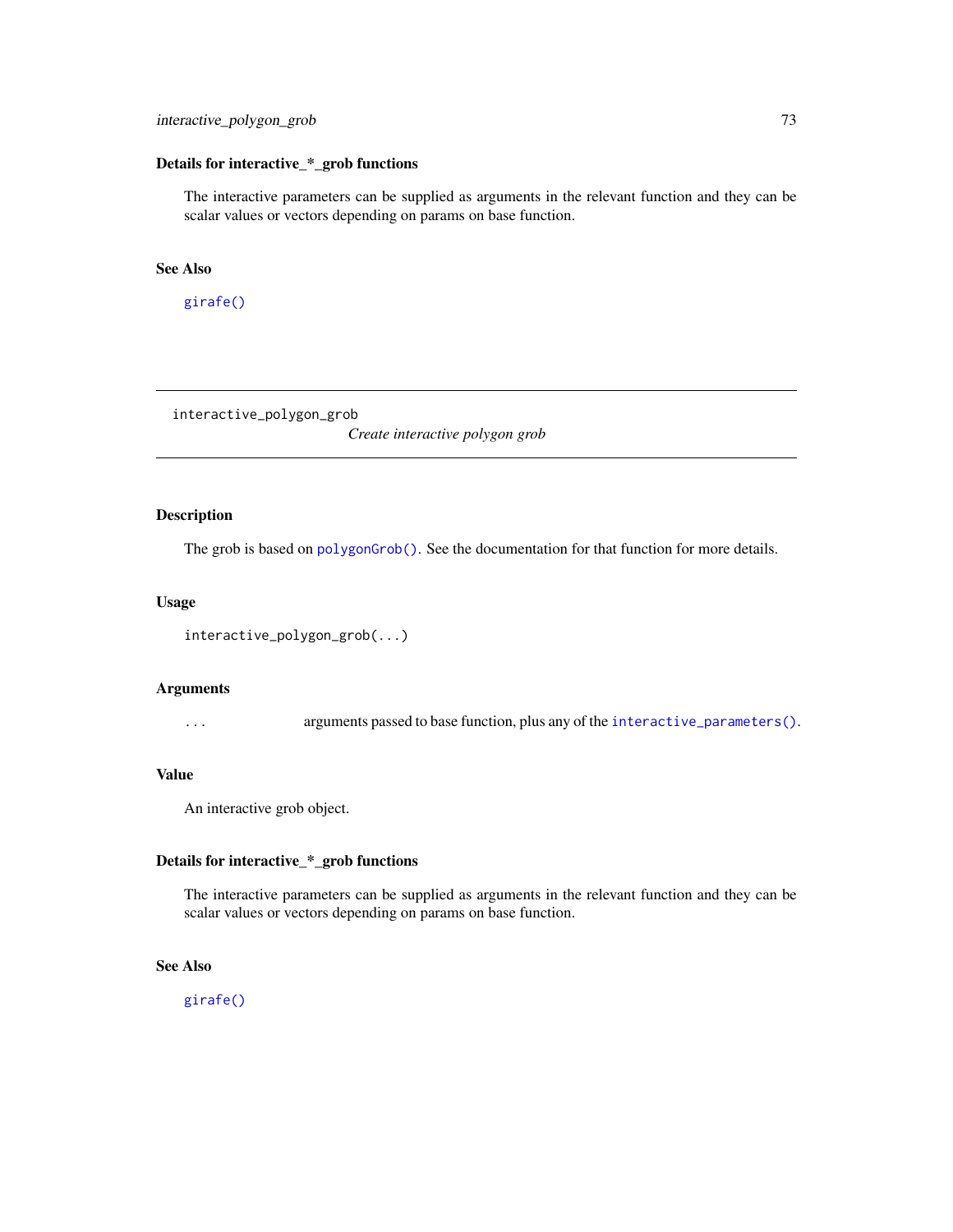### Details for interactive_*_grob functions

The interactive parameters can be supplied as arguments in the relevant function and they can be scalar values or vectors depending on params on base function.

### See Also

`girafe()`

---

## interactive_polygon_grob

*Create interactive polygon grob*

---

### Description

The grob is based on `polygonGrob()`. See the documentation for that function for more details.

### Usage

```
interactive_polygon_grob(...)
```

### Arguments

| | |
|---|---|
| `...` | arguments passed to base function, plus any of the `interactive_parameters()`. |

### Value

An interactive grob object.

### Details for interactive_*_grob functions

The interactive parameters can be supplied as arguments in the relevant function and they can be scalar values or vectors depending on params on base function.

### See Also

`girafe()`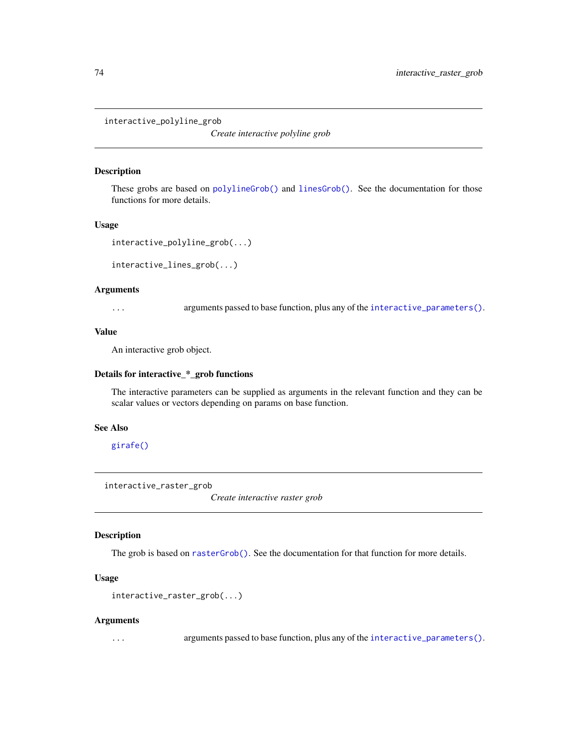## interactive_polyline_grob

*Create interactive polyline grob*

### Description

These grobs are based on `polylineGrob()` and `linesGrob()`. See the documentation for those functions for more details.

### Usage

```
interactive_polyline_grob(...)

interactive_lines_grob(...)
```

### Arguments

| | |
|---|---|
| ... | arguments passed to base function, plus any of the `interactive_parameters()`. |

### Value

An interactive grob object.

### Details for interactive_*_grob functions

The interactive parameters can be supplied as arguments in the relevant function and they can be scalar values or vectors depending on params on base function.

### See Also

`girafe()`

## interactive_raster_grob

*Create interactive raster grob*

### Description

The grob is based on `rasterGrob()`. See the documentation for that function for more details.

### Usage

```
interactive_raster_grob(...)
```

### Arguments

| | |
|---|---|
| ... | arguments passed to base function, plus any of the `interactive_parameters()`. |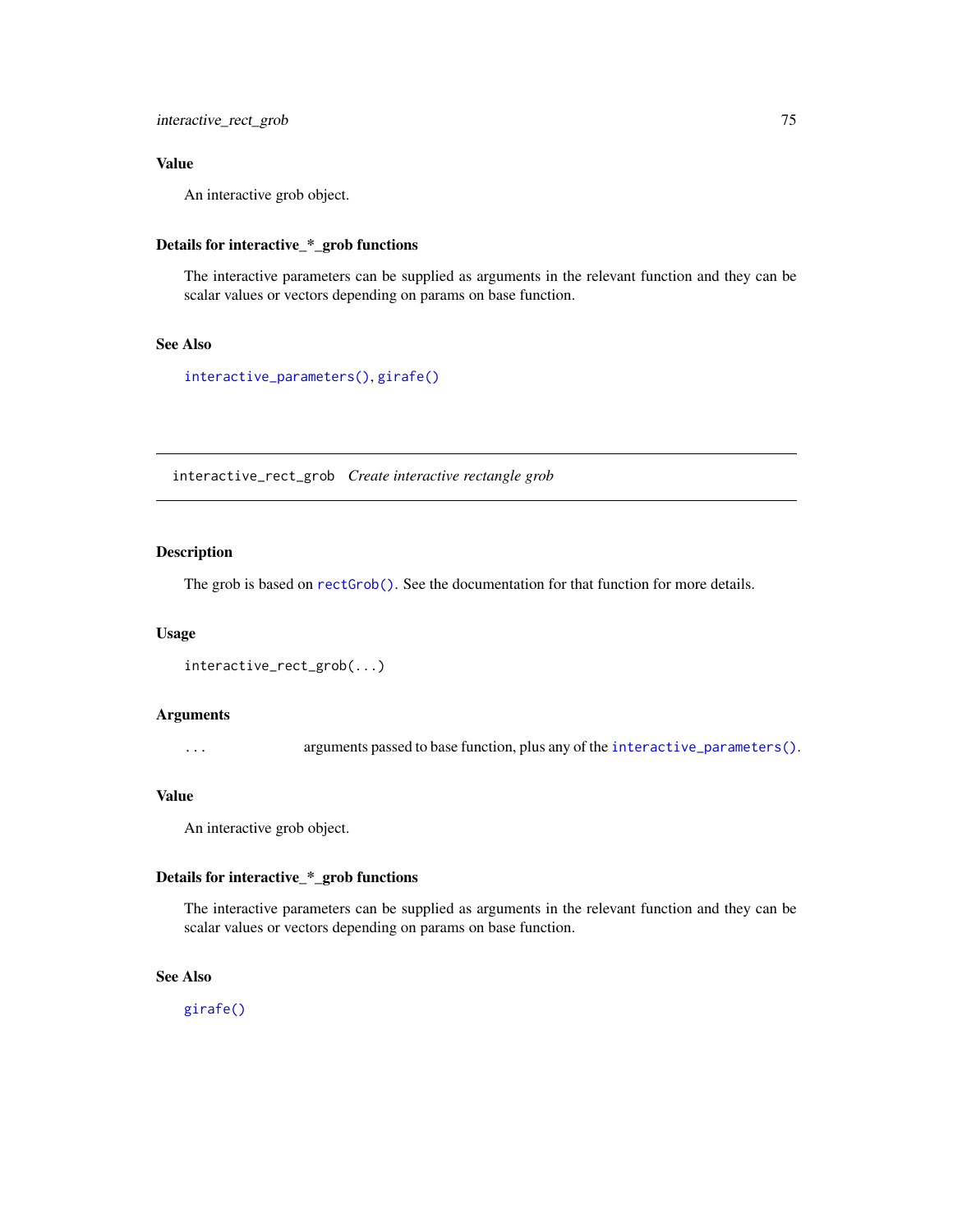### Value

An interactive grob object.

### Details for interactive_*_grob functions

The interactive parameters can be supplied as arguments in the relevant function and they can be scalar values or vectors depending on params on base function.

### See Also

`interactive_parameters()`, `girafe()`

---

## interactive_rect_grob    *Create interactive rectangle grob*

---

### Description

The grob is based on `rectGrob()`. See the documentation for that function for more details.

### Usage

```
interactive_rect_grob(...)
```

### Arguments

| | |
|---|---|
| `...` | arguments passed to base function, plus any of the `interactive_parameters()`. |

### Value

An interactive grob object.

### Details for interactive_*_grob functions

The interactive parameters can be supplied as arguments in the relevant function and they can be scalar values or vectors depending on params on base function.

### See Also

`girafe()`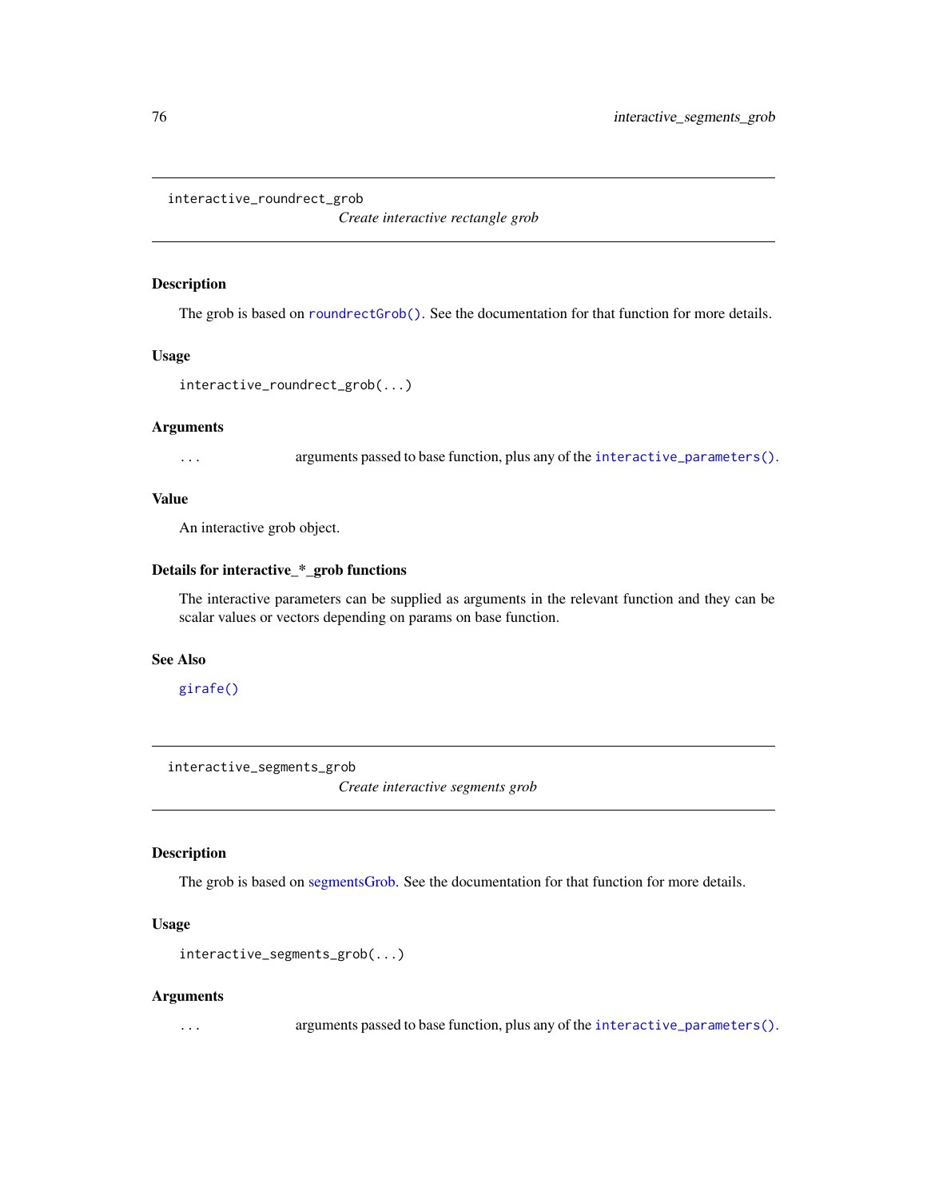## interactive_roundrect_grob

*Create interactive rectangle grob*

### Description

The grob is based on `roundrectGrob()`. See the documentation for that function for more details.

### Usage

```
interactive_roundrect_grob(...)
```

### Arguments

| | |
|---|---|
| `...` | arguments passed to base function, plus any of the `interactive_parameters()`. |

### Value

An interactive grob object.

### Details for interactive_*_grob functions

The interactive parameters can be supplied as arguments in the relevant function and they can be scalar values or vectors depending on params on base function.

### See Also

`girafe()`

## interactive_segments_grob

*Create interactive segments grob*

### Description

The grob is based on segmentsGrob. See the documentation for that function for more details.

### Usage

```
interactive_segments_grob(...)
```

### Arguments

| | |
|---|---|
| `...` | arguments passed to base function, plus any of the `interactive_parameters()`. |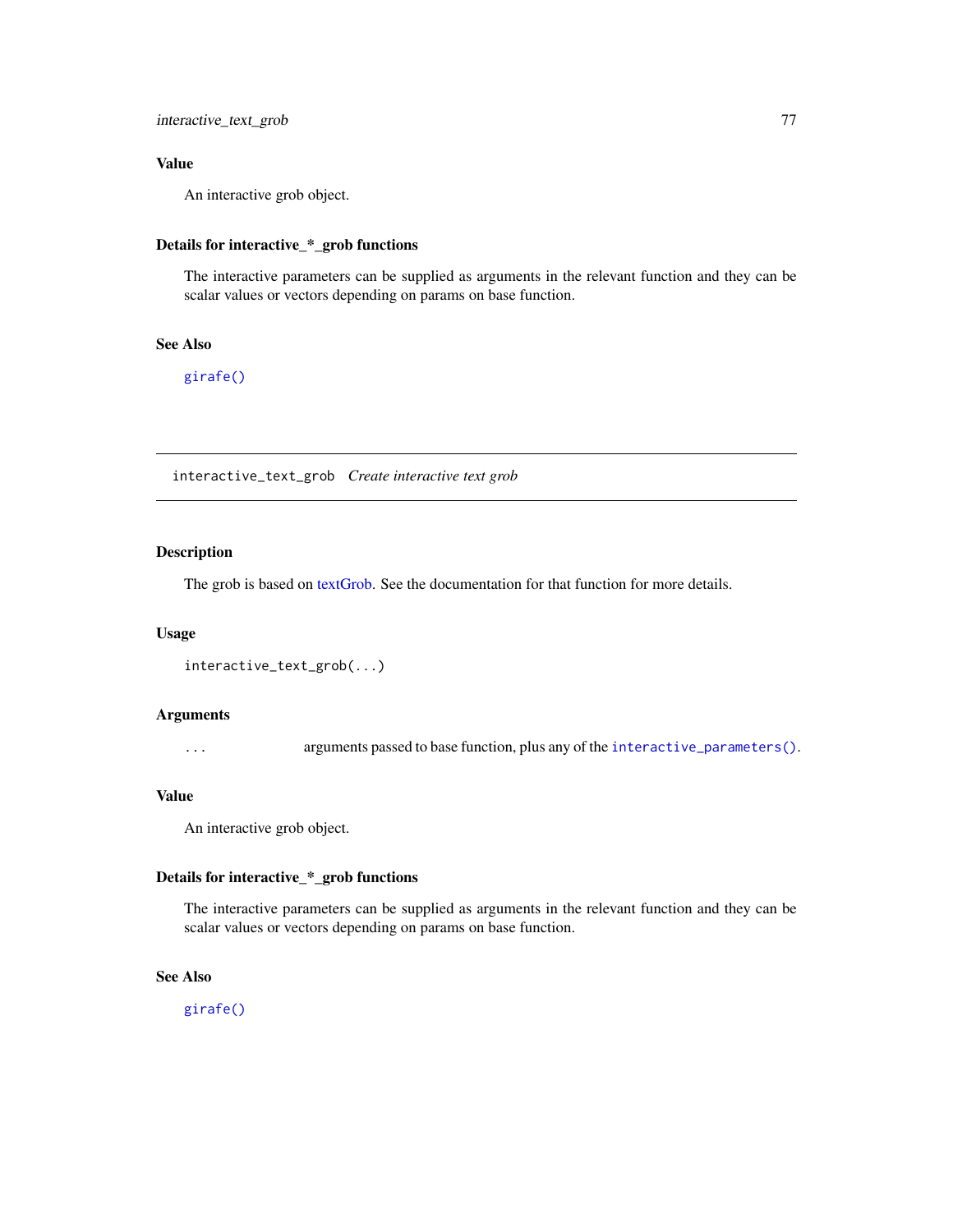## Value

An interactive grob object.

## Details for interactive_*_grob functions

The interactive parameters can be supplied as arguments in the relevant function and they can be scalar values or vectors depending on params on base function.

## See Also

`girafe()`

---

# interactive_text_grob *Create interactive text grob*

---

## Description

The grob is based on textGrob. See the documentation for that function for more details.

## Usage

```
interactive_text_grob(...)
```

## Arguments

| | |
|---|---|
| `...` | arguments passed to base function, plus any of the `interactive_parameters()`. |

## Value

An interactive grob object.

## Details for interactive_*_grob functions

The interactive parameters can be supplied as arguments in the relevant function and they can be scalar values or vectors depending on params on base function.

## See Also

`girafe()`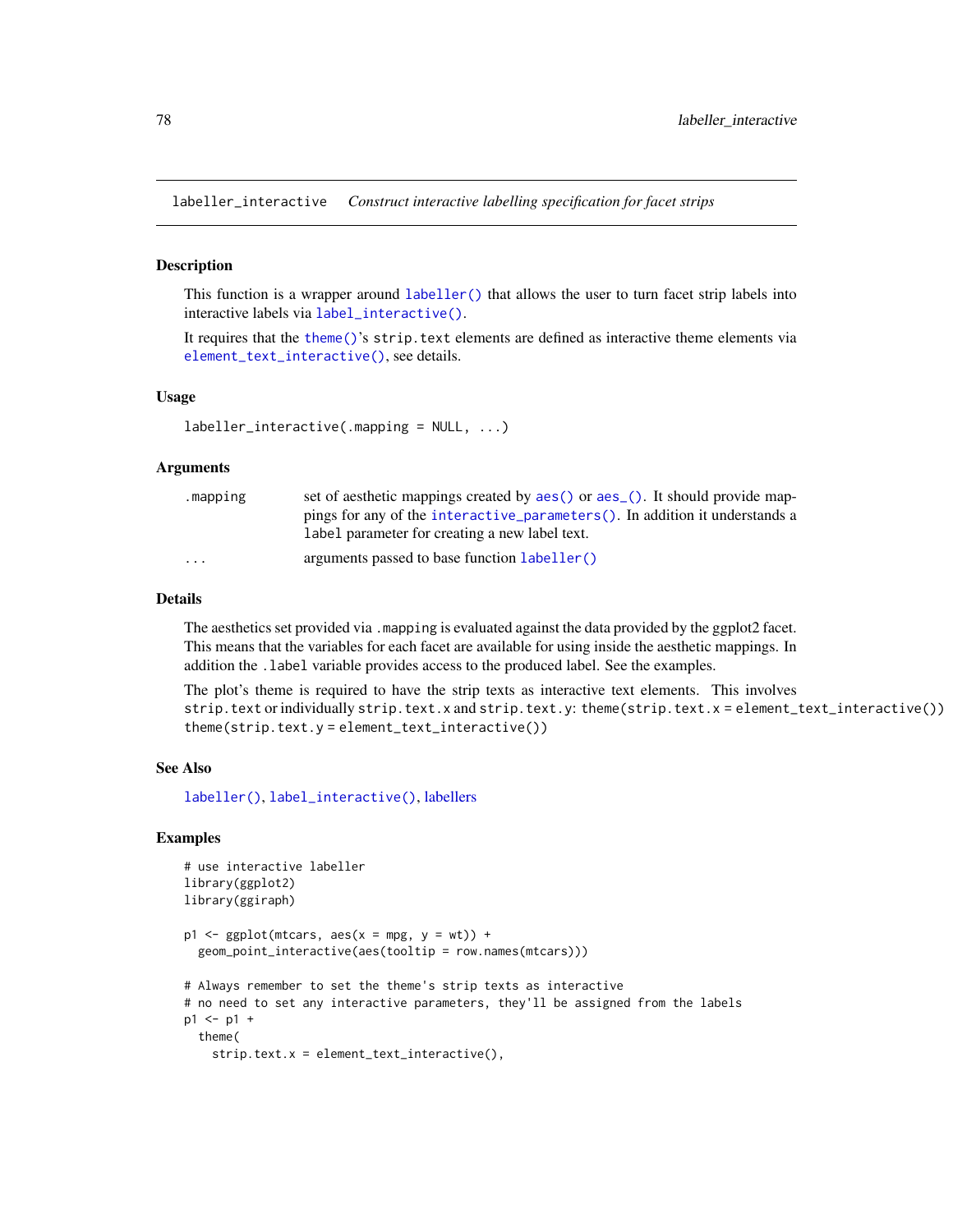labeller_interactive *Construct interactive labelling specification for facet strips*

## Description

This function is a wrapper around `labeller()` that allows the user to turn facet strip labels into interactive labels via `label_interactive()`.

It requires that the `theme()`'s `strip.text` elements are defined as interactive theme elements via `element_text_interactive()`, see details.

## Usage

```
labeller_interactive(.mapping = NULL, ...)
```

## Arguments

| | |
|---|---|
| `.mapping` | set of aesthetic mappings created by `aes()` or `aes_()`. It should provide mappings for any of the `interactive_parameters()`. In addition it understands a `label` parameter for creating a new label text. |
| `...` | arguments passed to base function `labeller()` |

## Details

The aesthetics set provided via `.mapping` is evaluated against the data provided by the ggplot2 facet. This means that the variables for each facet are available for using inside the aesthetic mappings. In addition the `.label` variable provides access to the produced label. See the examples.

The plot's theme is required to have the strip texts as interactive text elements. This involves `strip.text` or individually `strip.text.x` and `strip.text.y`: `theme(strip.text.x = element_text_interactive())` `theme(strip.text.y = element_text_interactive())`

## See Also

`labeller()`, `label_interactive()`, labellers

## Examples

```
# use interactive labeller
library(ggplot2)
library(ggiraph)

p1 <- ggplot(mtcars, aes(x = mpg, y = wt)) +
  geom_point_interactive(aes(tooltip = row.names(mtcars)))

# Always remember to set the theme's strip texts as interactive
# no need to set any interactive parameters, they'll be assigned from the labels
p1 <- p1 +
  theme(
    strip.text.x = element_text_interactive(),
```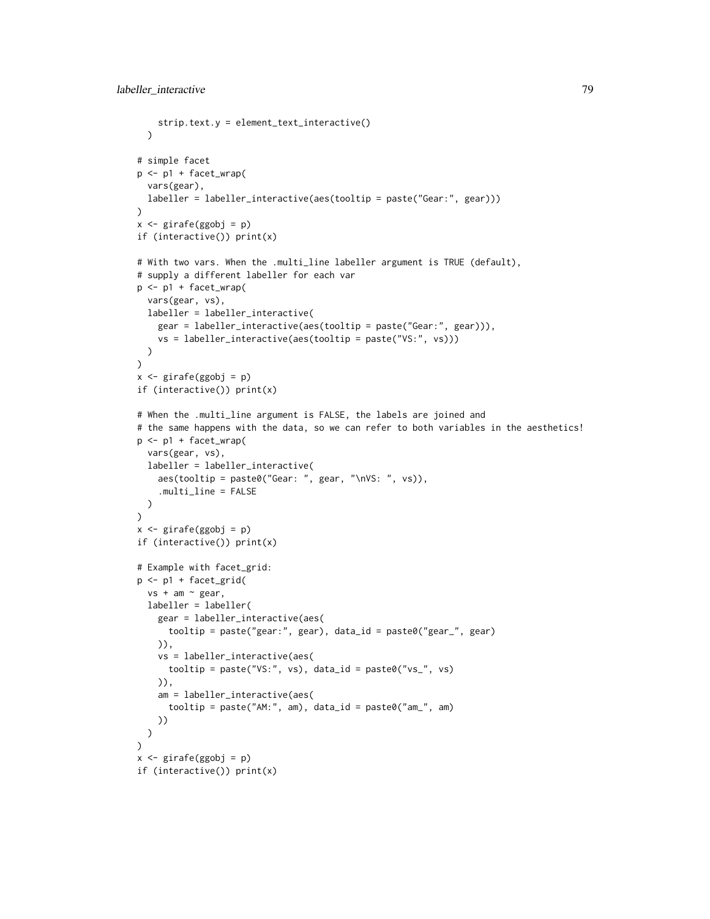```
    strip.text.y = element_text_interactive()
  )

# simple facet
p <- p1 + facet_wrap(
  vars(gear),
  labeller = labeller_interactive(aes(tooltip = paste("Gear:", gear)))
)
x <- girafe(ggobj = p)
if (interactive()) print(x)

# With two vars. When the .multi_line labeller argument is TRUE (default),
# supply a different labeller for each var
p <- p1 + facet_wrap(
  vars(gear, vs),
  labeller = labeller_interactive(
    gear = labeller_interactive(aes(tooltip = paste("Gear:", gear))),
    vs = labeller_interactive(aes(tooltip = paste("VS:", vs)))
  )
)
x <- girafe(ggobj = p)
if (interactive()) print(x)

# When the .multi_line argument is FALSE, the labels are joined and
# the same happens with the data, so we can refer to both variables in the aesthetics!
p <- p1 + facet_wrap(
  vars(gear, vs),
  labeller = labeller_interactive(
    aes(tooltip = paste0("Gear: ", gear, "\nVS: ", vs)),
    .multi_line = FALSE
  )
)
x <- girafe(ggobj = p)
if (interactive()) print(x)

# Example with facet_grid:
p <- p1 + facet_grid(
  vs + am ~ gear,
  labeller = labeller(
    gear = labeller_interactive(aes(
      tooltip = paste("gear:", gear), data_id = paste0("gear_", gear)
    )),
    vs = labeller_interactive(aes(
      tooltip = paste("VS:", vs), data_id = paste0("vs_", vs)
    )),
    am = labeller_interactive(aes(
      tooltip = paste("AM:", am), data_id = paste0("am_", am)
    ))
  )
)
x <- girafe(ggobj = p)
if (interactive()) print(x)
```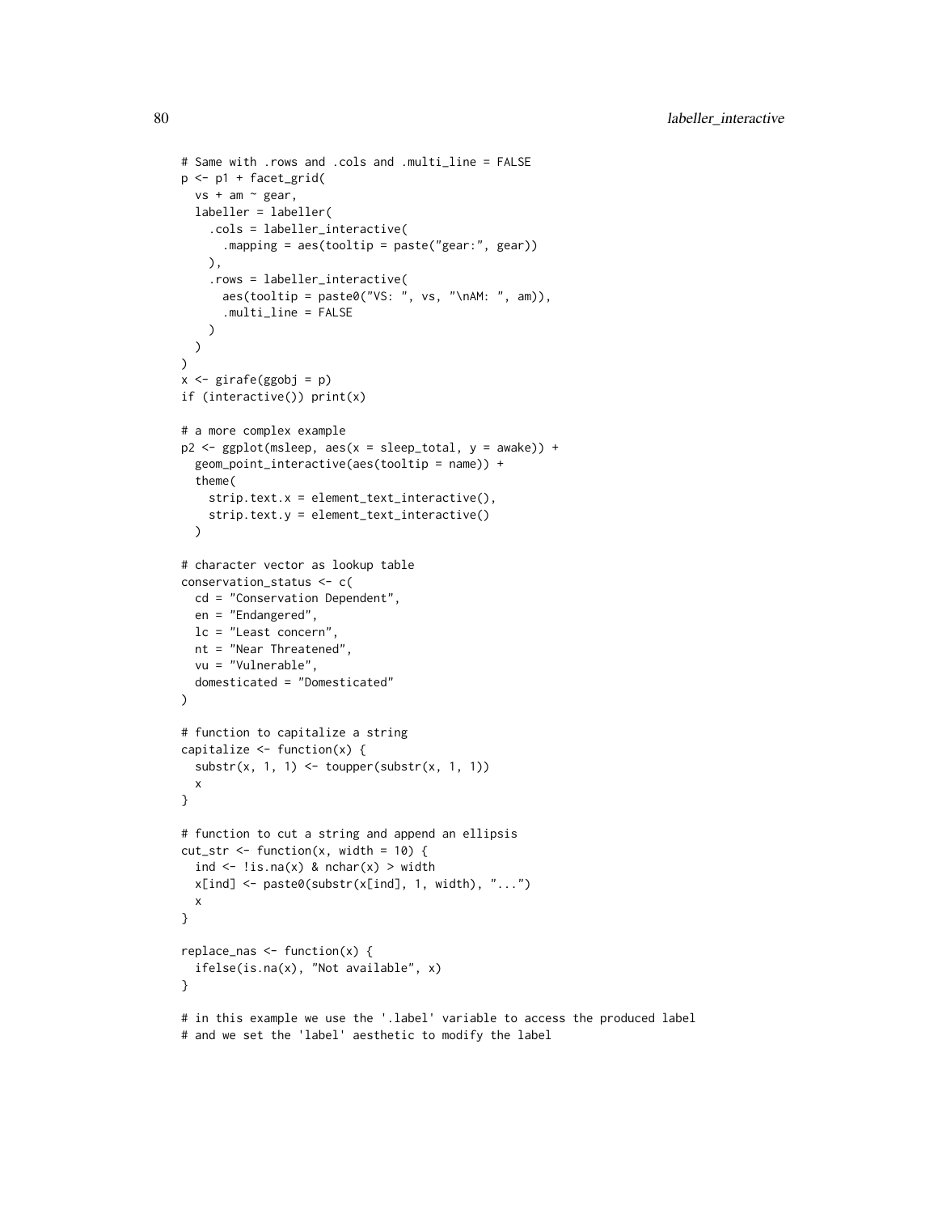```
# Same with .rows and .cols and .multi_line = FALSE
p <- p1 + facet_grid(
  vs + am ~ gear,
  labeller = labeller(
    .cols = labeller_interactive(
      .mapping = aes(tooltip = paste("gear:", gear))
    ),
    .rows = labeller_interactive(
      aes(tooltip = paste0("VS: ", vs, "\nAM: ", am)),
      .multi_line = FALSE
    )
  )
)
x <- girafe(ggobj = p)
if (interactive()) print(x)

# a more complex example
p2 <- ggplot(msleep, aes(x = sleep_total, y = awake)) +
  geom_point_interactive(aes(tooltip = name)) +
  theme(
    strip.text.x = element_text_interactive(),
    strip.text.y = element_text_interactive()
  )

# character vector as lookup table
conservation_status <- c(
  cd = "Conservation Dependent",
  en = "Endangered",
  lc = "Least concern",
  nt = "Near Threatened",
  vu = "Vulnerable",
  domesticated = "Domesticated"
)

# function to capitalize a string
capitalize <- function(x) {
  substr(x, 1, 1) <- toupper(substr(x, 1, 1))
  x
}

# function to cut a string and append an ellipsis
cut_str <- function(x, width = 10) {
  ind <- !is.na(x) & nchar(x) > width
  x[ind] <- paste0(substr(x[ind], 1, width), "...")
  x
}

replace_nas <- function(x) {
  ifelse(is.na(x), "Not available", x)
}

# in this example we use the '.label' variable to access the produced label
# and we set the 'label' aesthetic to modify the label
```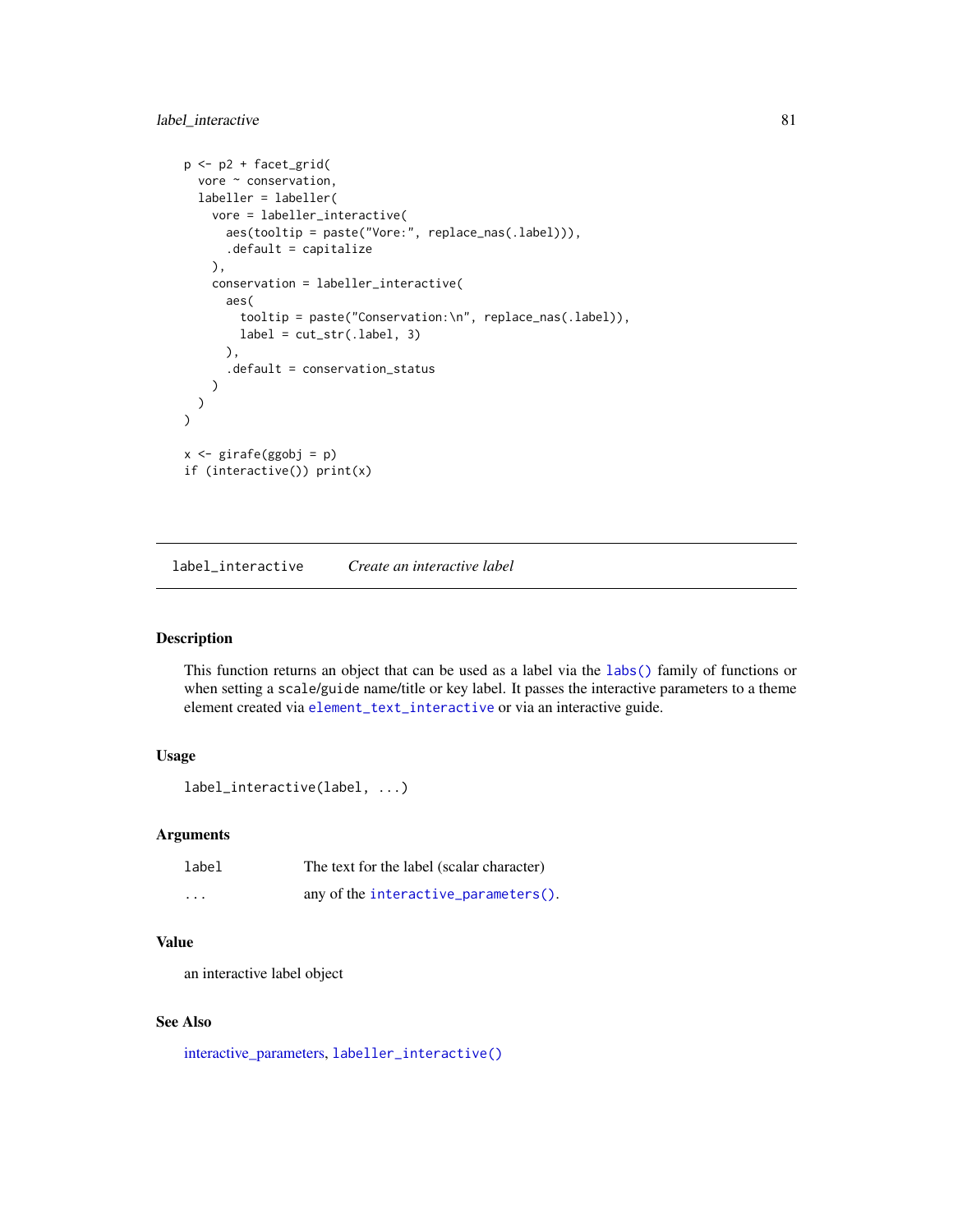```
p <- p2 + facet_grid(
  vore ~ conservation,
  labeller = labeller(
    vore = labeller_interactive(
      aes(tooltip = paste("Vore:", replace_nas(.label))),
      .default = capitalize
    ),
    conservation = labeller_interactive(
      aes(
        tooltip = paste("Conservation:\n", replace_nas(.label)),
        label = cut_str(.label, 3)
      ),
      .default = conservation_status
    )
  )
)

x <- girafe(ggobj = p)
if (interactive()) print(x)
```

## label_interactive *Create an interactive label*

### Description

This function returns an object that can be used as a label via the `labs()` family of functions or when setting a `scale/guide` name/title or key label. It passes the interactive parameters to a theme element created via `element_text_interactive` or via an interactive guide.

### Usage

```
label_interactive(label, ...)
```

### Arguments

| | |
|---|---|
| `label` | The text for the label (scalar character) |
| `...` | any of the `interactive_parameters()`. |

### Value

an interactive label object

### See Also

interactive_parameters, `labeller_interactive()`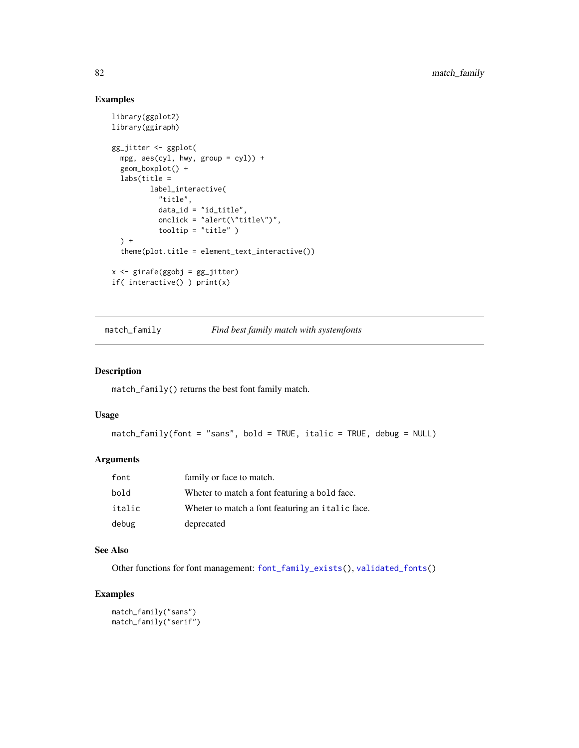## Examples

```
library(ggplot2)
library(ggiraph)

gg_jitter <- ggplot(
  mpg, aes(cyl, hwy, group = cyl)) +
  geom_boxplot() +
  labs(title =
         label_interactive(
           "title",
           data_id = "id_title",
           onclick = "alert(\"title\")",
           tooltip = "title" )
  ) +
  theme(plot.title = element_text_interactive())

x <- girafe(ggobj = gg_jitter)
if( interactive() ) print(x)
```

---

`match_family` *Find best family match with systemfonts*

---

## Description

`match_family()` returns the best font family match.

## Usage

```
match_family(font = "sans", bold = TRUE, italic = TRUE, debug = NULL)
```

## Arguments

| | |
|---|---|
| `font` | family or face to match. |
| `bold` | Wheter to match a font featuring a `bold` face. |
| `italic` | Wheter to match a font featuring an `italic` face. |
| `debug` | deprecated |

## See Also

Other functions for font management: `font_family_exists()`, `validated_fonts()`

## Examples

```
match_family("sans")
match_family("serif")
```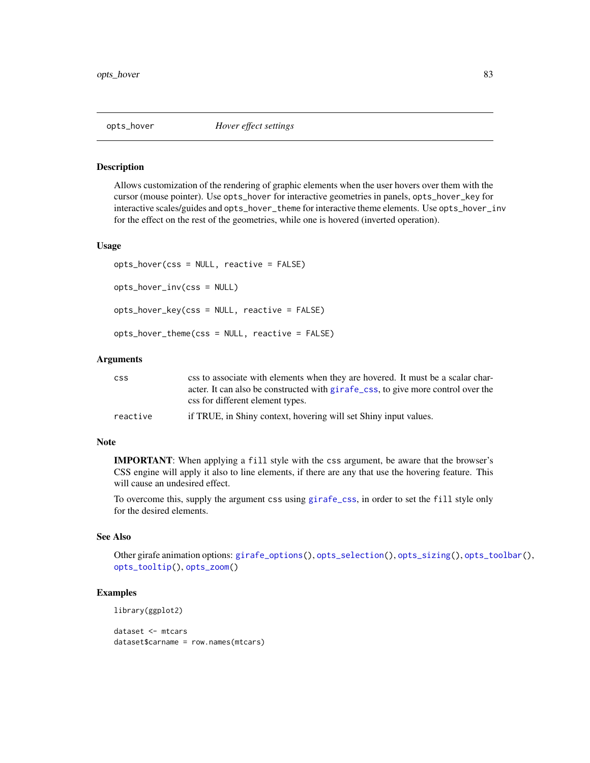## opts_hover — *Hover effect settings*

### Description

Allows customization of the rendering of graphic elements when the user hovers over them with the cursor (mouse pointer). Use `opts_hover` for interactive geometries in panels, `opts_hover_key` for interactive scales/guides and `opts_hover_theme` for interactive theme elements. Use `opts_hover_inv` for the effect on the rest of the geometries, while one is hovered (inverted operation).

### Usage

```
opts_hover(css = NULL, reactive = FALSE)

opts_hover_inv(css = NULL)

opts_hover_key(css = NULL, reactive = FALSE)

opts_hover_theme(css = NULL, reactive = FALSE)
```

### Arguments

| | |
|---|---|
| `css` | css to associate with elements when they are hovered. It must be a scalar character. It can also be constructed with `girafe_css`, to give more control over the css for different element types. |
| `reactive` | if TRUE, in Shiny context, hovering will set Shiny input values. |

### Note

**IMPORTANT**: When applying a `fill` style with the `css` argument, be aware that the browser's CSS engine will apply it also to line elements, if there are any that use the hovering feature. This will cause an undesired effect.

To overcome this, supply the argument `css` using `girafe_css`, in order to set the `fill` style only for the desired elements.

### See Also

Other girafe animation options: `girafe_options()`, `opts_selection()`, `opts_sizing()`, `opts_toolbar()`, `opts_tooltip()`, `opts_zoom()`

### Examples

```
library(ggplot2)

dataset <- mtcars
dataset$carname = row.names(mtcars)
```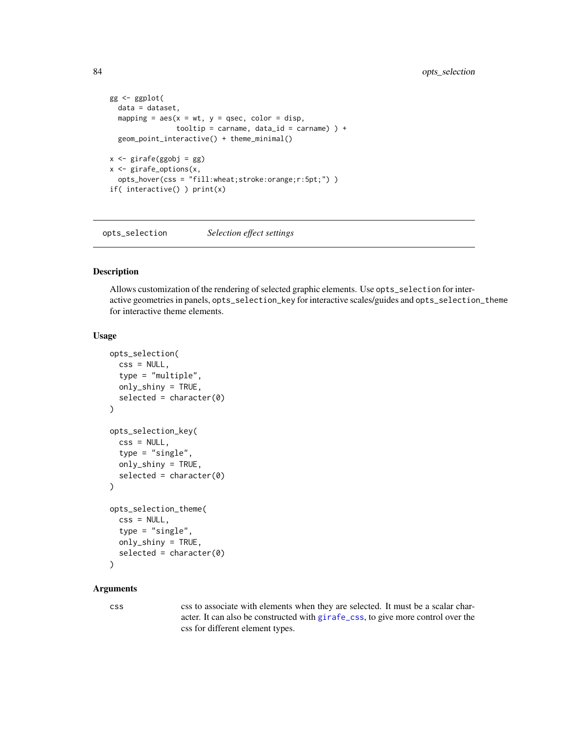```r
gg <- ggplot(
  data = dataset,
  mapping = aes(x = wt, y = qsec, color = disp,
                tooltip = carname, data_id = carname) ) +
  geom_point_interactive() + theme_minimal()

x <- girafe(ggobj = gg)
x <- girafe_options(x,
  opts_hover(css = "fill:wheat;stroke:orange;r:5pt;") )
if( interactive() ) print(x)
```

---

## opts_selection    *Selection effect settings*

---

### Description

Allows customization of the rendering of selected graphic elements. Use `opts_selection` for interactive geometries in panels, `opts_selection_key` for interactive scales/guides and `opts_selection_theme` for interactive theme elements.

### Usage

```r
opts_selection(
  css = NULL,
  type = "multiple",
  only_shiny = TRUE,
  selected = character(0)
)

opts_selection_key(
  css = NULL,
  type = "single",
  only_shiny = TRUE,
  selected = character(0)
)

opts_selection_theme(
  css = NULL,
  type = "single",
  only_shiny = TRUE,
  selected = character(0)
)
```

### Arguments

| | |
|---|---|
| `css` | css to associate with elements when they are selected. It must be a scalar character. It can also be constructed with `girafe_css`, to give more control over the css for different element types. |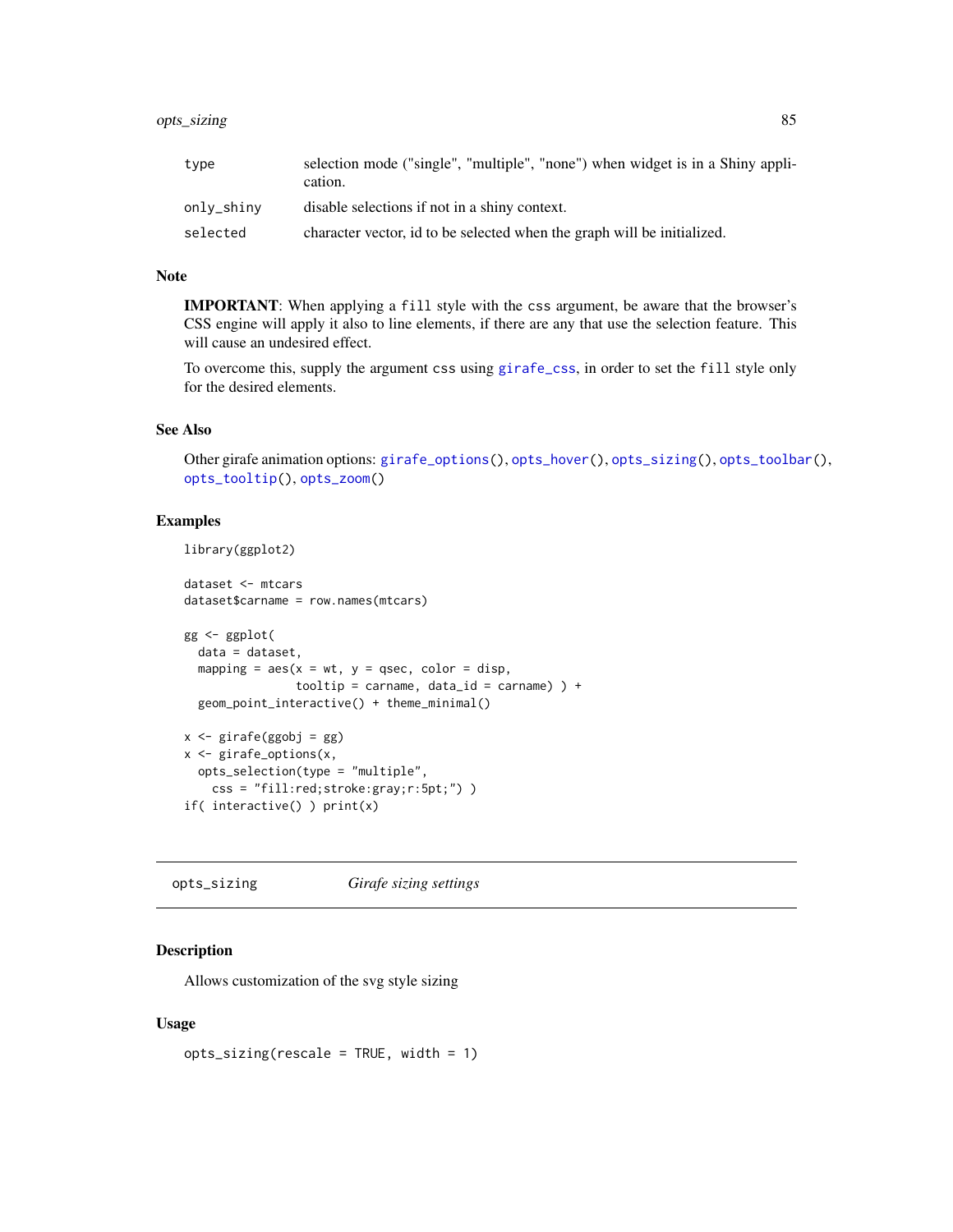| | |
|---|---|
| type | selection mode ("single", "multiple", "none") when widget is in a Shiny application. |
| only_shiny | disable selections if not in a shiny context. |
| selected | character vector, id to be selected when the graph will be initialized. |

### Note

**IMPORTANT**: When applying a `fill` style with the `css` argument, be aware that the browser's CSS engine will apply it also to line elements, if there are any that use the selection feature. This will cause an undesired effect.

To overcome this, supply the argument `css` using `girafe_css`, in order to set the `fill` style only for the desired elements.

### See Also

Other girafe animation options: `girafe_options()`, `opts_hover()`, `opts_sizing()`, `opts_toolbar()`, `opts_tooltip()`, `opts_zoom()`

### Examples

```
library(ggplot2)

dataset <- mtcars
dataset$carname = row.names(mtcars)

gg <- ggplot(
  data = dataset,
  mapping = aes(x = wt, y = qsec, color = disp,
              tooltip = carname, data_id = carname) ) +
  geom_point_interactive() + theme_minimal()

x <- girafe(ggobj = gg)
x <- girafe_options(x,
  opts_selection(type = "multiple",
    css = "fill:red;stroke:gray;r:5pt;") )
if( interactive() ) print(x)
```

## opts_sizing — *Girafe sizing settings*

### Description

Allows customization of the svg style sizing

### Usage

```
opts_sizing(rescale = TRUE, width = 1)
```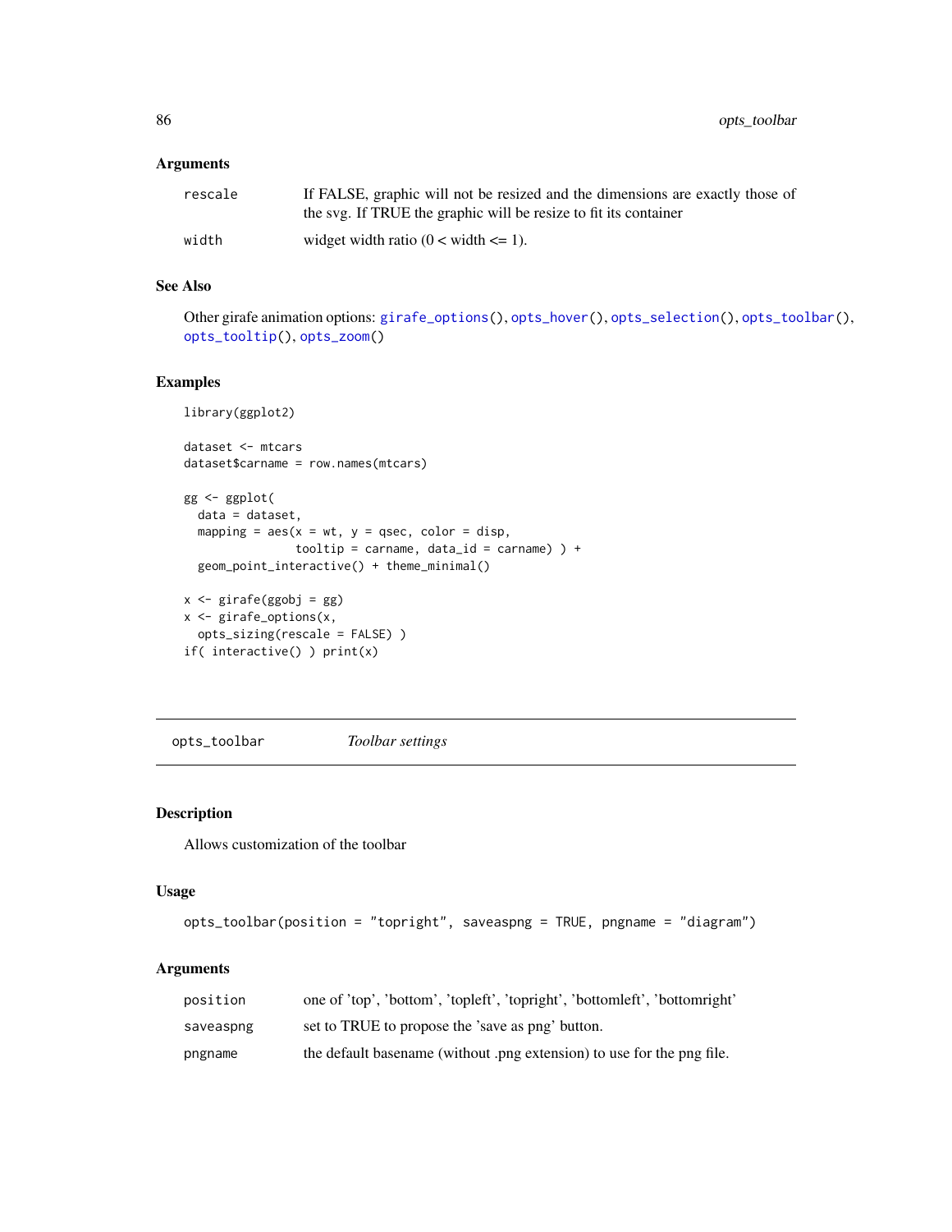### Arguments

| | |
|---|---|
| rescale | If FALSE, graphic will not be resized and the dimensions are exactly those of the svg. If TRUE the graphic will be resize to fit its container |
| width | widget width ratio (0 < width <= 1). |

### See Also

Other girafe animation options: `girafe_options()`, `opts_hover()`, `opts_selection()`, `opts_toolbar()`, `opts_tooltip()`, `opts_zoom()`

### Examples

```
library(ggplot2)

dataset <- mtcars
dataset$carname = row.names(mtcars)

gg <- ggplot(
  data = dataset,
  mapping = aes(x = wt, y = qsec, color = disp,
              tooltip = carname, data_id = carname) ) +
  geom_point_interactive() + theme_minimal()

x <- girafe(ggobj = gg)
x <- girafe_options(x,
  opts_sizing(rescale = FALSE) )
if( interactive() ) print(x)
```

---

## opts_toolbar — *Toolbar settings*

### Description

Allows customization of the toolbar

### Usage

```
opts_toolbar(position = "topright", saveaspng = TRUE, pngname = "diagram")
```

### Arguments

| | |
|---|---|
| position | one of 'top', 'bottom', 'topleft', 'topright', 'bottomleft', 'bottomright' |
| saveaspng | set to TRUE to propose the 'save as png' button. |
| pngname | the default basename (without .png extension) to use for the png file. |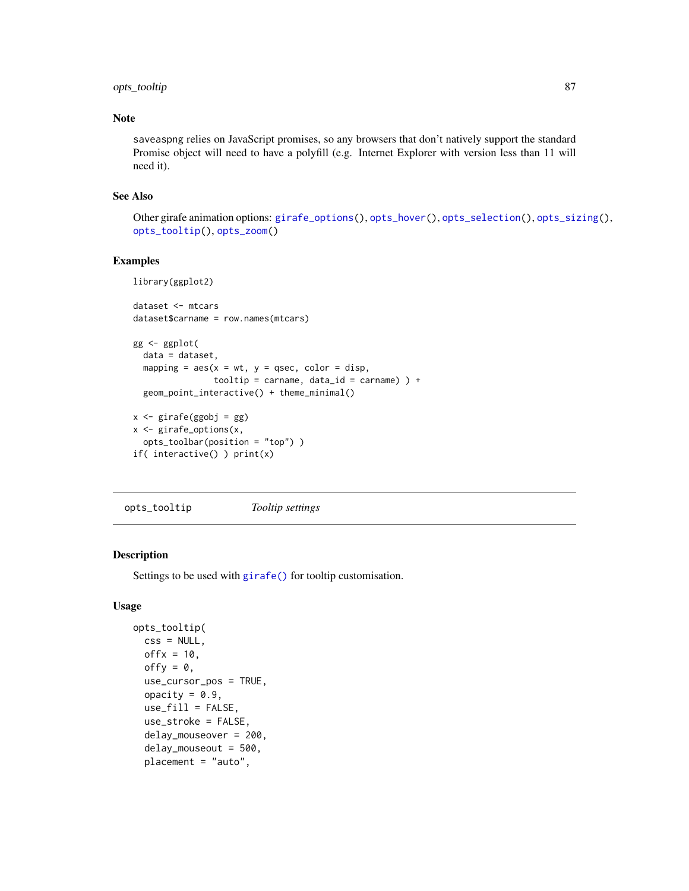## Note

saveaspng relies on JavaScript promises, so any browsers that don't natively support the standard Promise object will need to have a polyfill (e.g. Internet Explorer with version less than 11 will need it).

## See Also

Other girafe animation options: girafe_options(), opts_hover(), opts_selection(), opts_sizing(), opts_tooltip(), opts_zoom()

## Examples

```
library(ggplot2)

dataset <- mtcars
dataset$carname = row.names(mtcars)

gg <- ggplot(
  data = dataset,
  mapping = aes(x = wt, y = qsec, color = disp,
                tooltip = carname, data_id = carname) ) +
  geom_point_interactive() + theme_minimal()

x <- girafe(ggobj = gg)
x <- girafe_options(x,
  opts_toolbar(position = "top") )
if( interactive() ) print(x)
```

---

# opts_tooltip *Tooltip settings*

---

## Description

Settings to be used with girafe() for tooltip customisation.

## Usage

```
opts_tooltip(
  css = NULL,
  offx = 10,
  offy = 0,
  use_cursor_pos = TRUE,
  opacity = 0.9,
  use_fill = FALSE,
  use_stroke = FALSE,
  delay_mouseover = 200,
  delay_mouseout = 500,
  placement = "auto",
```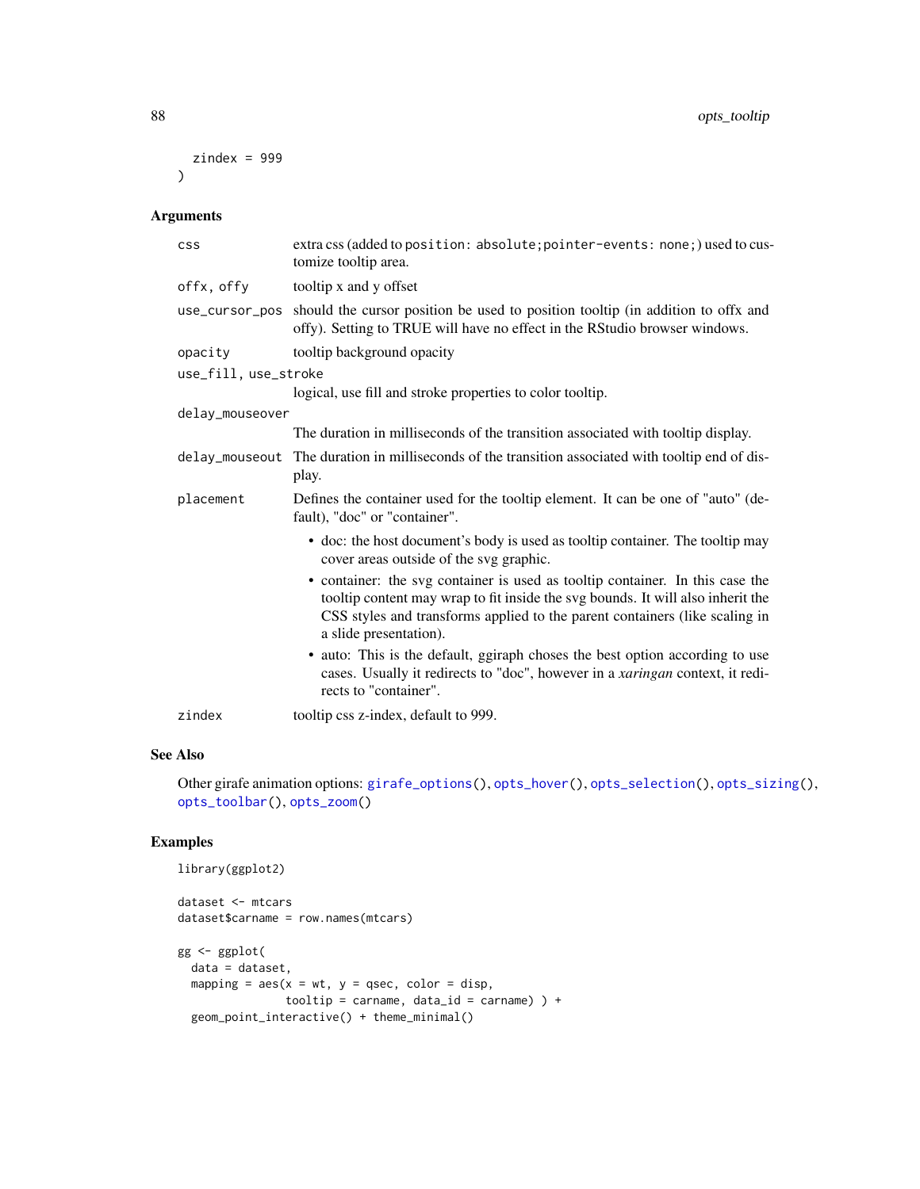```
  zindex = 999
)
```

## Arguments

| | |
|---|---|
| css | extra css (added to `position: absolute;pointer-events: none;`) used to customize tooltip area. |
| offx, offy | tooltip x and y offset |
| use_cursor_pos | should the cursor position be used to position tooltip (in addition to offx and offy). Setting to TRUE will have no effect in the RStudio browser windows. |
| opacity | tooltip background opacity |
| use_fill, use_stroke | logical, use fill and stroke properties to color tooltip. |
| delay_mouseover | The duration in milliseconds of the transition associated with tooltip display. |
| delay_mouseout | The duration in milliseconds of the transition associated with tooltip end of display. |
| placement | Defines the container used for the tooltip element. It can be one of "auto" (default), "doc" or "container".<br>• doc: the host document's body is used as tooltip container. The tooltip may cover areas outside of the svg graphic.<br>• container: the svg container is used as tooltip container. In this case the tooltip content may wrap to fit inside the svg bounds. It will also inherit the CSS styles and transforms applied to the parent containers (like scaling in a slide presentation).<br>• auto: This is the default, ggiraph choses the best option according to use cases. Usually it redirects to "doc", however in a *xaringan* context, it redirects to "container". |
| zindex | tooltip css z-index, default to 999. |

## See Also

Other girafe animation options: `girafe_options()`, `opts_hover()`, `opts_selection()`, `opts_sizing()`, `opts_toolbar()`, `opts_zoom()`

## Examples

```
library(ggplot2)

dataset <- mtcars
dataset$carname = row.names(mtcars)

gg <- ggplot(
  data = dataset,
  mapping = aes(x = wt, y = qsec, color = disp,
                tooltip = carname, data_id = carname) ) +
  geom_point_interactive() + theme_minimal()
```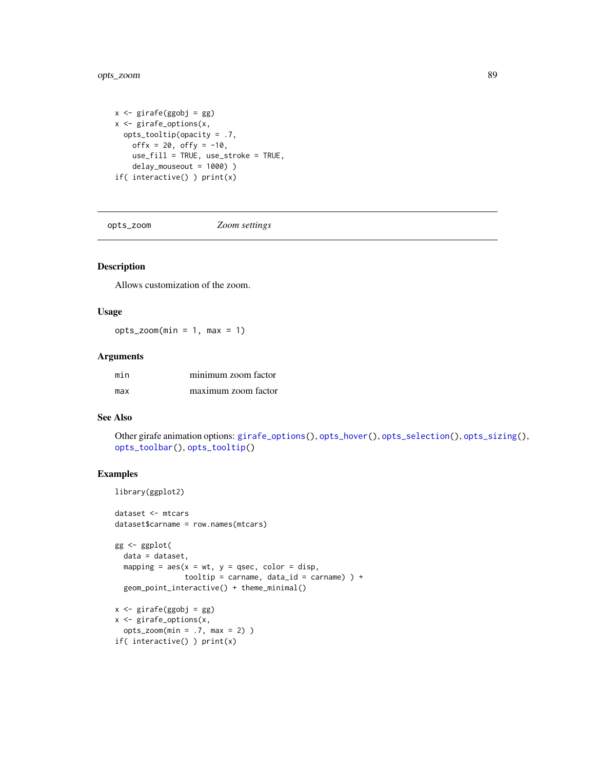```
x <- girafe(ggobj = gg)
x <- girafe_options(x,
  opts_tooltip(opacity = .7,
    offx = 20, offy = -10,
    use_fill = TRUE, use_stroke = TRUE,
    delay_mouseout = 1000) )
if( interactive() ) print(x)
```

---

opts_zoom        *Zoom settings*

---

## Description

Allows customization of the zoom.

## Usage

```
opts_zoom(min = 1, max = 1)
```

## Arguments

| | |
|---|---|
| min | minimum zoom factor |
| max | maximum zoom factor |

## See Also

Other girafe animation options: girafe_options(), opts_hover(), opts_selection(), opts_sizing(), opts_toolbar(), opts_tooltip()

## Examples

```
library(ggplot2)

dataset <- mtcars
dataset$carname = row.names(mtcars)

gg <- ggplot(
  data = dataset,
  mapping = aes(x = wt, y = qsec, color = disp,
              tooltip = carname, data_id = carname) ) +
  geom_point_interactive() + theme_minimal()

x <- girafe(ggobj = gg)
x <- girafe_options(x,
  opts_zoom(min = .7, max = 2) )
if( interactive() ) print(x)
```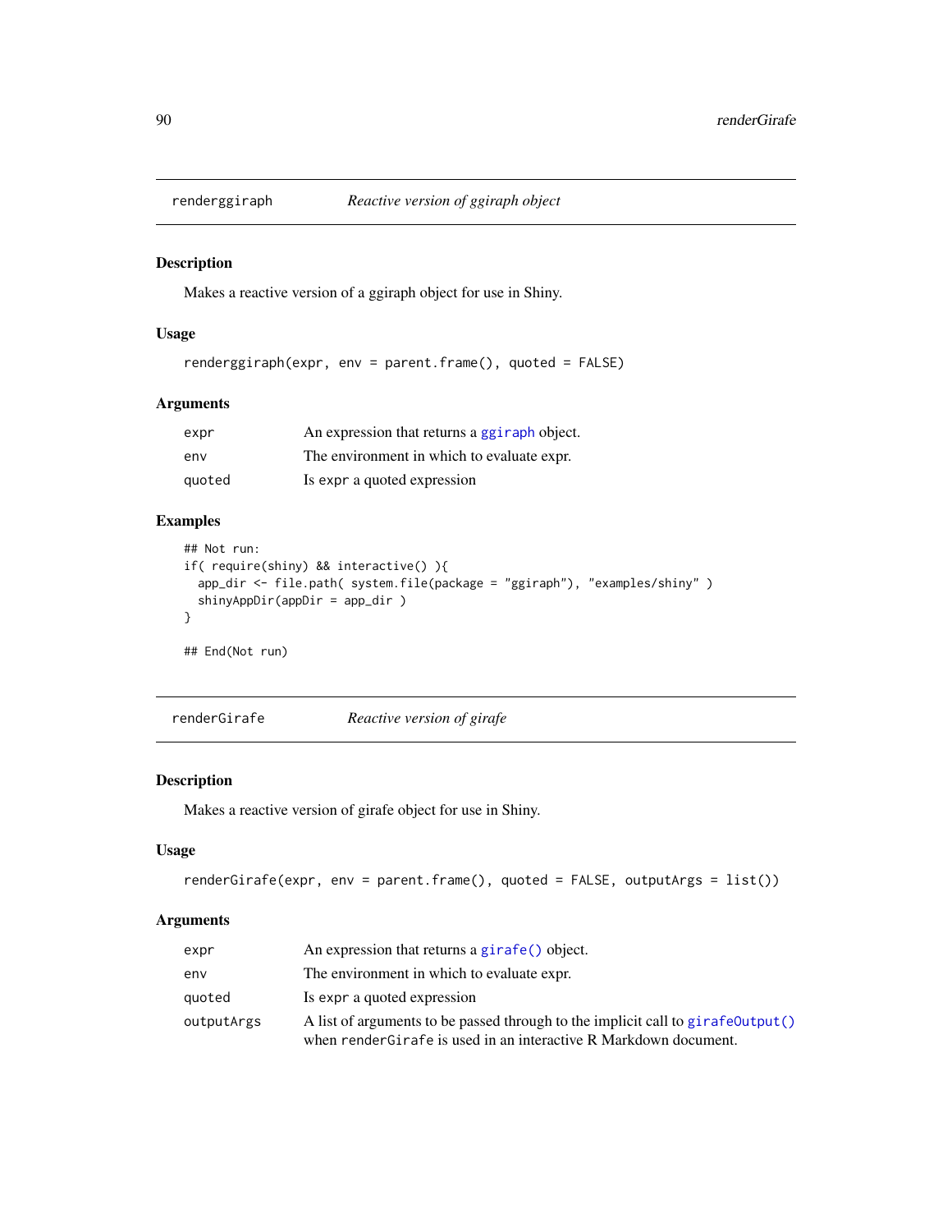## renderggiraph — *Reactive version of ggiraph object*

### Description

Makes a reactive version of a ggiraph object for use in Shiny.

### Usage

```
renderggiraph(expr, env = parent.frame(), quoted = FALSE)
```

### Arguments

| | |
|---|---|
| expr | An expression that returns a ggiraph object. |
| env | The environment in which to evaluate expr. |
| quoted | Is expr a quoted expression |

### Examples

```
## Not run:
if( require(shiny) && interactive() ){
  app_dir <- file.path( system.file(package = "ggiraph"), "examples/shiny" )
  shinyAppDir(appDir = app_dir )
}

## End(Not run)
```

## renderGirafe — *Reactive version of girafe*

### Description

Makes a reactive version of girafe object for use in Shiny.

### Usage

```
renderGirafe(expr, env = parent.frame(), quoted = FALSE, outputArgs = list())
```

### Arguments

| | |
|---|---|
| expr | An expression that returns a girafe() object. |
| env | The environment in which to evaluate expr. |
| quoted | Is expr a quoted expression |
| outputArgs | A list of arguments to be passed through to the implicit call to girafeOutput() when renderGirafe is used in an interactive R Markdown document. |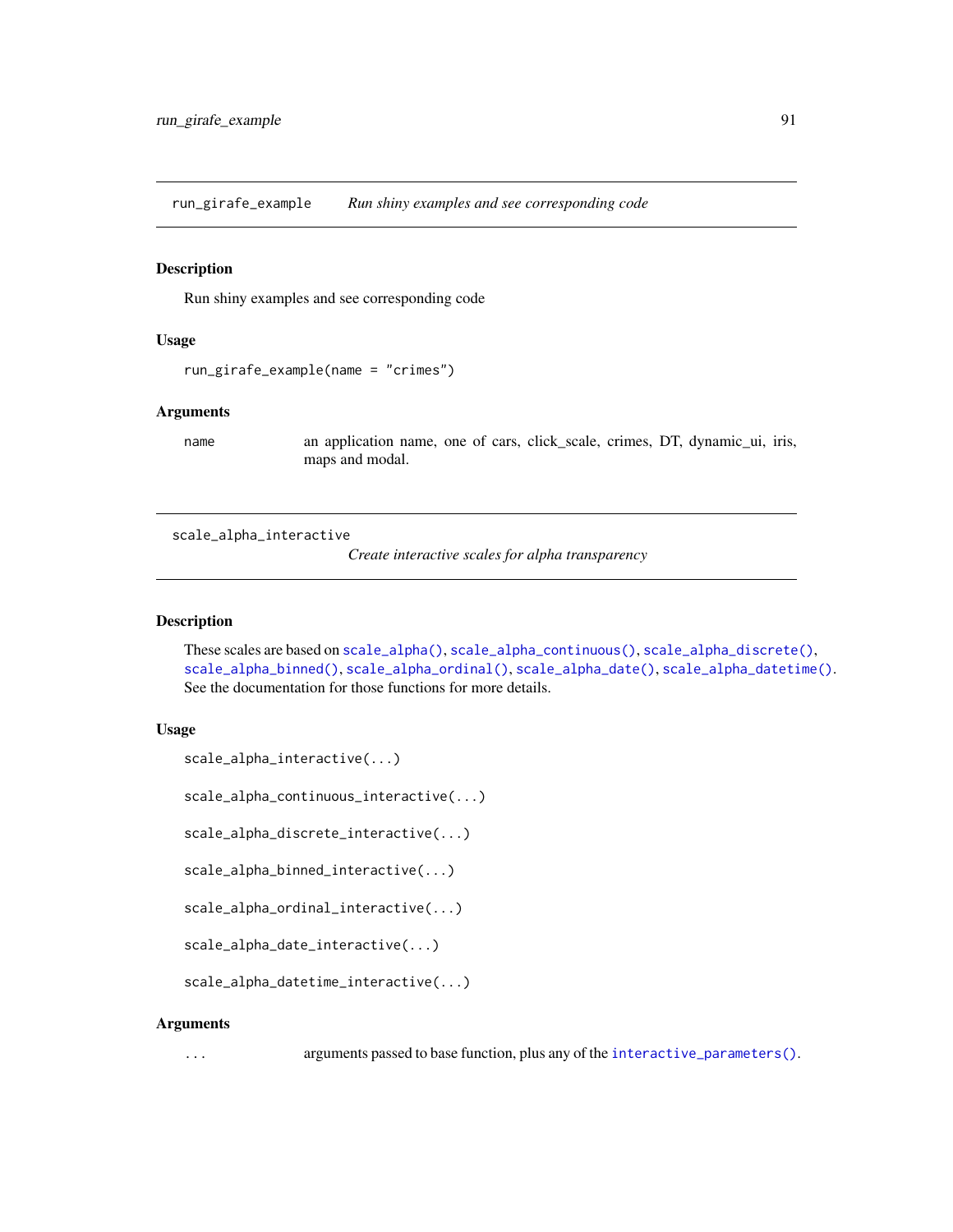## run_girafe_example — *Run shiny examples and see corresponding code*

### Description

Run shiny examples and see corresponding code

### Usage

```
run_girafe_example(name = "crimes")
```

### Arguments

| | |
|---|---|
| name | an application name, one of cars, click_scale, crimes, DT, dynamic_ui, iris, maps and modal. |

## scale_alpha_interactive — *Create interactive scales for alpha transparency*

### Description

These scales are based on `scale_alpha()`, `scale_alpha_continuous()`, `scale_alpha_discrete()`, `scale_alpha_binned()`, `scale_alpha_ordinal()`, `scale_alpha_date()`, `scale_alpha_datetime()`. See the documentation for those functions for more details.

### Usage

```
scale_alpha_interactive(...)

scale_alpha_continuous_interactive(...)

scale_alpha_discrete_interactive(...)

scale_alpha_binned_interactive(...)

scale_alpha_ordinal_interactive(...)

scale_alpha_date_interactive(...)

scale_alpha_datetime_interactive(...)
```

### Arguments

| | |
|---|---|
| ... | arguments passed to base function, plus any of the `interactive_parameters()`. |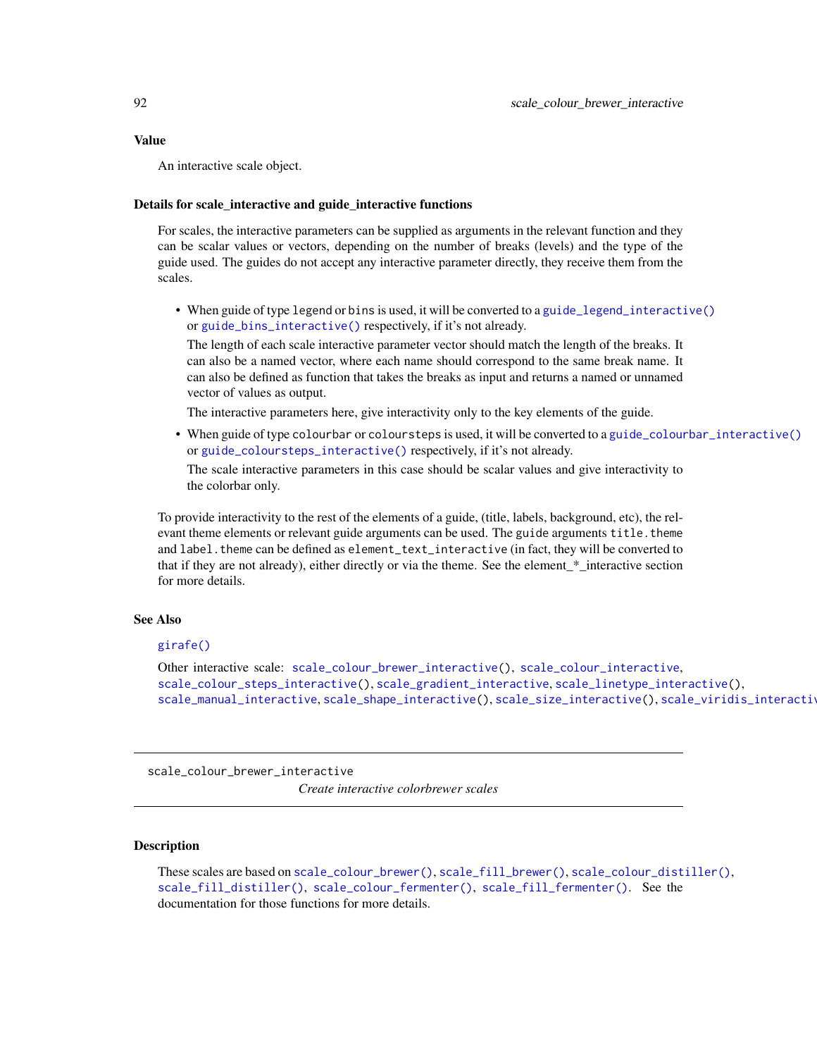## Value

An interactive scale object.

## Details for scale_interactive and guide_interactive functions

For scales, the interactive parameters can be supplied as arguments in the relevant function and they can be scalar values or vectors, depending on the number of breaks (levels) and the type of the guide used. The guides do not accept any interactive parameter directly, they receive them from the scales.

- When guide of type `legend` or `bins` is used, it will be converted to a `guide_legend_interactive()` or `guide_bins_interactive()` respectively, if it's not already.

  The length of each scale interactive parameter vector should match the length of the breaks. It can also be a named vector, where each name should correspond to the same break name. It can also be defined as function that takes the breaks as input and returns a named or unnamed vector of values as output.

  The interactive parameters here, give interactivity only to the key elements of the guide.

- When guide of type `colourbar` or `coloursteps` is used, it will be converted to a `guide_colourbar_interactive()` or `guide_coloursteps_interactive()` respectively, if it's not already.

  The scale interactive parameters in this case should be scalar values and give interactivity to the colorbar only.

To provide interactivity to the rest of the elements of a guide, (title, labels, background, etc), the relevant theme elements or relevant guide arguments can be used. The `guide` arguments `title.theme` and `label.theme` can be defined as `element_text_interactive` (in fact, they will be converted to that if they are not already), either directly or via the theme. See the element_*_interactive section for more details.

## See Also

`girafe()`

Other interactive scale: `scale_colour_brewer_interactive()`, `scale_colour_interactive`, `scale_colour_steps_interactive()`, `scale_gradient_interactive`, `scale_linetype_interactive()`, `scale_manual_interactive`, `scale_shape_interactive()`, `scale_size_interactive()`, `scale_viridis_interactive`

---

# scale_colour_brewer_interactive

*Create interactive colorbrewer scales*

## Description

These scales are based on `scale_colour_brewer()`, `scale_fill_brewer()`, `scale_colour_distiller()`, `scale_fill_distiller()`, `scale_colour_fermenter()`, `scale_fill_fermenter()`. See the documentation for those functions for more details.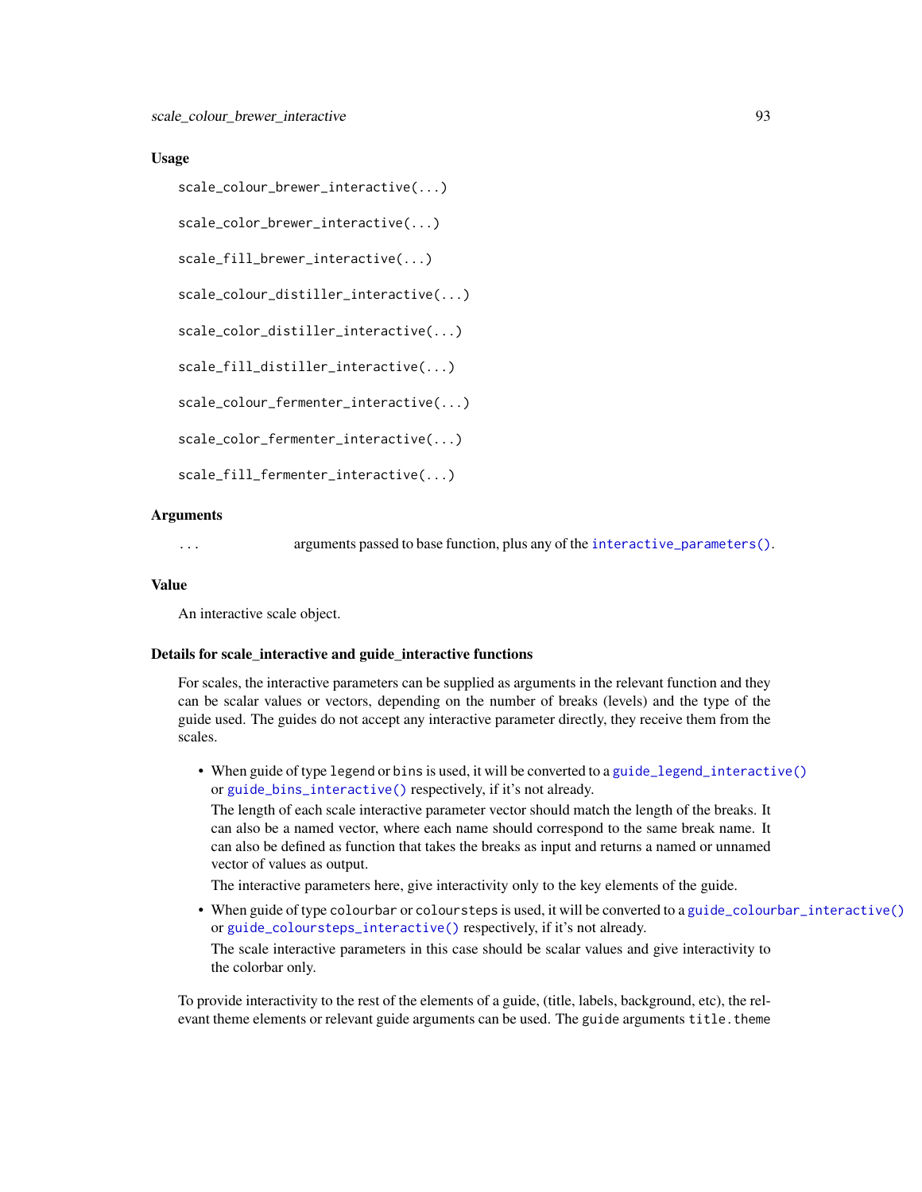## Usage

```
scale_colour_brewer_interactive(...)

scale_color_brewer_interactive(...)

scale_fill_brewer_interactive(...)

scale_colour_distiller_interactive(...)

scale_color_distiller_interactive(...)

scale_fill_distiller_interactive(...)

scale_colour_fermenter_interactive(...)

scale_color_fermenter_interactive(...)

scale_fill_fermenter_interactive(...)
```

## Arguments

| | |
|---|---|
| ... | arguments passed to base function, plus any of the interactive_parameters(). |

## Value

An interactive scale object.

## Details for scale_interactive and guide_interactive functions

For scales, the interactive parameters can be supplied as arguments in the relevant function and they can be scalar values or vectors, depending on the number of breaks (levels) and the type of the guide used. The guides do not accept any interactive parameter directly, they receive them from the scales.

- When guide of type legend or bins is used, it will be converted to a guide_legend_interactive() or guide_bins_interactive() respectively, if it's not already.

  The length of each scale interactive parameter vector should match the length of the breaks. It can also be a named vector, where each name should correspond to the same break name. It can also be defined as function that takes the breaks as input and returns a named or unnamed vector of values as output.

  The interactive parameters here, give interactivity only to the key elements of the guide.

- When guide of type colourbar or coloursteps is used, it will be converted to a guide_colourbar_interactive() or guide_coloursteps_interactive() respectively, if it's not already.

  The scale interactive parameters in this case should be scalar values and give interactivity to the colorbar only.

To provide interactivity to the rest of the elements of a guide, (title, labels, background, etc), the relevant theme elements or relevant guide arguments can be used. The guide arguments title.theme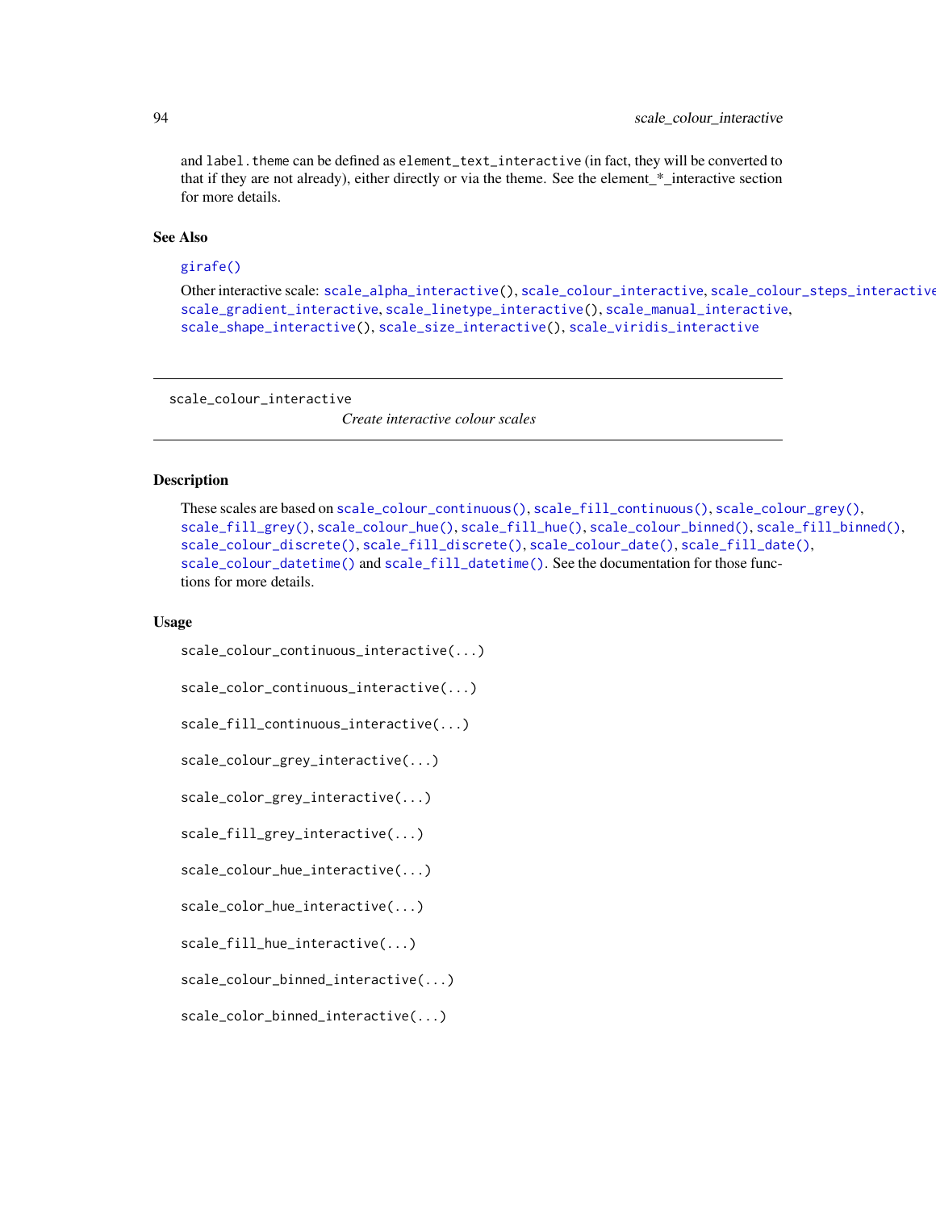and `label.theme` can be defined as `element_text_interactive` (in fact, they will be converted to that if they are not already), either directly or via the theme. See the element_*_interactive section for more details.

## See Also

`girafe()`

Other interactive scale: `scale_alpha_interactive()`, `scale_colour_interactive`, `scale_colour_steps_interactive`, `scale_gradient_interactive`, `scale_linetype_interactive()`, `scale_manual_interactive`, `scale_shape_interactive()`, `scale_size_interactive()`, `scale_viridis_interactive`

---

scale_colour_interactive

*Create interactive colour scales*

---

## Description

These scales are based on `scale_colour_continuous()`, `scale_fill_continuous()`, `scale_colour_grey()`, `scale_fill_grey()`, `scale_colour_hue()`, `scale_fill_hue()`, `scale_colour_binned()`, `scale_fill_binned()`, `scale_colour_discrete()`, `scale_fill_discrete()`, `scale_colour_date()`, `scale_fill_date()`, `scale_colour_datetime()` and `scale_fill_datetime()`. See the documentation for those functions for more details.

## Usage

```
scale_colour_continuous_interactive(...)

scale_color_continuous_interactive(...)

scale_fill_continuous_interactive(...)

scale_colour_grey_interactive(...)

scale_color_grey_interactive(...)

scale_fill_grey_interactive(...)

scale_colour_hue_interactive(...)

scale_color_hue_interactive(...)

scale_fill_hue_interactive(...)

scale_colour_binned_interactive(...)

scale_color_binned_interactive(...)
```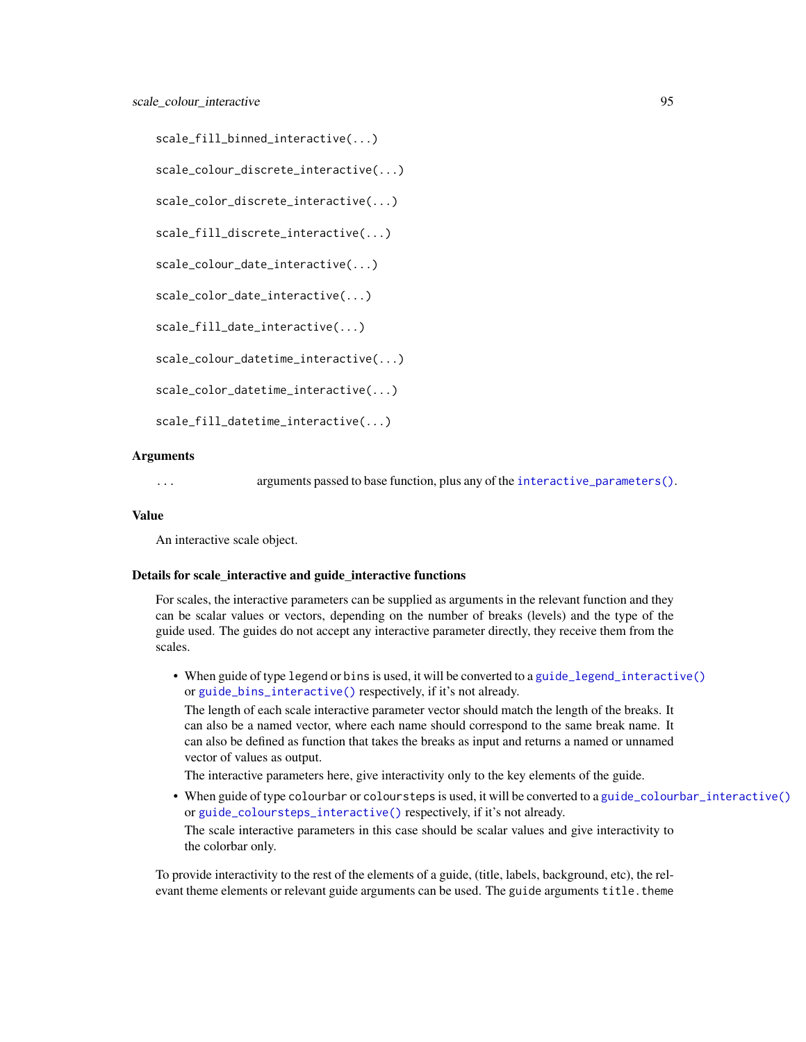```
scale_fill_binned_interactive(...)

scale_colour_discrete_interactive(...)

scale_color_discrete_interactive(...)

scale_fill_discrete_interactive(...)

scale_colour_date_interactive(...)

scale_color_date_interactive(...)

scale_fill_date_interactive(...)

scale_colour_datetime_interactive(...)

scale_color_datetime_interactive(...)

scale_fill_datetime_interactive(...)
```

## Arguments

| | |
|---|---|
| `...` | arguments passed to base function, plus any of the `interactive_parameters()`. |

## Value

An interactive scale object.

## Details for scale_interactive and guide_interactive functions

For scales, the interactive parameters can be supplied as arguments in the relevant function and they can be scalar values or vectors, depending on the number of breaks (levels) and the type of the guide used. The guides do not accept any interactive parameter directly, they receive them from the scales.

- When guide of type `legend` or `bins` is used, it will be converted to a `guide_legend_interactive()` or `guide_bins_interactive()` respectively, if it's not already.

  The length of each scale interactive parameter vector should match the length of the breaks. It can also be a named vector, where each name should correspond to the same break name. It can also be defined as function that takes the breaks as input and returns a named or unnamed vector of values as output.

  The interactive parameters here, give interactivity only to the key elements of the guide.

- When guide of type `colourbar` or `coloursteps` is used, it will be converted to a `guide_colourbar_interactive()` or `guide_coloursteps_interactive()` respectively, if it's not already.

  The scale interactive parameters in this case should be scalar values and give interactivity to the colorbar only.

To provide interactivity to the rest of the elements of a guide, (title, labels, background, etc), the relevant theme elements or relevant guide arguments can be used. The `guide` arguments `title.theme`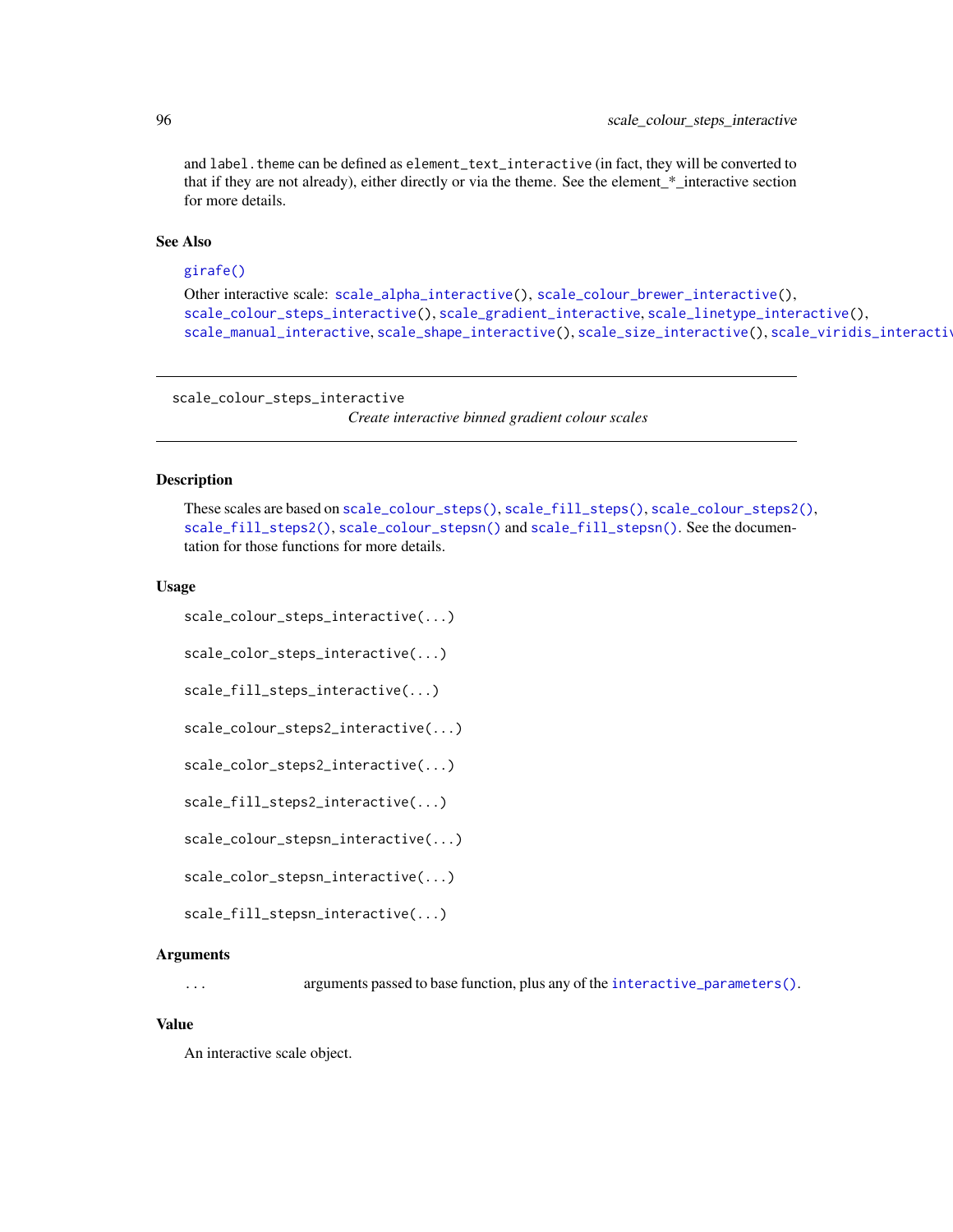and label.theme can be defined as element_text_interactive (in fact, they will be converted to that if they are not already), either directly or via the theme. See the element_*_interactive section for more details.

### See Also

girafe()

Other interactive scale: scale_alpha_interactive(), scale_colour_brewer_interactive(), scale_colour_steps_interactive(), scale_gradient_interactive, scale_linetype_interactive(), scale_manual_interactive, scale_shape_interactive(), scale_size_interactive(), scale_viridis_interactive

---

## scale_colour_steps_interactive

*Create interactive binned gradient colour scales*

---

### Description

These scales are based on scale_colour_steps(), scale_fill_steps(), scale_colour_steps2(), scale_fill_steps2(), scale_colour_stepsn() and scale_fill_stepsn(). See the documentation for those functions for more details.

### Usage

```
scale_colour_steps_interactive(...)

scale_color_steps_interactive(...)

scale_fill_steps_interactive(...)

scale_colour_steps2_interactive(...)

scale_color_steps2_interactive(...)

scale_fill_steps2_interactive(...)

scale_colour_stepsn_interactive(...)

scale_color_stepsn_interactive(...)

scale_fill_stepsn_interactive(...)
```

### Arguments

| | |
|---|---|
| ... | arguments passed to base function, plus any of the interactive_parameters(). |

### Value

An interactive scale object.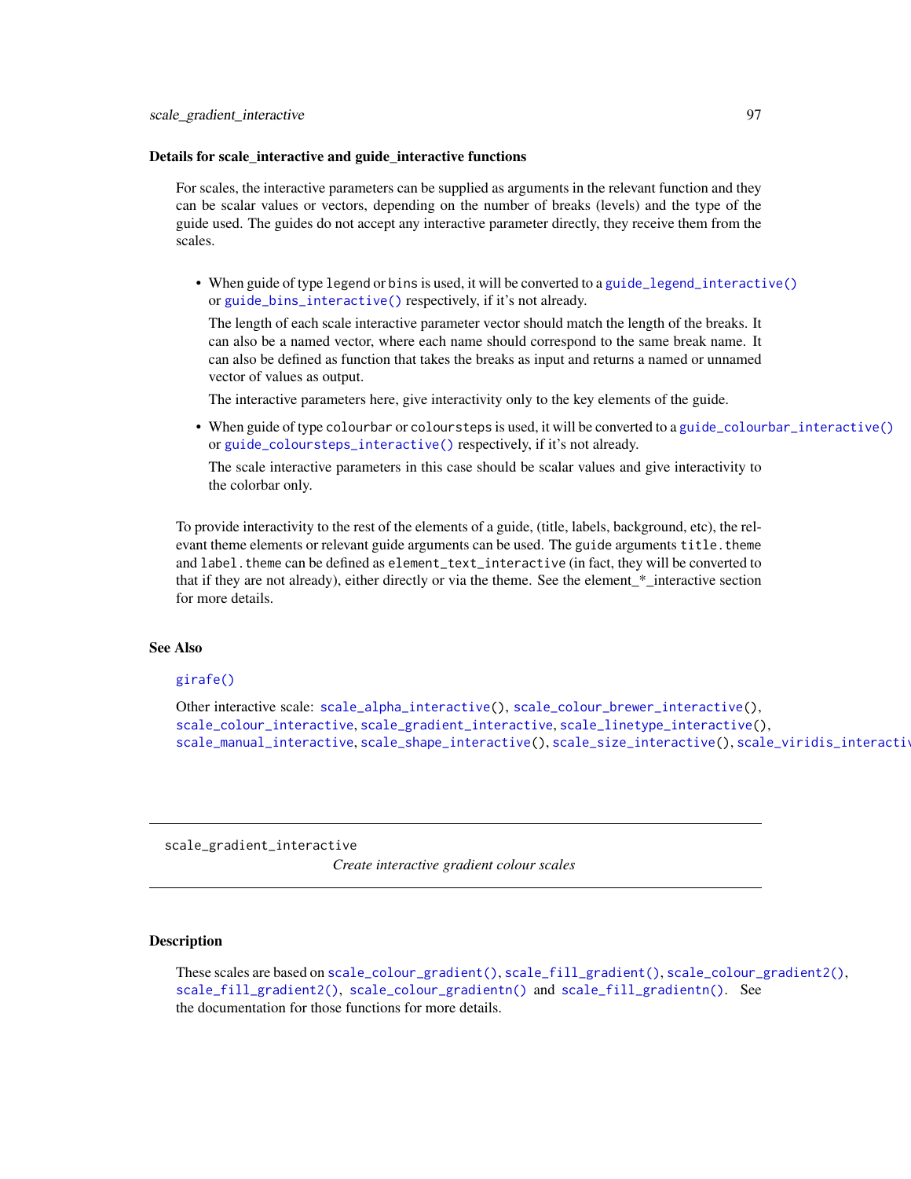### Details for scale_interactive and guide_interactive functions

For scales, the interactive parameters can be supplied as arguments in the relevant function and they can be scalar values or vectors, depending on the number of breaks (levels) and the type of the guide used. The guides do not accept any interactive parameter directly, they receive them from the scales.

- When guide of type `legend` or `bins` is used, it will be converted to a `guide_legend_interactive()` or `guide_bins_interactive()` respectively, if it's not already.

  The length of each scale interactive parameter vector should match the length of the breaks. It can also be a named vector, where each name should correspond to the same break name. It can also be defined as function that takes the breaks as input and returns a named or unnamed vector of values as output.

  The interactive parameters here, give interactivity only to the key elements of the guide.

- When guide of type `colourbar` or `coloursteps` is used, it will be converted to a `guide_colourbar_interactive()` or `guide_coloursteps_interactive()` respectively, if it's not already.

  The scale interactive parameters in this case should be scalar values and give interactivity to the colorbar only.

To provide interactivity to the rest of the elements of a guide, (title, labels, background, etc), the relevant theme elements or relevant guide arguments can be used. The `guide` arguments `title.theme` and `label.theme` can be defined as `element_text_interactive` (in fact, they will be converted to that if they are not already), either directly or via the theme. See the element_*_interactive section for more details.

## See Also

`girafe()`

Other interactive scale: `scale_alpha_interactive()`, `scale_colour_brewer_interactive()`, `scale_colour_interactive`, `scale_gradient_interactive`, `scale_linetype_interactive()`, `scale_manual_interactive`, `scale_shape_interactive()`, `scale_size_interactive()`, `scale_viridis_interactive`

---

# scale_gradient_interactive

*Create interactive gradient colour scales*

## Description

These scales are based on `scale_colour_gradient()`, `scale_fill_gradient()`, `scale_colour_gradient2()`, `scale_fill_gradient2()`, `scale_colour_gradientn()` and `scale_fill_gradientn()`. See the documentation for those functions for more details.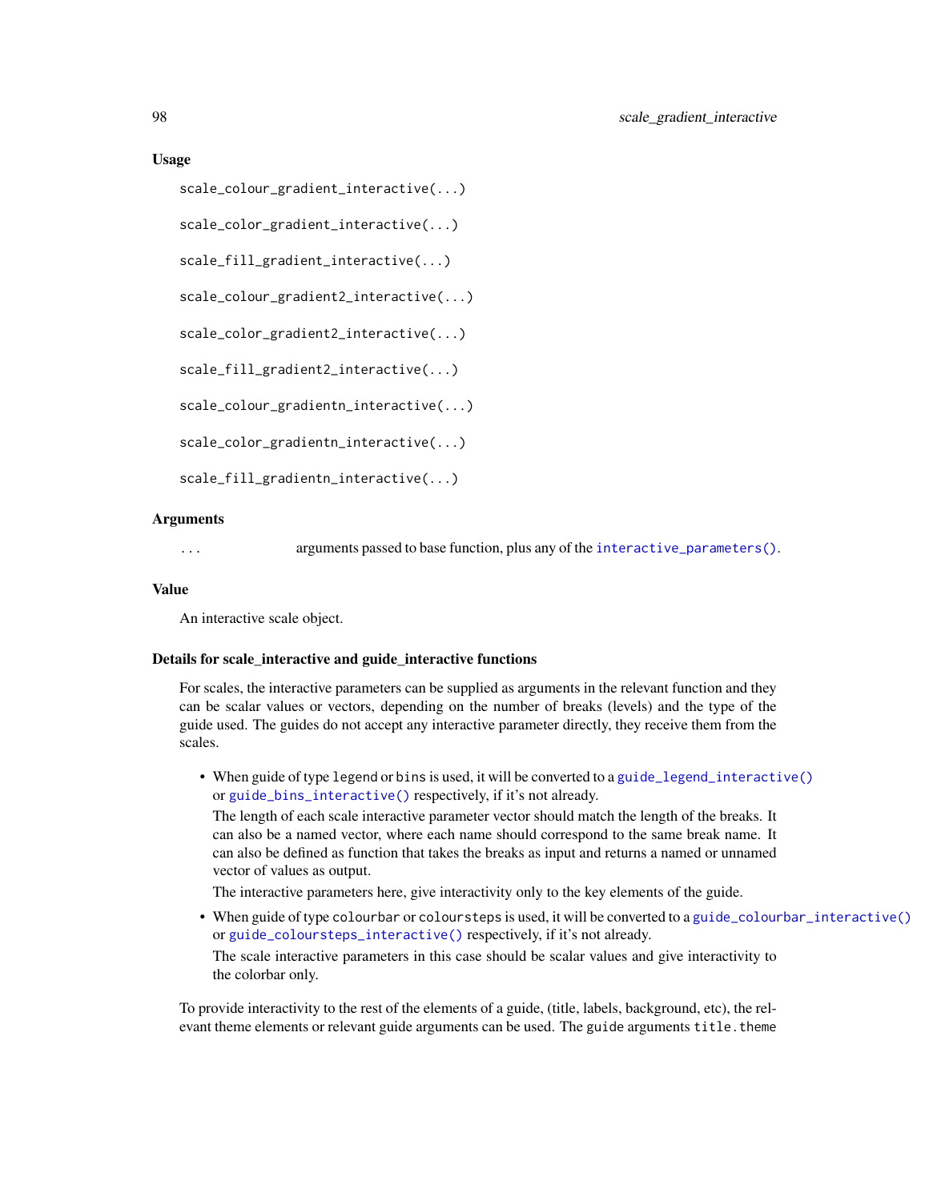### Usage

```
scale_colour_gradient_interactive(...)

scale_color_gradient_interactive(...)

scale_fill_gradient_interactive(...)

scale_colour_gradient2_interactive(...)

scale_color_gradient2_interactive(...)

scale_fill_gradient2_interactive(...)

scale_colour_gradientn_interactive(...)

scale_color_gradientn_interactive(...)

scale_fill_gradientn_interactive(...)
```

### Arguments

| | |
|---|---|
| ... | arguments passed to base function, plus any of the `interactive_parameters()`. |

### Value

An interactive scale object.

### Details for scale_interactive and guide_interactive functions

For scales, the interactive parameters can be supplied as arguments in the relevant function and they can be scalar values or vectors, depending on the number of breaks (levels) and the type of the guide used. The guides do not accept any interactive parameter directly, they receive them from the scales.

- When guide of type `legend` or `bins` is used, it will be converted to a `guide_legend_interactive()` or `guide_bins_interactive()` respectively, if it's not already.

  The length of each scale interactive parameter vector should match the length of the breaks. It can also be a named vector, where each name should correspond to the same break name. It can also be defined as function that takes the breaks as input and returns a named or unnamed vector of values as output.

  The interactive parameters here, give interactivity only to the key elements of the guide.

- When guide of type `colourbar` or `coloursteps` is used, it will be converted to a `guide_colourbar_interactive()` or `guide_coloursteps_interactive()` respectively, if it's not already.

  The scale interactive parameters in this case should be scalar values and give interactivity to the colorbar only.

To provide interactivity to the rest of the elements of a guide, (title, labels, background, etc), the relevant theme elements or relevant guide arguments can be used. The guide arguments `title.theme`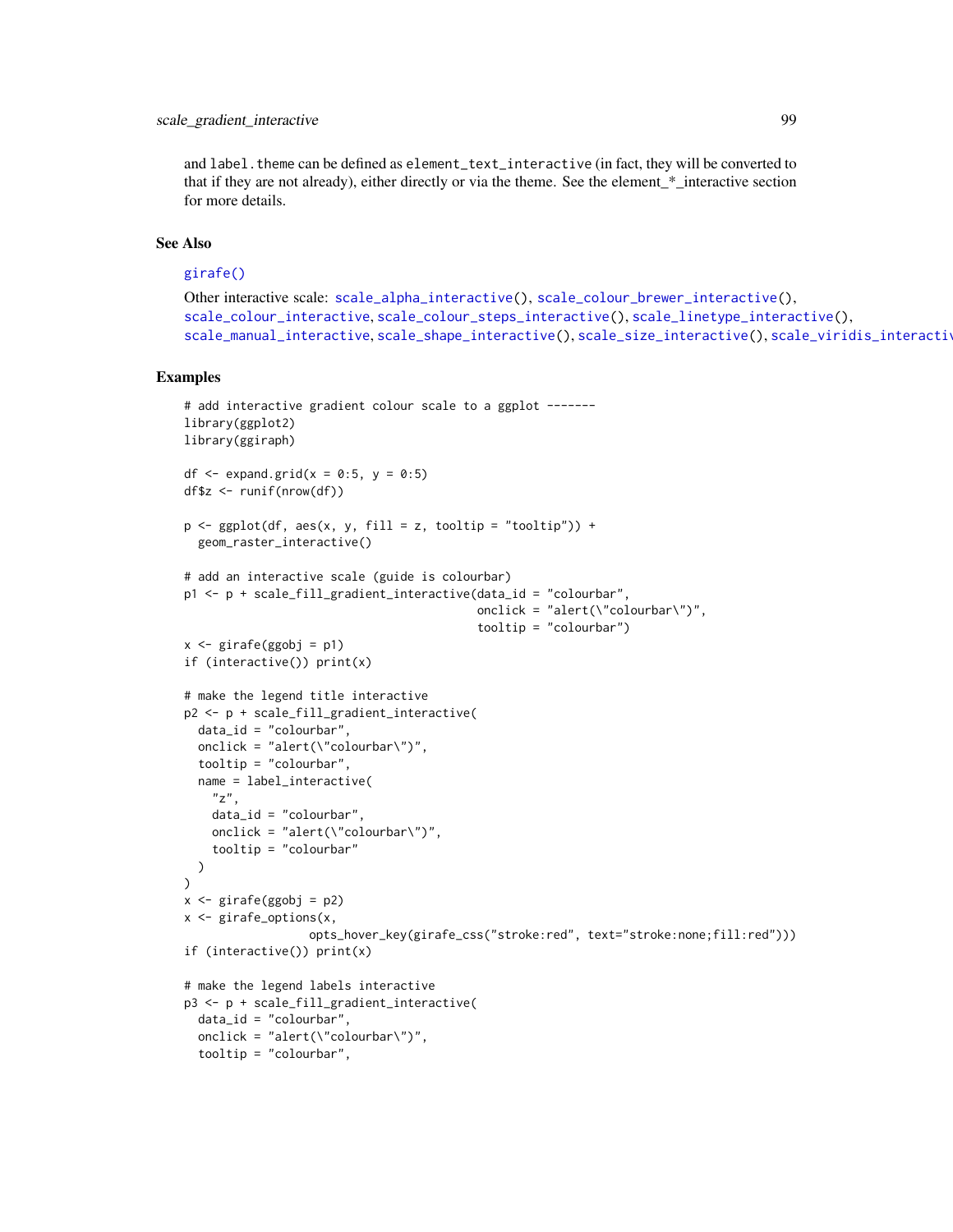and label.theme can be defined as element_text_interactive (in fact, they will be converted to that if they are not already), either directly or via the theme. See the element_*_interactive section for more details.

## See Also

girafe()

Other interactive scale: scale_alpha_interactive(), scale_colour_brewer_interactive(), scale_colour_interactive, scale_colour_steps_interactive(), scale_linetype_interactive(), scale_manual_interactive, scale_shape_interactive(), scale_size_interactive(), scale_viridis_interactive

## Examples

```
# add interactive gradient colour scale to a ggplot -------
library(ggplot2)
library(ggiraph)

df <- expand.grid(x = 0:5, y = 0:5)
df$z <- runif(nrow(df))

p <- ggplot(df, aes(x, y, fill = z, tooltip = "tooltip")) +
  geom_raster_interactive()

# add an interactive scale (guide is colourbar)
p1 <- p + scale_fill_gradient_interactive(data_id = "colourbar",
                                          onclick = "alert(\"colourbar\")",
                                          tooltip = "colourbar")
x <- girafe(ggobj = p1)
if (interactive()) print(x)

# make the legend title interactive
p2 <- p + scale_fill_gradient_interactive(
  data_id = "colourbar",
  onclick = "alert(\"colourbar\")",
  tooltip = "colourbar",
  name = label_interactive(
    "z",
    data_id = "colourbar",
    onclick = "alert(\"colourbar\")",
    tooltip = "colourbar"
  )
)
x <- girafe(ggobj = p2)
x <- girafe_options(x,
                  opts_hover_key(girafe_css("stroke:red", text="stroke:none;fill:red")))
if (interactive()) print(x)

# make the legend labels interactive
p3 <- p + scale_fill_gradient_interactive(
  data_id = "colourbar",
  onclick = "alert(\"colourbar\")",
  tooltip = "colourbar",
```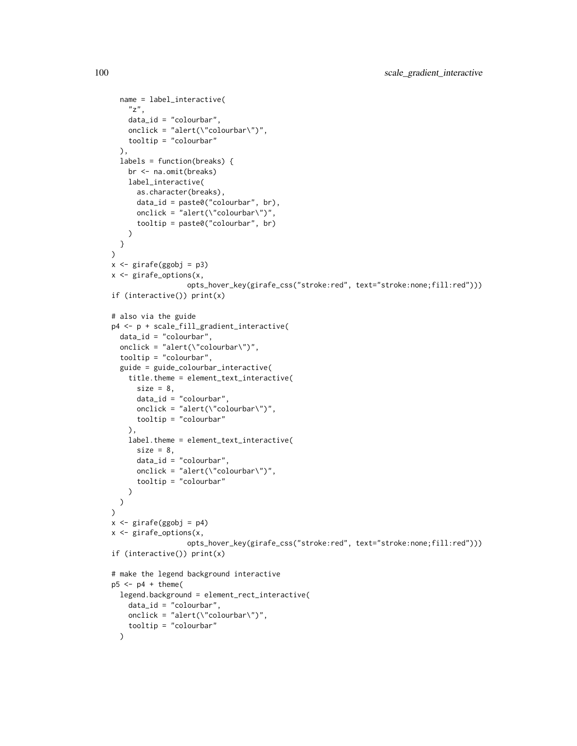```
  name = label_interactive(
    "z",
    data_id = "colourbar",
    onclick = "alert(\"colourbar\")",
    tooltip = "colourbar"
  ),
  labels = function(breaks) {
    br <- na.omit(breaks)
    label_interactive(
      as.character(breaks),
      data_id = paste0("colourbar", br),
      onclick = "alert(\"colourbar\")",
      tooltip = paste0("colourbar", br)
    )
  }
)
x <- girafe(ggobj = p3)
x <- girafe_options(x,
                  opts_hover_key(girafe_css("stroke:red", text="stroke:none;fill:red")))
if (interactive()) print(x)

# also via the guide
p4 <- p + scale_fill_gradient_interactive(
  data_id = "colourbar",
  onclick = "alert(\"colourbar\")",
  tooltip = "colourbar",
  guide = guide_colourbar_interactive(
    title.theme = element_text_interactive(
      size = 8,
      data_id = "colourbar",
      onclick = "alert(\"colourbar\")",
      tooltip = "colourbar"
    ),
    label.theme = element_text_interactive(
      size = 8,
      data_id = "colourbar",
      onclick = "alert(\"colourbar\")",
      tooltip = "colourbar"
    )
  )
)
x <- girafe(ggobj = p4)
x <- girafe_options(x,
                  opts_hover_key(girafe_css("stroke:red", text="stroke:none;fill:red")))
if (interactive()) print(x)

# make the legend background interactive
p5 <- p4 + theme(
  legend.background = element_rect_interactive(
    data_id = "colourbar",
    onclick = "alert(\"colourbar\")",
    tooltip = "colourbar"
  )
```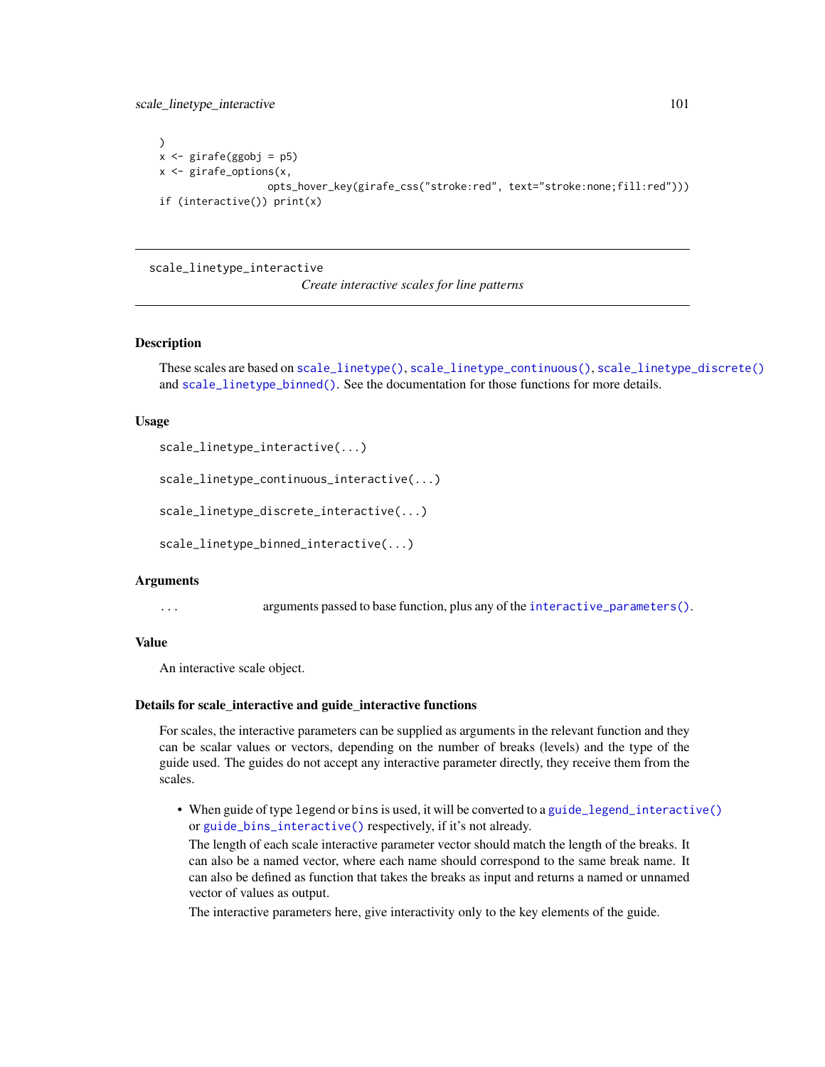```
)
x <- girafe(ggobj = p5)
x <- girafe_options(x,
                    opts_hover_key(girafe_css("stroke:red", text="stroke:none;fill:red")))
if (interactive()) print(x)
```

---

## scale_linetype_interactive

*Create interactive scales for line patterns*

---

### Description

These scales are based on `scale_linetype()`, `scale_linetype_continuous()`, `scale_linetype_discrete()` and `scale_linetype_binned()`. See the documentation for those functions for more details.

### Usage

```
scale_linetype_interactive(...)

scale_linetype_continuous_interactive(...)

scale_linetype_discrete_interactive(...)

scale_linetype_binned_interactive(...)
```

### Arguments

| | |
|---|---|
| ... | arguments passed to base function, plus any of the `interactive_parameters()`. |

### Value

An interactive scale object.

### Details for scale_interactive and guide_interactive functions

For scales, the interactive parameters can be supplied as arguments in the relevant function and they can be scalar values or vectors, depending on the number of breaks (levels) and the type of the guide used. The guides do not accept any interactive parameter directly, they receive them from the scales.

- When guide of type `legend` or `bins` is used, it will be converted to a `guide_legend_interactive()` or `guide_bins_interactive()` respectively, if it's not already.

  The length of each scale interactive parameter vector should match the length of the breaks. It can also be a named vector, where each name should correspond to the same break name. It can also be defined as function that takes the breaks as input and returns a named or unnamed vector of values as output.

  The interactive parameters here, give interactivity only to the key elements of the guide.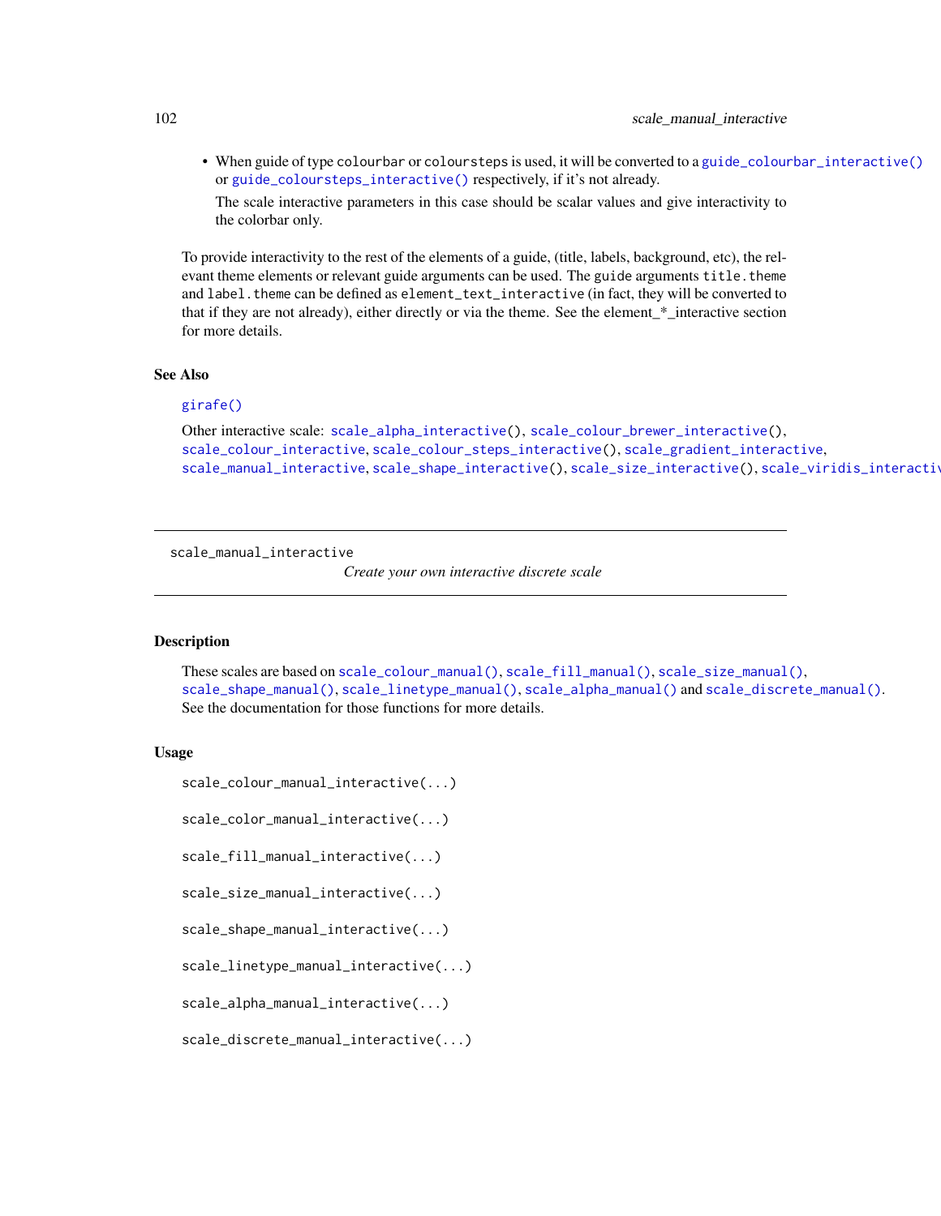- When guide of type colourbar or coloursteps is used, it will be converted to a `guide_colourbar_interactive()` or `guide_coloursteps_interactive()` respectively, if it's not already.

  The scale interactive parameters in this case should be scalar values and give interactivity to the colorbar only.

To provide interactivity to the rest of the elements of a guide, (title, labels, background, etc), the relevant theme elements or relevant guide arguments can be used. The guide arguments title.theme and label.theme can be defined as element_text_interactive (in fact, they will be converted to that if they are not already), either directly or via the theme. See the element_*_interactive section for more details.

### See Also

`girafe()`

Other interactive scale: `scale_alpha_interactive()`, `scale_colour_brewer_interactive()`, `scale_colour_interactive`, `scale_colour_steps_interactive()`, `scale_gradient_interactive`, `scale_manual_interactive`, `scale_shape_interactive()`, `scale_size_interactive()`, `scale_viridis_interactive`

---

## scale_manual_interactive

*Create your own interactive discrete scale*

---

### Description

These scales are based on `scale_colour_manual()`, `scale_fill_manual()`, `scale_size_manual()`, `scale_shape_manual()`, `scale_linetype_manual()`, `scale_alpha_manual()` and `scale_discrete_manual()`. See the documentation for those functions for more details.

### Usage

```
scale_colour_manual_interactive(...)

scale_color_manual_interactive(...)

scale_fill_manual_interactive(...)

scale_size_manual_interactive(...)

scale_shape_manual_interactive(...)

scale_linetype_manual_interactive(...)

scale_alpha_manual_interactive(...)

scale_discrete_manual_interactive(...)
```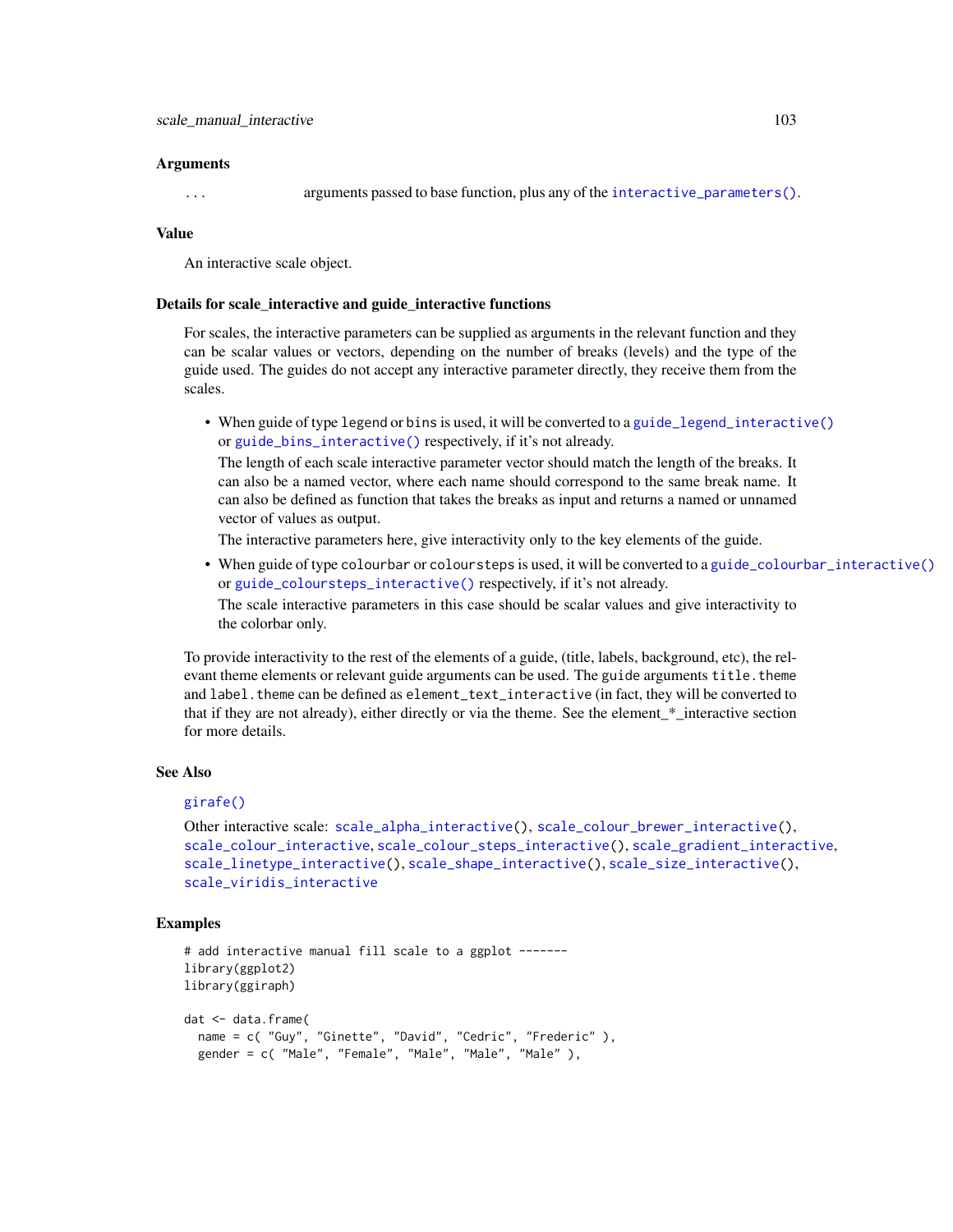## Arguments

... arguments passed to base function, plus any of the `interactive_parameters()`.

## Value

An interactive scale object.

## Details for scale_interactive and guide_interactive functions

For scales, the interactive parameters can be supplied as arguments in the relevant function and they can be scalar values or vectors, depending on the number of breaks (levels) and the type of the guide used. The guides do not accept any interactive parameter directly, they receive them from the scales.

- When guide of type `legend` or `bins` is used, it will be converted to a `guide_legend_interactive()` or `guide_bins_interactive()` respectively, if it's not already.

  The length of each scale interactive parameter vector should match the length of the breaks. It can also be a named vector, where each name should correspond to the same break name. It can also be defined as function that takes the breaks as input and returns a named or unnamed vector of values as output.

  The interactive parameters here, give interactivity only to the key elements of the guide.

- When guide of type `colourbar` or `coloursteps` is used, it will be converted to a `guide_colourbar_interactive()` or `guide_coloursteps_interactive()` respectively, if it's not already.

  The scale interactive parameters in this case should be scalar values and give interactivity to the colorbar only.

To provide interactivity to the rest of the elements of a guide, (title, labels, background, etc), the relevant theme elements or relevant guide arguments can be used. The guide arguments `title.theme` and `label.theme` can be defined as `element_text_interactive` (in fact, they will be converted to that if they are not already), either directly or via the theme. See the element_*_interactive section for more details.

## See Also

`girafe()`

Other interactive scale: `scale_alpha_interactive()`, `scale_colour_brewer_interactive()`, `scale_colour_interactive`, `scale_colour_steps_interactive()`, `scale_gradient_interactive`, `scale_linetype_interactive()`, `scale_shape_interactive()`, `scale_size_interactive()`, `scale_viridis_interactive`

## Examples

```
# add interactive manual fill scale to a ggplot -------
library(ggplot2)
library(ggiraph)

dat <- data.frame(
  name = c( "Guy", "Ginette", "David", "Cedric", "Frederic" ),
  gender = c( "Male", "Female", "Male", "Male", "Male" ),
```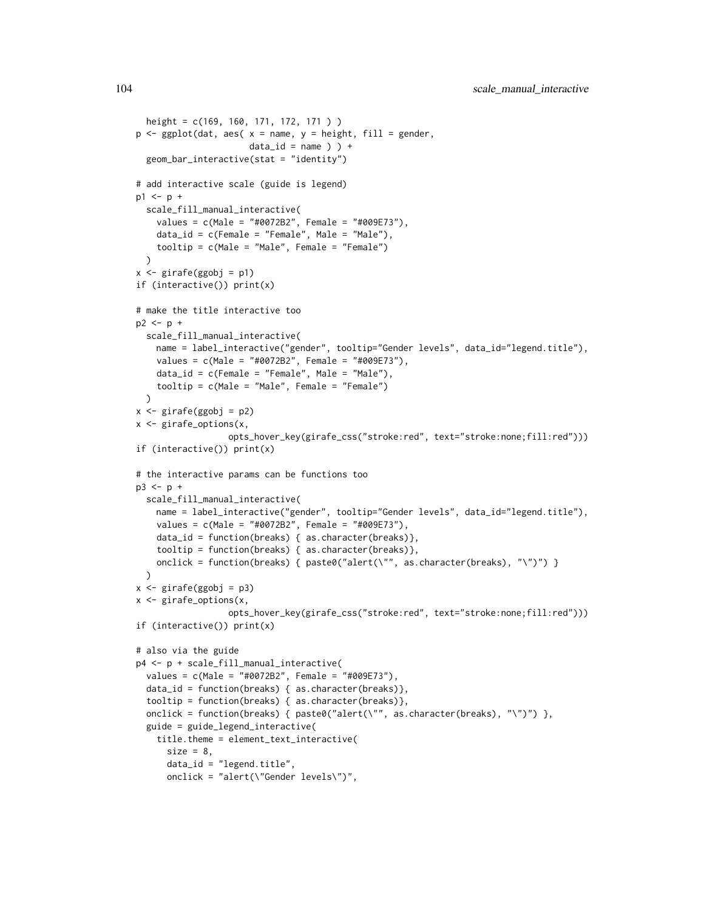```
  height = c(169, 160, 171, 172, 171 ) )
p <- ggplot(dat, aes( x = name, y = height, fill = gender,
                      data_id = name ) ) +
  geom_bar_interactive(stat = "identity")

# add interactive scale (guide is legend)
p1 <- p +
  scale_fill_manual_interactive(
    values = c(Male = "#0072B2", Female = "#009E73"),
    data_id = c(Female = "Female", Male = "Male"),
    tooltip = c(Male = "Male", Female = "Female")
  )
x <- girafe(ggobj = p1)
if (interactive()) print(x)

# make the title interactive too
p2 <- p +
  scale_fill_manual_interactive(
    name = label_interactive("gender", tooltip="Gender levels", data_id="legend.title"),
    values = c(Male = "#0072B2", Female = "#009E73"),
    data_id = c(Female = "Female", Male = "Male"),
    tooltip = c(Male = "Male", Female = "Female")
  )
x <- girafe(ggobj = p2)
x <- girafe_options(x,
                  opts_hover_key(girafe_css("stroke:red", text="stroke:none;fill:red")))
if (interactive()) print(x)

# the interactive params can be functions too
p3 <- p +
  scale_fill_manual_interactive(
    name = label_interactive("gender", tooltip="Gender levels", data_id="legend.title"),
    values = c(Male = "#0072B2", Female = "#009E73"),
    data_id = function(breaks) { as.character(breaks)},
    tooltip = function(breaks) { as.character(breaks)},
    onclick = function(breaks) { paste0("alert(\"", as.character(breaks), "\")") }
  )
x <- girafe(ggobj = p3)
x <- girafe_options(x,
                  opts_hover_key(girafe_css("stroke:red", text="stroke:none;fill:red")))
if (interactive()) print(x)

# also via the guide
p4 <- p + scale_fill_manual_interactive(
  values = c(Male = "#0072B2", Female = "#009E73"),
  data_id = function(breaks) { as.character(breaks)},
  tooltip = function(breaks) { as.character(breaks)},
  onclick = function(breaks) { paste0("alert(\"", as.character(breaks), "\")") },
  guide = guide_legend_interactive(
    title.theme = element_text_interactive(
      size = 8,
      data_id = "legend.title",
      onclick = "alert(\"Gender levels\")",
```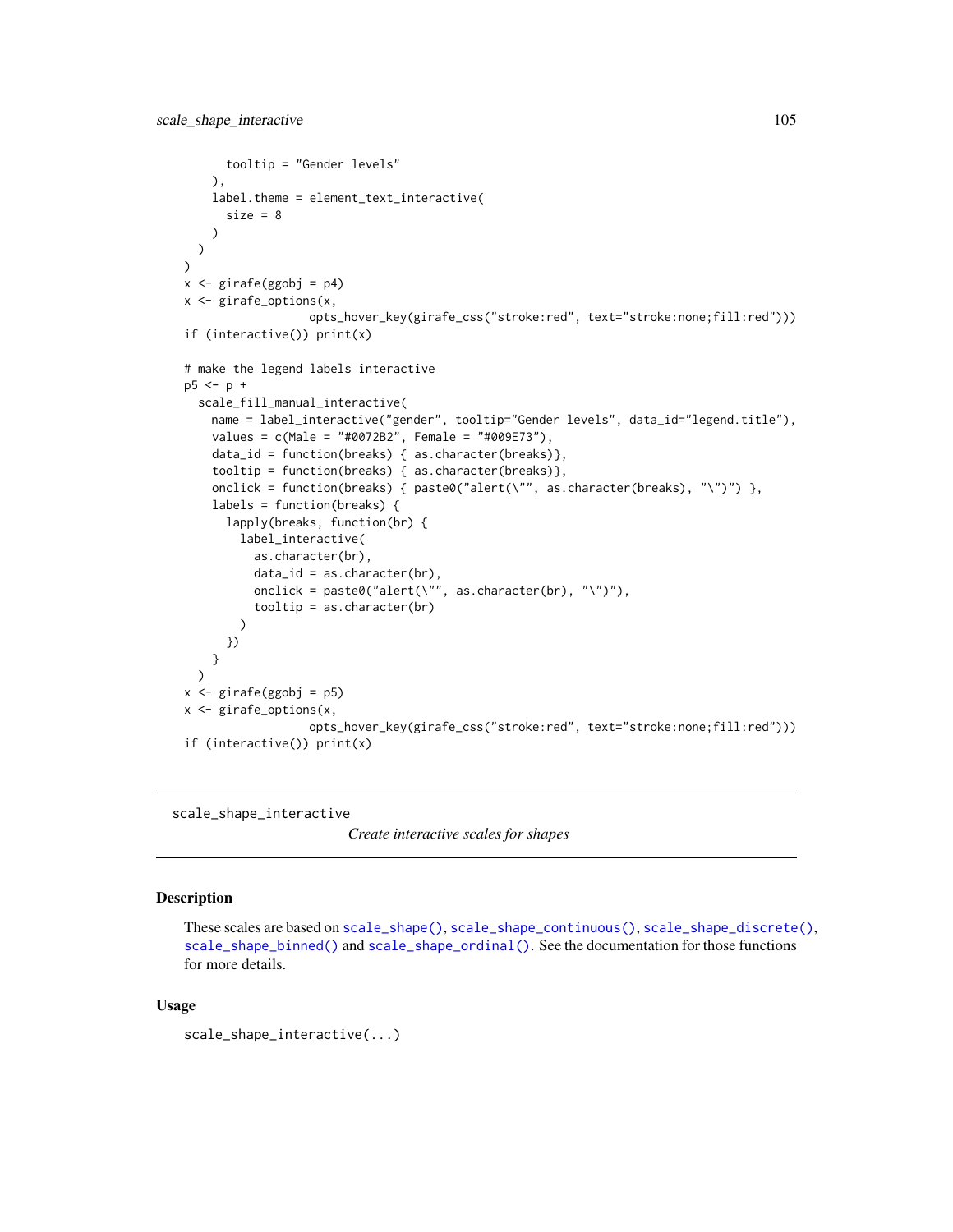```
      tooltip = "Gender levels"
    ),
    label.theme = element_text_interactive(
      size = 8
    )
  )
)
x <- girafe(ggobj = p4)
x <- girafe_options(x,
                    opts_hover_key(girafe_css("stroke:red", text="stroke:none;fill:red")))
if (interactive()) print(x)

# make the legend labels interactive
p5 <- p +
  scale_fill_manual_interactive(
    name = label_interactive("gender", tooltip="Gender levels", data_id="legend.title"),
    values = c(Male = "#0072B2", Female = "#009E73"),
    data_id = function(breaks) { as.character(breaks)},
    tooltip = function(breaks) { as.character(breaks)},
    onclick = function(breaks) { paste0("alert(\"", as.character(breaks), "\")") },
    labels = function(breaks) {
      lapply(breaks, function(br) {
        label_interactive(
          as.character(br),
          data_id = as.character(br),
          onclick = paste0("alert(\"", as.character(br), "\")"),
          tooltip = as.character(br)
        )
      })
    }
  )
x <- girafe(ggobj = p5)
x <- girafe_options(x,
                    opts_hover_key(girafe_css("stroke:red", text="stroke:none;fill:red")))
if (interactive()) print(x)
```

---

scale_shape_interactive *Create interactive scales for shapes*

---

## Description

These scales are based on scale_shape(), scale_shape_continuous(), scale_shape_discrete(), scale_shape_binned() and scale_shape_ordinal(). See the documentation for those functions for more details.

## Usage

```
scale_shape_interactive(...)
```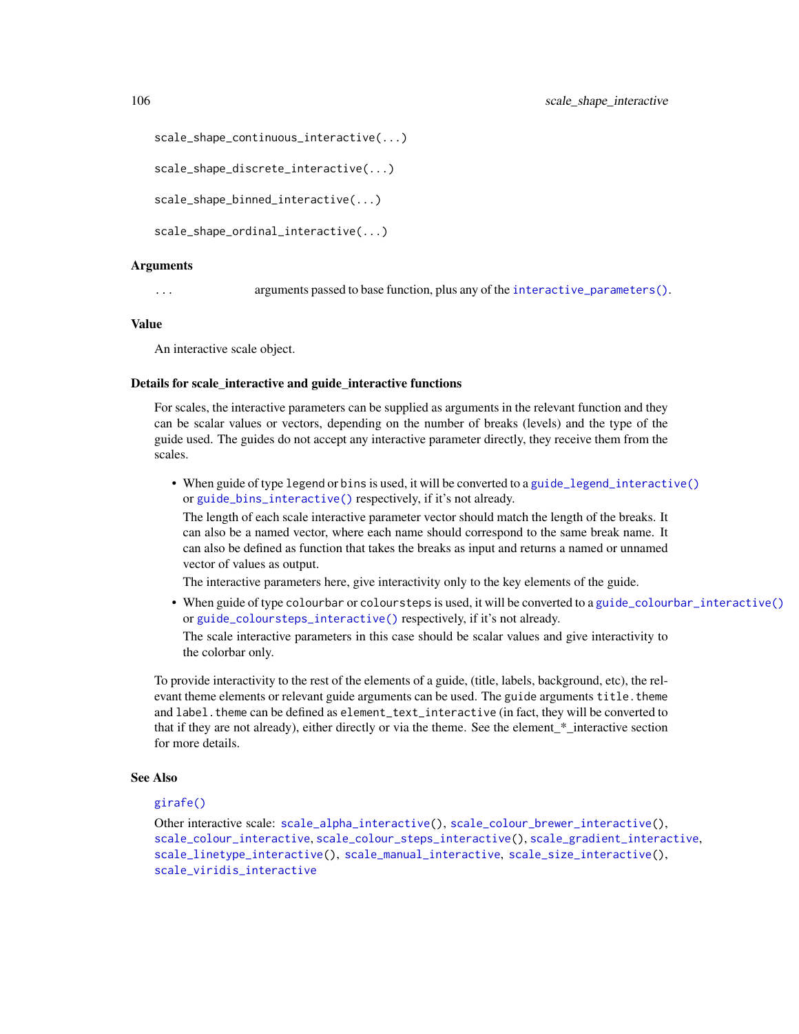```
scale_shape_continuous_interactive(...)

scale_shape_discrete_interactive(...)

scale_shape_binned_interactive(...)

scale_shape_ordinal_interactive(...)
```

### Arguments

`...` arguments passed to base function, plus any of the `interactive_parameters()`.

### Value

An interactive scale object.

### Details for scale_interactive and guide_interactive functions

For scales, the interactive parameters can be supplied as arguments in the relevant function and they can be scalar values or vectors, depending on the number of breaks (levels) and the type of the guide used. The guides do not accept any interactive parameter directly, they receive them from the scales.

- When guide of type `legend` or `bins` is used, it will be converted to a `guide_legend_interactive()` or `guide_bins_interactive()` respectively, if it's not already.

  The length of each scale interactive parameter vector should match the length of the breaks. It can also be a named vector, where each name should correspond to the same break name. It can also be defined as function that takes the breaks as input and returns a named or unnamed vector of values as output.

  The interactive parameters here, give interactivity only to the key elements of the guide.

- When guide of type `colourbar` or `coloursteps` is used, it will be converted to a `guide_colourbar_interactive()` or `guide_coloursteps_interactive()` respectively, if it's not already.

  The scale interactive parameters in this case should be scalar values and give interactivity to the colorbar only.

To provide interactivity to the rest of the elements of a guide, (title, labels, background, etc), the relevant theme elements or relevant guide arguments can be used. The `guide` arguments `title.theme` and `label.theme` can be defined as `element_text_interactive` (in fact, they will be converted to that if they are not already), either directly or via the theme. See the element_*_interactive section for more details.

### See Also

`girafe()`

Other interactive scale: `scale_alpha_interactive()`, `scale_colour_brewer_interactive()`, `scale_colour_interactive`, `scale_colour_steps_interactive()`, `scale_gradient_interactive`, `scale_linetype_interactive()`, `scale_manual_interactive`, `scale_size_interactive()`, `scale_viridis_interactive`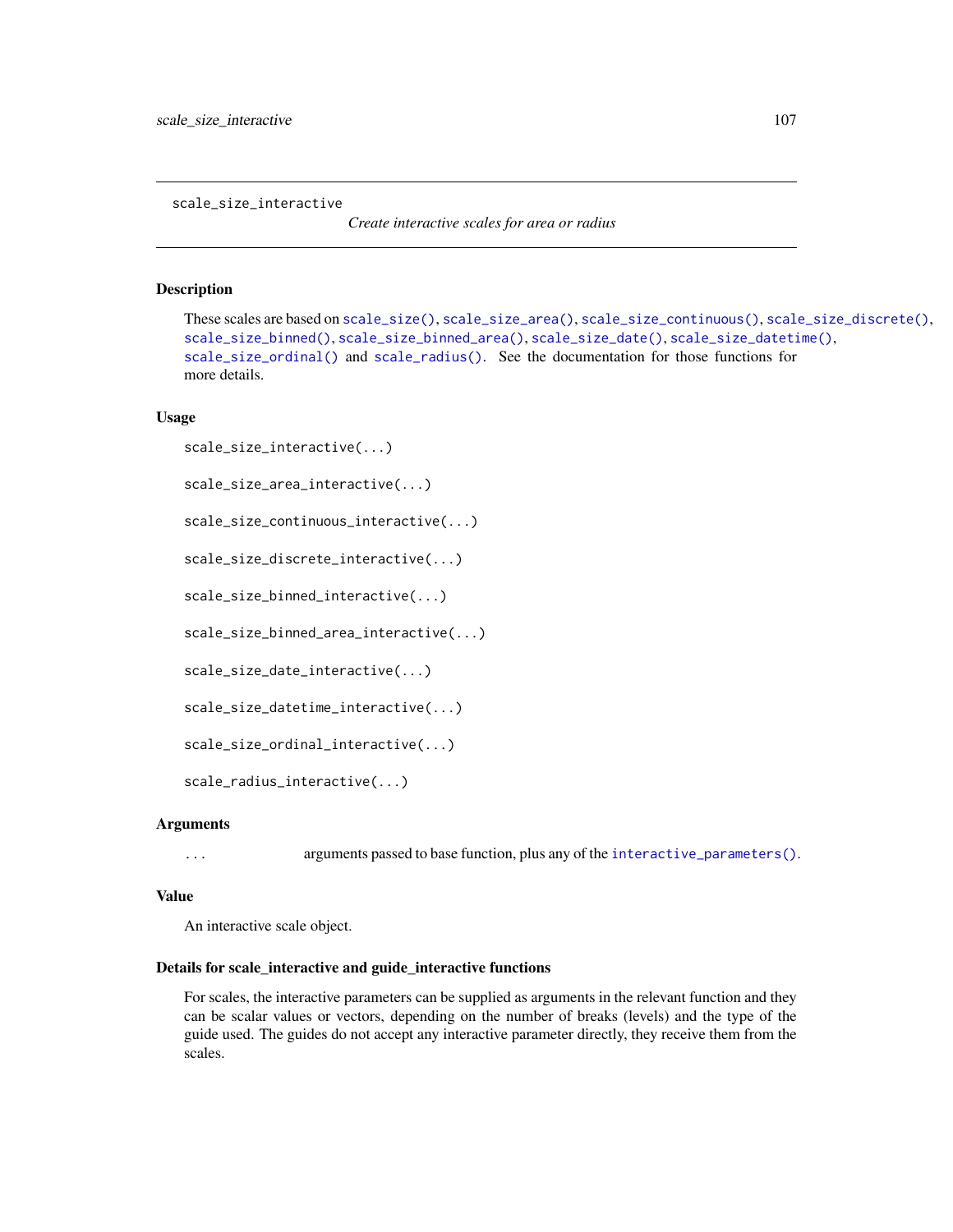# scale_size_interactive

*Create interactive scales for area or radius*

## Description

These scales are based on scale_size(), scale_size_area(), scale_size_continuous(), scale_size_discrete(), scale_size_binned(), scale_size_binned_area(), scale_size_date(), scale_size_datetime(), scale_size_ordinal() and scale_radius(). See the documentation for those functions for more details.

## Usage

```
scale_size_interactive(...)

scale_size_area_interactive(...)

scale_size_continuous_interactive(...)

scale_size_discrete_interactive(...)

scale_size_binned_interactive(...)

scale_size_binned_area_interactive(...)

scale_size_date_interactive(...)

scale_size_datetime_interactive(...)

scale_size_ordinal_interactive(...)

scale_radius_interactive(...)
```

## Arguments

| | |
|---|---|
| ... | arguments passed to base function, plus any of the interactive_parameters(). |

## Value

An interactive scale object.

## Details for scale_interactive and guide_interactive functions

For scales, the interactive parameters can be supplied as arguments in the relevant function and they can be scalar values or vectors, depending on the number of breaks (levels) and the type of the guide used. The guides do not accept any interactive parameter directly, they receive them from the scales.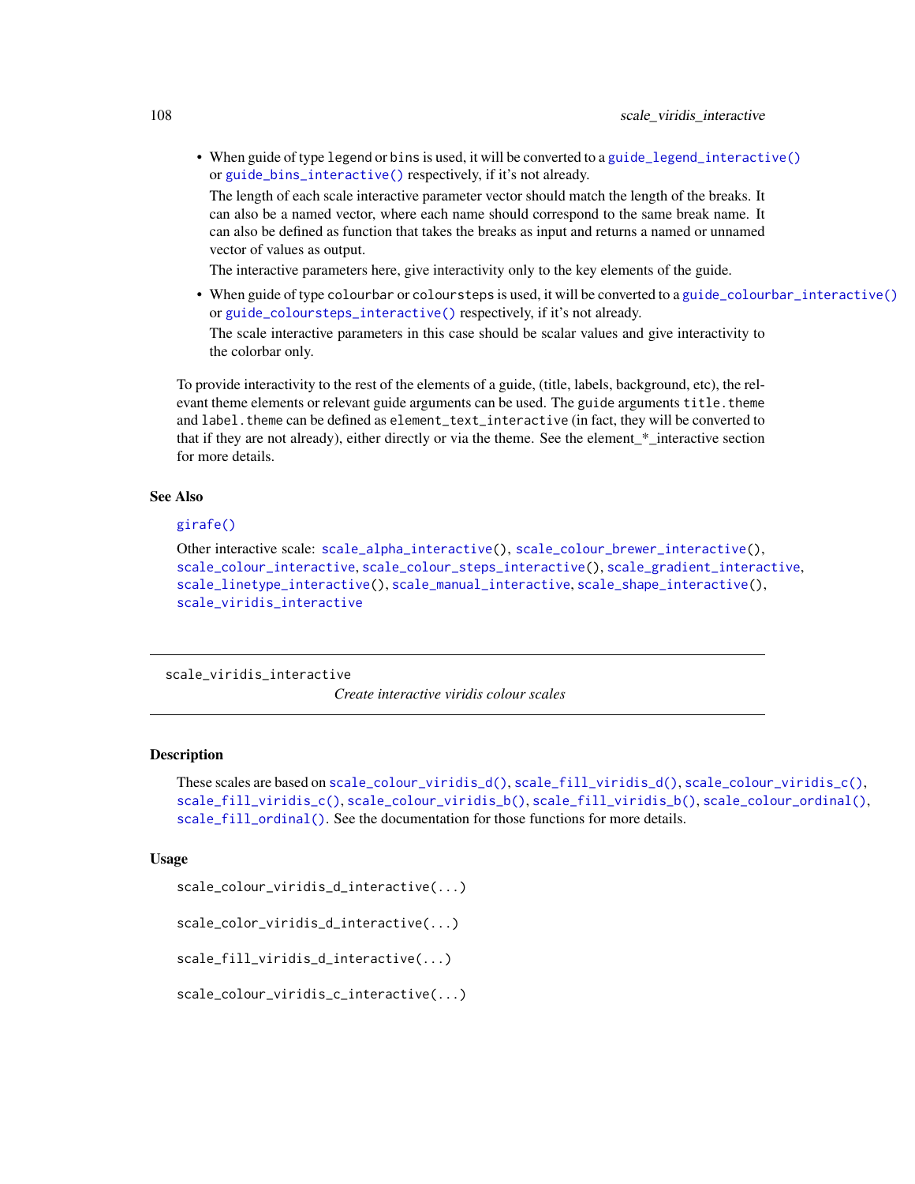- When guide of type `legend` or `bins` is used, it will be converted to a `guide_legend_interactive()` or `guide_bins_interactive()` respectively, if it's not already.

  The length of each scale interactive parameter vector should match the length of the breaks. It can also be a named vector, where each name should correspond to the same break name. It can also be defined as function that takes the breaks as input and returns a named or unnamed vector of values as output.

  The interactive parameters here, give interactivity only to the key elements of the guide.

- When guide of type `colourbar` or `coloursteps` is used, it will be converted to a `guide_colourbar_interactive()` or `guide_coloursteps_interactive()` respectively, if it's not already.

  The scale interactive parameters in this case should be scalar values and give interactivity to the colorbar only.

To provide interactivity to the rest of the elements of a guide, (title, labels, background, etc), the relevant theme elements or relevant guide arguments can be used. The `guide` arguments `title.theme` and `label.theme` can be defined as `element_text_interactive` (in fact, they will be converted to that if they are not already), either directly or via the theme. See the element_*_interactive section for more details.

### See Also

`girafe()`

Other interactive scale: `scale_alpha_interactive()`, `scale_colour_brewer_interactive()`, `scale_colour_interactive`, `scale_colour_steps_interactive()`, `scale_gradient_interactive`, `scale_linetype_interactive()`, `scale_manual_interactive`, `scale_shape_interactive()`, `scale_viridis_interactive`

---

## scale_viridis_interactive

*Create interactive viridis colour scales*

---

### Description

These scales are based on `scale_colour_viridis_d()`, `scale_fill_viridis_d()`, `scale_colour_viridis_c()`, `scale_fill_viridis_c()`, `scale_colour_viridis_b()`, `scale_fill_viridis_b()`, `scale_colour_ordinal()`, `scale_fill_ordinal()`. See the documentation for those functions for more details.

### Usage

```
scale_colour_viridis_d_interactive(...)

scale_color_viridis_d_interactive(...)

scale_fill_viridis_d_interactive(...)

scale_colour_viridis_c_interactive(...)
```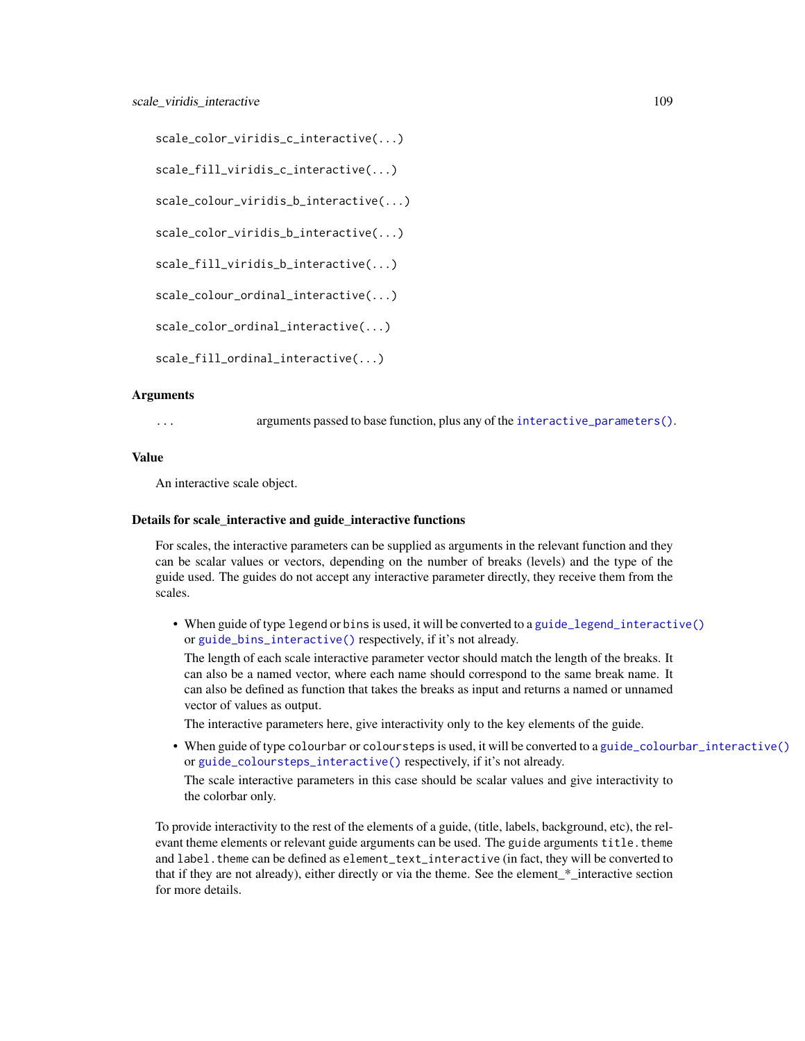```
scale_color_viridis_c_interactive(...)

scale_fill_viridis_c_interactive(...)

scale_colour_viridis_b_interactive(...)

scale_color_viridis_b_interactive(...)

scale_fill_viridis_b_interactive(...)

scale_colour_ordinal_interactive(...)

scale_color_ordinal_interactive(...)

scale_fill_ordinal_interactive(...)
```

### Arguments

| | |
|---|---|
| ... | arguments passed to base function, plus any of the `interactive_parameters()`. |

### Value

An interactive scale object.

### Details for scale_interactive and guide_interactive functions

For scales, the interactive parameters can be supplied as arguments in the relevant function and they can be scalar values or vectors, depending on the number of breaks (levels) and the type of the guide used. The guides do not accept any interactive parameter directly, they receive them from the scales.

- When guide of type `legend` or `bins` is used, it will be converted to a `guide_legend_interactive()` or `guide_bins_interactive()` respectively, if it's not already.

  The length of each scale interactive parameter vector should match the length of the breaks. It can also be a named vector, where each name should correspond to the same break name. It can also be defined as function that takes the breaks as input and returns a named or unnamed vector of values as output.

  The interactive parameters here, give interactivity only to the key elements of the guide.

- When guide of type `colourbar` or `coloursteps` is used, it will be converted to a `guide_colourbar_interactive()` or `guide_coloursteps_interactive()` respectively, if it's not already.

  The scale interactive parameters in this case should be scalar values and give interactivity to the colorbar only.

To provide interactivity to the rest of the elements of a guide, (title, labels, background, etc), the relevant theme elements or relevant guide arguments can be used. The `guide` arguments `title.theme` and `label.theme` can be defined as `element_text_interactive` (in fact, they will be converted to that if they are not already), either directly or via the theme. See the element_*_interactive section for more details.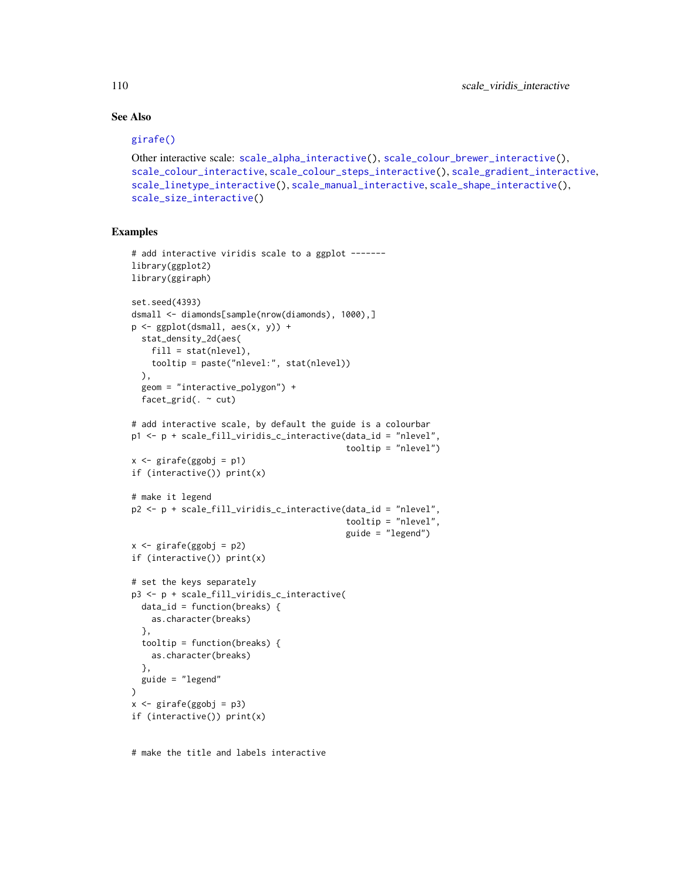## See Also

girafe()

Other interactive scale: scale_alpha_interactive(), scale_colour_brewer_interactive(), scale_colour_interactive, scale_colour_steps_interactive(), scale_gradient_interactive, scale_linetype_interactive(), scale_manual_interactive, scale_shape_interactive(), scale_size_interactive()

## Examples

```
# add interactive viridis scale to a ggplot -------
library(ggplot2)
library(ggiraph)

set.seed(4393)
dsmall <- diamonds[sample(nrow(diamonds), 1000),]
p <- ggplot(dsmall, aes(x, y)) +
  stat_density_2d(aes(
    fill = stat(nlevel),
    tooltip = paste("nlevel:", stat(nlevel))
  ),
  geom = "interactive_polygon") +
  facet_grid(. ~ cut)

# add interactive scale, by default the guide is a colourbar
p1 <- p + scale_fill_viridis_c_interactive(data_id = "nlevel",
                                           tooltip = "nlevel")
x <- girafe(ggobj = p1)
if (interactive()) print(x)

# make it legend
p2 <- p + scale_fill_viridis_c_interactive(data_id = "nlevel",
                                           tooltip = "nlevel",
                                           guide = "legend")
x <- girafe(ggobj = p2)
if (interactive()) print(x)

# set the keys separately
p3 <- p + scale_fill_viridis_c_interactive(
  data_id = function(breaks) {
    as.character(breaks)
  },
  tooltip = function(breaks) {
    as.character(breaks)
  },
  guide = "legend"
)
x <- girafe(ggobj = p3)
if (interactive()) print(x)


# make the title and labels interactive
```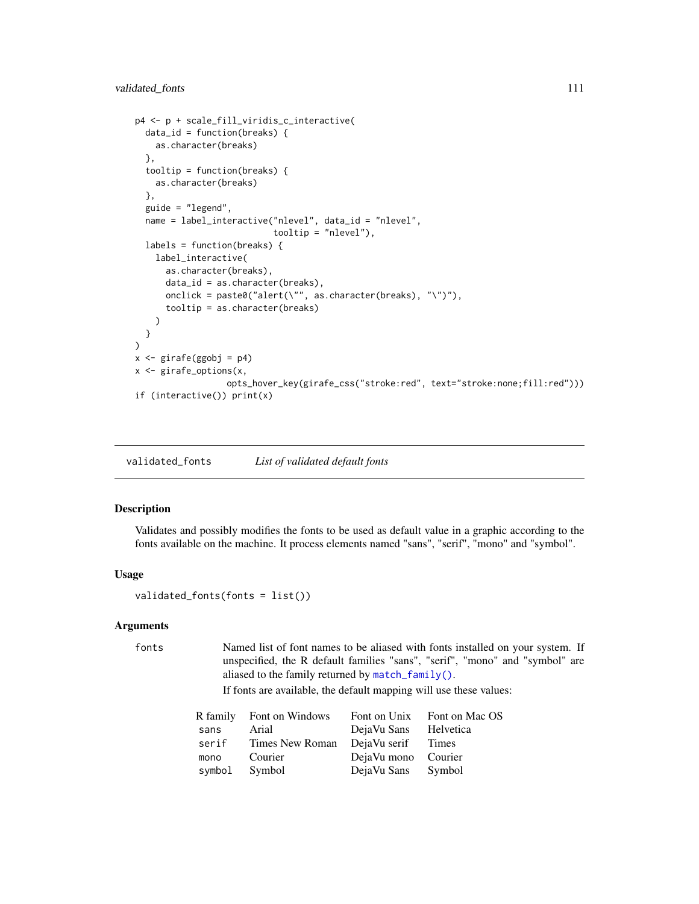```
p4 <- p + scale_fill_viridis_c_interactive(
  data_id = function(breaks) {
    as.character(breaks)
  },
  tooltip = function(breaks) {
    as.character(breaks)
  },
  guide = "legend",
  name = label_interactive("nlevel", data_id = "nlevel",
                           tooltip = "nlevel"),
  labels = function(breaks) {
    label_interactive(
      as.character(breaks),
      data_id = as.character(breaks),
      onclick = paste0("alert(\"", as.character(breaks), "\")"),
      tooltip = as.character(breaks)
    )
  }
)
x <- girafe(ggobj = p4)
x <- girafe_options(x,
                  opts_hover_key(girafe_css("stroke:red", text="stroke:none;fill:red")))
if (interactive()) print(x)
```

## validated_fonts *List of validated default fonts*

### Description

Validates and possibly modifies the fonts to be used as default value in a graphic according to the fonts available on the machine. It process elements named "sans", "serif", "mono" and "symbol".

### Usage

```
validated_fonts(fonts = list())
```

### Arguments

`fonts` Named list of font names to be aliased with fonts installed on your system. If unspecified, the R default families "sans", "serif", "mono" and "symbol" are aliased to the family returned by `match_family()`.

If fonts are available, the default mapping will use these values:

| R family | Font on Windows | Font on Unix | Font on Mac OS |
|---|---|---|---|
| `sans` | Arial | DejaVu Sans | Helvetica |
| `serif` | Times New Roman | DejaVu serif | Times |
| `mono` | Courier | DejaVu mono | Courier |
| `symbol` | Symbol | DejaVu Sans | Symbol |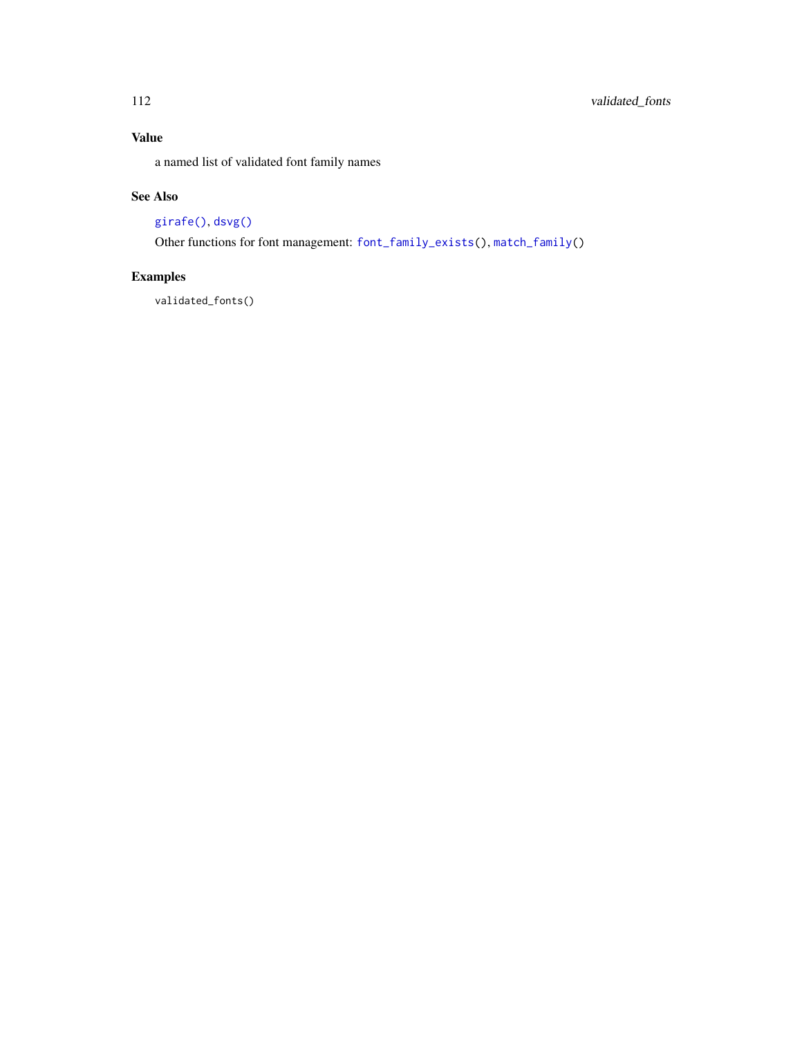### Value

a named list of validated font family names

### See Also

`girafe()`, `dsvg()`

Other functions for font management: `font_family_exists()`, `match_family()`

### Examples

```
validated_fonts()
```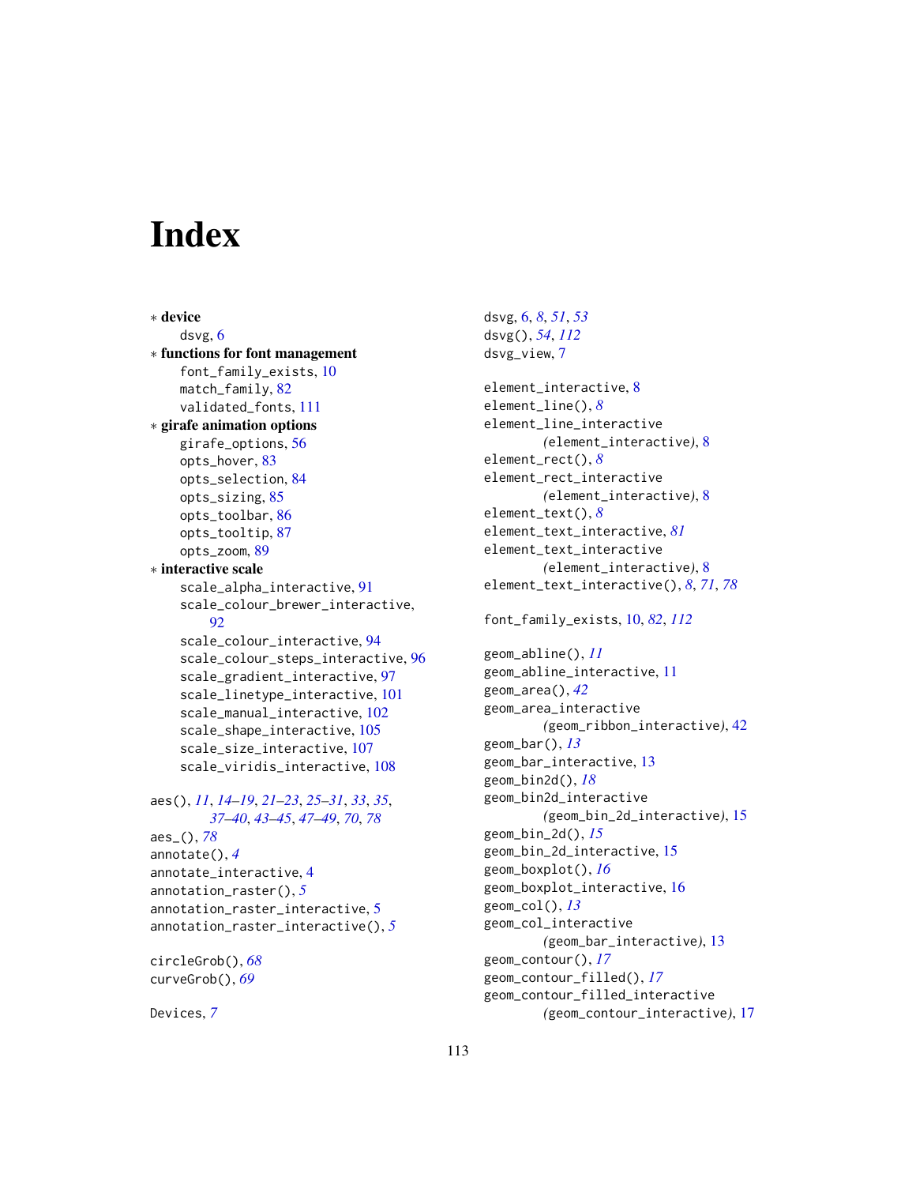# Index

* **device**
  - dsvg, 6
* **functions for font management**
  - font_family_exists, 10
  - match_family, 82
  - validated_fonts, 111
* **girafe animation options**
  - girafe_options, 56
  - opts_hover, 83
  - opts_selection, 84
  - opts_sizing, 85
  - opts_toolbar, 86
  - opts_tooltip, 87
  - opts_zoom, 89
* **interactive scale**
  - scale_alpha_interactive, 91
  - scale_colour_brewer_interactive, 92
  - scale_colour_interactive, 94
  - scale_colour_steps_interactive, 96
  - scale_gradient_interactive, 97
  - scale_linetype_interactive, 101
  - scale_manual_interactive, 102
  - scale_shape_interactive, 105
  - scale_size_interactive, 107
  - scale_viridis_interactive, 108

aes(), *11*, *14–19*, *21–23*, *25–31*, *33*, *35*, *37–40*, *43–45*, *47–49*, *70*, *78*
aes_(), *78*
annotate(), *4*
annotate_interactive, 4
annotation_raster(), *5*
annotation_raster_interactive, 5
annotation_raster_interactive(), *5*

circleGrob(), *68*
curveGrob(), *69*

Devices, *7*
dsvg, 6, *8*, *51*, *53*
dsvg(), *54*, *112*
dsvg_view, 7

element_interactive, 8
element_line(), *8*
element_line_interactive (element_interactive), 8
element_rect(), *8*
element_rect_interactive (element_interactive), 8
element_text(), *8*
element_text_interactive, *81*
element_text_interactive (element_interactive), 8
element_text_interactive(), *8*, *71*, *78*

font_family_exists, 10, *82*, *112*

geom_abline(), *11*
geom_abline_interactive, 11
geom_area(), *42*
geom_area_interactive (geom_ribbon_interactive), 42
geom_bar(), *13*
geom_bar_interactive, 13
geom_bin2d(), *18*
geom_bin2d_interactive (geom_bin_2d_interactive), 15
geom_bin_2d(), *15*
geom_bin_2d_interactive, 15
geom_boxplot(), *16*
geom_boxplot_interactive, 16
geom_col(), *13*
geom_col_interactive (geom_bar_interactive), 13
geom_contour(), *17*
geom_contour_filled(), *17*
geom_contour_filled_interactive (geom_contour_interactive), 17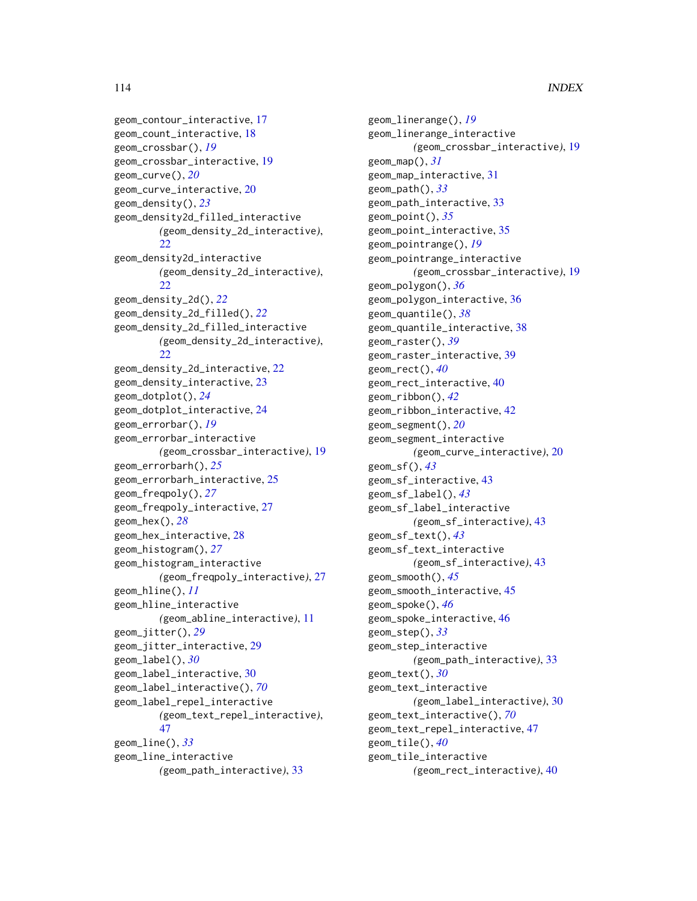geom_contour_interactive, 17
geom_count_interactive, 18
geom_crossbar(), *19*
geom_crossbar_interactive, 19
geom_curve(), *20*
geom_curve_interactive, 20
geom_density(), *23*
geom_density2d_filled_interactive *(geom_density_2d_interactive)*, 22
geom_density2d_interactive *(geom_density_2d_interactive)*, 22
geom_density_2d(), *22*
geom_density_2d_filled(), *22*
geom_density_2d_filled_interactive *(geom_density_2d_interactive)*, 22
geom_density_2d_interactive, 22
geom_density_interactive, 23
geom_dotplot(), *24*
geom_dotplot_interactive, 24
geom_errorbar(), *19*
geom_errorbar_interactive *(geom_crossbar_interactive)*, 19
geom_errorbarh(), *25*
geom_errorbarh_interactive, 25
geom_freqpoly(), *27*
geom_freqpoly_interactive, 27
geom_hex(), *28*
geom_hex_interactive, 28
geom_histogram(), *27*
geom_histogram_interactive *(geom_freqpoly_interactive)*, 27
geom_hline(), *11*
geom_hline_interactive *(geom_abline_interactive)*, 11
geom_jitter(), *29*
geom_jitter_interactive, 29
geom_label(), *30*
geom_label_interactive, 30
geom_label_interactive(), *70*
geom_label_repel_interactive *(geom_text_repel_interactive)*, 47
geom_line(), *33*
geom_line_interactive *(geom_path_interactive)*, 33
geom_linerange(), *19*
geom_linerange_interactive *(geom_crossbar_interactive)*, 19
geom_map(), *31*
geom_map_interactive, 31
geom_path(), *33*
geom_path_interactive, 33
geom_point(), *35*
geom_point_interactive, 35
geom_pointrange(), *19*
geom_pointrange_interactive *(geom_crossbar_interactive)*, 19
geom_polygon(), *36*
geom_polygon_interactive, 36
geom_quantile(), *38*
geom_quantile_interactive, 38
geom_raster(), *39*
geom_raster_interactive, 39
geom_rect(), *40*
geom_rect_interactive, 40
geom_ribbon(), *42*
geom_ribbon_interactive, 42
geom_segment(), *20*
geom_segment_interactive *(geom_curve_interactive)*, 20
geom_sf(), *43*
geom_sf_interactive, 43
geom_sf_label(), *43*
geom_sf_label_interactive *(geom_sf_interactive)*, 43
geom_sf_text(), *43*
geom_sf_text_interactive *(geom_sf_interactive)*, 43
geom_smooth(), *45*
geom_smooth_interactive, 45
geom_spoke(), *46*
geom_spoke_interactive, 46
geom_step(), *33*
geom_step_interactive *(geom_path_interactive)*, 33
geom_text(), *30*
geom_text_interactive *(geom_label_interactive)*, 30
geom_text_interactive(), *70*
geom_text_repel_interactive, 47
geom_tile(), *40*
geom_tile_interactive *(geom_rect_interactive)*, 40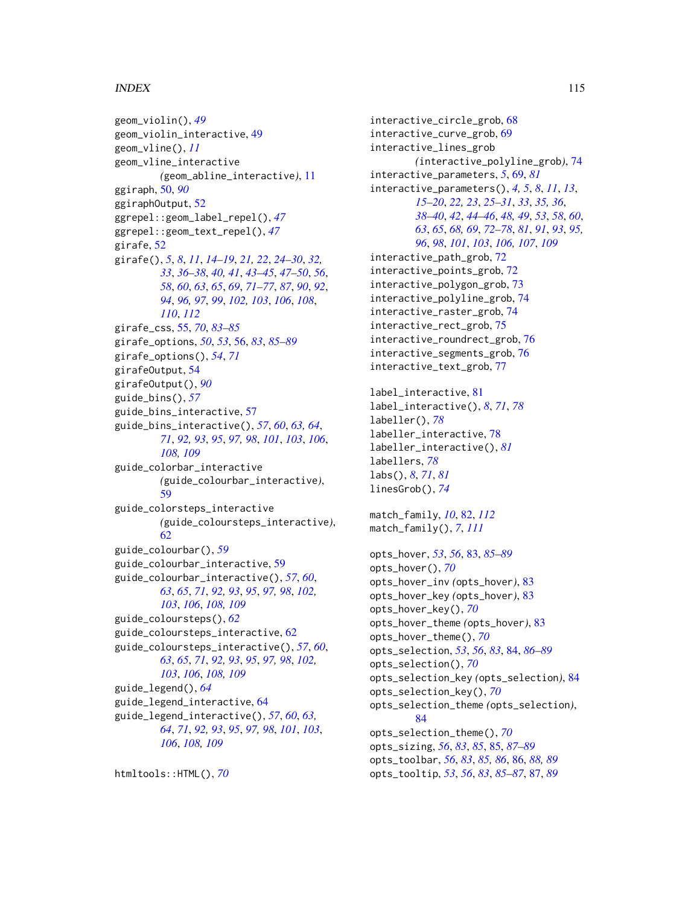geom_violin(), *49*
geom_violin_interactive, 49
geom_vline(), *11*
geom_vline_interactive
    *(*geom_abline_interactive*)*, 11
ggiraph, 50, *90*
ggiraphOutput, 52
ggrepel::geom_label_repel(), *47*
ggrepel::geom_text_repel(), *47*
girafe, 52
girafe(), *5*, *8*, *11*, *14–19*, *21, 22*, *24–30*, *32, 33*, *36–38*, *40, 41*, *43–45*, *47–50*, *56*, *58*, *60*, *63*, *65*, *69*, *71–77*, *87*, *90*, *92*, *94*, *96, 97*, *99*, *102, 103*, *106*, *108*, *110*, *112*
girafe_css, 55, *70*, *83–85*
girafe_options, *50*, *53*, 56, *83*, *85–89*
girafe_options(), *54*, *71*
girafeOutput, 54
girafeOutput(), *90*
guide_bins(), *57*
guide_bins_interactive, 57
guide_bins_interactive(), *57*, *60*, *63, 64*, *71*, *92, 93*, *95*, *97, 98*, *101*, *103*, *106*, *108, 109*
guide_colorbar_interactive
    *(*guide_colourbar_interactive*)*, 59
guide_colorsteps_interactive
    *(*guide_coloursteps_interactive*)*, 62
guide_colourbar(), *59*
guide_colourbar_interactive, 59
guide_colourbar_interactive(), *57*, *60*, *63*, *65*, *71*, *92, 93*, *95*, *97, 98*, *102, 103*, *106*, *108, 109*
guide_coloursteps(), *62*
guide_coloursteps_interactive, 62
guide_coloursteps_interactive(), *57*, *60*, *63*, *65*, *71*, *92, 93*, *95*, *97, 98*, *102, 103*, *106*, *108, 109*
guide_legend(), *64*
guide_legend_interactive, 64
guide_legend_interactive(), *57*, *60*, *63, 64*, *71*, *92, 93*, *95*, *97, 98*, *101*, *103*, *106*, *108, 109*

htmltools::HTML(), *70*

interactive_circle_grob, 68
interactive_curve_grob, 69
interactive_lines_grob
    *(*interactive_polyline_grob*)*, 74
interactive_parameters, *5*, 69, *81*
interactive_parameters(), *4, 5*, *8*, *11*, *13*, *15–20*, *22, 23*, *25–31*, *33*, *35, 36*, *38–40*, *42*, *44–46*, *48, 49*, *53*, *58*, *60*, *63*, *65*, *68, 69*, *72–78*, *81*, *91*, *93*, *95, 96*, *98*, *101*, *103*, *106, 107*, *109*
interactive_path_grob, 72
interactive_points_grob, 72
interactive_polygon_grob, 73
interactive_polyline_grob, 74
interactive_raster_grob, 74
interactive_rect_grob, 75
interactive_roundrect_grob, 76
interactive_segments_grob, 76
interactive_text_grob, 77

label_interactive, 81
label_interactive(), *8*, *71*, *78*
labeller(), *78*
labeller_interactive, 78
labeller_interactive(), *81*
labellers, *78*
labs(), *8*, *71*, *81*
linesGrob(), *74*

match_family, *10*, 82, *112*
match_family(), *7*, *111*

opts_hover, *53*, *56*, 83, *85–89*
opts_hover(), *70*
opts_hover_inv *(*opts_hover*)*, 83
opts_hover_key *(*opts_hover*)*, 83
opts_hover_key(), *70*
opts_hover_theme *(*opts_hover*)*, 83
opts_hover_theme(), *70*
opts_selection, *53*, *56*, *83*, 84, *86–89*
opts_selection(), *70*
opts_selection_key *(*opts_selection*)*, 84
opts_selection_key(), *70*
opts_selection_theme *(*opts_selection*)*, 84
opts_selection_theme(), *70*
opts_sizing, *56*, *83*, *85*, 85, *87–89*
opts_toolbar, *56*, *83*, *85, 86*, 86, *88, 89*
opts_tooltip, *53*, *56*, *83*, *85–87*, 87, *89*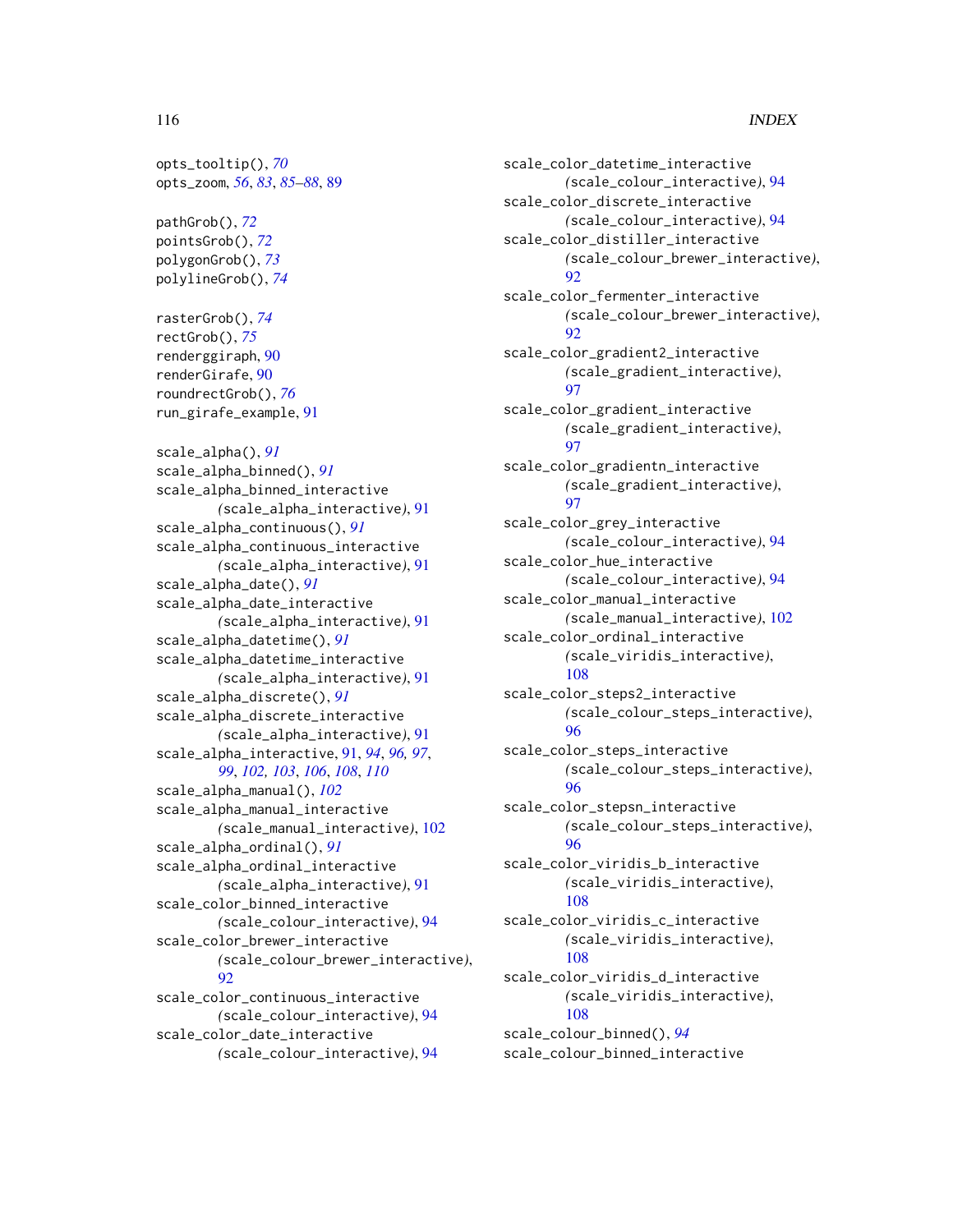opts_tooltip(), *70*
opts_zoom, *56*, *83*, *85–88*, 89

pathGrob(), *72*
pointsGrob(), *72*
polygonGrob(), *73*
polylineGrob(), *74*

rasterGrob(), *74*
rectGrob(), *75*
renderggiraph, 90
renderGirafe, 90
roundrectGrob(), *76*
run_girafe_example, 91

scale_alpha(), *91*
scale_alpha_binned(), *91*
scale_alpha_binned_interactive (scale_alpha_interactive), 91
scale_alpha_continuous(), *91*
scale_alpha_continuous_interactive (scale_alpha_interactive), 91
scale_alpha_date(), *91*
scale_alpha_date_interactive (scale_alpha_interactive), 91
scale_alpha_datetime(), *91*
scale_alpha_datetime_interactive (scale_alpha_interactive), 91
scale_alpha_discrete(), *91*
scale_alpha_discrete_interactive (scale_alpha_interactive), 91
scale_alpha_interactive, 91, *94*, *96, 97*, *99*, *102, 103*, *106*, *108*, *110*
scale_alpha_manual(), *102*
scale_alpha_manual_interactive (scale_manual_interactive), 102
scale_alpha_ordinal(), *91*
scale_alpha_ordinal_interactive (scale_alpha_interactive), 91
scale_color_binned_interactive (scale_colour_interactive), 94
scale_color_brewer_interactive (scale_colour_brewer_interactive), 92
scale_color_continuous_interactive (scale_colour_interactive), 94
scale_color_date_interactive (scale_colour_interactive), 94
scale_color_datetime_interactive (scale_colour_interactive), 94
scale_color_discrete_interactive (scale_colour_interactive), 94
scale_color_distiller_interactive (scale_colour_brewer_interactive), 92
scale_color_fermenter_interactive (scale_colour_brewer_interactive), 92
scale_color_gradient2_interactive (scale_gradient_interactive), 97
scale_color_gradient_interactive (scale_gradient_interactive), 97
scale_color_gradientn_interactive (scale_gradient_interactive), 97
scale_color_grey_interactive (scale_colour_interactive), 94
scale_color_hue_interactive (scale_colour_interactive), 94
scale_color_manual_interactive (scale_manual_interactive), 102
scale_color_ordinal_interactive (scale_viridis_interactive), 108
scale_color_steps2_interactive (scale_colour_steps_interactive), 96
scale_color_steps_interactive (scale_colour_steps_interactive), 96
scale_color_stepsn_interactive (scale_colour_steps_interactive), 96
scale_color_viridis_b_interactive (scale_viridis_interactive), 108
scale_color_viridis_c_interactive (scale_viridis_interactive), 108
scale_color_viridis_d_interactive (scale_viridis_interactive), 108
scale_colour_binned(), *94*
scale_colour_binned_interactive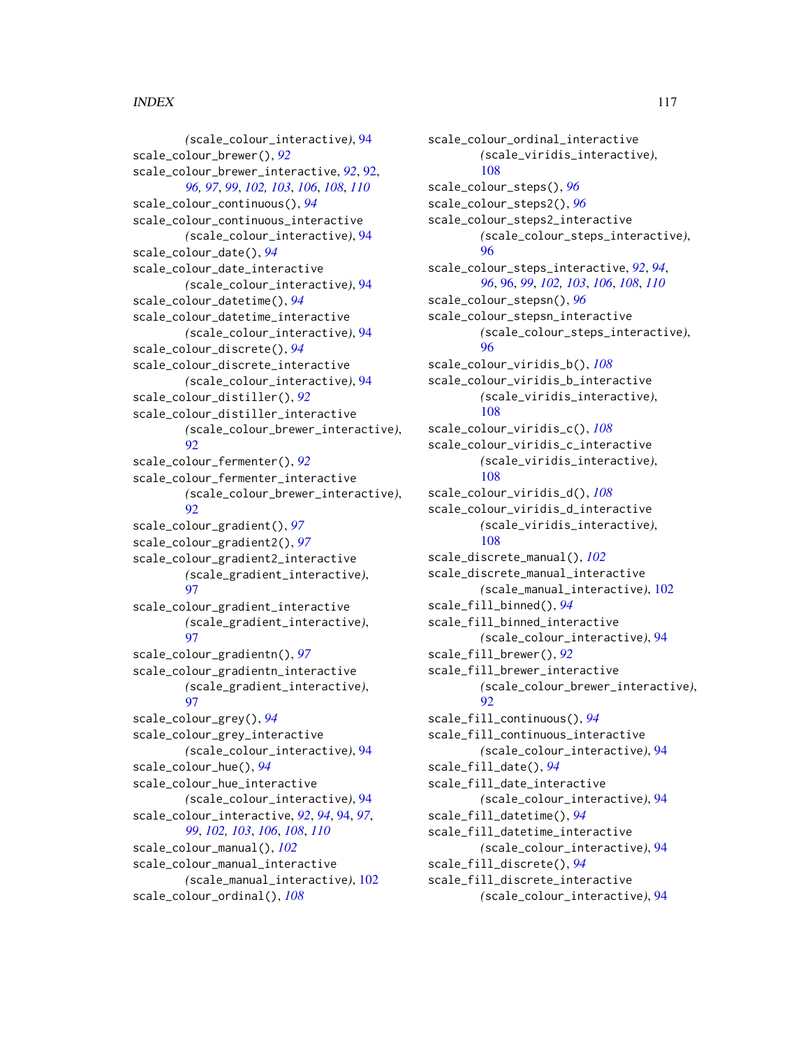(scale_colour_interactive), 94
scale_colour_brewer(), *92*
scale_colour_brewer_interactive, *92*, 92, *96, 97*, *99*, *102, 103*, *106*, *108*, *110*
scale_colour_continuous(), *94*
scale_colour_continuous_interactive (scale_colour_interactive), 94
scale_colour_date(), *94*
scale_colour_date_interactive (scale_colour_interactive), 94
scale_colour_datetime(), *94*
scale_colour_datetime_interactive (scale_colour_interactive), 94
scale_colour_discrete(), *94*
scale_colour_discrete_interactive (scale_colour_interactive), 94
scale_colour_distiller(), *92*
scale_colour_distiller_interactive (scale_colour_brewer_interactive), 92
scale_colour_fermenter(), *92*
scale_colour_fermenter_interactive (scale_colour_brewer_interactive), 92
scale_colour_gradient(), *97*
scale_colour_gradient2(), *97*
scale_colour_gradient2_interactive (scale_gradient_interactive), 97
scale_colour_gradient_interactive (scale_gradient_interactive), 97
scale_colour_gradientn(), *97*
scale_colour_gradientn_interactive (scale_gradient_interactive), 97
scale_colour_grey(), *94*
scale_colour_grey_interactive (scale_colour_interactive), 94
scale_colour_hue(), *94*
scale_colour_hue_interactive (scale_colour_interactive), 94
scale_colour_interactive, *92*, *94*, 94, *97*, *99*, *102, 103*, *106*, *108*, *110*
scale_colour_manual(), *102*
scale_colour_manual_interactive (scale_manual_interactive), 102
scale_colour_ordinal(), *108*
scale_colour_ordinal_interactive (scale_viridis_interactive), 108
scale_colour_steps(), *96*
scale_colour_steps2(), *96*
scale_colour_steps2_interactive (scale_colour_steps_interactive), 96
scale_colour_steps_interactive, *92*, *94*, *96*, 96, *99*, *102, 103*, *106*, *108*, *110*
scale_colour_stepsn(), *96*
scale_colour_stepsn_interactive (scale_colour_steps_interactive), 96
scale_colour_viridis_b(), *108*
scale_colour_viridis_b_interactive (scale_viridis_interactive), 108
scale_colour_viridis_c(), *108*
scale_colour_viridis_c_interactive (scale_viridis_interactive), 108
scale_colour_viridis_d(), *108*
scale_colour_viridis_d_interactive (scale_viridis_interactive), 108
scale_discrete_manual(), *102*
scale_discrete_manual_interactive (scale_manual_interactive), 102
scale_fill_binned(), *94*
scale_fill_binned_interactive (scale_colour_interactive), 94
scale_fill_brewer(), *92*
scale_fill_brewer_interactive (scale_colour_brewer_interactive), 92
scale_fill_continuous(), *94*
scale_fill_continuous_interactive (scale_colour_interactive), 94
scale_fill_date(), *94*
scale_fill_date_interactive (scale_colour_interactive), 94
scale_fill_datetime(), *94*
scale_fill_datetime_interactive (scale_colour_interactive), 94
scale_fill_discrete(), *94*
scale_fill_discrete_interactive (scale_colour_interactive), 94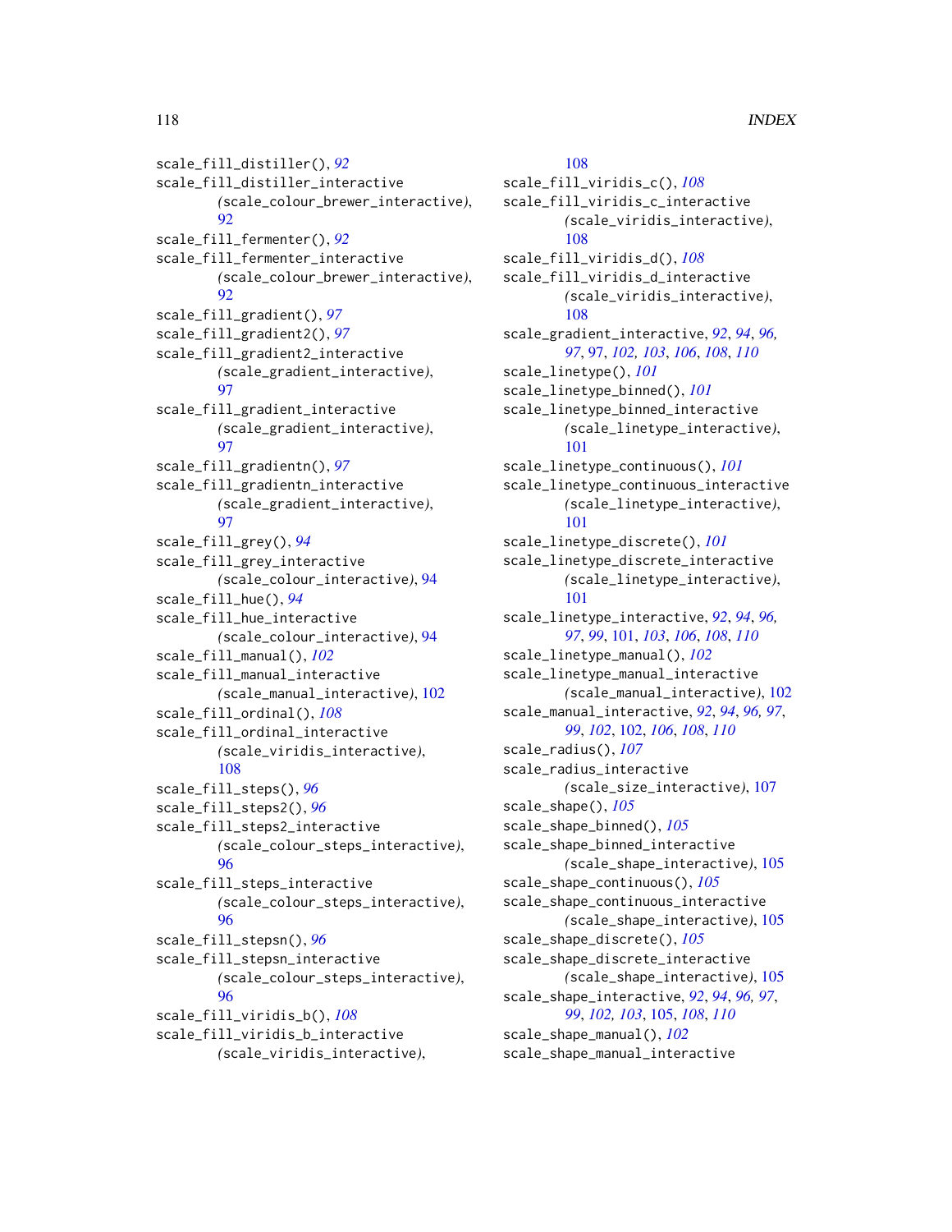scale_fill_distiller(), *92*
scale_fill_distiller_interactive *(*scale_colour_brewer_interactive*)*, 92
scale_fill_fermenter(), *92*
scale_fill_fermenter_interactive *(*scale_colour_brewer_interactive*)*, 92
scale_fill_gradient(), *97*
scale_fill_gradient2(), *97*
scale_fill_gradient2_interactive *(*scale_gradient_interactive*)*, 97
scale_fill_gradient_interactive *(*scale_gradient_interactive*)*, 97
scale_fill_gradientn(), *97*
scale_fill_gradientn_interactive *(*scale_gradient_interactive*)*, 97
scale_fill_grey(), *94*
scale_fill_grey_interactive *(*scale_colour_interactive*)*, 94
scale_fill_hue(), *94*
scale_fill_hue_interactive *(*scale_colour_interactive*)*, 94
scale_fill_manual(), *102*
scale_fill_manual_interactive *(*scale_manual_interactive*)*, 102
scale_fill_ordinal(), *108*
scale_fill_ordinal_interactive *(*scale_viridis_interactive*)*, 108
scale_fill_steps(), *96*
scale_fill_steps2(), *96*
scale_fill_steps2_interactive *(*scale_colour_steps_interactive*)*, 96
scale_fill_steps_interactive *(*scale_colour_steps_interactive*)*, 96
scale_fill_stepsn(), *96*
scale_fill_stepsn_interactive *(*scale_colour_steps_interactive*)*, 96
scale_fill_viridis_b(), *108*
scale_fill_viridis_b_interactive *(*scale_viridis_interactive*)*, 108
scale_fill_viridis_c(), *108*
scale_fill_viridis_c_interactive *(*scale_viridis_interactive*)*, 108
scale_fill_viridis_d(), *108*
scale_fill_viridis_d_interactive *(*scale_viridis_interactive*)*, 108
scale_gradient_interactive, *92*, *94*, *96, 97*, 97, *102, 103*, *106*, *108*, *110*
scale_linetype(), *101*
scale_linetype_binned(), *101*
scale_linetype_binned_interactive *(*scale_linetype_interactive*)*, 101
scale_linetype_continuous(), *101*
scale_linetype_continuous_interactive *(*scale_linetype_interactive*)*, 101
scale_linetype_discrete(), *101*
scale_linetype_discrete_interactive *(*scale_linetype_interactive*)*, 101
scale_linetype_interactive, *92*, *94*, *96, 97*, *99*, 101, *103*, *106*, *108*, *110*
scale_linetype_manual(), *102*
scale_linetype_manual_interactive *(*scale_manual_interactive*)*, 102
scale_manual_interactive, *92*, *94*, *96, 97*, *99*, *102*, 102, *106*, *108*, *110*
scale_radius(), *107*
scale_radius_interactive *(*scale_size_interactive*)*, 107
scale_shape(), *105*
scale_shape_binned(), *105*
scale_shape_binned_interactive *(*scale_shape_interactive*)*, 105
scale_shape_continuous(), *105*
scale_shape_continuous_interactive *(*scale_shape_interactive*)*, 105
scale_shape_discrete(), *105*
scale_shape_discrete_interactive *(*scale_shape_interactive*)*, 105
scale_shape_interactive, *92*, *94*, *96, 97*, *99*, *102, 103*, 105, *108*, *110*
scale_shape_manual(), *102*
scale_shape_manual_interactive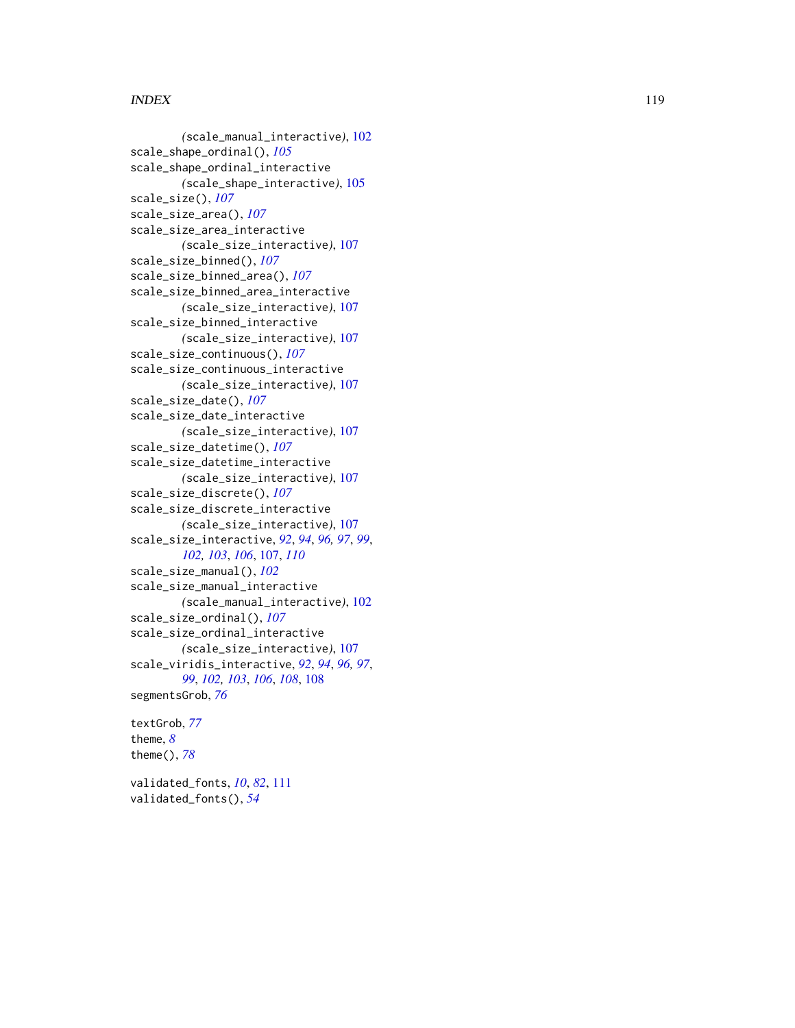(scale_manual_interactive), 102
scale_shape_ordinal(), *105*
scale_shape_ordinal_interactive
(scale_shape_interactive), 105
scale_size(), *107*
scale_size_area(), *107*
scale_size_area_interactive
(scale_size_interactive), 107
scale_size_binned(), *107*
scale_size_binned_area(), *107*
scale_size_binned_area_interactive
(scale_size_interactive), 107
scale_size_binned_interactive
(scale_size_interactive), 107
scale_size_continuous(), *107*
scale_size_continuous_interactive
(scale_size_interactive), 107
scale_size_date(), *107*
scale_size_date_interactive
(scale_size_interactive), 107
scale_size_datetime(), *107*
scale_size_datetime_interactive
(scale_size_interactive), 107
scale_size_discrete(), *107*
scale_size_discrete_interactive
(scale_size_interactive), 107
scale_size_interactive, *92*, *94*, *96, 97*, *99*, *102, 103*, *106*, 107, *110*
scale_size_manual(), *102*
scale_size_manual_interactive
(scale_manual_interactive), 102
scale_size_ordinal(), *107*
scale_size_ordinal_interactive
(scale_size_interactive), 107
scale_viridis_interactive, *92*, *94*, *96, 97*, *99*, *102, 103*, *106*, *108*, 108
segmentsGrob, *76*

textGrob, *77*
theme, *8*
theme(), *78*

validated_fonts, *10*, *82*, 111
validated_fonts(), *54*